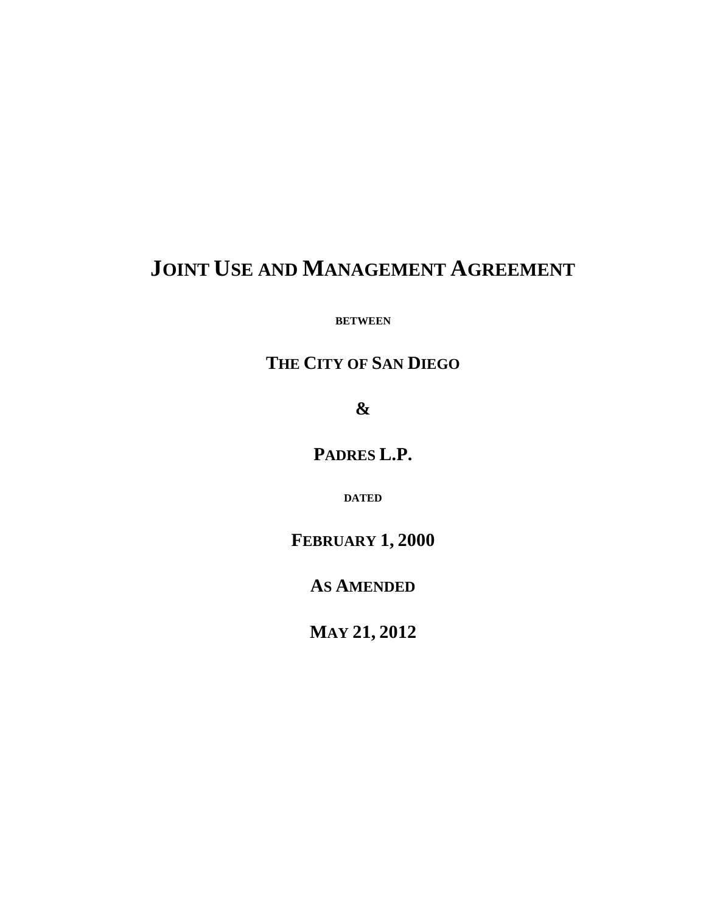# JOINT USE AND MANAGEMENT AGREEMENT

**BETWEEN**

**THE CITY OF SAN DIEGO**

**&**

**PADRES L.P.**

**DATED**

**FEBRUARY 1, 2000**

**AS AMENDED**

**MAY 21, 2012**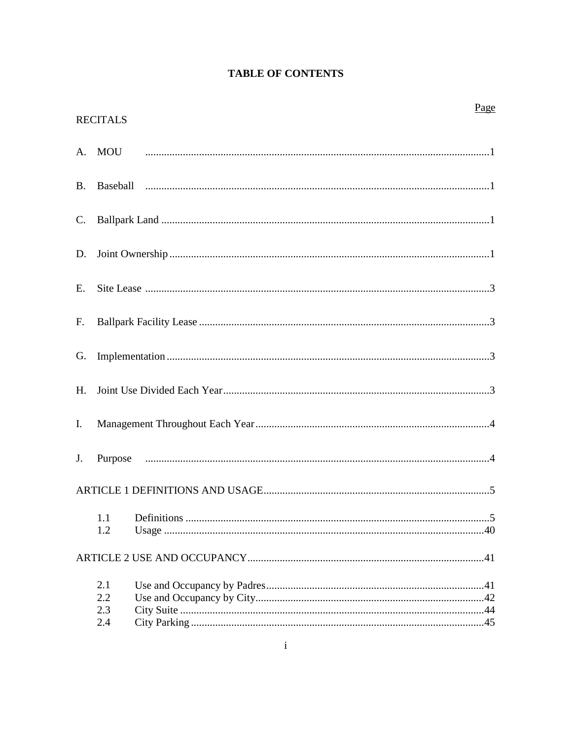# TABLE OF CONTENTS

| | Page |
|---|---|
| RECITALS | |
| A. MOU | 1 |
| B. Baseball | 1 |
| C. Ballpark Land | 1 |
| D. Joint Ownership | 1 |
| E. Site Lease | 3 |
| F. Ballpark Facility Lease | 3 |
| G. Implementation | 3 |
| H. Joint Use Divided Each Year | 3 |
| I. Management Throughout Each Year | 4 |
| J. Purpose | 4 |
| ARTICLE 1 DEFINITIONS AND USAGE | 5 |
| 1.1 Definitions | 5 |
| 1.2 Usage | 40 |
| ARTICLE 2 USE AND OCCUPANCY | 41 |
| 2.1 Use and Occupancy by Padres | 41 |
| 2.2 Use and Occupancy by City | 42 |
| 2.3 City Suite | 44 |
| 2.4 City Parking | 45 |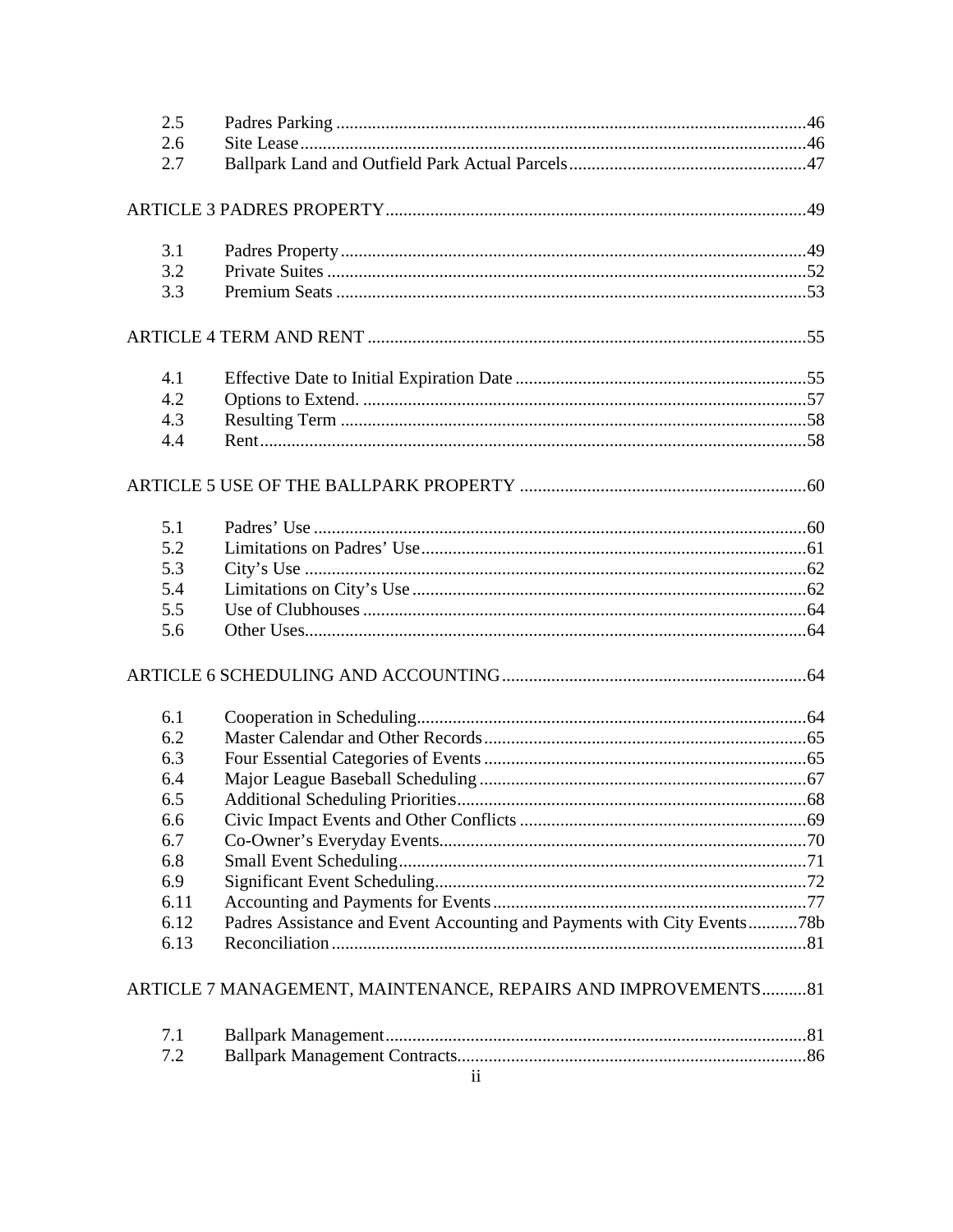| | | |
|---|---|---|
| 2.5 | Padres Parking | 46 |
| 2.6 | Site Lease | 46 |
| 2.7 | Ballpark Land and Outfield Park Actual Parcels | 47 |

ARTICLE 3 PADRES PROPERTY ........ 49

| | | |
|---|---|---|
| 3.1 | Padres Property | 49 |
| 3.2 | Private Suites | 52 |
| 3.3 | Premium Seats | 53 |

ARTICLE 4 TERM AND RENT ........ 55

| | | |
|---|---|---|
| 4.1 | Effective Date to Initial Expiration Date | 55 |
| 4.2 | Options to Extend. | 57 |
| 4.3 | Resulting Term | 58 |
| 4.4 | Rent | 58 |

ARTICLE 5 USE OF THE BALLPARK PROPERTY ........ 60

| | | |
|---|---|---|
| 5.1 | Padres' Use | 60 |
| 5.2 | Limitations on Padres' Use | 61 |
| 5.3 | City's Use | 62 |
| 5.4 | Limitations on City's Use | 62 |
| 5.5 | Use of Clubhouses | 64 |
| 5.6 | Other Uses. | 64 |

ARTICLE 6 SCHEDULING AND ACCOUNTING ........ 64

| | | |
|---|---|---|
| 6.1 | Cooperation in Scheduling | 64 |
| 6.2 | Master Calendar and Other Records | 65 |
| 6.3 | Four Essential Categories of Events | 65 |
| 6.4 | Major League Baseball Scheduling | 67 |
| 6.5 | Additional Scheduling Priorities | 68 |
| 6.6 | Civic Impact Events and Other Conflicts | 69 |
| 6.7 | Co-Owner's Everyday Events | 70 |
| 6.8 | Small Event Scheduling | 71 |
| 6.9 | Significant Event Scheduling | 72 |
| 6.11 | Accounting and Payments for Events | 77 |
| 6.12 | Padres Assistance and Event Accounting and Payments with City Events | 78b |
| 6.13 | Reconciliation | 81 |

ARTICLE 7 MANAGEMENT, MAINTENANCE, REPAIRS AND IMPROVEMENTS ........ 81

| | | |
|---|---|---|
| 7.1 | Ballpark Management | 81 |
| 7.2 | Ballpark Management Contracts | 86 |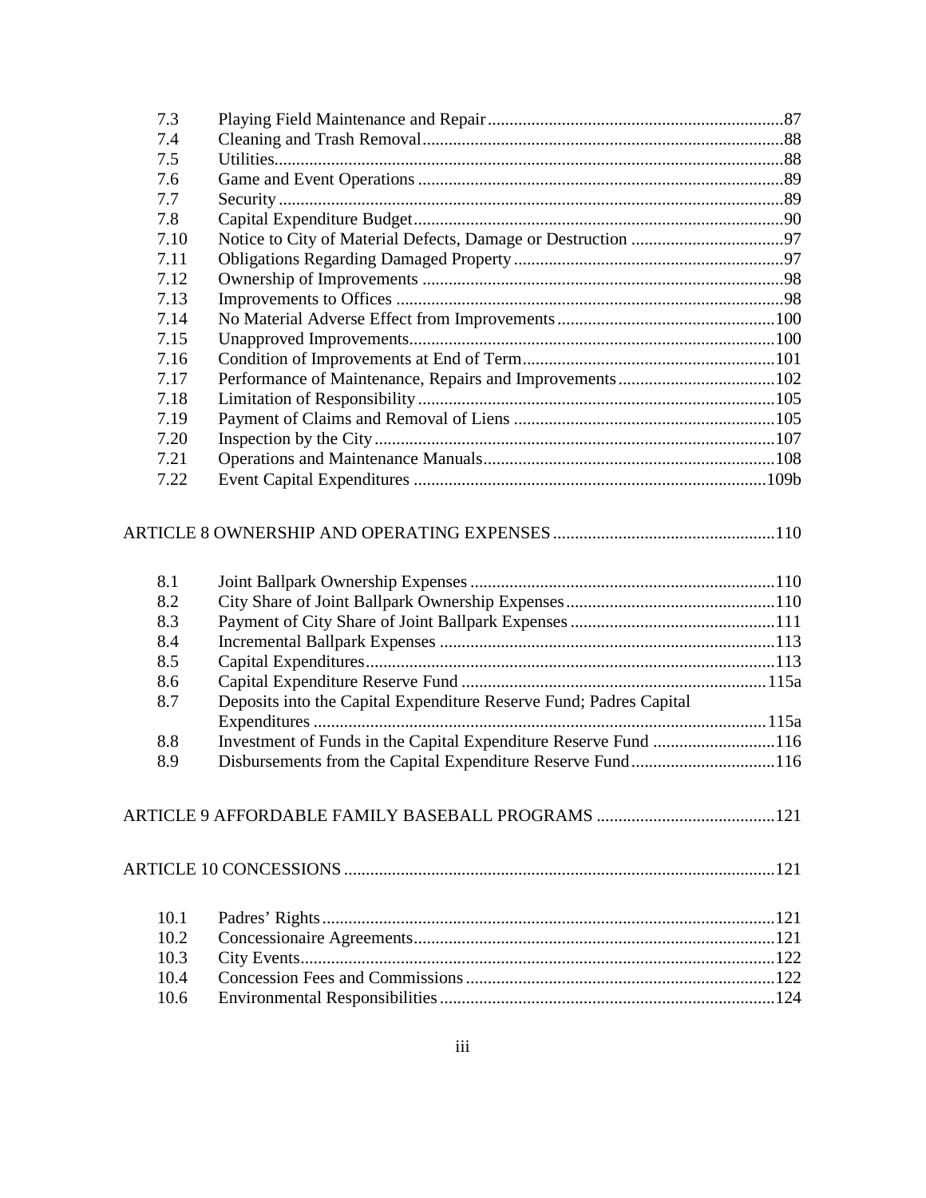| | | |
|---|---|---|
| 7.3 | Playing Field Maintenance and Repair | 87 |
| 7.4 | Cleaning and Trash Removal | 88 |
| 7.5 | Utilities | 88 |
| 7.6 | Game and Event Operations | 89 |
| 7.7 | Security | 89 |
| 7.8 | Capital Expenditure Budget | 90 |
| 7.10 | Notice to City of Material Defects, Damage or Destruction | 97 |
| 7.11 | Obligations Regarding Damaged Property | 97 |
| 7.12 | Ownership of Improvements | 98 |
| 7.13 | Improvements to Offices | 98 |
| 7.14 | No Material Adverse Effect from Improvements | 100 |
| 7.15 | Unapproved Improvements | 100 |
| 7.16 | Condition of Improvements at End of Term | 101 |
| 7.17 | Performance of Maintenance, Repairs and Improvements | 102 |
| 7.18 | Limitation of Responsibility | 105 |
| 7.19 | Payment of Claims and Removal of Liens | 105 |
| 7.20 | Inspection by the City | 107 |
| 7.21 | Operations and Maintenance Manuals | 108 |
| 7.22 | Event Capital Expenditures | 109b |

ARTICLE 8 OWNERSHIP AND OPERATING EXPENSES ..... 110

| | | |
|---|---|---|
| 8.1 | Joint Ballpark Ownership Expenses | 110 |
| 8.2 | City Share of Joint Ballpark Ownership Expenses | 110 |
| 8.3 | Payment of City Share of Joint Ballpark Expenses | 111 |
| 8.4 | Incremental Ballpark Expenses | 113 |
| 8.5 | Capital Expenditures | 113 |
| 8.6 | Capital Expenditure Reserve Fund | 115a |
| 8.7 | Deposits into the Capital Expenditure Reserve Fund; Padres Capital Expenditures | 115a |
| 8.8 | Investment of Funds in the Capital Expenditure Reserve Fund | 116 |
| 8.9 | Disbursements from the Capital Expenditure Reserve Fund | 116 |

ARTICLE 9 AFFORDABLE FAMILY BASEBALL PROGRAMS ..... 121

ARTICLE 10 CONCESSIONS ..... 121

| | | |
|---|---|---|
| 10.1 | Padres' Rights | 121 |
| 10.2 | Concessionaire Agreements | 121 |
| 10.3 | City Events | 122 |
| 10.4 | Concession Fees and Commissions | 122 |
| 10.6 | Environmental Responsibilities | 124 |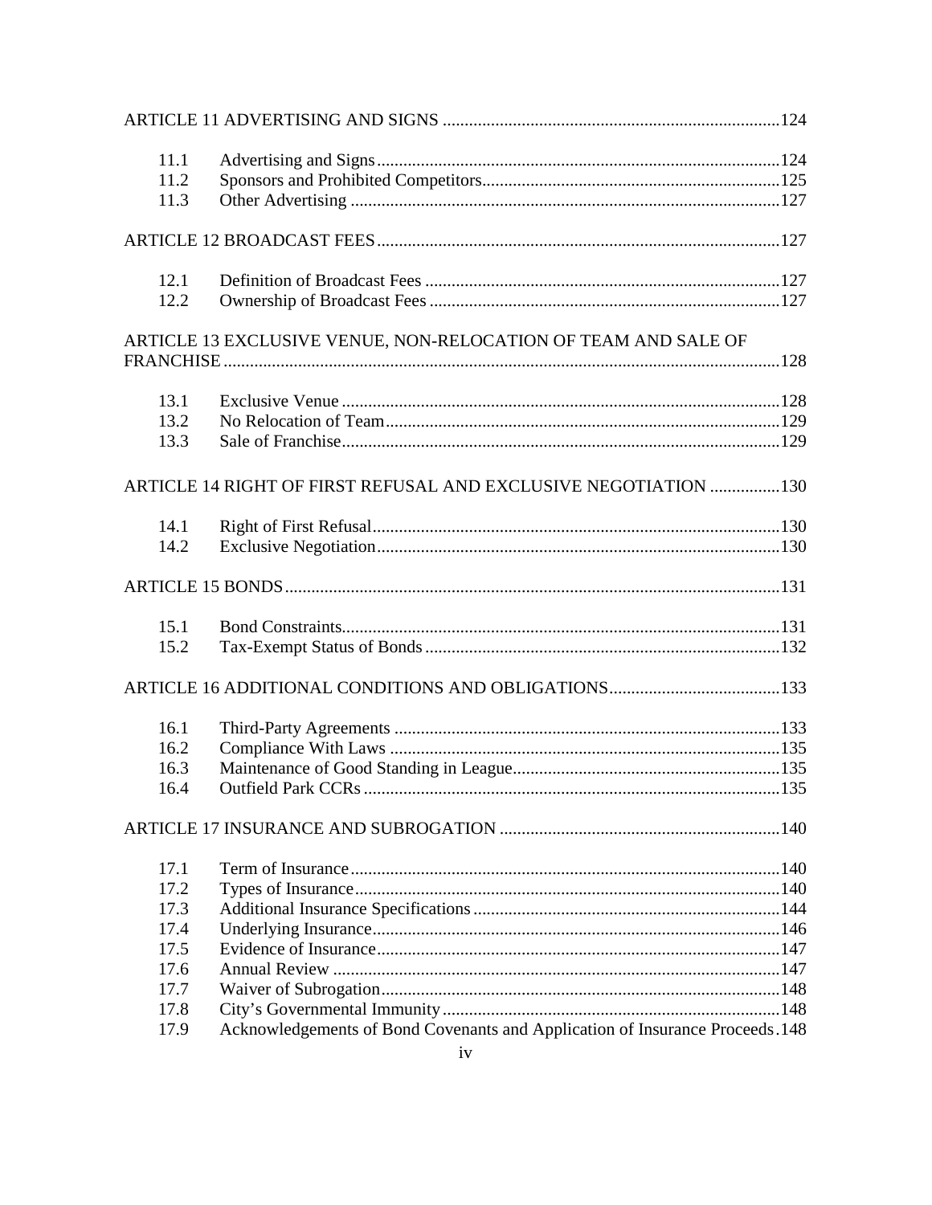ARTICLE 11 ADVERTISING AND SIGNS ....................................................................................124

| | | |
|---|---|---|
| 11.1 | Advertising and Signs | 124 |
| 11.2 | Sponsors and Prohibited Competitors | 125 |
| 11.3 | Other Advertising | 127 |

ARTICLE 12 BROADCAST FEES ....................................................................................127

| | | |
|---|---|---|
| 12.1 | Definition of Broadcast Fees | 127 |
| 12.2 | Ownership of Broadcast Fees | 127 |

ARTICLE 13 EXCLUSIVE VENUE, NON-RELOCATION OF TEAM AND SALE OF FRANCHISE ....................................................................................128

| | | |
|---|---|---|
| 13.1 | Exclusive Venue | 128 |
| 13.2 | No Relocation of Team | 129 |
| 13.3 | Sale of Franchise | 129 |

ARTICLE 14 RIGHT OF FIRST REFUSAL AND EXCLUSIVE NEGOTIATION ................130

| | | |
|---|---|---|
| 14.1 | Right of First Refusal | 130 |
| 14.2 | Exclusive Negotiation | 130 |

ARTICLE 15 BONDS ....................................................................................131

| | | |
|---|---|---|
| 15.1 | Bond Constraints | 131 |
| 15.2 | Tax-Exempt Status of Bonds | 132 |

ARTICLE 16 ADDITIONAL CONDITIONS AND OBLIGATIONS ....................................133

| | | |
|---|---|---|
| 16.1 | Third-Party Agreements | 133 |
| 16.2 | Compliance With Laws | 135 |
| 16.3 | Maintenance of Good Standing in League | 135 |
| 16.4 | Outfield Park CCRs | 135 |

ARTICLE 17 INSURANCE AND SUBROGATION ....................................................................................140

| | | |
|---|---|---|
| 17.1 | Term of Insurance | 140 |
| 17.2 | Types of Insurance | 140 |
| 17.3 | Additional Insurance Specifications | 144 |
| 17.4 | Underlying Insurance | 146 |
| 17.5 | Evidence of Insurance | 147 |
| 17.6 | Annual Review | 147 |
| 17.7 | Waiver of Subrogation | 148 |
| 17.8 | City's Governmental Immunity | 148 |
| 17.9 | Acknowledgements of Bond Covenants and Application of Insurance Proceeds | 148 |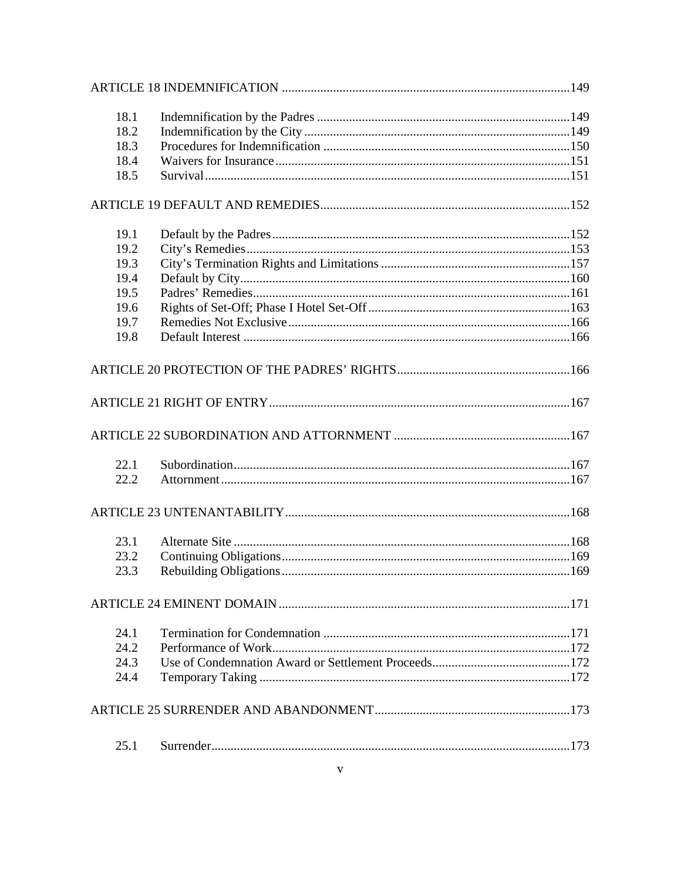ARTICLE 18 INDEMNIFICATION ..... 149

| | | |
|---|---|---|
| 18.1 | Indemnification by the Padres | 149 |
| 18.2 | Indemnification by the City | 149 |
| 18.3 | Procedures for Indemnification | 150 |
| 18.4 | Waivers for Insurance | 151 |
| 18.5 | Survival | 151 |

ARTICLE 19 DEFAULT AND REMEDIES ..... 152

| | | |
|---|---|---|
| 19.1 | Default by the Padres | 152 |
| 19.2 | City's Remedies | 153 |
| 19.3 | City's Termination Rights and Limitations | 157 |
| 19.4 | Default by City | 160 |
| 19.5 | Padres' Remedies | 161 |
| 19.6 | Rights of Set-Off; Phase I Hotel Set-Off | 163 |
| 19.7 | Remedies Not Exclusive | 166 |
| 19.8 | Default Interest | 166 |

ARTICLE 20 PROTECTION OF THE PADRES' RIGHTS ..... 166

ARTICLE 21 RIGHT OF ENTRY ..... 167

ARTICLE 22 SUBORDINATION AND ATTORNMENT ..... 167

| | | |
|---|---|---|
| 22.1 | Subordination | 167 |
| 22.2 | Attornment | 167 |

ARTICLE 23 UNTENANTABILITY ..... 168

| | | |
|---|---|---|
| 23.1 | Alternate Site | 168 |
| 23.2 | Continuing Obligations | 169 |
| 23.3 | Rebuilding Obligations | 169 |

ARTICLE 24 EMINENT DOMAIN ..... 171

| | | |
|---|---|---|
| 24.1 | Termination for Condemnation | 171 |
| 24.2 | Performance of Work | 172 |
| 24.3 | Use of Condemnation Award or Settlement Proceeds | 172 |
| 24.4 | Temporary Taking | 172 |

ARTICLE 25 SURRENDER AND ABANDONMENT ..... 173

| | | |
|---|---|---|
| 25.1 | Surrender | 173 |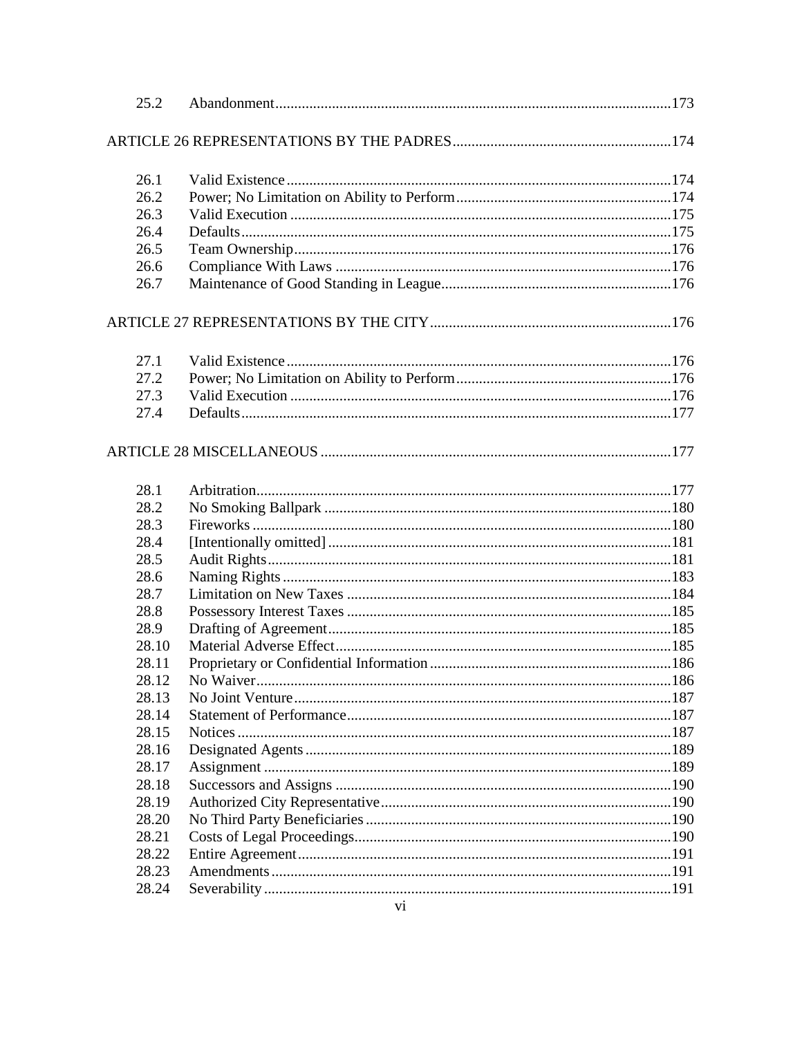| | | |
|---|---|---|
| 25.2 | Abandonment | 173 |

ARTICLE 26 REPRESENTATIONS BY THE PADRES ........ 174

| | | |
|---|---|---|
| 26.1 | Valid Existence | 174 |
| 26.2 | Power; No Limitation on Ability to Perform | 174 |
| 26.3 | Valid Execution | 175 |
| 26.4 | Defaults | 175 |
| 26.5 | Team Ownership | 176 |
| 26.6 | Compliance With Laws | 176 |
| 26.7 | Maintenance of Good Standing in League | 176 |

ARTICLE 27 REPRESENTATIONS BY THE CITY ........ 176

| | | |
|---|---|---|
| 27.1 | Valid Existence | 176 |
| 27.2 | Power; No Limitation on Ability to Perform | 176 |
| 27.3 | Valid Execution | 176 |
| 27.4 | Defaults | 177 |

ARTICLE 28 MISCELLANEOUS ........ 177

| | | |
|---|---|---|
| 28.1 | Arbitration | 177 |
| 28.2 | No Smoking Ballpark | 180 |
| 28.3 | Fireworks | 180 |
| 28.4 | [Intentionally omitted] | 181 |
| 28.5 | Audit Rights | 181 |
| 28.6 | Naming Rights | 183 |
| 28.7 | Limitation on New Taxes | 184 |
| 28.8 | Possessory Interest Taxes | 185 |
| 28.9 | Drafting of Agreement | 185 |
| 28.10 | Material Adverse Effect | 185 |
| 28.11 | Proprietary or Confidential Information | 186 |
| 28.12 | No Waiver | 186 |
| 28.13 | No Joint Venture | 187 |
| 28.14 | Statement of Performance | 187 |
| 28.15 | Notices | 187 |
| 28.16 | Designated Agents | 189 |
| 28.17 | Assignment | 189 |
| 28.18 | Successors and Assigns | 190 |
| 28.19 | Authorized City Representative | 190 |
| 28.20 | No Third Party Beneficiaries | 190 |
| 28.21 | Costs of Legal Proceedings | 190 |
| 28.22 | Entire Agreement | 191 |
| 28.23 | Amendments | 191 |
| 28.24 | Severability | 191 |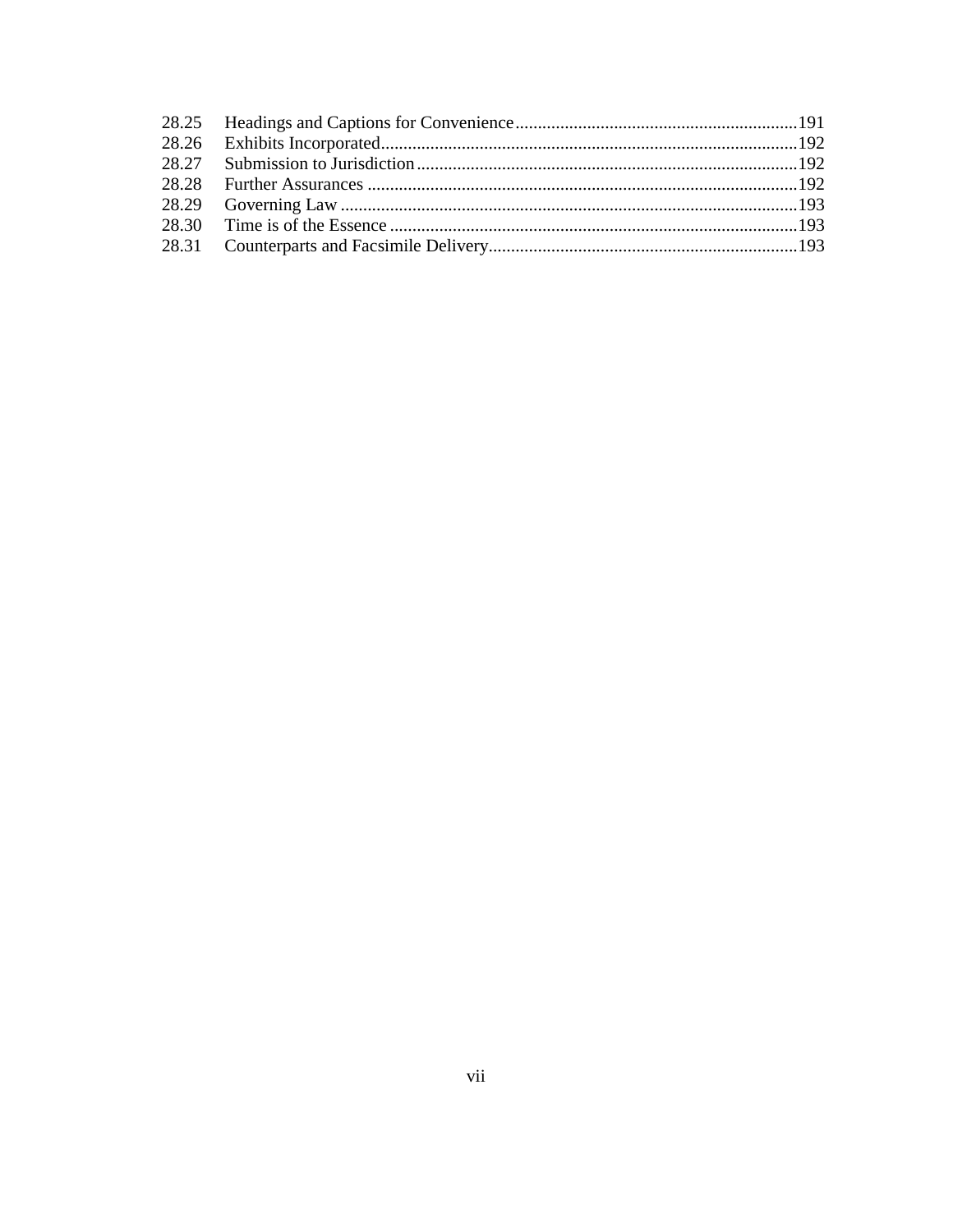| | | |
|---|---|---|
| 28.25 | Headings and Captions for Convenience | 191 |
| 28.26 | Exhibits Incorporated | 192 |
| 28.27 | Submission to Jurisdiction | 192 |
| 28.28 | Further Assurances | 192 |
| 28.29 | Governing Law | 193 |
| 28.30 | Time is of the Essence | 193 |
| 28.31 | Counterparts and Facsimile Delivery | 193 |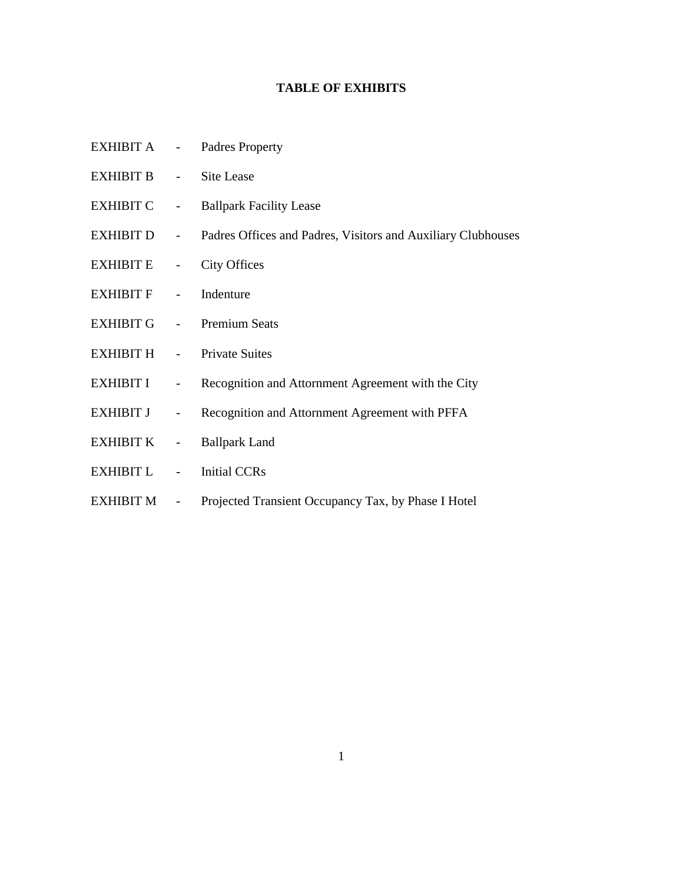# TABLE OF EXHIBITS

EXHIBIT A - Padres Property

EXHIBIT B - Site Lease

EXHIBIT C - Ballpark Facility Lease

EXHIBIT D - Padres Offices and Padres, Visitors and Auxiliary Clubhouses

EXHIBIT E - City Offices

EXHIBIT F - Indenture

EXHIBIT G - Premium Seats

EXHIBIT H - Private Suites

EXHIBIT I - Recognition and Attornment Agreement with the City

EXHIBIT J - Recognition and Attornment Agreement with PFFA

EXHIBIT K - Ballpark Land

EXHIBIT L - Initial CCRs

EXHIBIT M - Projected Transient Occupancy Tax, by Phase I Hotel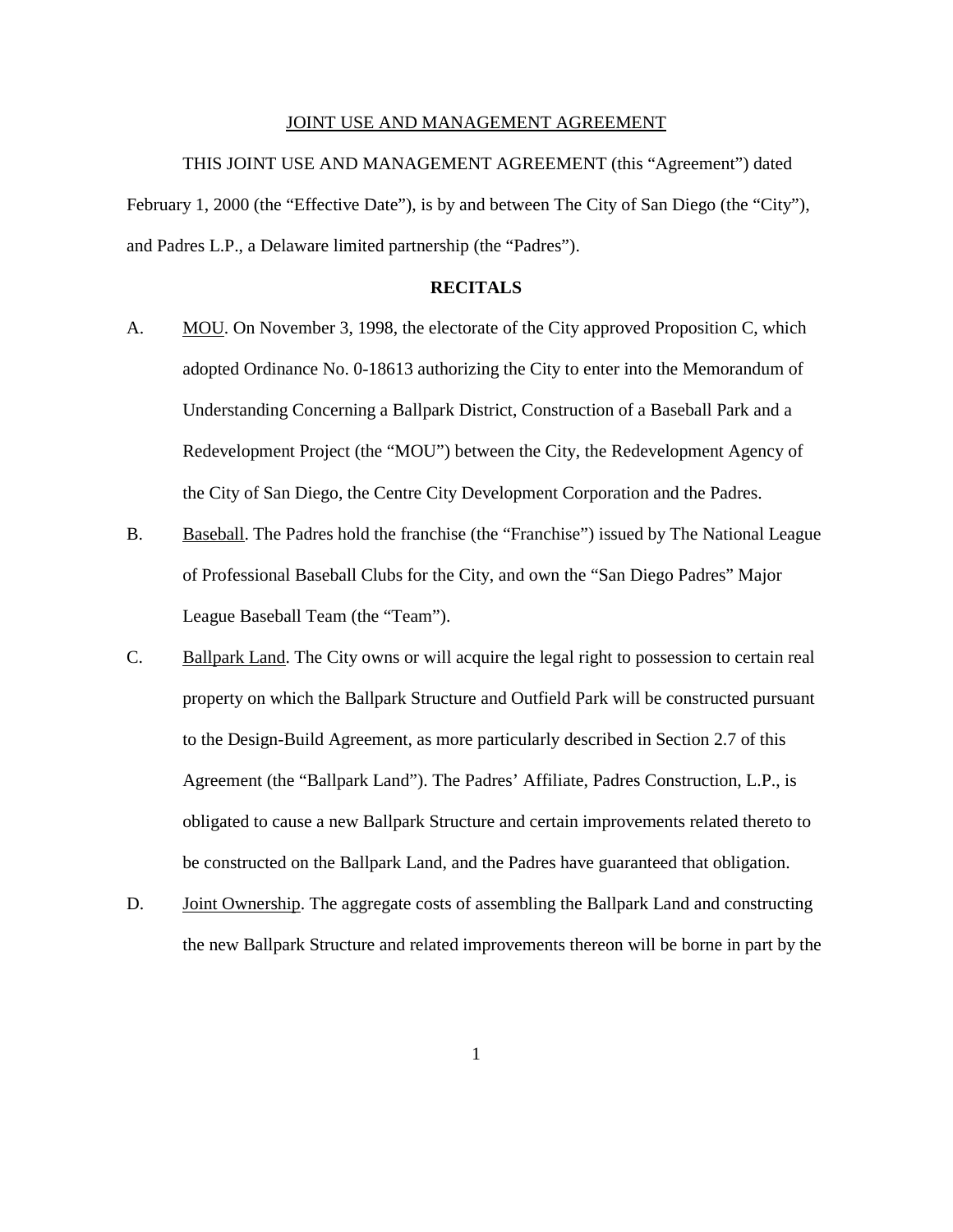JOINT USE AND MANAGEMENT AGREEMENT

THIS JOINT USE AND MANAGEMENT AGREEMENT (this "Agreement") dated February 1, 2000 (the "Effective Date"), is by and between The City of San Diego (the "City"), and Padres L.P., a Delaware limited partnership (the "Padres").

**RECITALS**

A. MOU. On November 3, 1998, the electorate of the City approved Proposition C, which adopted Ordinance No. 0-18613 authorizing the City to enter into the Memorandum of Understanding Concerning a Ballpark District, Construction of a Baseball Park and a Redevelopment Project (the "MOU") between the City, the Redevelopment Agency of the City of San Diego, the Centre City Development Corporation and the Padres.

B. Baseball. The Padres hold the franchise (the "Franchise") issued by The National League of Professional Baseball Clubs for the City, and own the "San Diego Padres" Major League Baseball Team (the "Team").

C. Ballpark Land. The City owns or will acquire the legal right to possession to certain real property on which the Ballpark Structure and Outfield Park will be constructed pursuant to the Design-Build Agreement, as more particularly described in Section 2.7 of this Agreement (the "Ballpark Land"). The Padres' Affiliate, Padres Construction, L.P., is obligated to cause a new Ballpark Structure and certain improvements related thereto to be constructed on the Ballpark Land, and the Padres have guaranteed that obligation.

D. Joint Ownership. The aggregate costs of assembling the Ballpark Land and constructing the new Ballpark Structure and related improvements thereon will be borne in part by the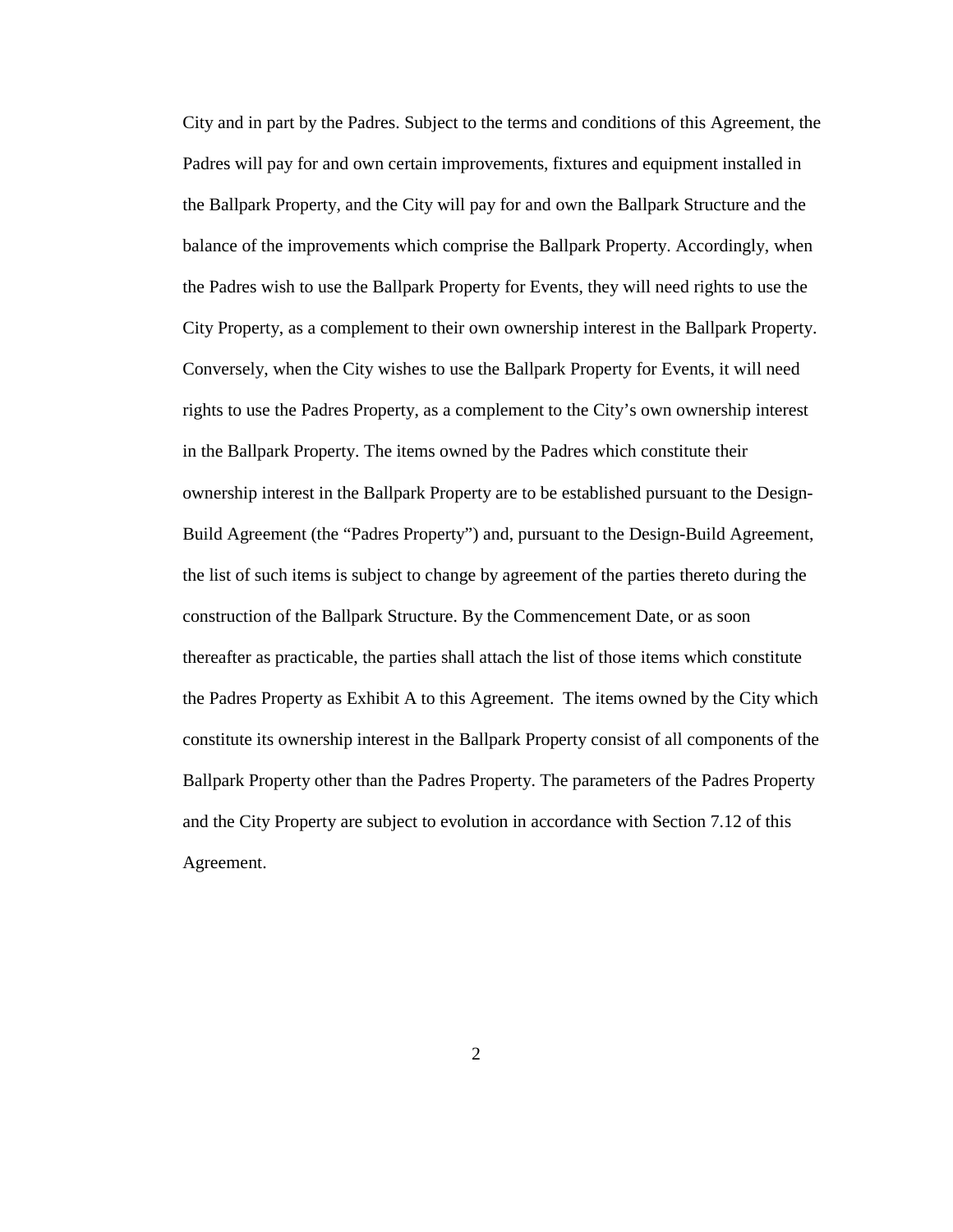City and in part by the Padres. Subject to the terms and conditions of this Agreement, the Padres will pay for and own certain improvements, fixtures and equipment installed in the Ballpark Property, and the City will pay for and own the Ballpark Structure and the balance of the improvements which comprise the Ballpark Property. Accordingly, when the Padres wish to use the Ballpark Property for Events, they will need rights to use the City Property, as a complement to their own ownership interest in the Ballpark Property. Conversely, when the City wishes to use the Ballpark Property for Events, it will need rights to use the Padres Property, as a complement to the City's own ownership interest in the Ballpark Property. The items owned by the Padres which constitute their ownership interest in the Ballpark Property are to be established pursuant to the Design-Build Agreement (the "Padres Property") and, pursuant to the Design-Build Agreement, the list of such items is subject to change by agreement of the parties thereto during the construction of the Ballpark Structure. By the Commencement Date, or as soon thereafter as practicable, the parties shall attach the list of those items which constitute the Padres Property as Exhibit A to this Agreement. The items owned by the City which constitute its ownership interest in the Ballpark Property consist of all components of the Ballpark Property other than the Padres Property. The parameters of the Padres Property and the City Property are subject to evolution in accordance with Section 7.12 of this Agreement.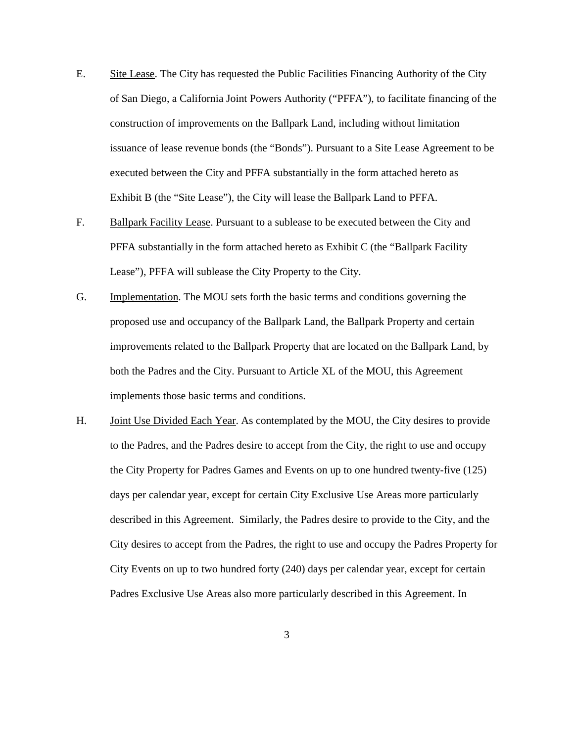E. Site Lease. The City has requested the Public Facilities Financing Authority of the City of San Diego, a California Joint Powers Authority ("PFFA"), to facilitate financing of the construction of improvements on the Ballpark Land, including without limitation issuance of lease revenue bonds (the "Bonds"). Pursuant to a Site Lease Agreement to be executed between the City and PFFA substantially in the form attached hereto as Exhibit B (the "Site Lease"), the City will lease the Ballpark Land to PFFA.

F. Ballpark Facility Lease. Pursuant to a sublease to be executed between the City and PFFA substantially in the form attached hereto as Exhibit C (the "Ballpark Facility Lease"), PFFA will sublease the City Property to the City.

G. Implementation. The MOU sets forth the basic terms and conditions governing the proposed use and occupancy of the Ballpark Land, the Ballpark Property and certain improvements related to the Ballpark Property that are located on the Ballpark Land, by both the Padres and the City. Pursuant to Article XL of the MOU, this Agreement implements those basic terms and conditions.

H. Joint Use Divided Each Year. As contemplated by the MOU, the City desires to provide to the Padres, and the Padres desire to accept from the City, the right to use and occupy the City Property for Padres Games and Events on up to one hundred twenty-five (125) days per calendar year, except for certain City Exclusive Use Areas more particularly described in this Agreement. Similarly, the Padres desire to provide to the City, and the City desires to accept from the Padres, the right to use and occupy the Padres Property for City Events on up to two hundred forty (240) days per calendar year, except for certain Padres Exclusive Use Areas also more particularly described in this Agreement. In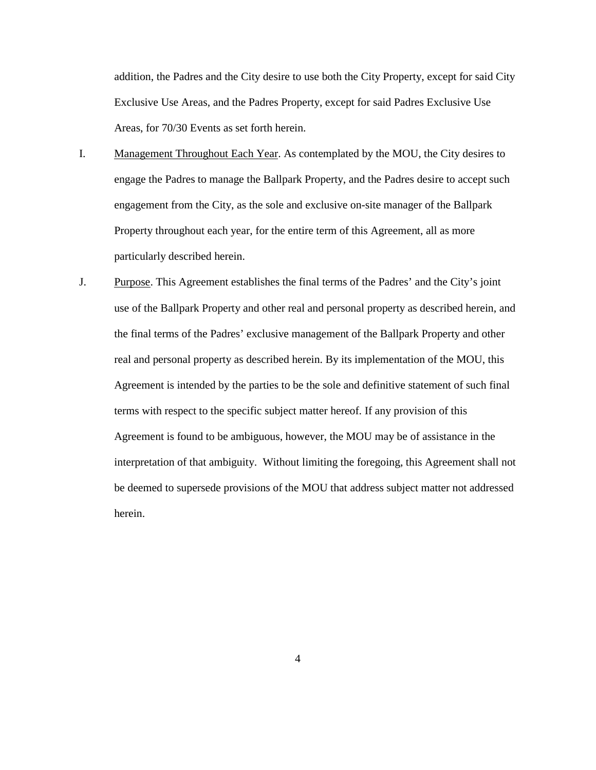addition, the Padres and the City desire to use both the City Property, except for said City Exclusive Use Areas, and the Padres Property, except for said Padres Exclusive Use Areas, for 70/30 Events as set forth herein.

I. Management Throughout Each Year. As contemplated by the MOU, the City desires to engage the Padres to manage the Ballpark Property, and the Padres desire to accept such engagement from the City, as the sole and exclusive on-site manager of the Ballpark Property throughout each year, for the entire term of this Agreement, all as more particularly described herein.

J. Purpose. This Agreement establishes the final terms of the Padres' and the City's joint use of the Ballpark Property and other real and personal property as described herein, and the final terms of the Padres' exclusive management of the Ballpark Property and other real and personal property as described herein. By its implementation of the MOU, this Agreement is intended by the parties to be the sole and definitive statement of such final terms with respect to the specific subject matter hereof. If any provision of this Agreement is found to be ambiguous, however, the MOU may be of assistance in the interpretation of that ambiguity. Without limiting the foregoing, this Agreement shall not be deemed to supersede provisions of the MOU that address subject matter not addressed herein.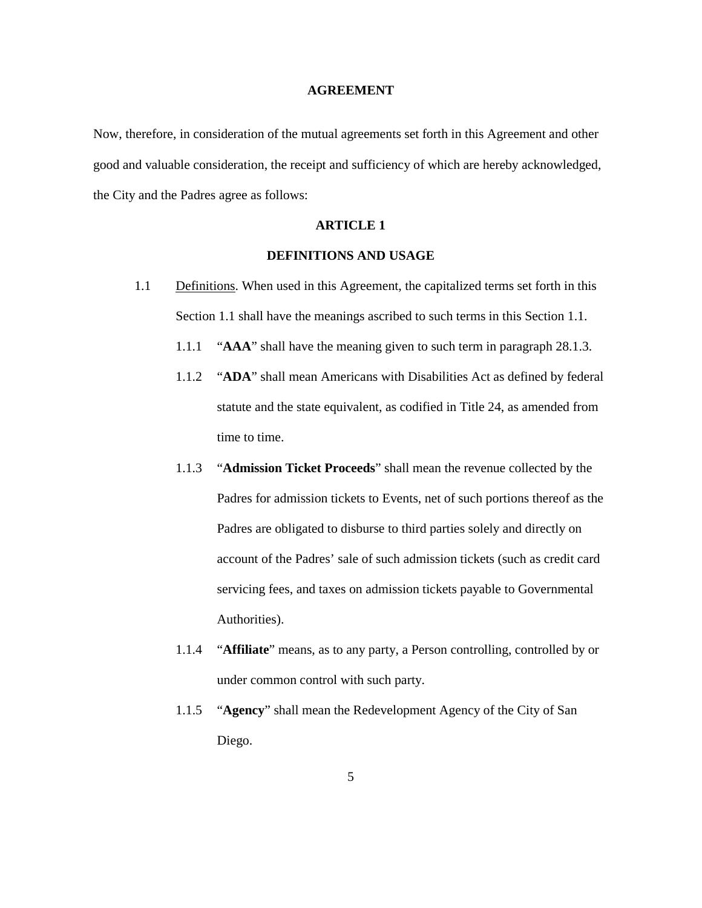## AGREEMENT

Now, therefore, in consideration of the mutual agreements set forth in this Agreement and other good and valuable consideration, the receipt and sufficiency of which are hereby acknowledged, the City and the Padres agree as follows:

## ARTICLE 1

## DEFINITIONS AND USAGE

1.1 Definitions. When used in this Agreement, the capitalized terms set forth in this Section 1.1 shall have the meanings ascribed to such terms in this Section 1.1.

1.1.1 "**AAA**" shall have the meaning given to such term in paragraph 28.1.3.

1.1.2 "**ADA**" shall mean Americans with Disabilities Act as defined by federal statute and the state equivalent, as codified in Title 24, as amended from time to time.

1.1.3 "**Admission Ticket Proceeds**" shall mean the revenue collected by the Padres for admission tickets to Events, net of such portions thereof as the Padres are obligated to disburse to third parties solely and directly on account of the Padres' sale of such admission tickets (such as credit card servicing fees, and taxes on admission tickets payable to Governmental Authorities).

1.1.4 "**Affiliate**" means, as to any party, a Person controlling, controlled by or under common control with such party.

1.1.5 "**Agency**" shall mean the Redevelopment Agency of the City of San Diego.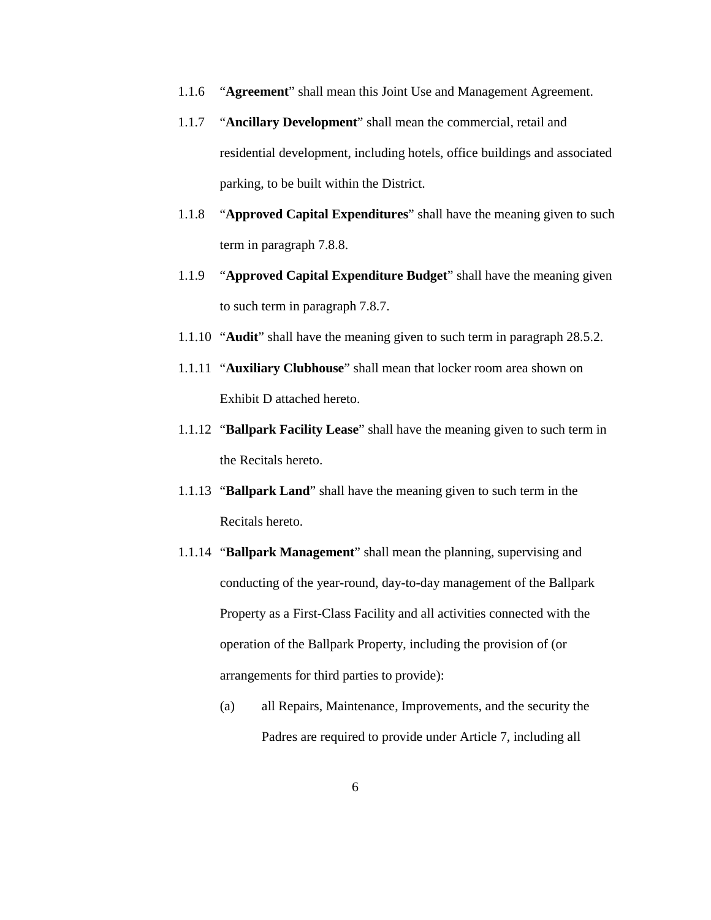1.1.6 “**Agreement**” shall mean this Joint Use and Management Agreement.

1.1.7 “**Ancillary Development**” shall mean the commercial, retail and residential development, including hotels, office buildings and associated parking, to be built within the District.

1.1.8 “**Approved Capital Expenditures**” shall have the meaning given to such term in paragraph 7.8.8.

1.1.9 “**Approved Capital Expenditure Budget**” shall have the meaning given to such term in paragraph 7.8.7.

1.1.10 “**Audit**” shall have the meaning given to such term in paragraph 28.5.2.

1.1.11 “**Auxiliary Clubhouse**” shall mean that locker room area shown on Exhibit D attached hereto.

1.1.12 “**Ballpark Facility Lease**” shall have the meaning given to such term in the Recitals hereto.

1.1.13 “**Ballpark Land**” shall have the meaning given to such term in the Recitals hereto.

1.1.14 “**Ballpark Management**” shall mean the planning, supervising and conducting of the year-round, day-to-day management of the Ballpark Property as a First-Class Facility and all activities connected with the operation of the Ballpark Property, including the provision of (or arrangements for third parties to provide):

(a) all Repairs, Maintenance, Improvements, and the security the Padres are required to provide under Article 7, including all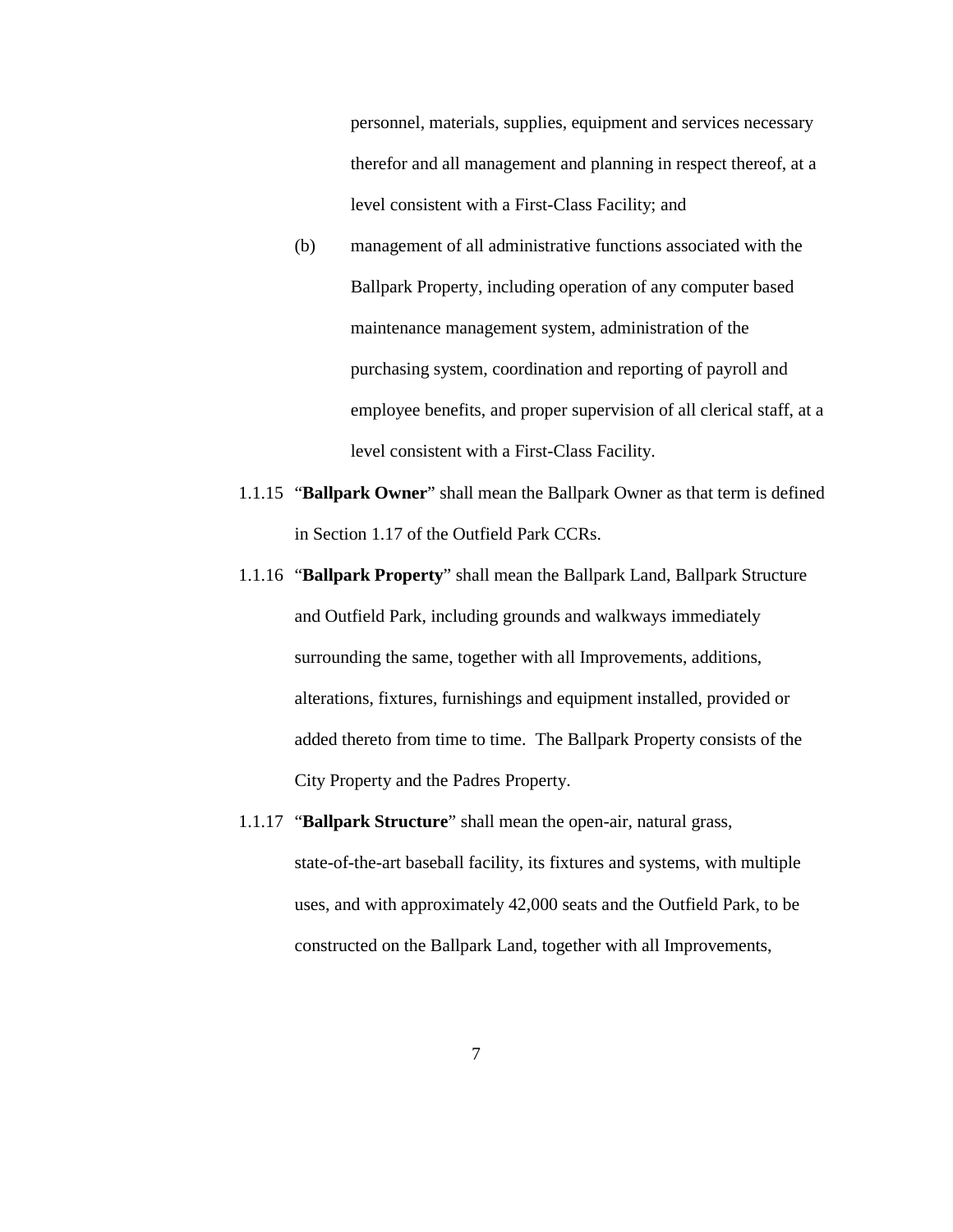personnel, materials, supplies, equipment and services necessary therefor and all management and planning in respect thereof, at a level consistent with a First-Class Facility; and

(b) management of all administrative functions associated with the Ballpark Property, including operation of any computer based maintenance management system, administration of the purchasing system, coordination and reporting of payroll and employee benefits, and proper supervision of all clerical staff, at a level consistent with a First-Class Facility.

1.1.15 "**Ballpark Owner**" shall mean the Ballpark Owner as that term is defined in Section 1.17 of the Outfield Park CCRs.

1.1.16 "**Ballpark Property**" shall mean the Ballpark Land, Ballpark Structure and Outfield Park, including grounds and walkways immediately surrounding the same, together with all Improvements, additions, alterations, fixtures, furnishings and equipment installed, provided or added thereto from time to time. The Ballpark Property consists of the City Property and the Padres Property.

1.1.17 "**Ballpark Structure**" shall mean the open-air, natural grass, state-of-the-art baseball facility, its fixtures and systems, with multiple uses, and with approximately 42,000 seats and the Outfield Park, to be constructed on the Ballpark Land, together with all Improvements,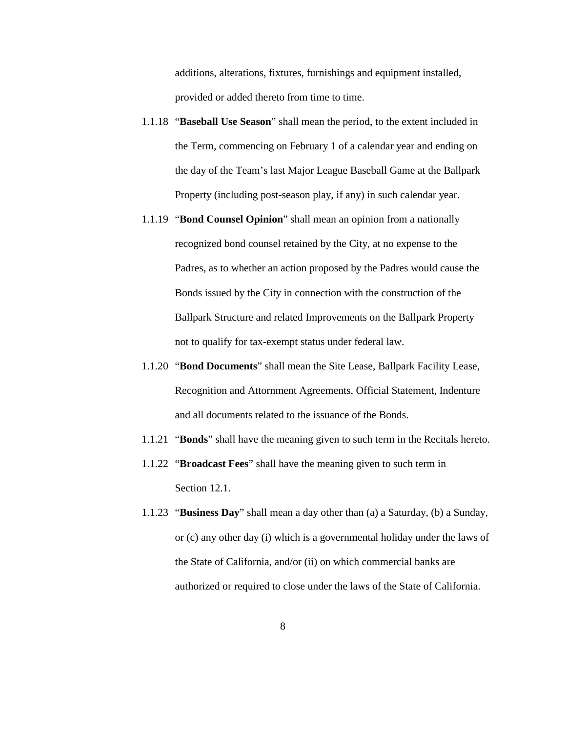additions, alterations, fixtures, furnishings and equipment installed, provided or added thereto from time to time.

1.1.18 "**Baseball Use Season**" shall mean the period, to the extent included in the Term, commencing on February 1 of a calendar year and ending on the day of the Team's last Major League Baseball Game at the Ballpark Property (including post-season play, if any) in such calendar year.

1.1.19 "**Bond Counsel Opinion**" shall mean an opinion from a nationally recognized bond counsel retained by the City, at no expense to the Padres, as to whether an action proposed by the Padres would cause the Bonds issued by the City in connection with the construction of the Ballpark Structure and related Improvements on the Ballpark Property not to qualify for tax-exempt status under federal law.

1.1.20 "**Bond Documents**" shall mean the Site Lease, Ballpark Facility Lease, Recognition and Attornment Agreements, Official Statement, Indenture and all documents related to the issuance of the Bonds.

1.1.21 "**Bonds**" shall have the meaning given to such term in the Recitals hereto.

1.1.22 "**Broadcast Fees**" shall have the meaning given to such term in Section 12.1.

1.1.23 "**Business Day**" shall mean a day other than (a) a Saturday, (b) a Sunday, or (c) any other day (i) which is a governmental holiday under the laws of the State of California, and/or (ii) on which commercial banks are authorized or required to close under the laws of the State of California.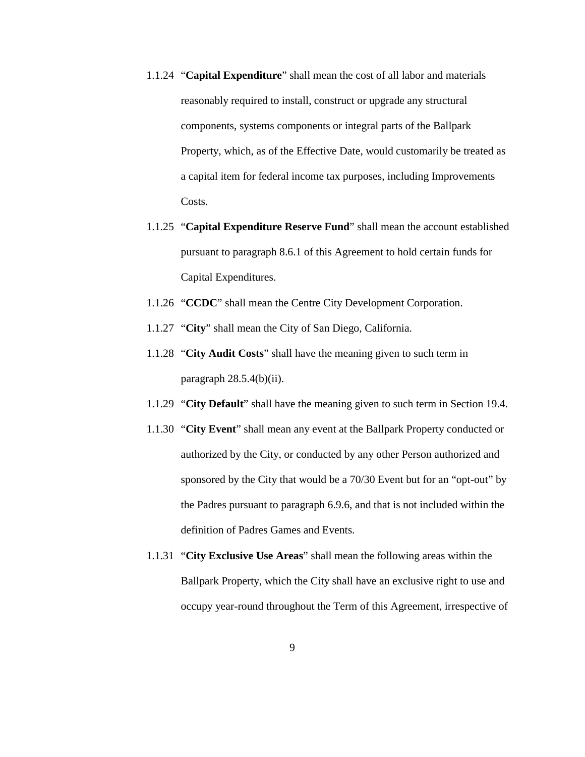1.1.24 "**Capital Expenditure**" shall mean the cost of all labor and materials reasonably required to install, construct or upgrade any structural components, systems components or integral parts of the Ballpark Property, which, as of the Effective Date, would customarily be treated as a capital item for federal income tax purposes, including Improvements Costs.

1.1.25 "**Capital Expenditure Reserve Fund**" shall mean the account established pursuant to paragraph 8.6.1 of this Agreement to hold certain funds for Capital Expenditures.

1.1.26 "**CCDC**" shall mean the Centre City Development Corporation.

1.1.27 "**City**" shall mean the City of San Diego, California.

1.1.28 "**City Audit Costs**" shall have the meaning given to such term in paragraph 28.5.4(b)(ii).

1.1.29 "**City Default**" shall have the meaning given to such term in Section 19.4.

1.1.30 "**City Event**" shall mean any event at the Ballpark Property conducted or authorized by the City, or conducted by any other Person authorized and sponsored by the City that would be a 70/30 Event but for an "opt-out" by the Padres pursuant to paragraph 6.9.6, and that is not included within the definition of Padres Games and Events.

1.1.31 "**City Exclusive Use Areas**" shall mean the following areas within the Ballpark Property, which the City shall have an exclusive right to use and occupy year-round throughout the Term of this Agreement, irrespective of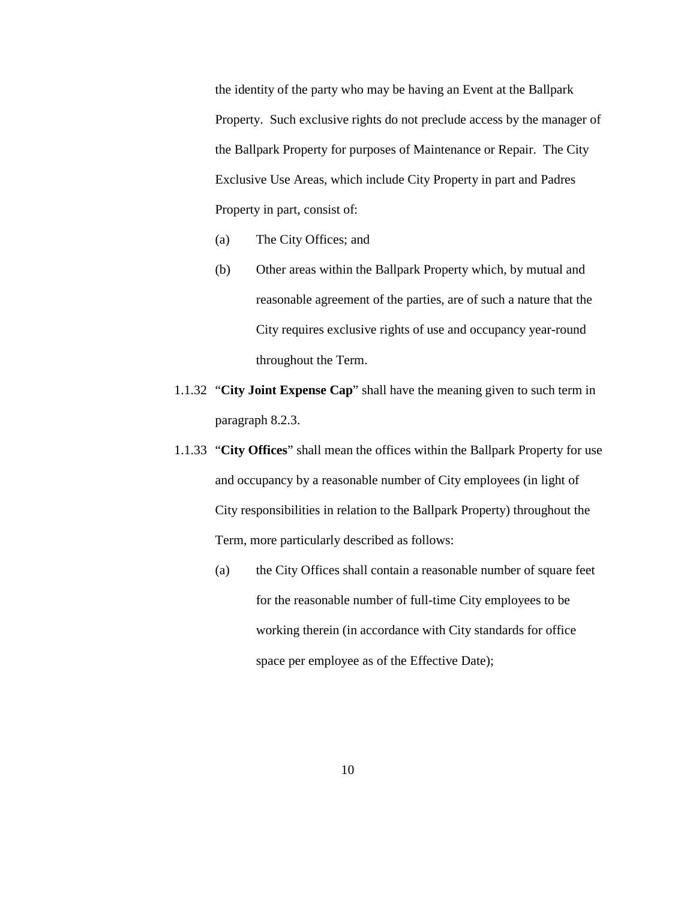the identity of the party who may be having an Event at the Ballpark Property. Such exclusive rights do not preclude access by the manager of the Ballpark Property for purposes of Maintenance or Repair. The City Exclusive Use Areas, which include City Property in part and Padres Property in part, consist of:

(a) The City Offices; and

(b) Other areas within the Ballpark Property which, by mutual and reasonable agreement of the parties, are of such a nature that the City requires exclusive rights of use and occupancy year-round throughout the Term.

1.1.32 "**City Joint Expense Cap**" shall have the meaning given to such term in paragraph 8.2.3.

1.1.33 "**City Offices**" shall mean the offices within the Ballpark Property for use and occupancy by a reasonable number of City employees (in light of City responsibilities in relation to the Ballpark Property) throughout the Term, more particularly described as follows:

(a) the City Offices shall contain a reasonable number of square feet for the reasonable number of full-time City employees to be working therein (in accordance with City standards for office space per employee as of the Effective Date);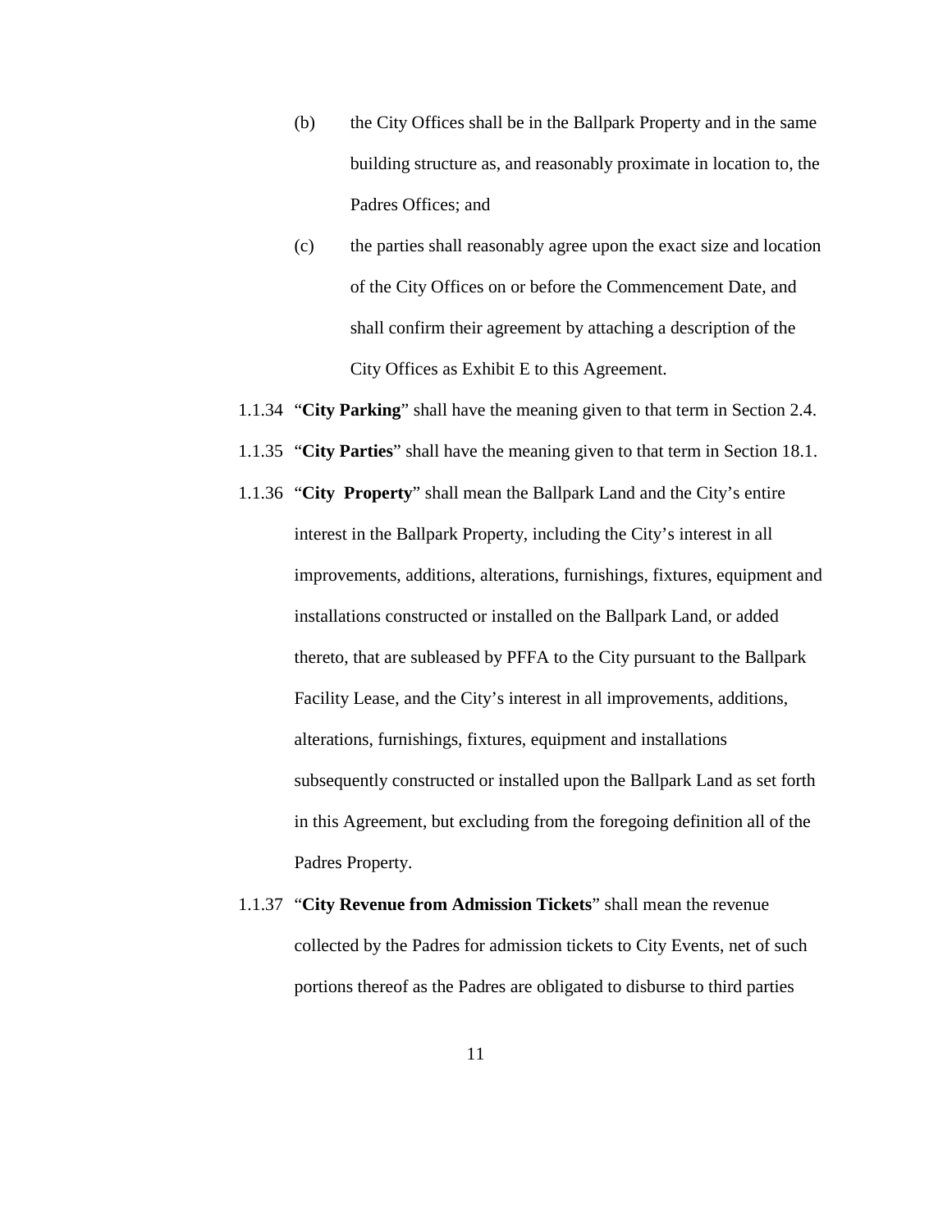(b) the City Offices shall be in the Ballpark Property and in the same building structure as, and reasonably proximate in location to, the Padres Offices; and

(c) the parties shall reasonably agree upon the exact size and location of the City Offices on or before the Commencement Date, and shall confirm their agreement by attaching a description of the City Offices as Exhibit E to this Agreement.

1.1.34 "**City Parking**" shall have the meaning given to that term in Section 2.4.

1.1.35 "**City Parties**" shall have the meaning given to that term in Section 18.1.

1.1.36 "**City Property**" shall mean the Ballpark Land and the City's entire interest in the Ballpark Property, including the City's interest in all improvements, additions, alterations, furnishings, fixtures, equipment and installations constructed or installed on the Ballpark Land, or added thereto, that are subleased by PFFA to the City pursuant to the Ballpark Facility Lease, and the City's interest in all improvements, additions, alterations, furnishings, fixtures, equipment and installations subsequently constructed or installed upon the Ballpark Land as set forth in this Agreement, but excluding from the foregoing definition all of the Padres Property.

1.1.37 "**City Revenue from Admission Tickets**" shall mean the revenue collected by the Padres for admission tickets to City Events, net of such portions thereof as the Padres are obligated to disburse to third parties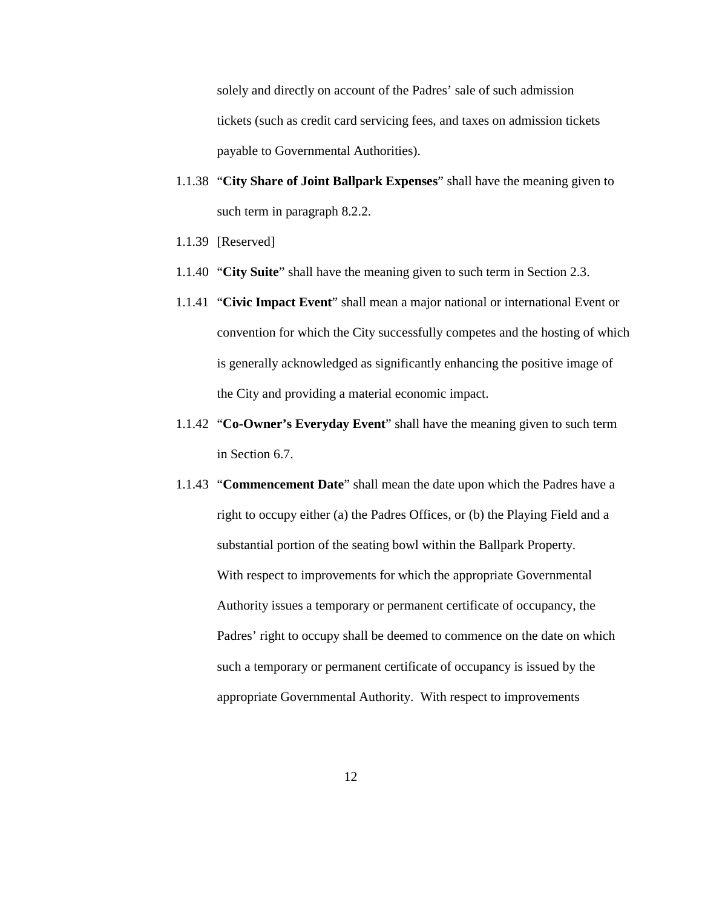solely and directly on account of the Padres' sale of such admission tickets (such as credit card servicing fees, and taxes on admission tickets payable to Governmental Authorities).

1.1.38 "**City Share of Joint Ballpark Expenses**" shall have the meaning given to such term in paragraph 8.2.2.

1.1.39 [Reserved]

1.1.40 "**City Suite**" shall have the meaning given to such term in Section 2.3.

1.1.41 "**Civic Impact Event**" shall mean a major national or international Event or convention for which the City successfully competes and the hosting of which is generally acknowledged as significantly enhancing the positive image of the City and providing a material economic impact.

1.1.42 "**Co-Owner's Everyday Event**" shall have the meaning given to such term in Section 6.7.

1.1.43 "**Commencement Date**" shall mean the date upon which the Padres have a right to occupy either (a) the Padres Offices, or (b) the Playing Field and a substantial portion of the seating bowl within the Ballpark Property. With respect to improvements for which the appropriate Governmental Authority issues a temporary or permanent certificate of occupancy, the Padres' right to occupy shall be deemed to commence on the date on which such a temporary or permanent certificate of occupancy is issued by the appropriate Governmental Authority. With respect to improvements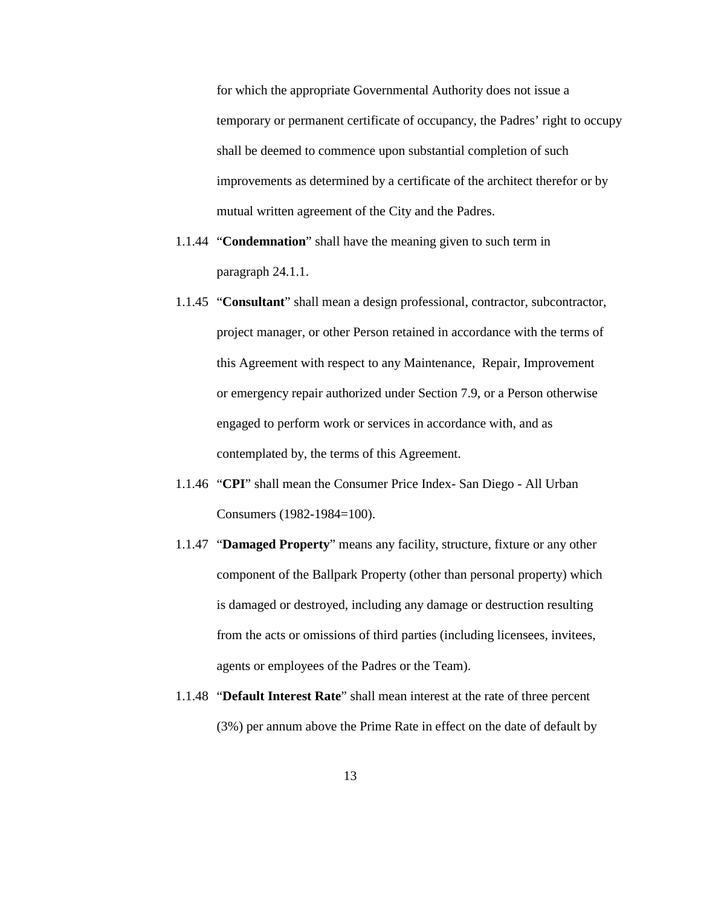for which the appropriate Governmental Authority does not issue a temporary or permanent certificate of occupancy, the Padres' right to occupy shall be deemed to commence upon substantial completion of such improvements as determined by a certificate of the architect therefor or by mutual written agreement of the City and the Padres.

1.1.44 "**Condemnation**" shall have the meaning given to such term in paragraph 24.1.1.

1.1.45 "**Consultant**" shall mean a design professional, contractor, subcontractor, project manager, or other Person retained in accordance with the terms of this Agreement with respect to any Maintenance, Repair, Improvement or emergency repair authorized under Section 7.9, or a Person otherwise engaged to perform work or services in accordance with, and as contemplated by, the terms of this Agreement.

1.1.46 "**CPI**" shall mean the Consumer Price Index- San Diego - All Urban Consumers (1982-1984=100).

1.1.47 "**Damaged Property**" means any facility, structure, fixture or any other component of the Ballpark Property (other than personal property) which is damaged or destroyed, including any damage or destruction resulting from the acts or omissions of third parties (including licensees, invitees, agents or employees of the Padres or the Team).

1.1.48 "**Default Interest Rate**" shall mean interest at the rate of three percent (3%) per annum above the Prime Rate in effect on the date of default by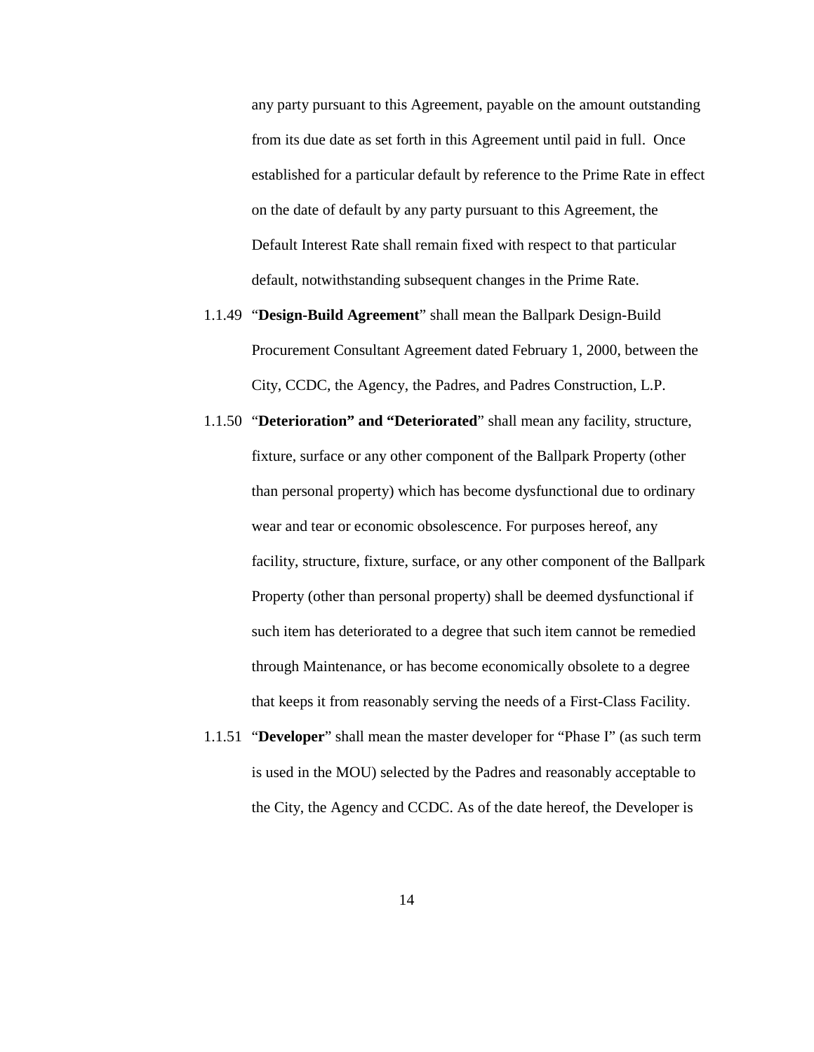any party pursuant to this Agreement, payable on the amount outstanding from its due date as set forth in this Agreement until paid in full. Once established for a particular default by reference to the Prime Rate in effect on the date of default by any party pursuant to this Agreement, the Default Interest Rate shall remain fixed with respect to that particular default, notwithstanding subsequent changes in the Prime Rate.

1.1.49 "**Design-Build Agreement**" shall mean the Ballpark Design-Build Procurement Consultant Agreement dated February 1, 2000, between the City, CCDC, the Agency, the Padres, and Padres Construction, L.P.

1.1.50 "**Deterioration" and "Deteriorated**" shall mean any facility, structure, fixture, surface or any other component of the Ballpark Property (other than personal property) which has become dysfunctional due to ordinary wear and tear or economic obsolescence. For purposes hereof, any facility, structure, fixture, surface, or any other component of the Ballpark Property (other than personal property) shall be deemed dysfunctional if such item has deteriorated to a degree that such item cannot be remedied through Maintenance, or has become economically obsolete to a degree that keeps it from reasonably serving the needs of a First-Class Facility.

1.1.51 "**Developer**" shall mean the master developer for "Phase I" (as such term is used in the MOU) selected by the Padres and reasonably acceptable to the City, the Agency and CCDC. As of the date hereof, the Developer is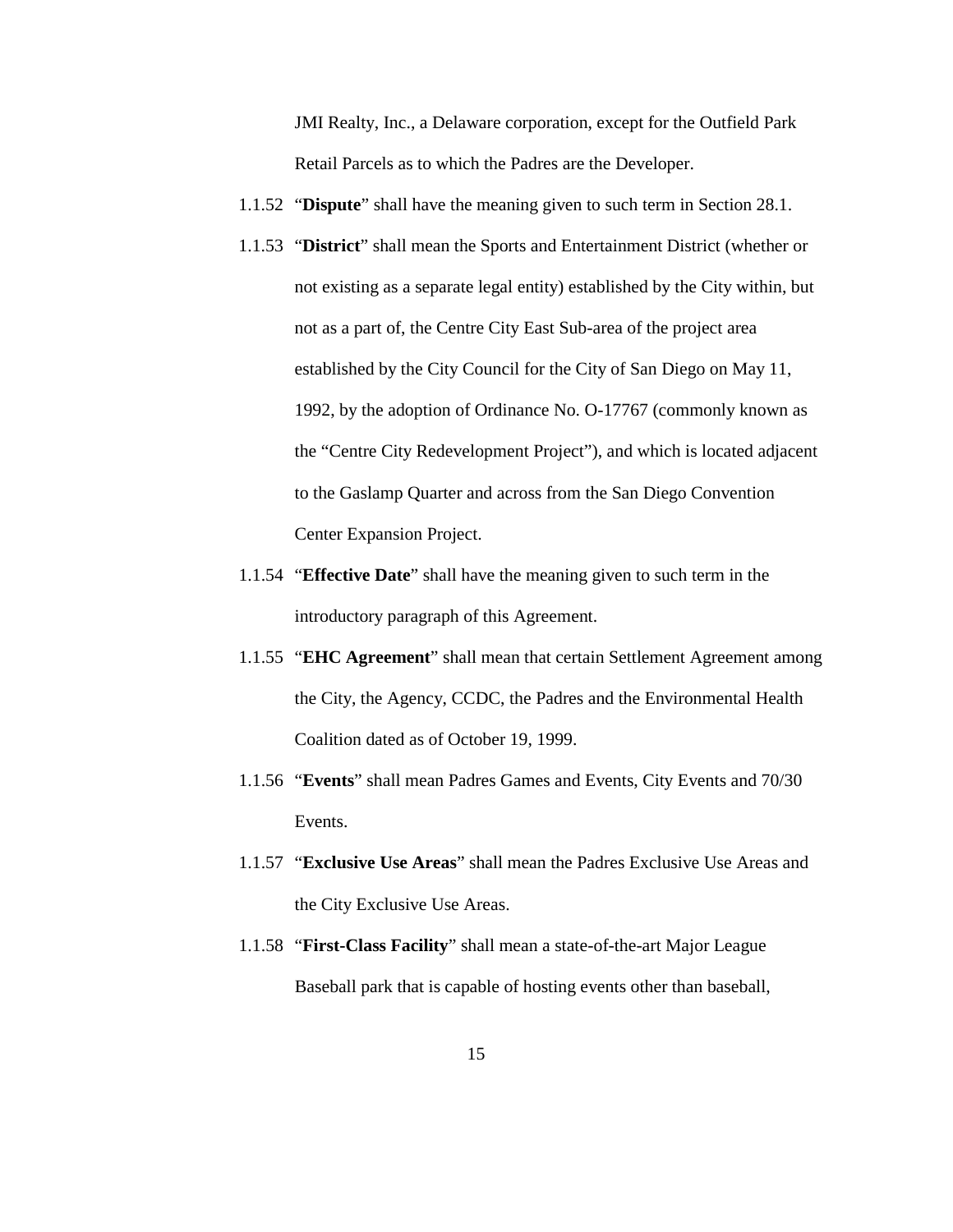JMI Realty, Inc., a Delaware corporation, except for the Outfield Park Retail Parcels as to which the Padres are the Developer.

1.1.52 "**Dispute**" shall have the meaning given to such term in Section 28.1.

1.1.53 "**District**" shall mean the Sports and Entertainment District (whether or not existing as a separate legal entity) established by the City within, but not as a part of, the Centre City East Sub-area of the project area established by the City Council for the City of San Diego on May 11, 1992, by the adoption of Ordinance No. O-17767 (commonly known as the "Centre City Redevelopment Project"), and which is located adjacent to the Gaslamp Quarter and across from the San Diego Convention Center Expansion Project.

1.1.54 "**Effective Date**" shall have the meaning given to such term in the introductory paragraph of this Agreement.

1.1.55 "**EHC Agreement**" shall mean that certain Settlement Agreement among the City, the Agency, CCDC, the Padres and the Environmental Health Coalition dated as of October 19, 1999.

1.1.56 "**Events**" shall mean Padres Games and Events, City Events and 70/30 Events.

1.1.57 "**Exclusive Use Areas**" shall mean the Padres Exclusive Use Areas and the City Exclusive Use Areas.

1.1.58 "**First-Class Facility**" shall mean a state-of-the-art Major League Baseball park that is capable of hosting events other than baseball,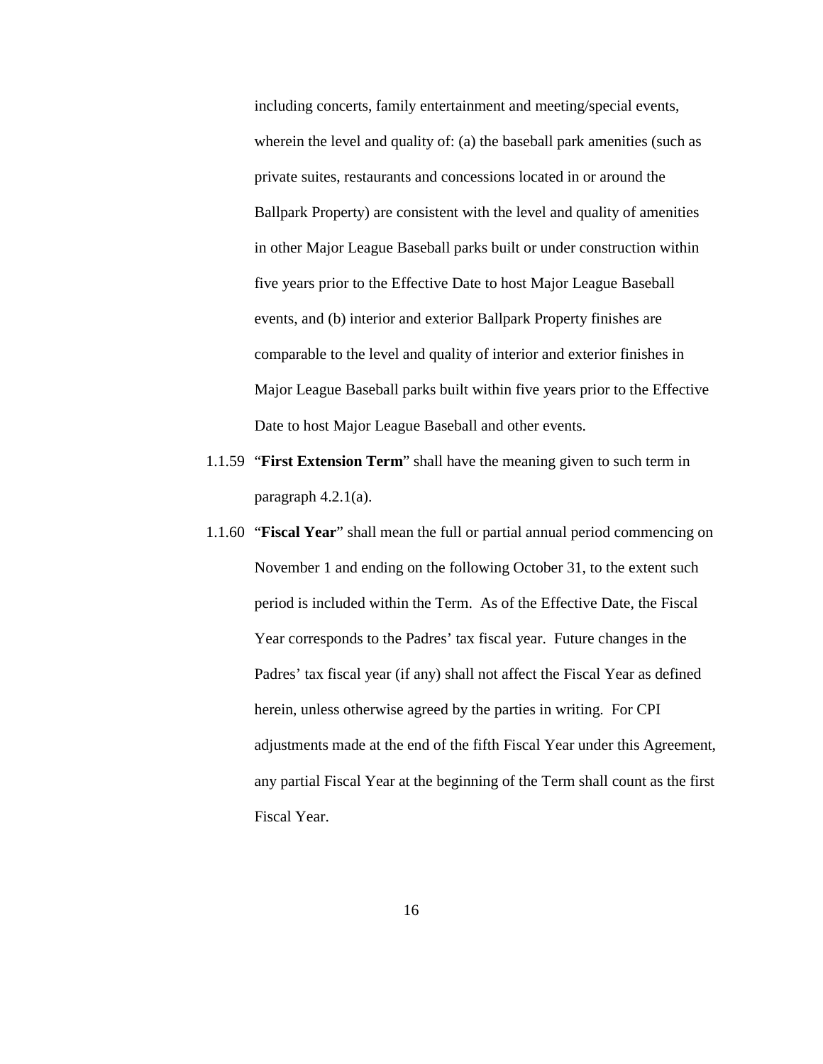including concerts, family entertainment and meeting/special events, wherein the level and quality of: (a) the baseball park amenities (such as private suites, restaurants and concessions located in or around the Ballpark Property) are consistent with the level and quality of amenities in other Major League Baseball parks built or under construction within five years prior to the Effective Date to host Major League Baseball events, and (b) interior and exterior Ballpark Property finishes are comparable to the level and quality of interior and exterior finishes in Major League Baseball parks built within five years prior to the Effective Date to host Major League Baseball and other events.

1.1.59 "**First Extension Term**" shall have the meaning given to such term in paragraph 4.2.1(a).

1.1.60 "**Fiscal Year**" shall mean the full or partial annual period commencing on November 1 and ending on the following October 31, to the extent such period is included within the Term. As of the Effective Date, the Fiscal Year corresponds to the Padres' tax fiscal year. Future changes in the Padres' tax fiscal year (if any) shall not affect the Fiscal Year as defined herein, unless otherwise agreed by the parties in writing. For CPI adjustments made at the end of the fifth Fiscal Year under this Agreement, any partial Fiscal Year at the beginning of the Term shall count as the first Fiscal Year.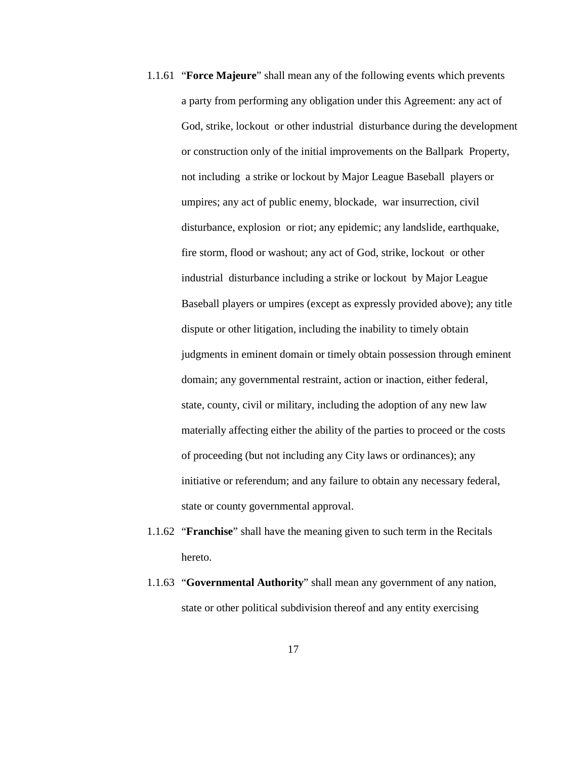1.1.61 "**Force Majeure**" shall mean any of the following events which prevents a party from performing any obligation under this Agreement: any act of God, strike, lockout or other industrial disturbance during the development or construction only of the initial improvements on the Ballpark Property, not including a strike or lockout by Major League Baseball players or umpires; any act of public enemy, blockade, war insurrection, civil disturbance, explosion or riot; any epidemic; any landslide, earthquake, fire storm, flood or washout; any act of God, strike, lockout or other industrial disturbance including a strike or lockout by Major League Baseball players or umpires (except as expressly provided above); any title dispute or other litigation, including the inability to timely obtain judgments in eminent domain or timely obtain possession through eminent domain; any governmental restraint, action or inaction, either federal, state, county, civil or military, including the adoption of any new law materially affecting either the ability of the parties to proceed or the costs of proceeding (but not including any City laws or ordinances); any initiative or referendum; and any failure to obtain any necessary federal, state or county governmental approval.

1.1.62 "**Franchise**" shall have the meaning given to such term in the Recitals hereto.

1.1.63 "**Governmental Authority**" shall mean any government of any nation, state or other political subdivision thereof and any entity exercising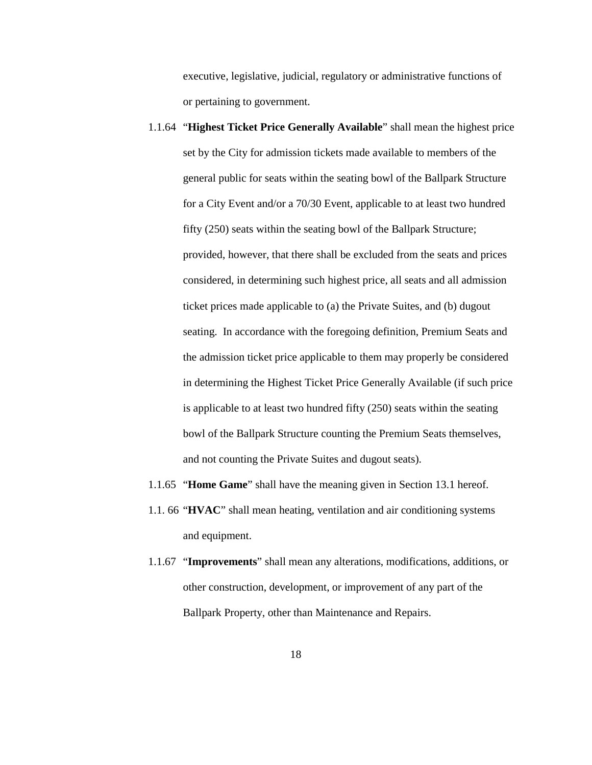executive, legislative, judicial, regulatory or administrative functions of or pertaining to government.

1.1.64 "**Highest Ticket Price Generally Available**" shall mean the highest price set by the City for admission tickets made available to members of the general public for seats within the seating bowl of the Ballpark Structure for a City Event and/or a 70/30 Event, applicable to at least two hundred fifty (250) seats within the seating bowl of the Ballpark Structure; provided, however, that there shall be excluded from the seats and prices considered, in determining such highest price, all seats and all admission ticket prices made applicable to (a) the Private Suites, and (b) dugout seating. In accordance with the foregoing definition, Premium Seats and the admission ticket price applicable to them may properly be considered in determining the Highest Ticket Price Generally Available (if such price is applicable to at least two hundred fifty (250) seats within the seating bowl of the Ballpark Structure counting the Premium Seats themselves, and not counting the Private Suites and dugout seats).

1.1.65 "**Home Game**" shall have the meaning given in Section 13.1 hereof.

1.1. 66 "**HVAC**" shall mean heating, ventilation and air conditioning systems and equipment.

1.1.67 "**Improvements**" shall mean any alterations, modifications, additions, or other construction, development, or improvement of any part of the Ballpark Property, other than Maintenance and Repairs.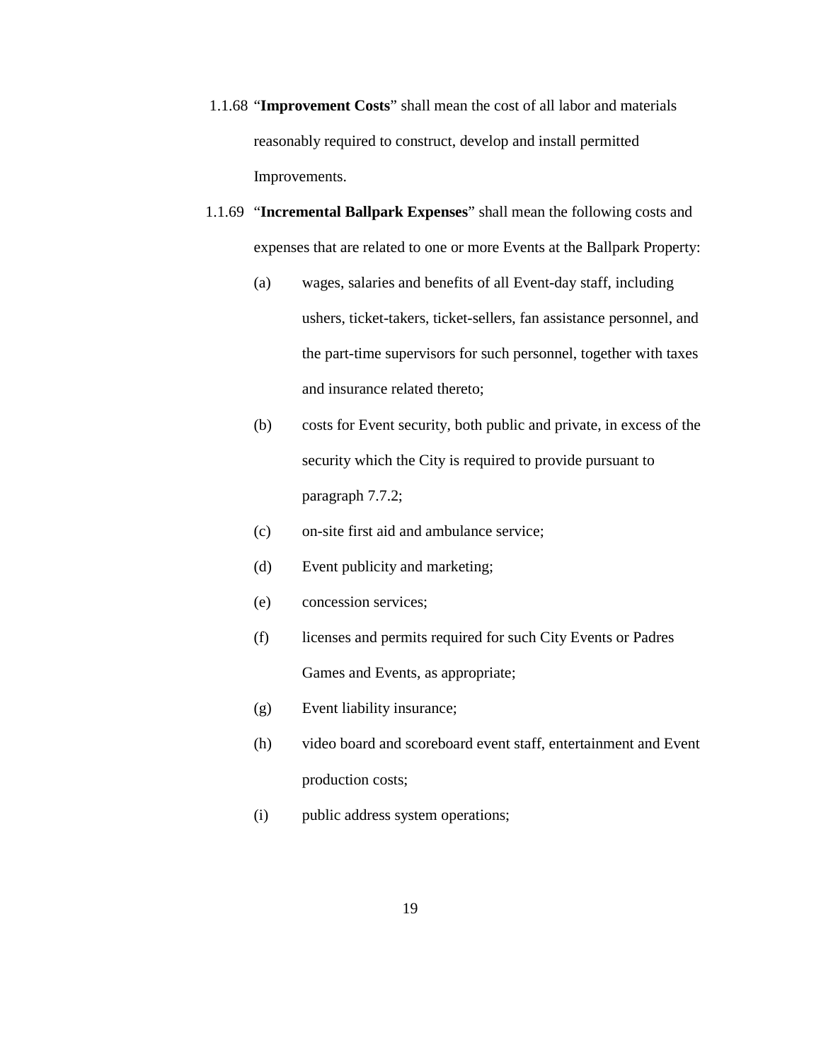1.1.68 "**Improvement Costs**" shall mean the cost of all labor and materials reasonably required to construct, develop and install permitted Improvements.

1.1.69 "**Incremental Ballpark Expenses**" shall mean the following costs and expenses that are related to one or more Events at the Ballpark Property:

(a) wages, salaries and benefits of all Event-day staff, including ushers, ticket-takers, ticket-sellers, fan assistance personnel, and the part-time supervisors for such personnel, together with taxes and insurance related thereto;

(b) costs for Event security, both public and private, in excess of the security which the City is required to provide pursuant to paragraph 7.7.2;

(c) on-site first aid and ambulance service;

(d) Event publicity and marketing;

(e) concession services;

(f) licenses and permits required for such City Events or Padres Games and Events, as appropriate;

(g) Event liability insurance;

(h) video board and scoreboard event staff, entertainment and Event production costs;

(i) public address system operations;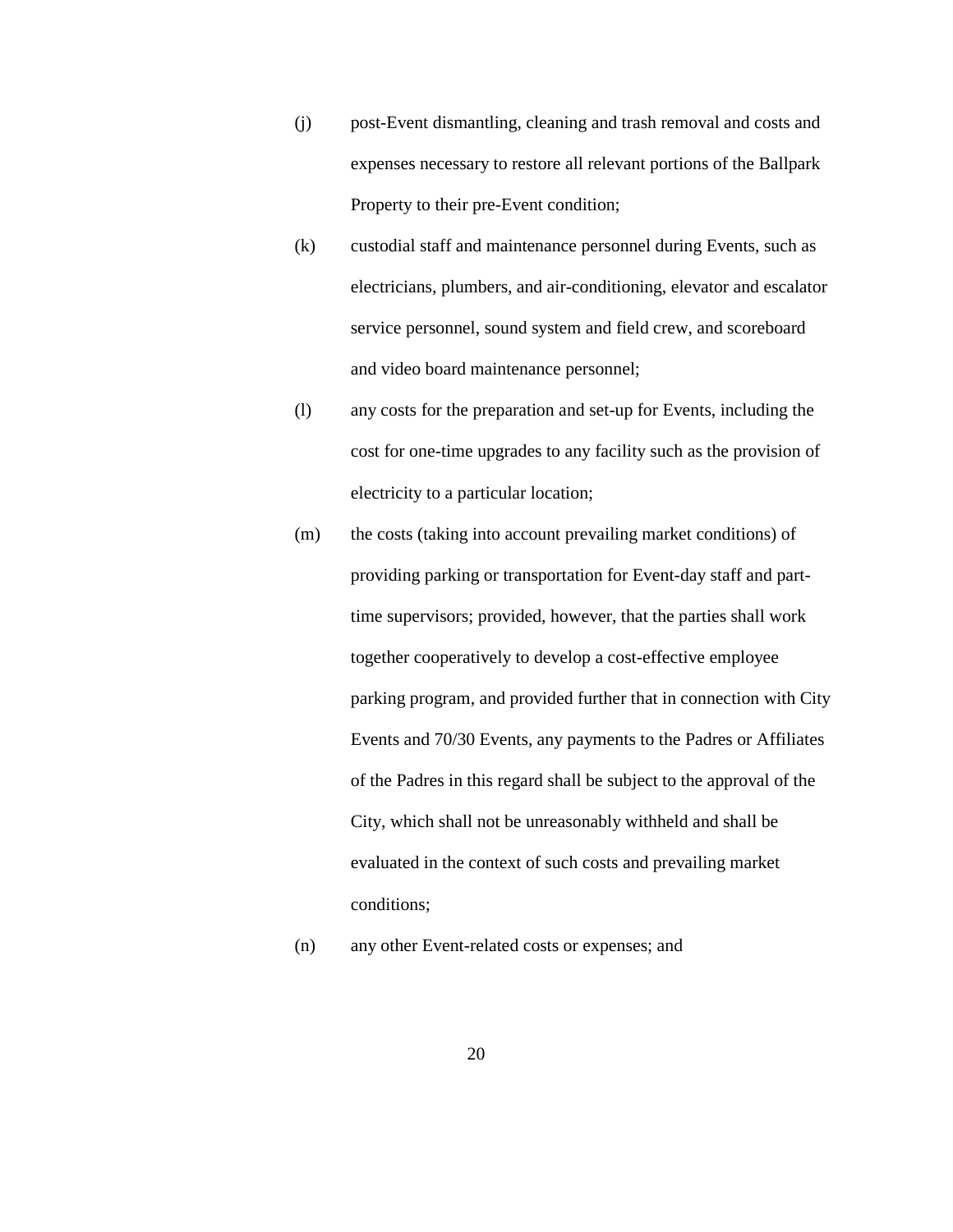(j) post-Event dismantling, cleaning and trash removal and costs and expenses necessary to restore all relevant portions of the Ballpark Property to their pre-Event condition;

(k) custodial staff and maintenance personnel during Events, such as electricians, plumbers, and air-conditioning, elevator and escalator service personnel, sound system and field crew, and scoreboard and video board maintenance personnel;

(l) any costs for the preparation and set-up for Events, including the cost for one-time upgrades to any facility such as the provision of electricity to a particular location;

(m) the costs (taking into account prevailing market conditions) of providing parking or transportation for Event-day staff and part-time supervisors; provided, however, that the parties shall work together cooperatively to develop a cost-effective employee parking program, and provided further that in connection with City Events and 70/30 Events, any payments to the Padres or Affiliates of the Padres in this regard shall be subject to the approval of the City, which shall not be unreasonably withheld and shall be evaluated in the context of such costs and prevailing market conditions;

(n) any other Event-related costs or expenses; and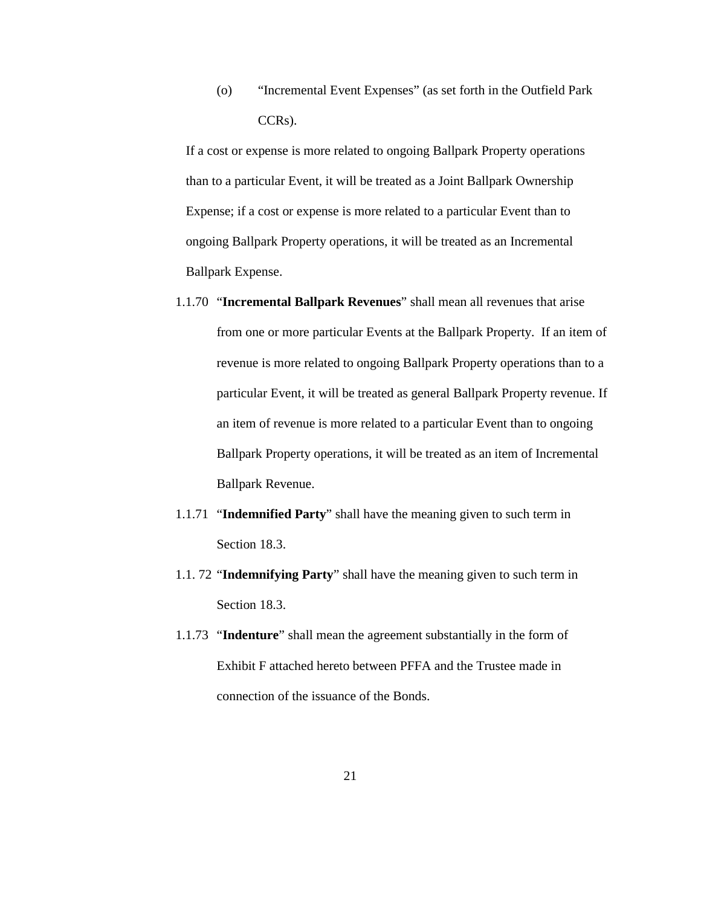(o) "Incremental Event Expenses" (as set forth in the Outfield Park CCRs).

If a cost or expense is more related to ongoing Ballpark Property operations than to a particular Event, it will be treated as a Joint Ballpark Ownership Expense; if a cost or expense is more related to a particular Event than to ongoing Ballpark Property operations, it will be treated as an Incremental Ballpark Expense.

1.1.70 "**Incremental Ballpark Revenues**" shall mean all revenues that arise from one or more particular Events at the Ballpark Property. If an item of revenue is more related to ongoing Ballpark Property operations than to a particular Event, it will be treated as general Ballpark Property revenue. If an item of revenue is more related to a particular Event than to ongoing Ballpark Property operations, it will be treated as an item of Incremental Ballpark Revenue.

1.1.71 "**Indemnified Party**" shall have the meaning given to such term in Section 18.3.

1.1. 72 "**Indemnifying Party**" shall have the meaning given to such term in Section 18.3.

1.1.73 "**Indenture**" shall mean the agreement substantially in the form of Exhibit F attached hereto between PFFA and the Trustee made in connection of the issuance of the Bonds.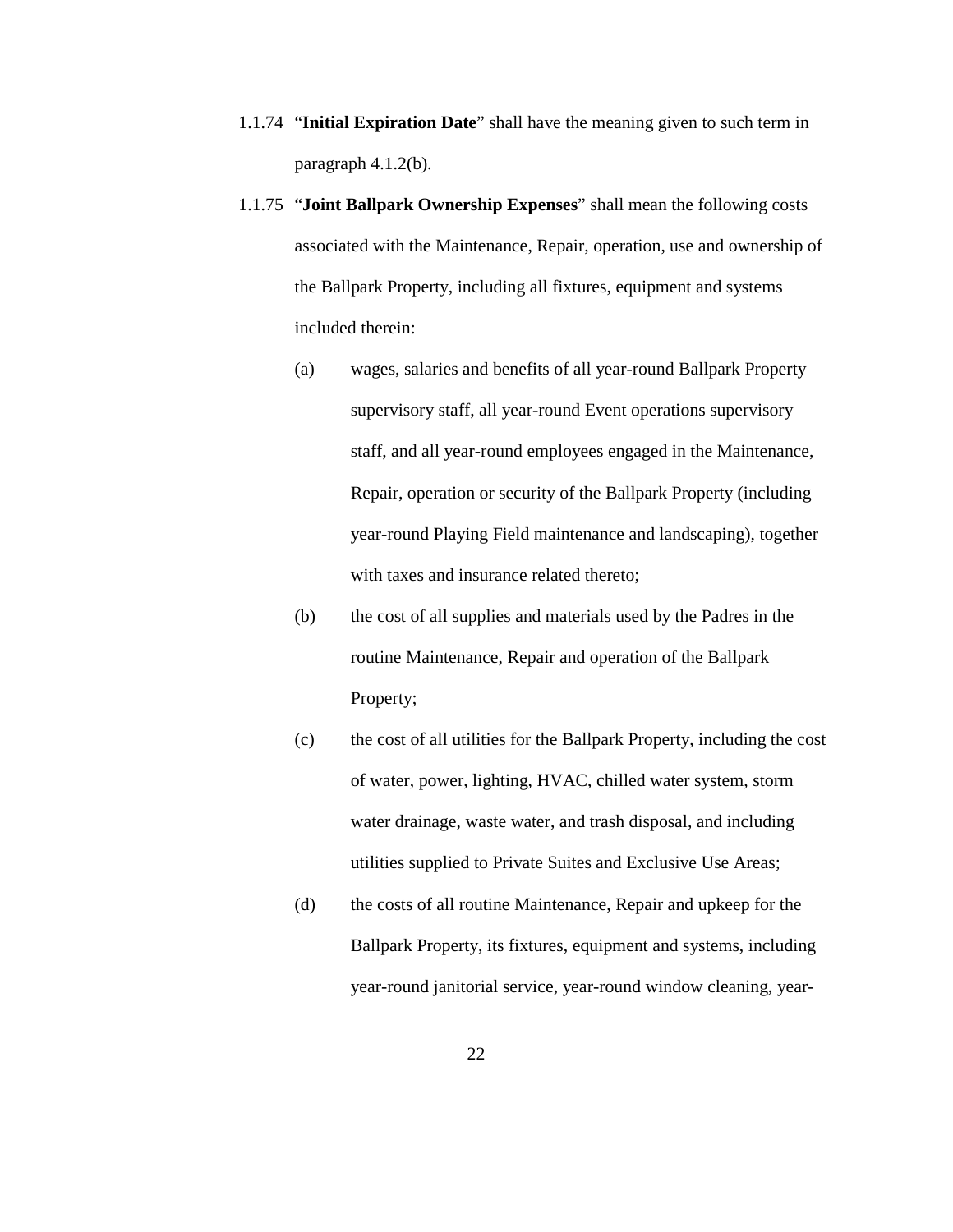1.1.74 "**Initial Expiration Date**" shall have the meaning given to such term in paragraph 4.1.2(b).

1.1.75 "**Joint Ballpark Ownership Expenses**" shall mean the following costs associated with the Maintenance, Repair, operation, use and ownership of the Ballpark Property, including all fixtures, equipment and systems included therein:

(a) wages, salaries and benefits of all year-round Ballpark Property supervisory staff, all year-round Event operations supervisory staff, and all year-round employees engaged in the Maintenance, Repair, operation or security of the Ballpark Property (including year-round Playing Field maintenance and landscaping), together with taxes and insurance related thereto;

(b) the cost of all supplies and materials used by the Padres in the routine Maintenance, Repair and operation of the Ballpark Property;

(c) the cost of all utilities for the Ballpark Property, including the cost of water, power, lighting, HVAC, chilled water system, storm water drainage, waste water, and trash disposal, and including utilities supplied to Private Suites and Exclusive Use Areas;

(d) the costs of all routine Maintenance, Repair and upkeep for the Ballpark Property, its fixtures, equipment and systems, including year-round janitorial service, year-round window cleaning, year-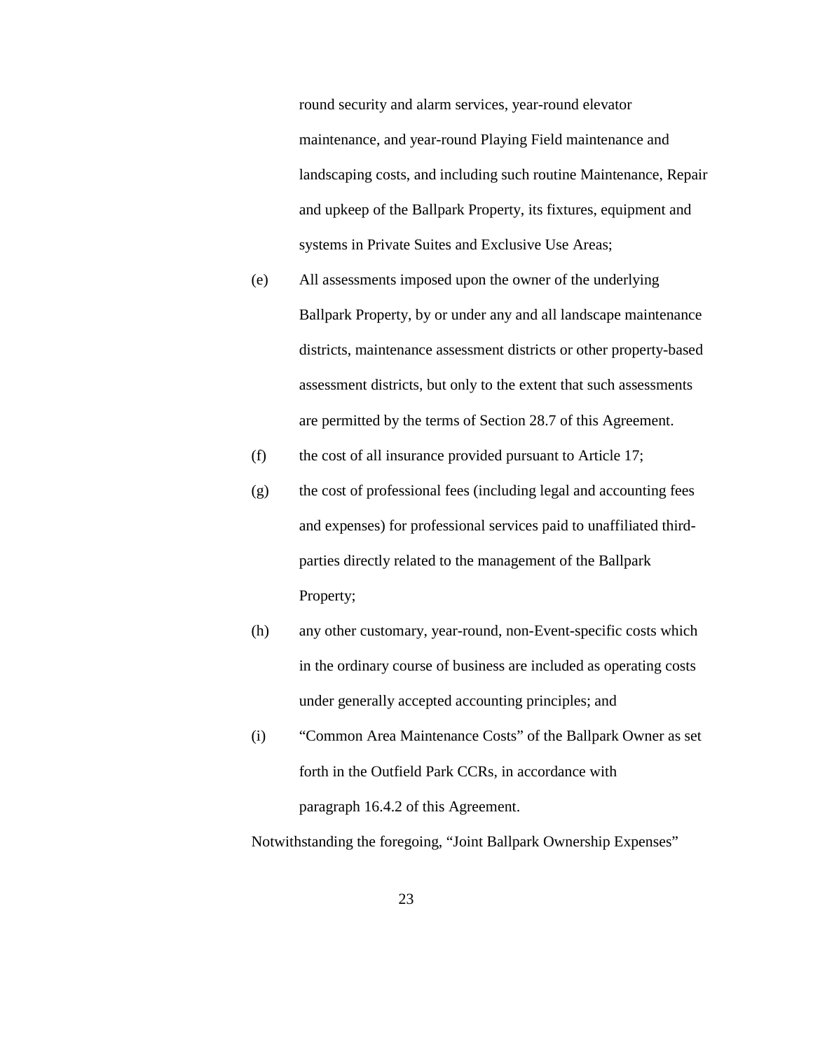round security and alarm services, year-round elevator maintenance, and year-round Playing Field maintenance and landscaping costs, and including such routine Maintenance, Repair and upkeep of the Ballpark Property, its fixtures, equipment and systems in Private Suites and Exclusive Use Areas;

(e) All assessments imposed upon the owner of the underlying Ballpark Property, by or under any and all landscape maintenance districts, maintenance assessment districts or other property-based assessment districts, but only to the extent that such assessments are permitted by the terms of Section 28.7 of this Agreement.

(f) the cost of all insurance provided pursuant to Article 17;

(g) the cost of professional fees (including legal and accounting fees and expenses) for professional services paid to unaffiliated third-parties directly related to the management of the Ballpark Property;

(h) any other customary, year-round, non-Event-specific costs which in the ordinary course of business are included as operating costs under generally accepted accounting principles; and

(i) "Common Area Maintenance Costs" of the Ballpark Owner as set forth in the Outfield Park CCRs, in accordance with paragraph 16.4.2 of this Agreement.

Notwithstanding the foregoing, "Joint Ballpark Ownership Expenses"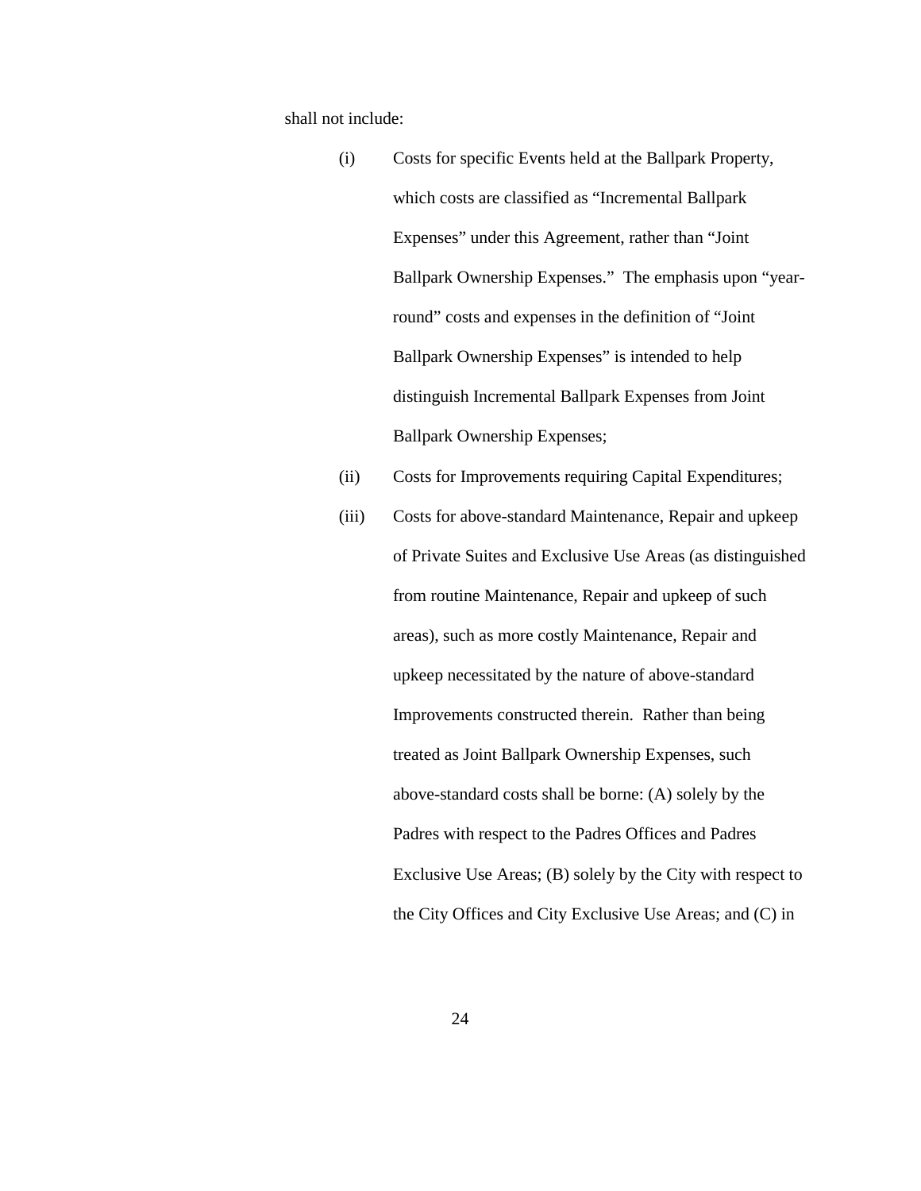shall not include:

(i) Costs for specific Events held at the Ballpark Property, which costs are classified as "Incremental Ballpark Expenses" under this Agreement, rather than "Joint Ballpark Ownership Expenses." The emphasis upon "year-round" costs and expenses in the definition of "Joint Ballpark Ownership Expenses" is intended to help distinguish Incremental Ballpark Expenses from Joint Ballpark Ownership Expenses;

(ii) Costs for Improvements requiring Capital Expenditures;

(iii) Costs for above-standard Maintenance, Repair and upkeep of Private Suites and Exclusive Use Areas (as distinguished from routine Maintenance, Repair and upkeep of such areas), such as more costly Maintenance, Repair and upkeep necessitated by the nature of above-standard Improvements constructed therein. Rather than being treated as Joint Ballpark Ownership Expenses, such above-standard costs shall be borne: (A) solely by the Padres with respect to the Padres Offices and Padres Exclusive Use Areas; (B) solely by the City with respect to the City Offices and City Exclusive Use Areas; and (C) in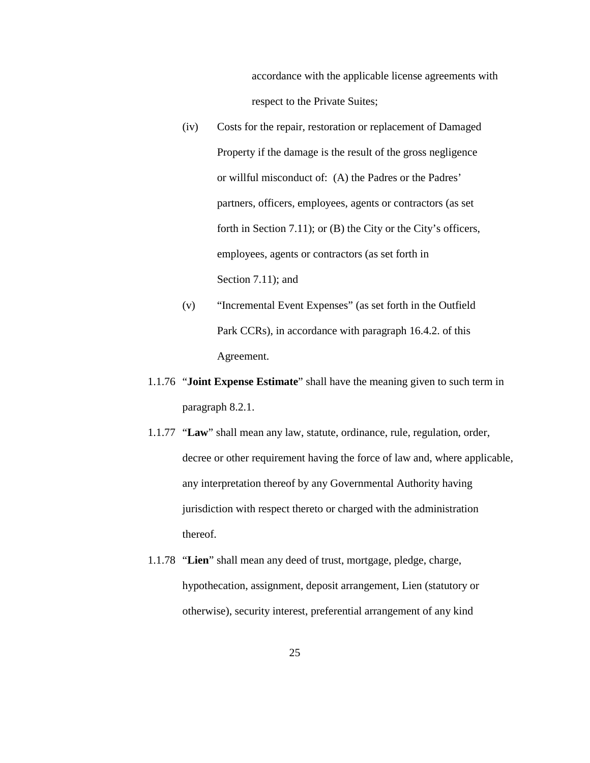accordance with the applicable license agreements with respect to the Private Suites;

(iv) Costs for the repair, restoration or replacement of Damaged Property if the damage is the result of the gross negligence or willful misconduct of: (A) the Padres or the Padres' partners, officers, employees, agents or contractors (as set forth in Section 7.11); or (B) the City or the City's officers, employees, agents or contractors (as set forth in Section 7.11); and

(v) "Incremental Event Expenses" (as set forth in the Outfield Park CCRs), in accordance with paragraph 16.4.2. of this Agreement.

1.1.76 "**Joint Expense Estimate**" shall have the meaning given to such term in paragraph 8.2.1.

1.1.77 "**Law**" shall mean any law, statute, ordinance, rule, regulation, order, decree or other requirement having the force of law and, where applicable, any interpretation thereof by any Governmental Authority having jurisdiction with respect thereto or charged with the administration thereof.

1.1.78 "**Lien**" shall mean any deed of trust, mortgage, pledge, charge, hypothecation, assignment, deposit arrangement, Lien (statutory or otherwise), security interest, preferential arrangement of any kind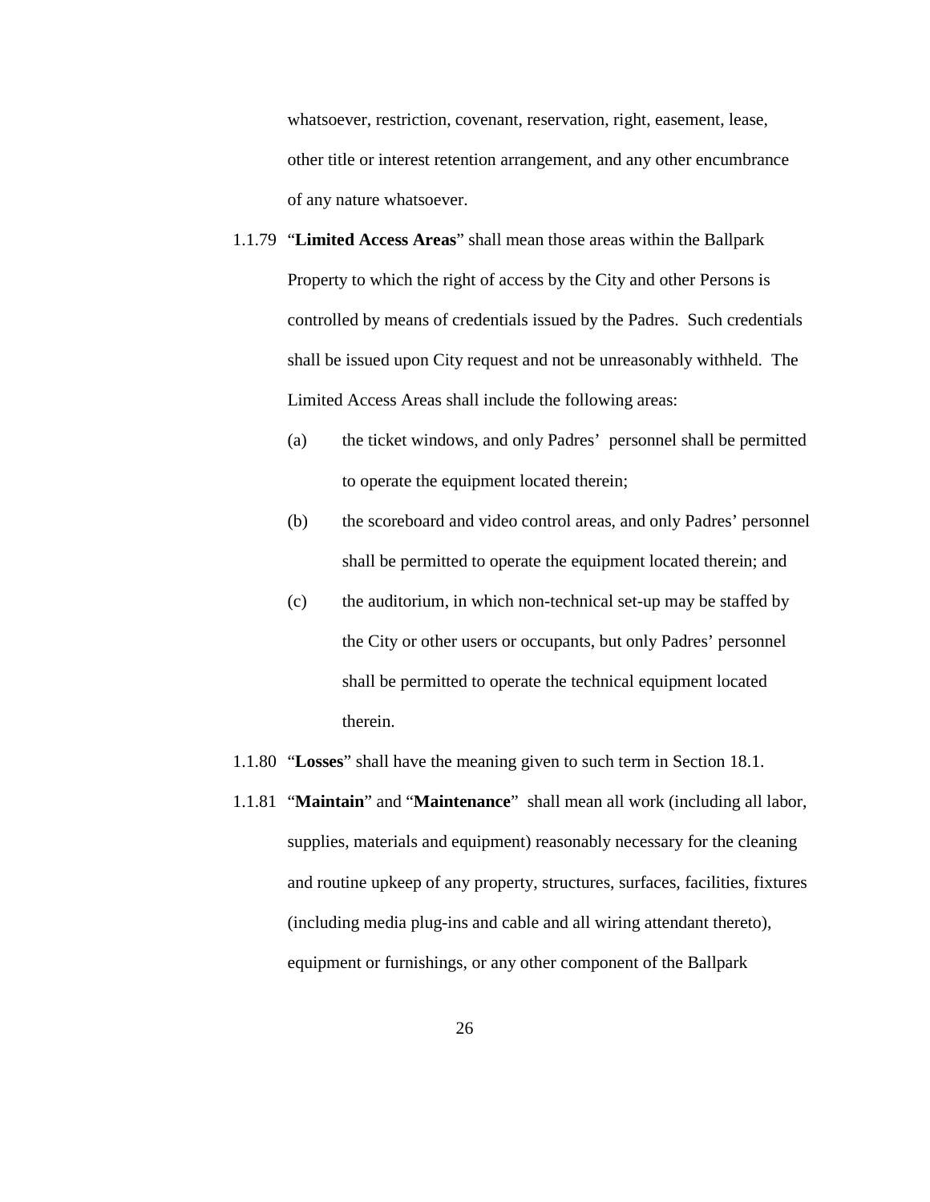whatsoever, restriction, covenant, reservation, right, easement, lease, other title or interest retention arrangement, and any other encumbrance of any nature whatsoever.

1.1.79 "**Limited Access Areas**" shall mean those areas within the Ballpark Property to which the right of access by the City and other Persons is controlled by means of credentials issued by the Padres. Such credentials shall be issued upon City request and not be unreasonably withheld. The Limited Access Areas shall include the following areas:

(a) the ticket windows, and only Padres' personnel shall be permitted to operate the equipment located therein;

(b) the scoreboard and video control areas, and only Padres' personnel shall be permitted to operate the equipment located therein; and

(c) the auditorium, in which non-technical set-up may be staffed by the City or other users or occupants, but only Padres' personnel shall be permitted to operate the technical equipment located therein.

1.1.80 "**Losses**" shall have the meaning given to such term in Section 18.1.

1.1.81 "**Maintain**" and "**Maintenance**" shall mean all work (including all labor, supplies, materials and equipment) reasonably necessary for the cleaning and routine upkeep of any property, structures, surfaces, facilities, fixtures (including media plug-ins and cable and all wiring attendant thereto), equipment or furnishings, or any other component of the Ballpark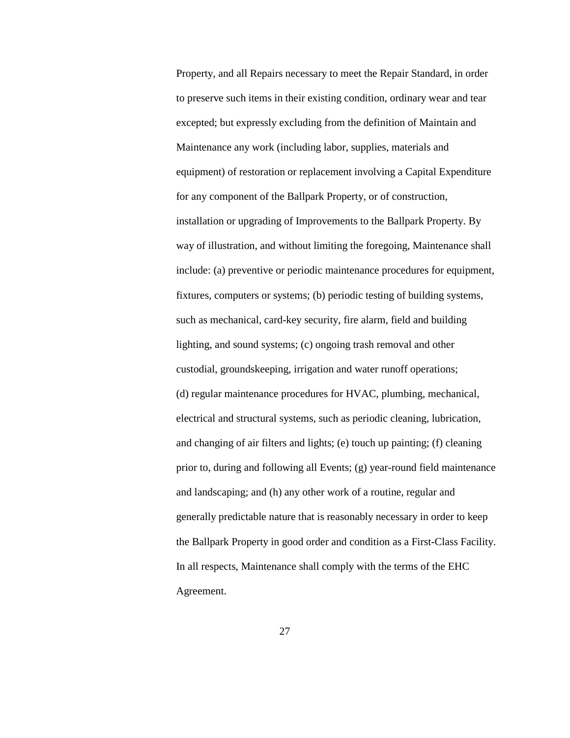Property, and all Repairs necessary to meet the Repair Standard, in order to preserve such items in their existing condition, ordinary wear and tear excepted; but expressly excluding from the definition of Maintain and Maintenance any work (including labor, supplies, materials and equipment) of restoration or replacement involving a Capital Expenditure for any component of the Ballpark Property, or of construction, installation or upgrading of Improvements to the Ballpark Property. By way of illustration, and without limiting the foregoing, Maintenance shall include: (a) preventive or periodic maintenance procedures for equipment, fixtures, computers or systems; (b) periodic testing of building systems, such as mechanical, card-key security, fire alarm, field and building lighting, and sound systems; (c) ongoing trash removal and other custodial, groundskeeping, irrigation and water runoff operations; (d) regular maintenance procedures for HVAC, plumbing, mechanical, electrical and structural systems, such as periodic cleaning, lubrication, and changing of air filters and lights; (e) touch up painting; (f) cleaning prior to, during and following all Events; (g) year-round field maintenance and landscaping; and (h) any other work of a routine, regular and generally predictable nature that is reasonably necessary in order to keep the Ballpark Property in good order and condition as a First-Class Facility. In all respects, Maintenance shall comply with the terms of the EHC Agreement.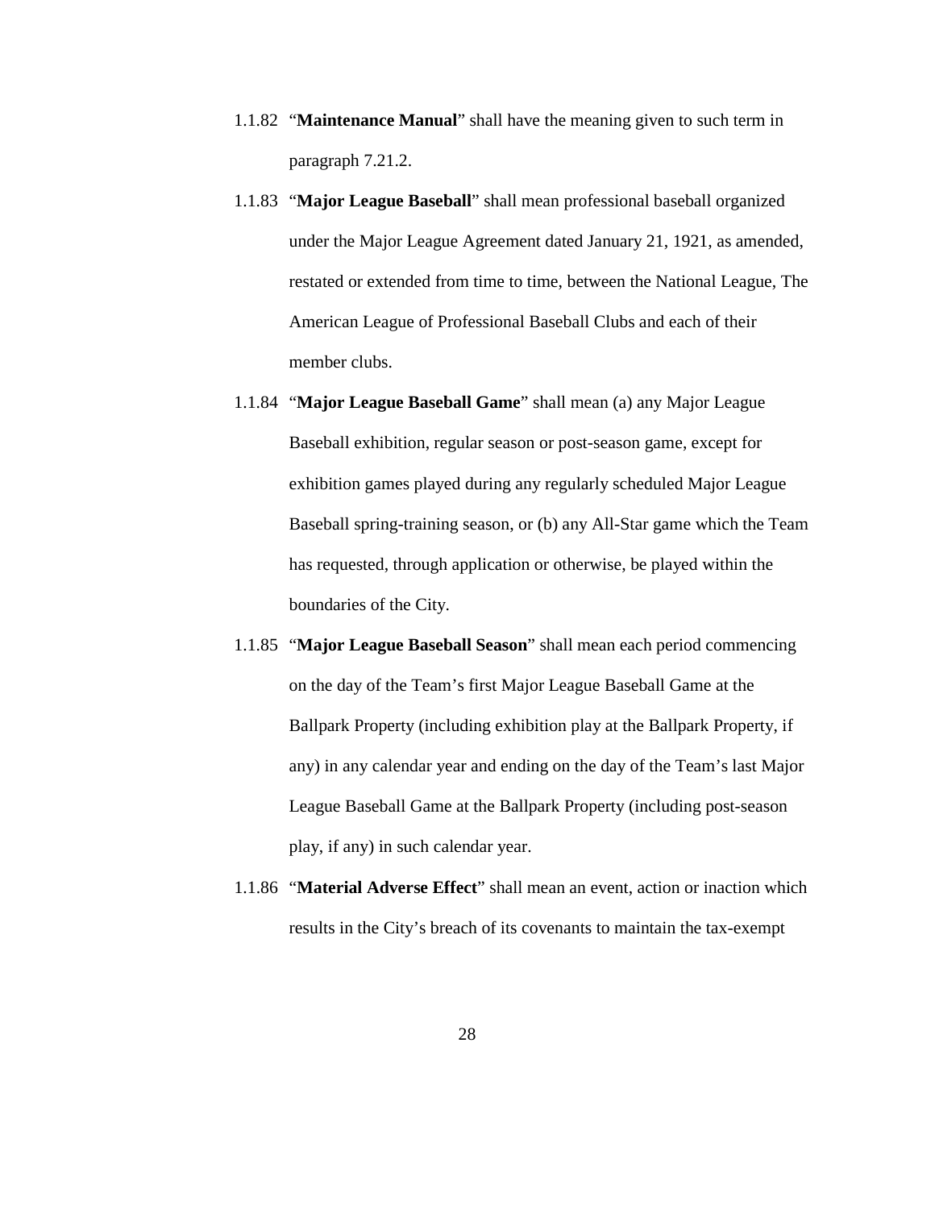1.1.82 "**Maintenance Manual**" shall have the meaning given to such term in paragraph 7.21.2.

1.1.83 "**Major League Baseball**" shall mean professional baseball organized under the Major League Agreement dated January 21, 1921, as amended, restated or extended from time to time, between the National League, The American League of Professional Baseball Clubs and each of their member clubs.

1.1.84 "**Major League Baseball Game**" shall mean (a) any Major League Baseball exhibition, regular season or post-season game, except for exhibition games played during any regularly scheduled Major League Baseball spring-training season, or (b) any All-Star game which the Team has requested, through application or otherwise, be played within the boundaries of the City.

1.1.85 "**Major League Baseball Season**" shall mean each period commencing on the day of the Team's first Major League Baseball Game at the Ballpark Property (including exhibition play at the Ballpark Property, if any) in any calendar year and ending on the day of the Team's last Major League Baseball Game at the Ballpark Property (including post-season play, if any) in such calendar year.

1.1.86 "**Material Adverse Effect**" shall mean an event, action or inaction which results in the City's breach of its covenants to maintain the tax-exempt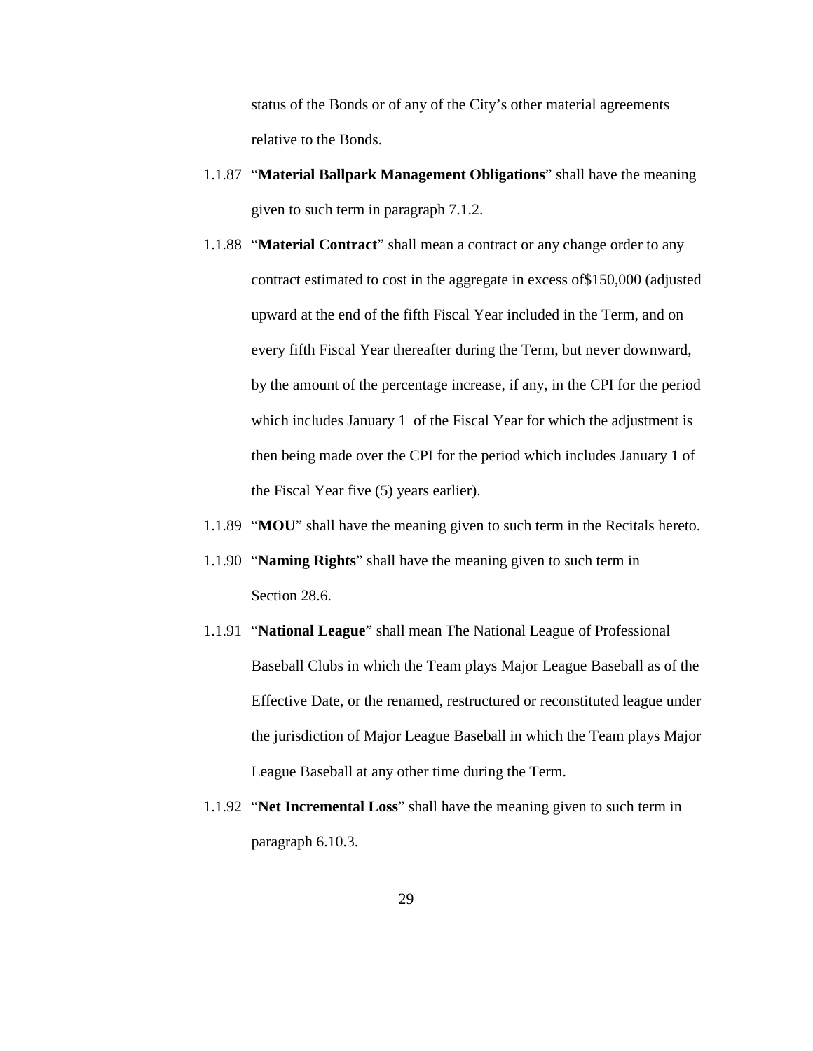status of the Bonds or of any of the City's other material agreements relative to the Bonds.

1.1.87 "**Material Ballpark Management Obligations**" shall have the meaning given to such term in paragraph 7.1.2.

1.1.88 "**Material Contract**" shall mean a contract or any change order to any contract estimated to cost in the aggregate in excess of$150,000 (adjusted upward at the end of the fifth Fiscal Year included in the Term, and on every fifth Fiscal Year thereafter during the Term, but never downward, by the amount of the percentage increase, if any, in the CPI for the period which includes January 1 of the Fiscal Year for which the adjustment is then being made over the CPI for the period which includes January 1 of the Fiscal Year five (5) years earlier).

1.1.89 "**MOU**" shall have the meaning given to such term in the Recitals hereto.

1.1.90 "**Naming Rights**" shall have the meaning given to such term in Section 28.6.

1.1.91 "**National League**" shall mean The National League of Professional Baseball Clubs in which the Team plays Major League Baseball as of the Effective Date, or the renamed, restructured or reconstituted league under the jurisdiction of Major League Baseball in which the Team plays Major League Baseball at any other time during the Term.

1.1.92 "**Net Incremental Loss**" shall have the meaning given to such term in paragraph 6.10.3.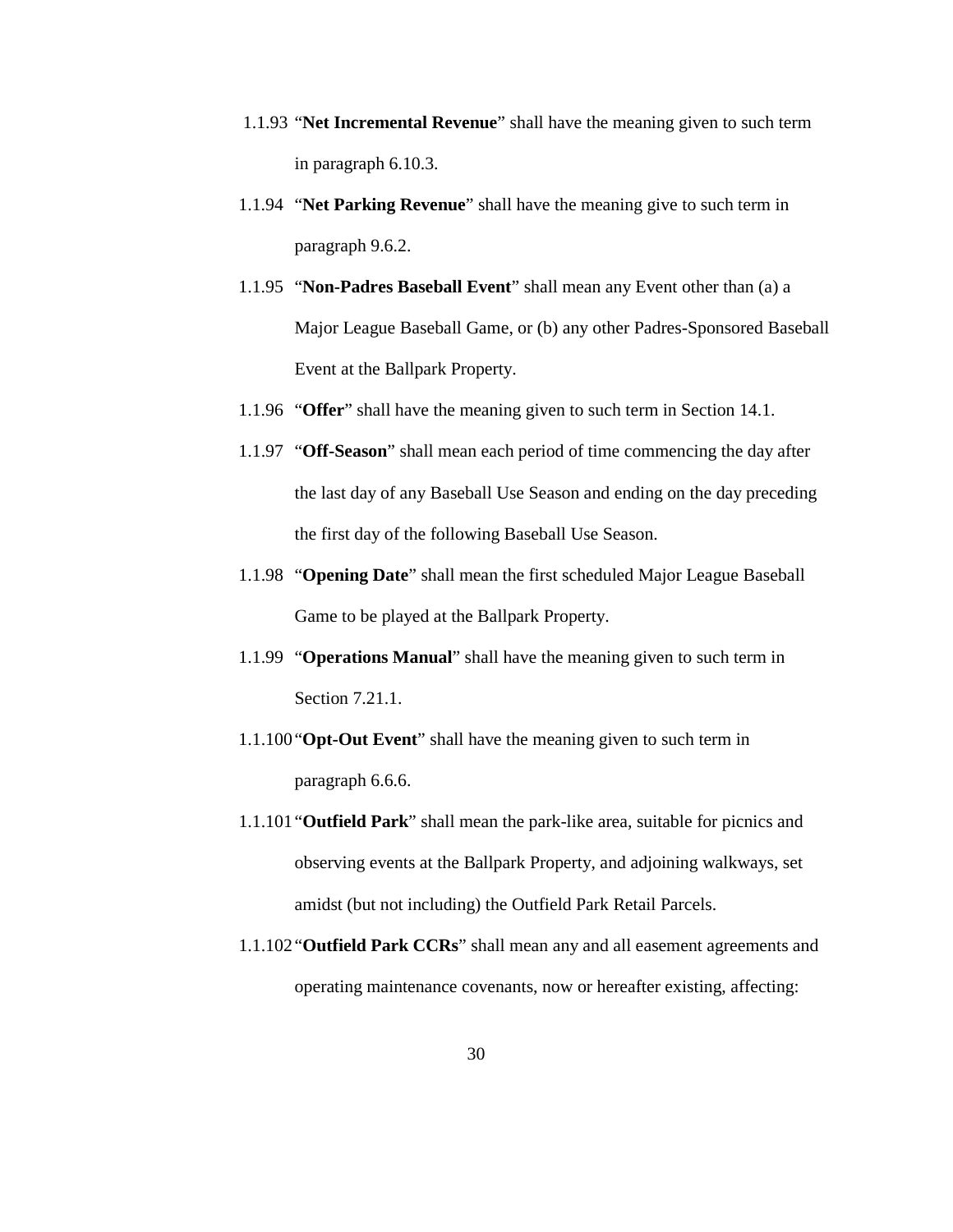1.1.93 "**Net Incremental Revenue**" shall have the meaning given to such term in paragraph 6.10.3.

1.1.94 "**Net Parking Revenue**" shall have the meaning give to such term in paragraph 9.6.2.

1.1.95 "**Non-Padres Baseball Event**" shall mean any Event other than (a) a Major League Baseball Game, or (b) any other Padres-Sponsored Baseball Event at the Ballpark Property.

1.1.96 "**Offer**" shall have the meaning given to such term in Section 14.1.

1.1.97 "**Off-Season**" shall mean each period of time commencing the day after the last day of any Baseball Use Season and ending on the day preceding the first day of the following Baseball Use Season.

1.1.98 "**Opening Date**" shall mean the first scheduled Major League Baseball Game to be played at the Ballpark Property.

1.1.99 "**Operations Manual**" shall have the meaning given to such term in Section 7.21.1.

1.1.100 "**Opt-Out Event**" shall have the meaning given to such term in paragraph 6.6.6.

1.1.101 "**Outfield Park**" shall mean the park-like area, suitable for picnics and observing events at the Ballpark Property, and adjoining walkways, set amidst (but not including) the Outfield Park Retail Parcels.

1.1.102 "**Outfield Park CCRs**" shall mean any and all easement agreements and operating maintenance covenants, now or hereafter existing, affecting: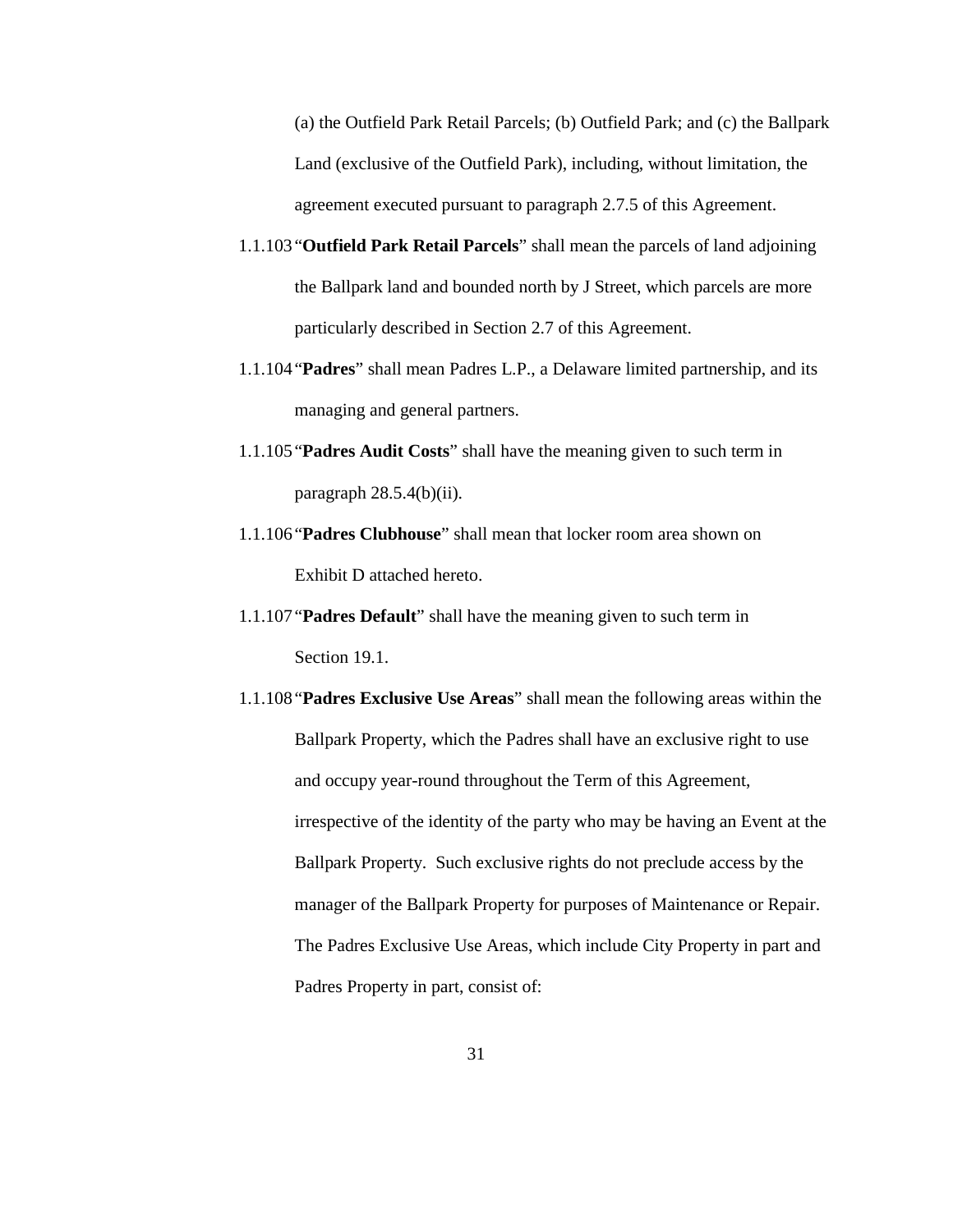(a) the Outfield Park Retail Parcels; (b) Outfield Park; and (c) the Ballpark Land (exclusive of the Outfield Park), including, without limitation, the agreement executed pursuant to paragraph 2.7.5 of this Agreement.

1.1.103 "**Outfield Park Retail Parcels**" shall mean the parcels of land adjoining the Ballpark land and bounded north by J Street, which parcels are more particularly described in Section 2.7 of this Agreement.

1.1.104 "**Padres**" shall mean Padres L.P., a Delaware limited partnership, and its managing and general partners.

1.1.105 "**Padres Audit Costs**" shall have the meaning given to such term in paragraph 28.5.4(b)(ii).

1.1.106 "**Padres Clubhouse**" shall mean that locker room area shown on Exhibit D attached hereto.

1.1.107 "**Padres Default**" shall have the meaning given to such term in Section 19.1.

1.1.108 "**Padres Exclusive Use Areas**" shall mean the following areas within the Ballpark Property, which the Padres shall have an exclusive right to use and occupy year-round throughout the Term of this Agreement, irrespective of the identity of the party who may be having an Event at the Ballpark Property. Such exclusive rights do not preclude access by the manager of the Ballpark Property for purposes of Maintenance or Repair. The Padres Exclusive Use Areas, which include City Property in part and Padres Property in part, consist of: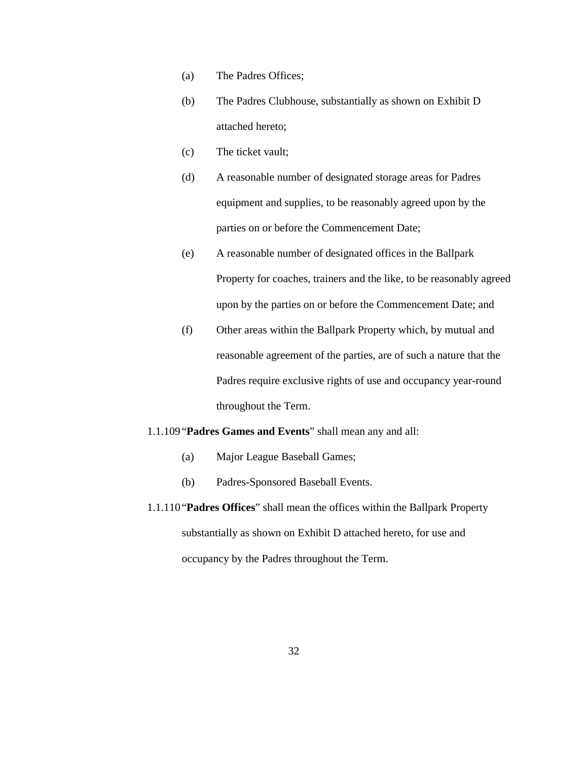(a) The Padres Offices;

(b) The Padres Clubhouse, substantially as shown on Exhibit D attached hereto;

(c) The ticket vault;

(d) A reasonable number of designated storage areas for Padres equipment and supplies, to be reasonably agreed upon by the parties on or before the Commencement Date;

(e) A reasonable number of designated offices in the Ballpark Property for coaches, trainers and the like, to be reasonably agreed upon by the parties on or before the Commencement Date; and

(f) Other areas within the Ballpark Property which, by mutual and reasonable agreement of the parties, are of such a nature that the Padres require exclusive rights of use and occupancy year-round throughout the Term.

1.1.109 "**Padres Games and Events**" shall mean any and all:

(a) Major League Baseball Games;

(b) Padres-Sponsored Baseball Events.

1.1.110 "**Padres Offices**" shall mean the offices within the Ballpark Property substantially as shown on Exhibit D attached hereto, for use and occupancy by the Padres throughout the Term.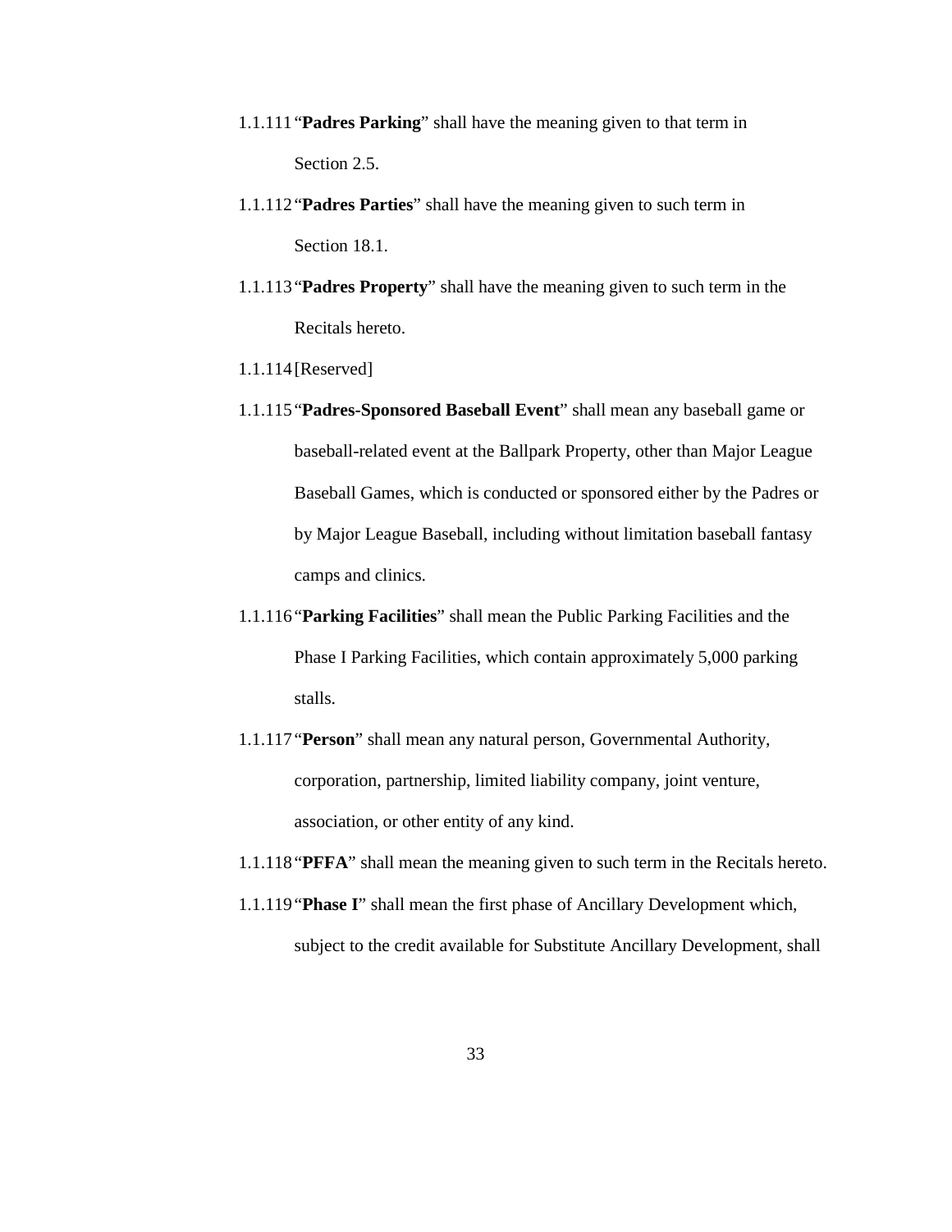1.1.111 "**Padres Parking**" shall have the meaning given to that term in Section 2.5.

1.1.112 "**Padres Parties**" shall have the meaning given to such term in Section 18.1.

1.1.113 "**Padres Property**" shall have the meaning given to such term in the Recitals hereto.

1.1.114 [Reserved]

1.1.115 "**Padres-Sponsored Baseball Event**" shall mean any baseball game or baseball-related event at the Ballpark Property, other than Major League Baseball Games, which is conducted or sponsored either by the Padres or by Major League Baseball, including without limitation baseball fantasy camps and clinics.

1.1.116 "**Parking Facilities**" shall mean the Public Parking Facilities and the Phase I Parking Facilities, which contain approximately 5,000 parking stalls.

1.1.117 "**Person**" shall mean any natural person, Governmental Authority, corporation, partnership, limited liability company, joint venture, association, or other entity of any kind.

1.1.118 "**PFFA**" shall mean the meaning given to such term in the Recitals hereto.

1.1.119 "**Phase I**" shall mean the first phase of Ancillary Development which, subject to the credit available for Substitute Ancillary Development, shall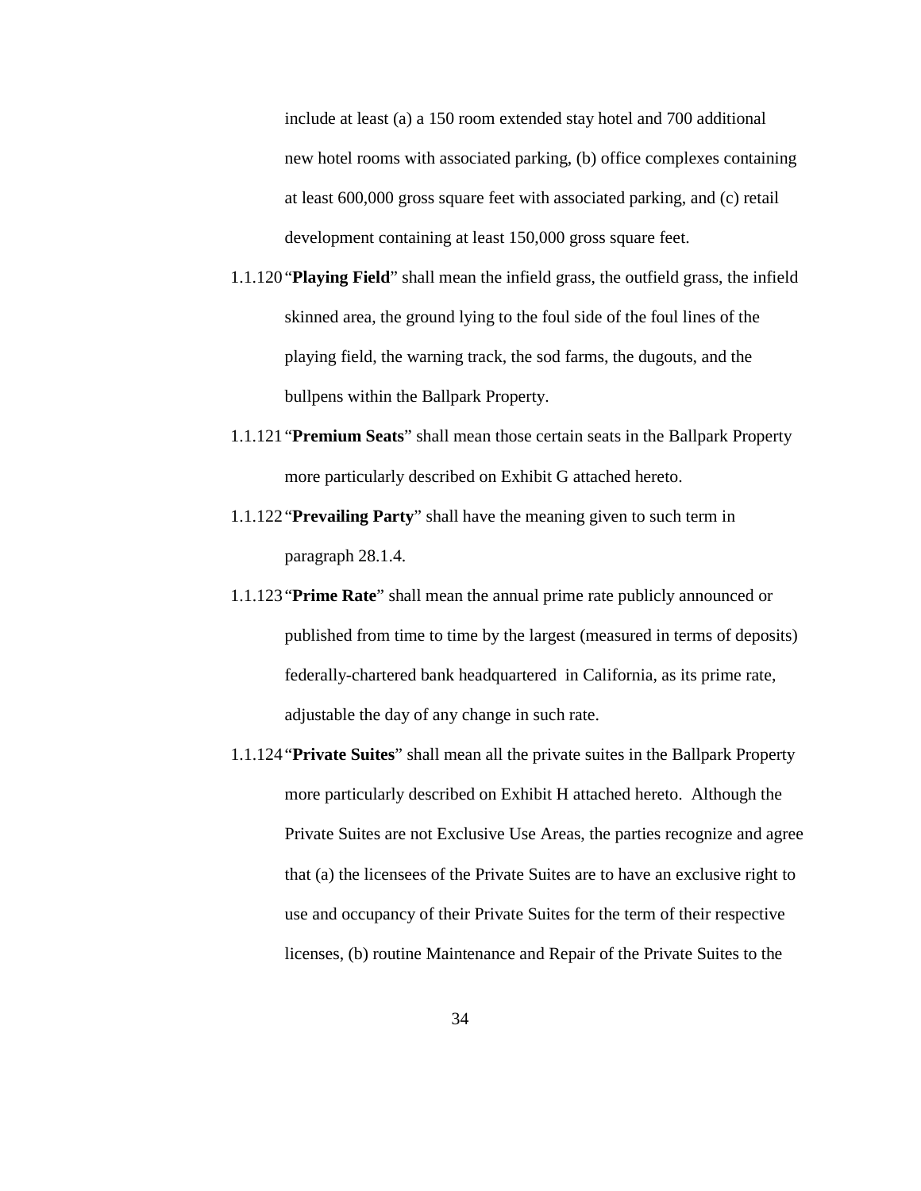include at least (a) a 150 room extended stay hotel and 700 additional new hotel rooms with associated parking, (b) office complexes containing at least 600,000 gross square feet with associated parking, and (c) retail development containing at least 150,000 gross square feet.

1.1.120 "**Playing Field**" shall mean the infield grass, the outfield grass, the infield skinned area, the ground lying to the foul side of the foul lines of the playing field, the warning track, the sod farms, the dugouts, and the bullpens within the Ballpark Property.

1.1.121 "**Premium Seats**" shall mean those certain seats in the Ballpark Property more particularly described on Exhibit G attached hereto.

1.1.122 "**Prevailing Party**" shall have the meaning given to such term in paragraph 28.1.4.

1.1.123 "**Prime Rate**" shall mean the annual prime rate publicly announced or published from time to time by the largest (measured in terms of deposits) federally-chartered bank headquartered in California, as its prime rate, adjustable the day of any change in such rate.

1.1.124 "**Private Suites**" shall mean all the private suites in the Ballpark Property more particularly described on Exhibit H attached hereto. Although the Private Suites are not Exclusive Use Areas, the parties recognize and agree that (a) the licensees of the Private Suites are to have an exclusive right to use and occupancy of their Private Suites for the term of their respective licenses, (b) routine Maintenance and Repair of the Private Suites to the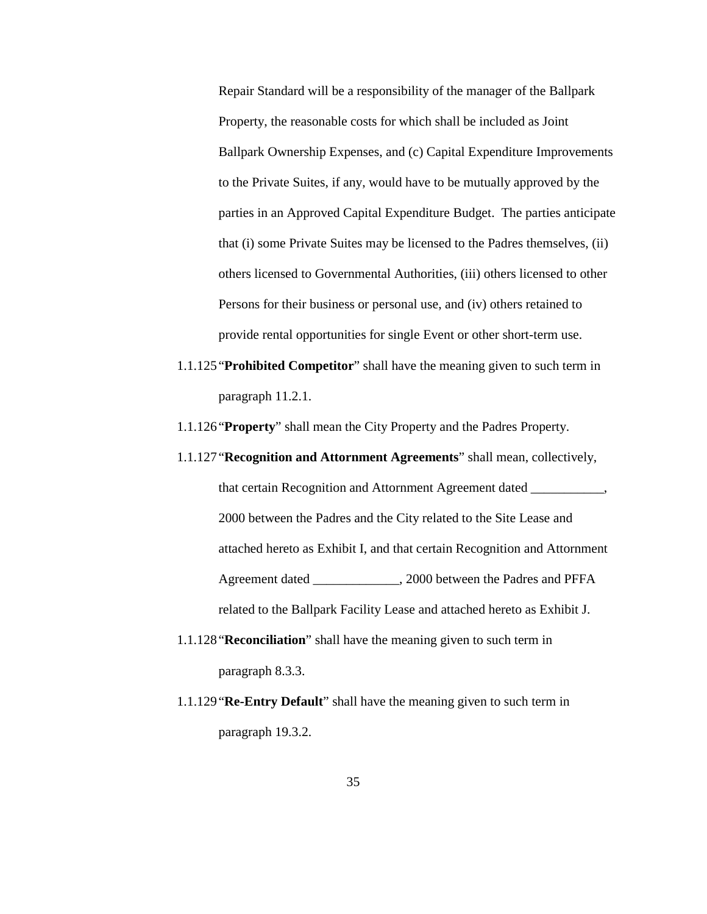Repair Standard will be a responsibility of the manager of the Ballpark Property, the reasonable costs for which shall be included as Joint Ballpark Ownership Expenses, and (c) Capital Expenditure Improvements to the Private Suites, if any, would have to be mutually approved by the parties in an Approved Capital Expenditure Budget. The parties anticipate that (i) some Private Suites may be licensed to the Padres themselves, (ii) others licensed to Governmental Authorities, (iii) others licensed to other Persons for their business or personal use, and (iv) others retained to provide rental opportunities for single Event or other short-term use.

1.1.125 "**Prohibited Competitor**" shall have the meaning given to such term in paragraph 11.2.1.

1.1.126 "**Property**" shall mean the City Property and the Padres Property.

1.1.127 "**Recognition and Attornment Agreements**" shall mean, collectively, that certain Recognition and Attornment Agreement dated ___________, 2000 between the Padres and the City related to the Site Lease and attached hereto as Exhibit I, and that certain Recognition and Attornment Agreement dated _____________, 2000 between the Padres and PFFA related to the Ballpark Facility Lease and attached hereto as Exhibit J.

1.1.128 "**Reconciliation**" shall have the meaning given to such term in paragraph 8.3.3.

1.1.129 "**Re-Entry Default**" shall have the meaning given to such term in paragraph 19.3.2.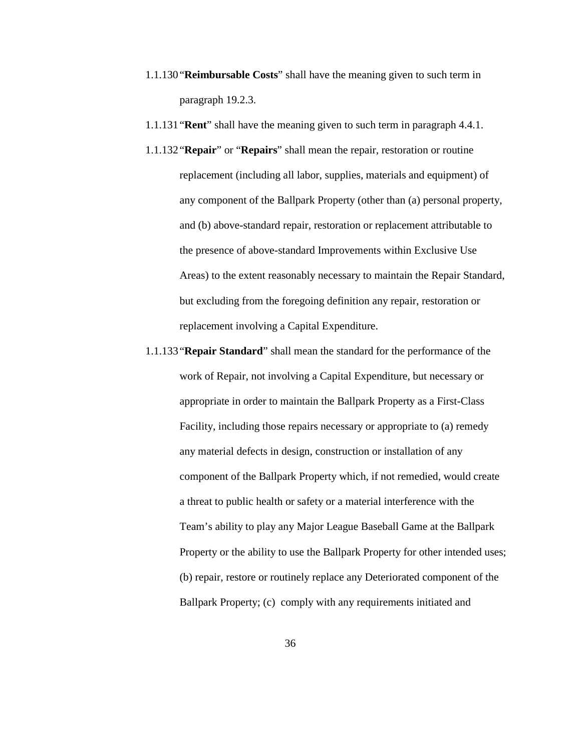1.1.130 "**Reimbursable Costs**" shall have the meaning given to such term in paragraph 19.2.3.

1.1.131 "**Rent**" shall have the meaning given to such term in paragraph 4.4.1.

1.1.132 "**Repair**" or "**Repairs**" shall mean the repair, restoration or routine replacement (including all labor, supplies, materials and equipment) of any component of the Ballpark Property (other than (a) personal property, and (b) above-standard repair, restoration or replacement attributable to the presence of above-standard Improvements within Exclusive Use Areas) to the extent reasonably necessary to maintain the Repair Standard, but excluding from the foregoing definition any repair, restoration or replacement involving a Capital Expenditure.

1.1.133 "**Repair Standard**" shall mean the standard for the performance of the work of Repair, not involving a Capital Expenditure, but necessary or appropriate in order to maintain the Ballpark Property as a First-Class Facility, including those repairs necessary or appropriate to (a) remedy any material defects in design, construction or installation of any component of the Ballpark Property which, if not remedied, would create a threat to public health or safety or a material interference with the Team's ability to play any Major League Baseball Game at the Ballpark Property or the ability to use the Ballpark Property for other intended uses; (b) repair, restore or routinely replace any Deteriorated component of the Ballpark Property; (c) comply with any requirements initiated and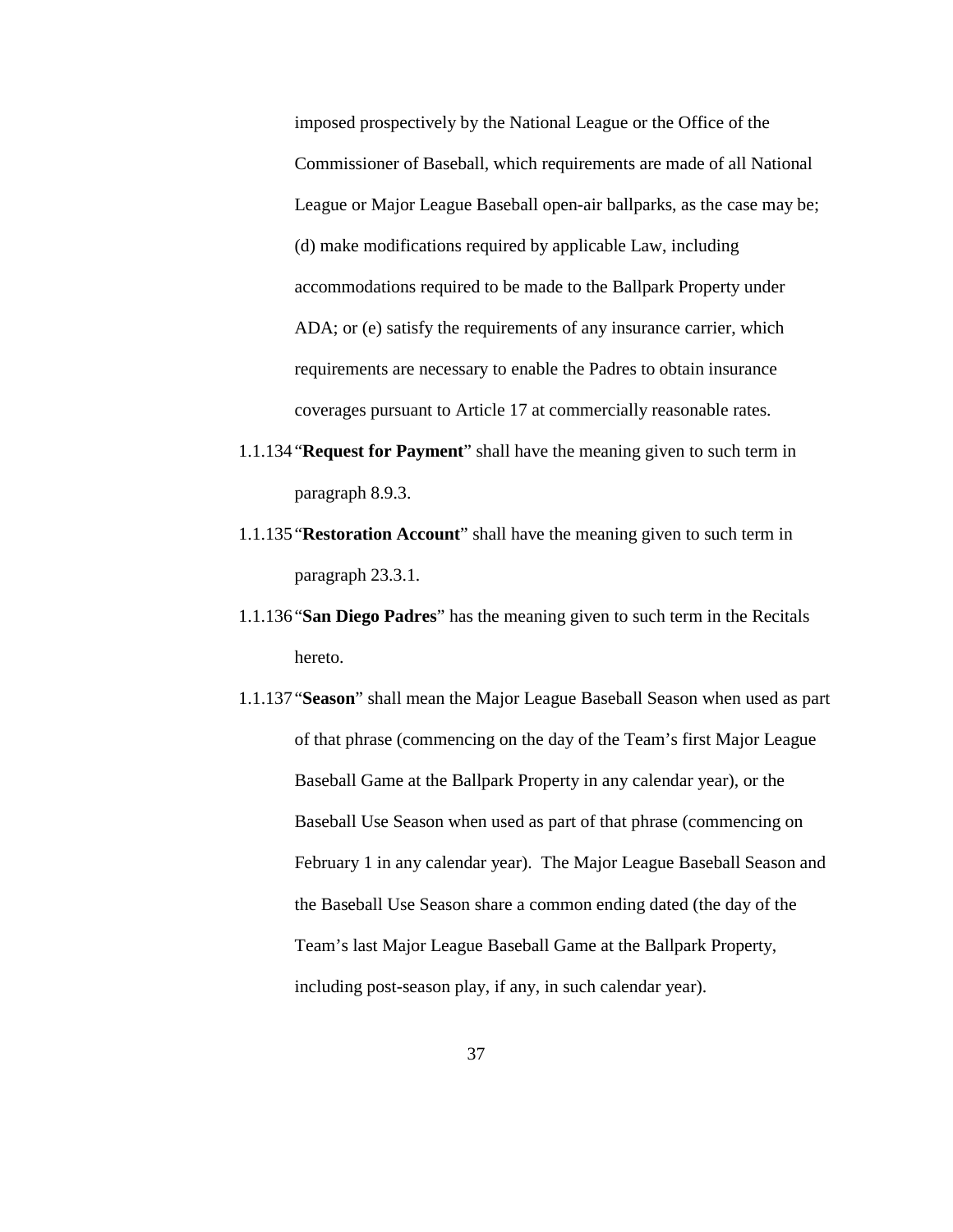imposed prospectively by the National League or the Office of the Commissioner of Baseball, which requirements are made of all National League or Major League Baseball open-air ballparks, as the case may be; (d) make modifications required by applicable Law, including accommodations required to be made to the Ballpark Property under ADA; or (e) satisfy the requirements of any insurance carrier, which requirements are necessary to enable the Padres to obtain insurance coverages pursuant to Article 17 at commercially reasonable rates.

1.1.134 "**Request for Payment**" shall have the meaning given to such term in paragraph 8.9.3.

1.1.135 "**Restoration Account**" shall have the meaning given to such term in paragraph 23.3.1.

1.1.136 "**San Diego Padres**" has the meaning given to such term in the Recitals hereto.

1.1.137 "**Season**" shall mean the Major League Baseball Season when used as part of that phrase (commencing on the day of the Team's first Major League Baseball Game at the Ballpark Property in any calendar year), or the Baseball Use Season when used as part of that phrase (commencing on February 1 in any calendar year). The Major League Baseball Season and the Baseball Use Season share a common ending dated (the day of the Team's last Major League Baseball Game at the Ballpark Property, including post-season play, if any, in such calendar year).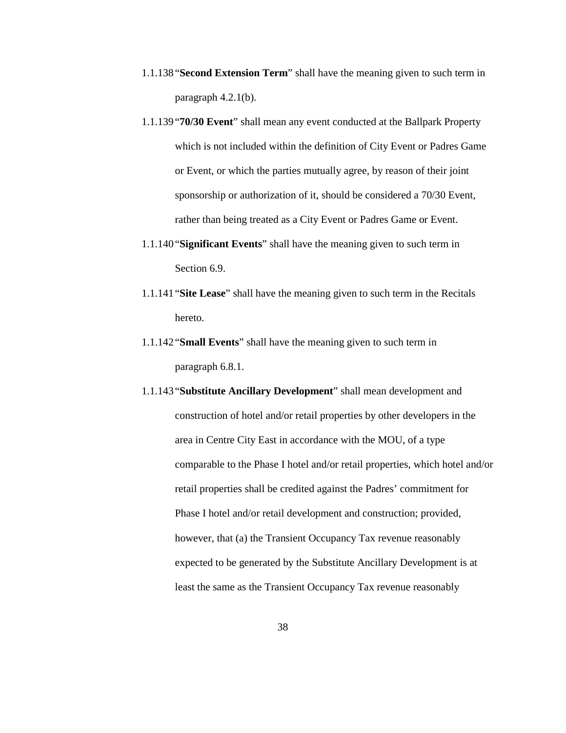1.1.138 "**Second Extension Term**" shall have the meaning given to such term in paragraph 4.2.1(b).

1.1.139 "**70/30 Event**" shall mean any event conducted at the Ballpark Property which is not included within the definition of City Event or Padres Game or Event, or which the parties mutually agree, by reason of their joint sponsorship or authorization of it, should be considered a 70/30 Event, rather than being treated as a City Event or Padres Game or Event.

1.1.140 "**Significant Events**" shall have the meaning given to such term in Section 6.9.

1.1.141 "**Site Lease**" shall have the meaning given to such term in the Recitals hereto.

1.1.142 "**Small Events**" shall have the meaning given to such term in paragraph 6.8.1.

1.1.143 "**Substitute Ancillary Development**" shall mean development and construction of hotel and/or retail properties by other developers in the area in Centre City East in accordance with the MOU, of a type comparable to the Phase I hotel and/or retail properties, which hotel and/or retail properties shall be credited against the Padres' commitment for Phase I hotel and/or retail development and construction; provided, however, that (a) the Transient Occupancy Tax revenue reasonably expected to be generated by the Substitute Ancillary Development is at least the same as the Transient Occupancy Tax revenue reasonably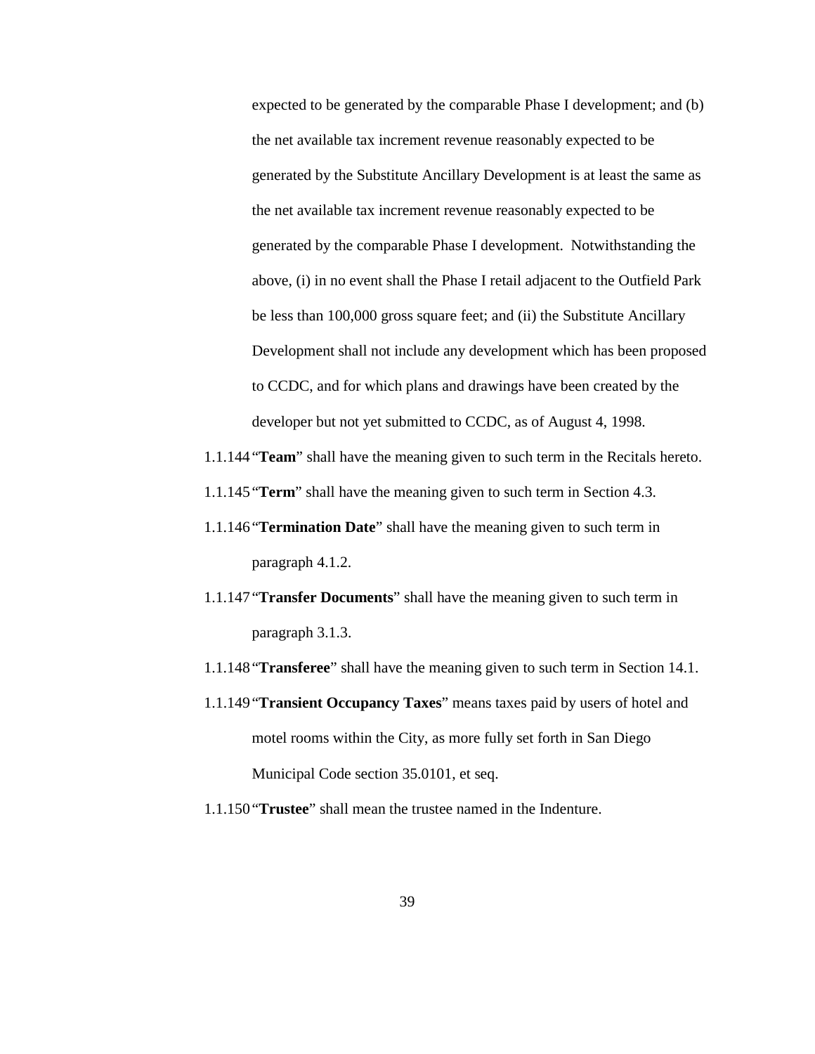expected to be generated by the comparable Phase I development; and (b) the net available tax increment revenue reasonably expected to be generated by the Substitute Ancillary Development is at least the same as the net available tax increment revenue reasonably expected to be generated by the comparable Phase I development. Notwithstanding the above, (i) in no event shall the Phase I retail adjacent to the Outfield Park be less than 100,000 gross square feet; and (ii) the Substitute Ancillary Development shall not include any development which has been proposed to CCDC, and for which plans and drawings have been created by the developer but not yet submitted to CCDC, as of August 4, 1998.

1.1.144 "**Team**" shall have the meaning given to such term in the Recitals hereto.

1.1.145 "**Term**" shall have the meaning given to such term in Section 4.3.

1.1.146 "**Termination Date**" shall have the meaning given to such term in paragraph 4.1.2.

1.1.147 "**Transfer Documents**" shall have the meaning given to such term in paragraph 3.1.3.

1.1.148 "**Transferee**" shall have the meaning given to such term in Section 14.1.

1.1.149 "**Transient Occupancy Taxes**" means taxes paid by users of hotel and motel rooms within the City, as more fully set forth in San Diego Municipal Code section 35.0101, et seq.

1.1.150 "**Trustee**" shall mean the trustee named in the Indenture.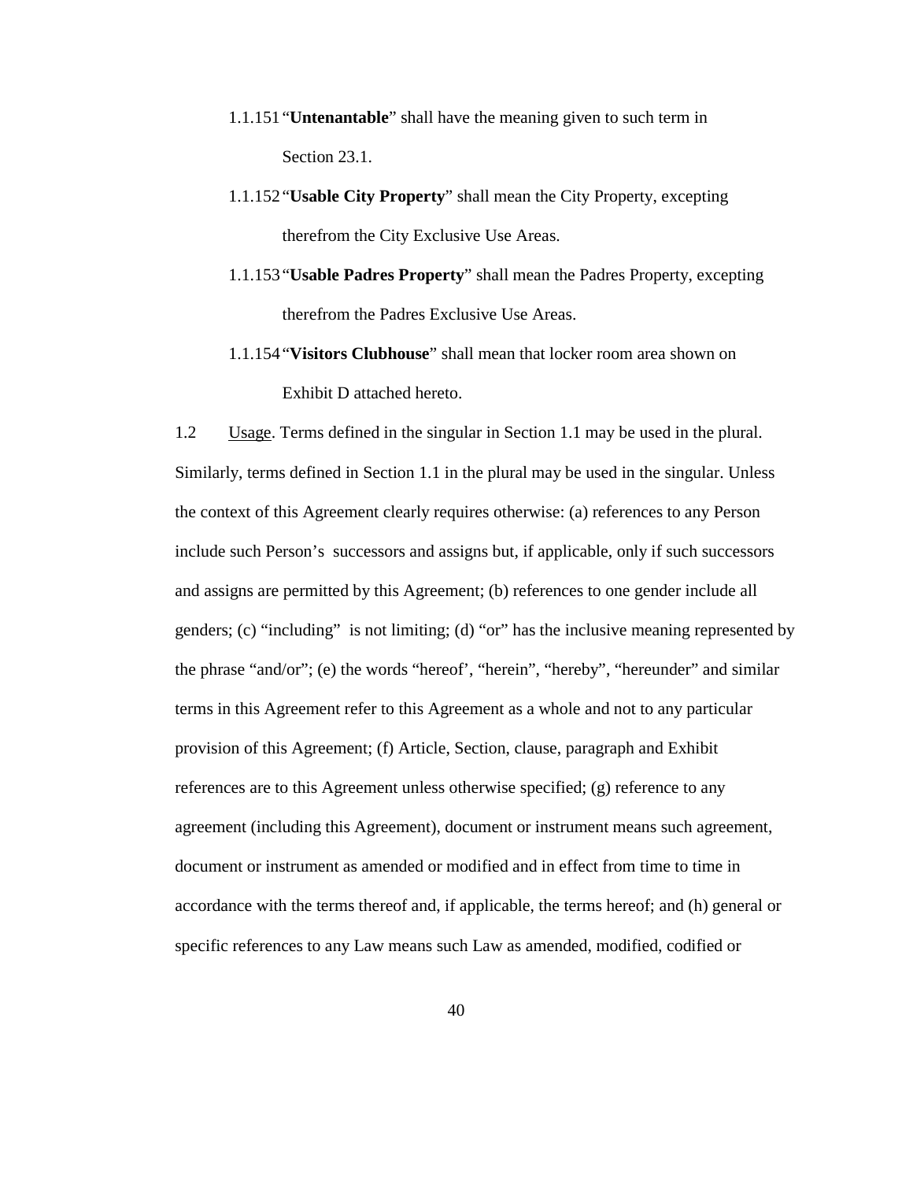1.1.151 "**Untenantable**" shall have the meaning given to such term in Section 23.1.

1.1.152 "**Usable City Property**" shall mean the City Property, excepting therefrom the City Exclusive Use Areas.

1.1.153 "**Usable Padres Property**" shall mean the Padres Property, excepting therefrom the Padres Exclusive Use Areas.

1.1.154 "**Visitors Clubhouse**" shall mean that locker room area shown on Exhibit D attached hereto.

1.2 Usage. Terms defined in the singular in Section 1.1 may be used in the plural. Similarly, terms defined in Section 1.1 in the plural may be used in the singular. Unless the context of this Agreement clearly requires otherwise: (a) references to any Person include such Person's successors and assigns but, if applicable, only if such successors and assigns are permitted by this Agreement; (b) references to one gender include all genders; (c) "including" is not limiting; (d) "or" has the inclusive meaning represented by the phrase "and/or"; (e) the words "hereof', "herein", "hereby", "hereunder" and similar terms in this Agreement refer to this Agreement as a whole and not to any particular provision of this Agreement; (f) Article, Section, clause, paragraph and Exhibit references are to this Agreement unless otherwise specified; (g) reference to any agreement (including this Agreement), document or instrument means such agreement, document or instrument as amended or modified and in effect from time to time in accordance with the terms thereof and, if applicable, the terms hereof; and (h) general or specific references to any Law means such Law as amended, modified, codified or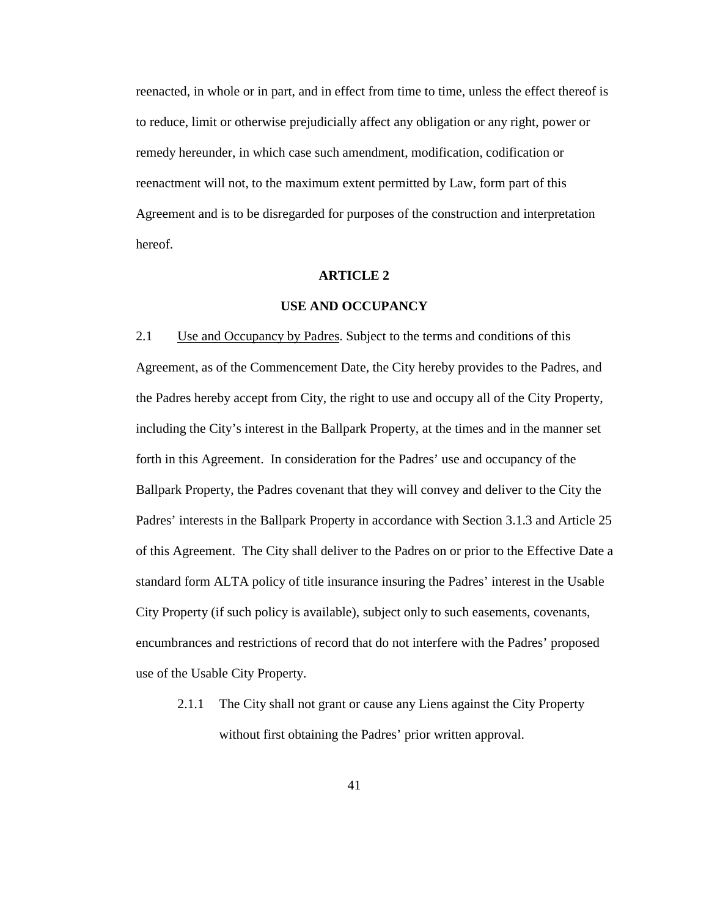reenacted, in whole or in part, and in effect from time to time, unless the effect thereof is to reduce, limit or otherwise prejudicially affect any obligation or any right, power or remedy hereunder, in which case such amendment, modification, codification or reenactment will not, to the maximum extent permitted by Law, form part of this Agreement and is to be disregarded for purposes of the construction and interpretation hereof.

## ARTICLE 2

## USE AND OCCUPANCY

2.1 Use and Occupancy by Padres. Subject to the terms and conditions of this Agreement, as of the Commencement Date, the City hereby provides to the Padres, and the Padres hereby accept from City, the right to use and occupy all of the City Property, including the City's interest in the Ballpark Property, at the times and in the manner set forth in this Agreement. In consideration for the Padres' use and occupancy of the Ballpark Property, the Padres covenant that they will convey and deliver to the City the Padres' interests in the Ballpark Property in accordance with Section 3.1.3 and Article 25 of this Agreement. The City shall deliver to the Padres on or prior to the Effective Date a standard form ALTA policy of title insurance insuring the Padres' interest in the Usable City Property (if such policy is available), subject only to such easements, covenants, encumbrances and restrictions of record that do not interfere with the Padres' proposed use of the Usable City Property.

2.1.1 The City shall not grant or cause any Liens against the City Property without first obtaining the Padres' prior written approval.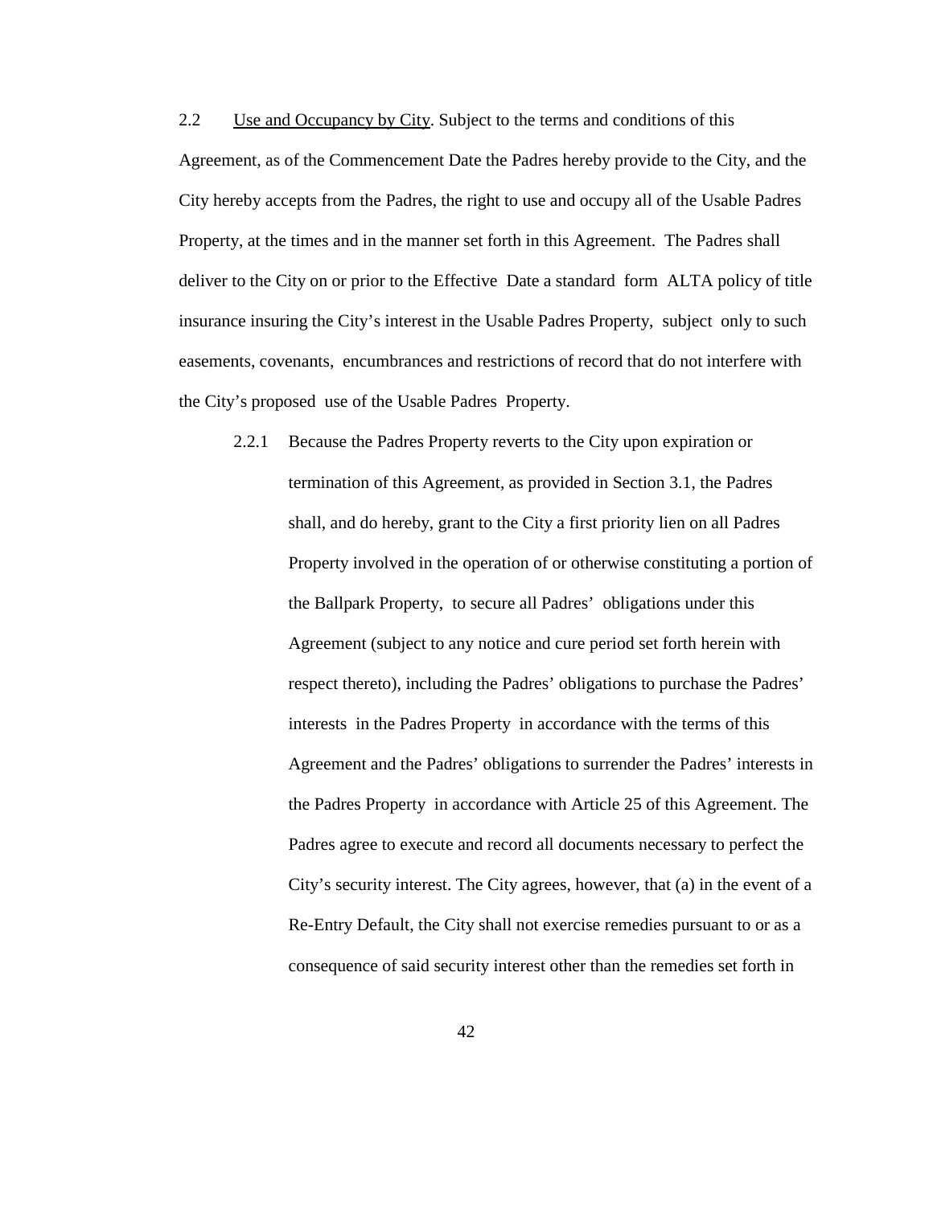2.2 Use and Occupancy by City. Subject to the terms and conditions of this Agreement, as of the Commencement Date the Padres hereby provide to the City, and the City hereby accepts from the Padres, the right to use and occupy all of the Usable Padres Property, at the times and in the manner set forth in this Agreement. The Padres shall deliver to the City on or prior to the Effective Date a standard form ALTA policy of title insurance insuring the City's interest in the Usable Padres Property, subject only to such easements, covenants, encumbrances and restrictions of record that do not interfere with the City's proposed use of the Usable Padres Property.

2.2.1 Because the Padres Property reverts to the City upon expiration or termination of this Agreement, as provided in Section 3.1, the Padres shall, and do hereby, grant to the City a first priority lien on all Padres Property involved in the operation of or otherwise constituting a portion of the Ballpark Property, to secure all Padres' obligations under this Agreement (subject to any notice and cure period set forth herein with respect thereto), including the Padres' obligations to purchase the Padres' interests in the Padres Property in accordance with the terms of this Agreement and the Padres' obligations to surrender the Padres' interests in the Padres Property in accordance with Article 25 of this Agreement. The Padres agree to execute and record all documents necessary to perfect the City's security interest. The City agrees, however, that (a) in the event of a Re-Entry Default, the City shall not exercise remedies pursuant to or as a consequence of said security interest other than the remedies set forth in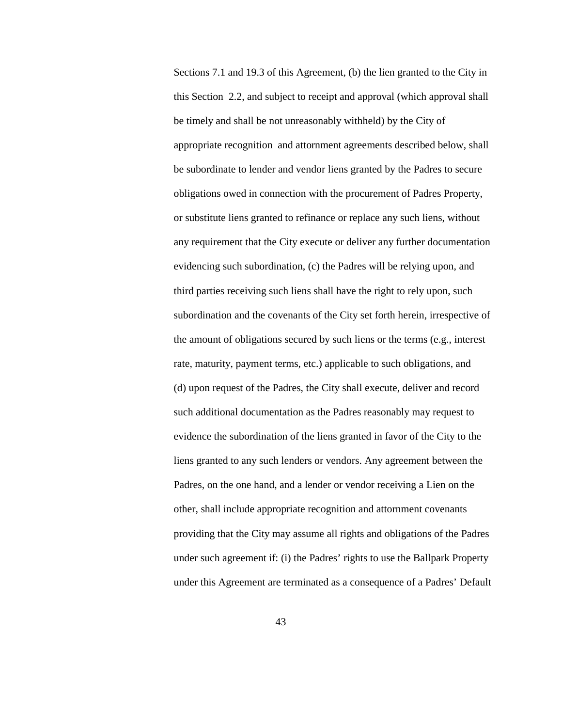Sections 7.1 and 19.3 of this Agreement, (b) the lien granted to the City in this Section 2.2, and subject to receipt and approval (which approval shall be timely and shall be not unreasonably withheld) by the City of appropriate recognition and attornment agreements described below, shall be subordinate to lender and vendor liens granted by the Padres to secure obligations owed in connection with the procurement of Padres Property, or substitute liens granted to refinance or replace any such liens, without any requirement that the City execute or deliver any further documentation evidencing such subordination, (c) the Padres will be relying upon, and third parties receiving such liens shall have the right to rely upon, such subordination and the covenants of the City set forth herein, irrespective of the amount of obligations secured by such liens or the terms (e.g., interest rate, maturity, payment terms, etc.) applicable to such obligations, and (d) upon request of the Padres, the City shall execute, deliver and record such additional documentation as the Padres reasonably may request to evidence the subordination of the liens granted in favor of the City to the liens granted to any such lenders or vendors. Any agreement between the Padres, on the one hand, and a lender or vendor receiving a Lien on the other, shall include appropriate recognition and attornment covenants providing that the City may assume all rights and obligations of the Padres under such agreement if: (i) the Padres' rights to use the Ballpark Property under this Agreement are terminated as a consequence of a Padres' Default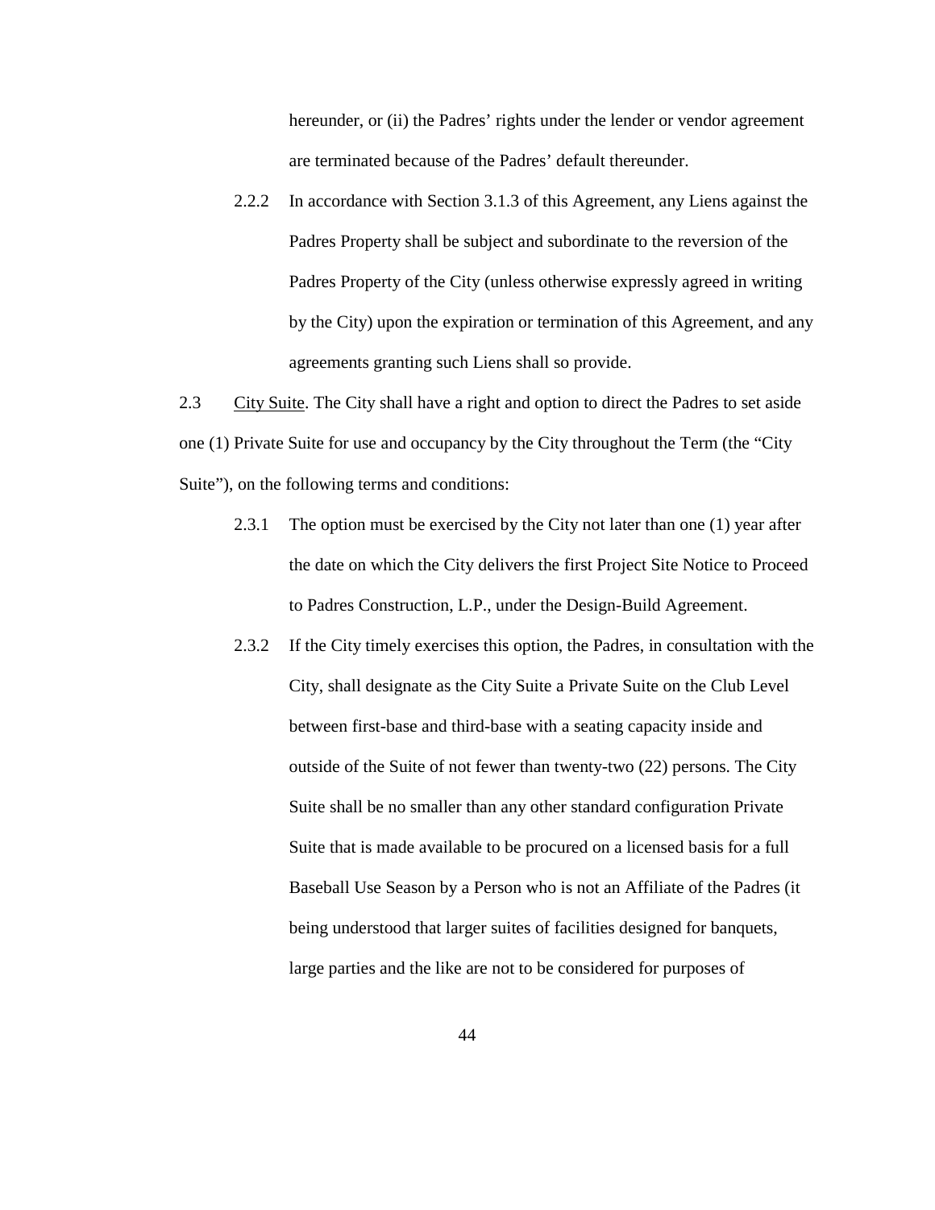hereunder, or (ii) the Padres' rights under the lender or vendor agreement are terminated because of the Padres' default thereunder.

2.2.2 In accordance with Section 3.1.3 of this Agreement, any Liens against the Padres Property shall be subject and subordinate to the reversion of the Padres Property of the City (unless otherwise expressly agreed in writing by the City) upon the expiration or termination of this Agreement, and any agreements granting such Liens shall so provide.

2.3 City Suite. The City shall have a right and option to direct the Padres to set aside one (1) Private Suite for use and occupancy by the City throughout the Term (the "City Suite"), on the following terms and conditions:

2.3.1 The option must be exercised by the City not later than one (1) year after the date on which the City delivers the first Project Site Notice to Proceed to Padres Construction, L.P., under the Design-Build Agreement.

2.3.2 If the City timely exercises this option, the Padres, in consultation with the City, shall designate as the City Suite a Private Suite on the Club Level between first-base and third-base with a seating capacity inside and outside of the Suite of not fewer than twenty-two (22) persons. The City Suite shall be no smaller than any other standard configuration Private Suite that is made available to be procured on a licensed basis for a full Baseball Use Season by a Person who is not an Affiliate of the Padres (it being understood that larger suites of facilities designed for banquets, large parties and the like are not to be considered for purposes of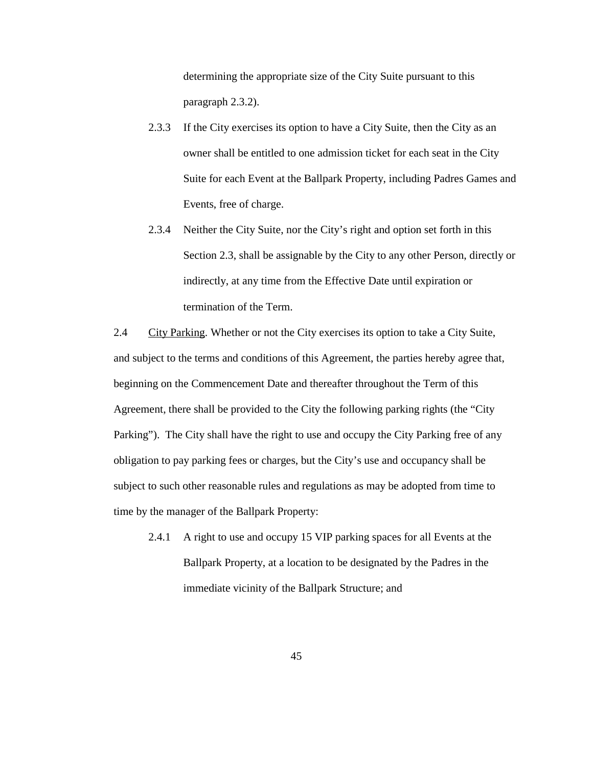determining the appropriate size of the City Suite pursuant to this paragraph 2.3.2).

2.3.3 If the City exercises its option to have a City Suite, then the City as an owner shall be entitled to one admission ticket for each seat in the City Suite for each Event at the Ballpark Property, including Padres Games and Events, free of charge.

2.3.4 Neither the City Suite, nor the City's right and option set forth in this Section 2.3, shall be assignable by the City to any other Person, directly or indirectly, at any time from the Effective Date until expiration or termination of the Term.

2.4 City Parking. Whether or not the City exercises its option to take a City Suite, and subject to the terms and conditions of this Agreement, the parties hereby agree that, beginning on the Commencement Date and thereafter throughout the Term of this Agreement, there shall be provided to the City the following parking rights (the "City Parking"). The City shall have the right to use and occupy the City Parking free of any obligation to pay parking fees or charges, but the City's use and occupancy shall be subject to such other reasonable rules and regulations as may be adopted from time to time by the manager of the Ballpark Property:

2.4.1 A right to use and occupy 15 VIP parking spaces for all Events at the Ballpark Property, at a location to be designated by the Padres in the immediate vicinity of the Ballpark Structure; and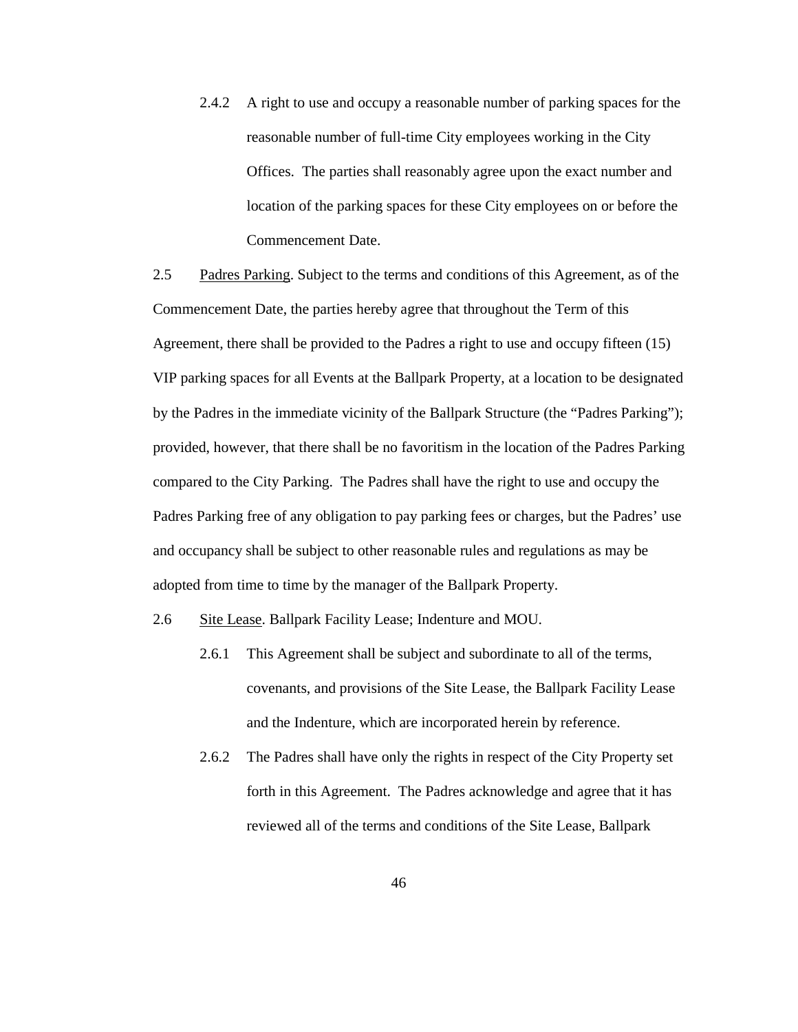2.4.2 A right to use and occupy a reasonable number of parking spaces for the reasonable number of full-time City employees working in the City Offices. The parties shall reasonably agree upon the exact number and location of the parking spaces for these City employees on or before the Commencement Date.

2.5 Padres Parking. Subject to the terms and conditions of this Agreement, as of the Commencement Date, the parties hereby agree that throughout the Term of this Agreement, there shall be provided to the Padres a right to use and occupy fifteen (15) VIP parking spaces for all Events at the Ballpark Property, at a location to be designated by the Padres in the immediate vicinity of the Ballpark Structure (the "Padres Parking"); provided, however, that there shall be no favoritism in the location of the Padres Parking compared to the City Parking. The Padres shall have the right to use and occupy the Padres Parking free of any obligation to pay parking fees or charges, but the Padres' use and occupancy shall be subject to other reasonable rules and regulations as may be adopted from time to time by the manager of the Ballpark Property.

2.6 Site Lease. Ballpark Facility Lease; Indenture and MOU.

2.6.1 This Agreement shall be subject and subordinate to all of the terms, covenants, and provisions of the Site Lease, the Ballpark Facility Lease and the Indenture, which are incorporated herein by reference.

2.6.2 The Padres shall have only the rights in respect of the City Property set forth in this Agreement. The Padres acknowledge and agree that it has reviewed all of the terms and conditions of the Site Lease, Ballpark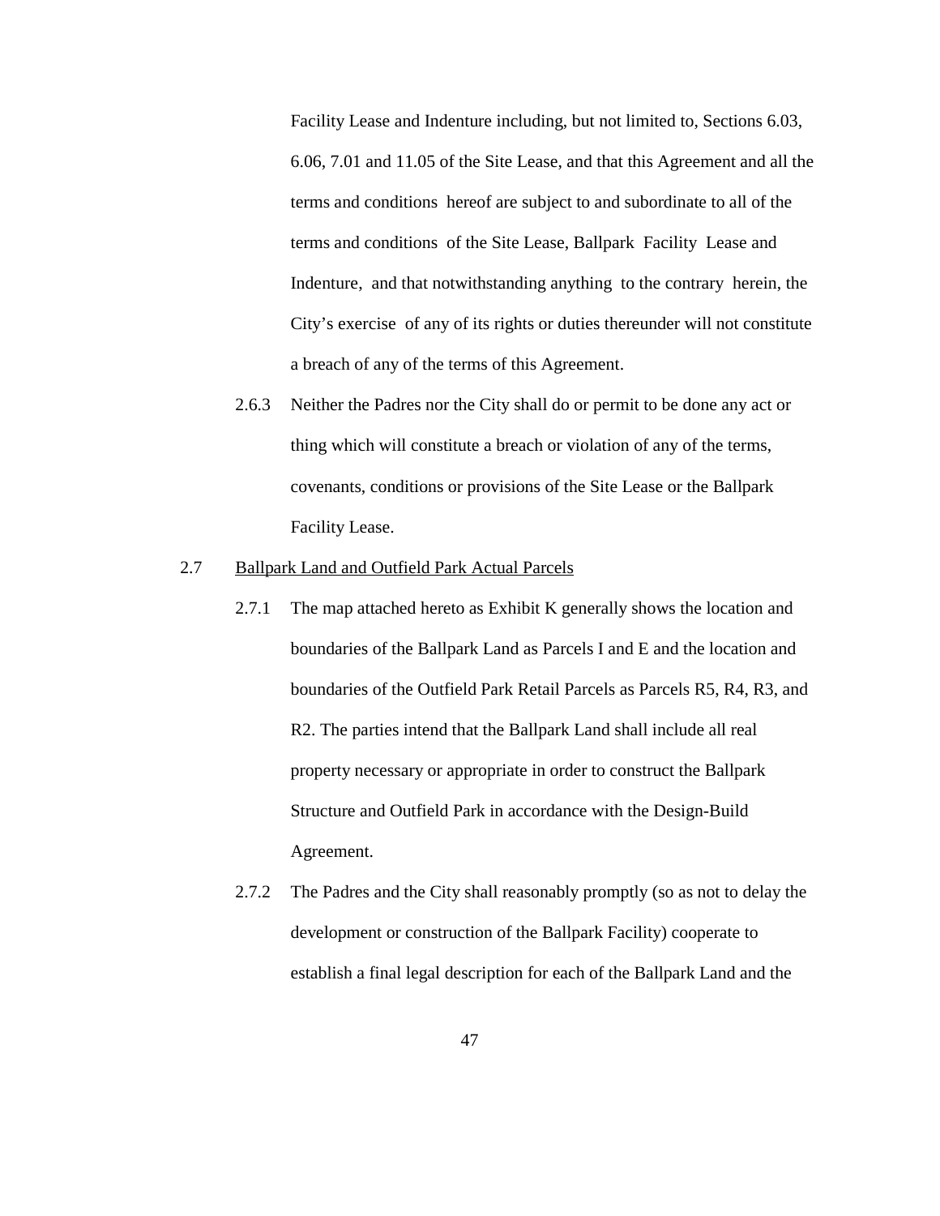Facility Lease and Indenture including, but not limited to, Sections 6.03, 6.06, 7.01 and 11.05 of the Site Lease, and that this Agreement and all the terms and conditions hereof are subject to and subordinate to all of the terms and conditions of the Site Lease, Ballpark Facility Lease and Indenture, and that notwithstanding anything to the contrary herein, the City's exercise of any of its rights or duties thereunder will not constitute a breach of any of the terms of this Agreement.

2.6.3 Neither the Padres nor the City shall do or permit to be done any act or thing which will constitute a breach or violation of any of the terms, covenants, conditions or provisions of the Site Lease or the Ballpark Facility Lease.

2.7 Ballpark Land and Outfield Park Actual Parcels

2.7.1 The map attached hereto as Exhibit K generally shows the location and boundaries of the Ballpark Land as Parcels I and E and the location and boundaries of the Outfield Park Retail Parcels as Parcels R5, R4, R3, and R2. The parties intend that the Ballpark Land shall include all real property necessary or appropriate in order to construct the Ballpark Structure and Outfield Park in accordance with the Design-Build Agreement.

2.7.2 The Padres and the City shall reasonably promptly (so as not to delay the development or construction of the Ballpark Facility) cooperate to establish a final legal description for each of the Ballpark Land and the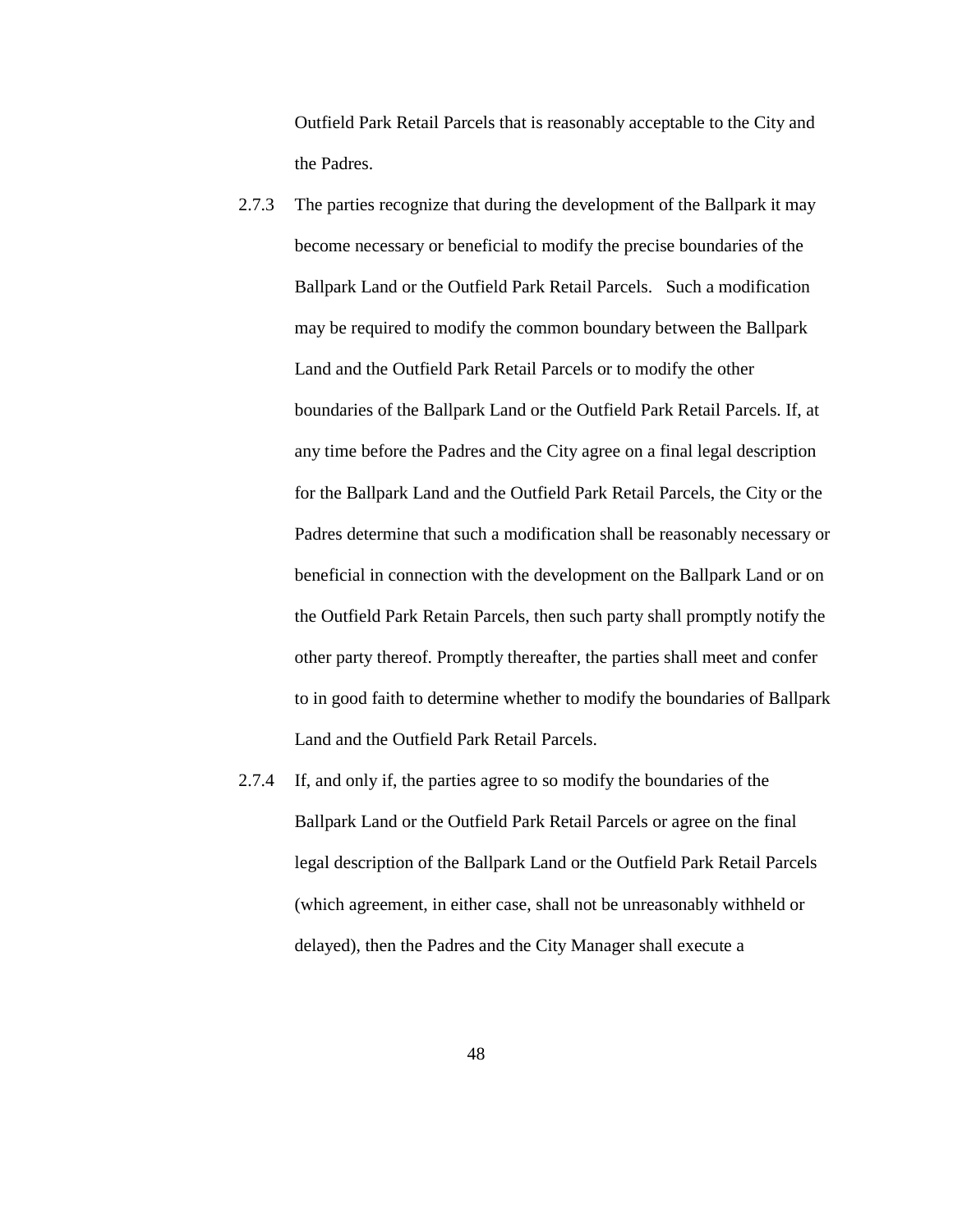Outfield Park Retail Parcels that is reasonably acceptable to the City and the Padres.

2.7.3 The parties recognize that during the development of the Ballpark it may become necessary or beneficial to modify the precise boundaries of the Ballpark Land or the Outfield Park Retail Parcels. Such a modification may be required to modify the common boundary between the Ballpark Land and the Outfield Park Retail Parcels or to modify the other boundaries of the Ballpark Land or the Outfield Park Retail Parcels. If, at any time before the Padres and the City agree on a final legal description for the Ballpark Land and the Outfield Park Retail Parcels, the City or the Padres determine that such a modification shall be reasonably necessary or beneficial in connection with the development on the Ballpark Land or on the Outfield Park Retain Parcels, then such party shall promptly notify the other party thereof. Promptly thereafter, the parties shall meet and confer to in good faith to determine whether to modify the boundaries of Ballpark Land and the Outfield Park Retail Parcels.

2.7.4 If, and only if, the parties agree to so modify the boundaries of the Ballpark Land or the Outfield Park Retail Parcels or agree on the final legal description of the Ballpark Land or the Outfield Park Retail Parcels (which agreement, in either case, shall not be unreasonably withheld or delayed), then the Padres and the City Manager shall execute a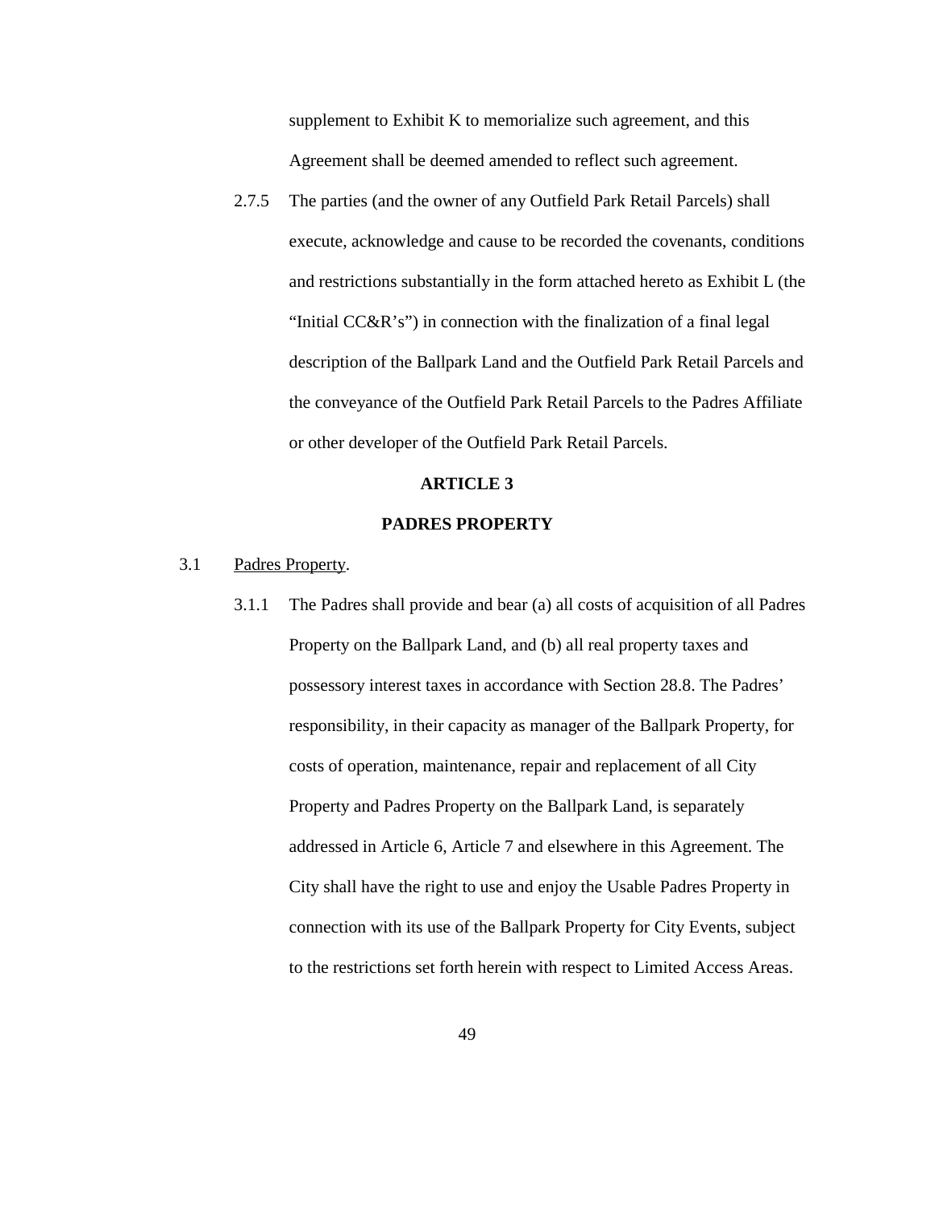supplement to Exhibit K to memorialize such agreement, and this Agreement shall be deemed amended to reflect such agreement.

2.7.5 The parties (and the owner of any Outfield Park Retail Parcels) shall execute, acknowledge and cause to be recorded the covenants, conditions and restrictions substantially in the form attached hereto as Exhibit L (the "Initial CC&R's") in connection with the finalization of a final legal description of the Ballpark Land and the Outfield Park Retail Parcels and the conveyance of the Outfield Park Retail Parcels to the Padres Affiliate or other developer of the Outfield Park Retail Parcels.

## ARTICLE 3

## PADRES PROPERTY

3.1 <u>Padres Property</u>.

3.1.1 The Padres shall provide and bear (a) all costs of acquisition of all Padres Property on the Ballpark Land, and (b) all real property taxes and possessory interest taxes in accordance with Section 28.8. The Padres' responsibility, in their capacity as manager of the Ballpark Property, for costs of operation, maintenance, repair and replacement of all City Property and Padres Property on the Ballpark Land, is separately addressed in Article 6, Article 7 and elsewhere in this Agreement. The City shall have the right to use and enjoy the Usable Padres Property in connection with its use of the Ballpark Property for City Events, subject to the restrictions set forth herein with respect to Limited Access Areas.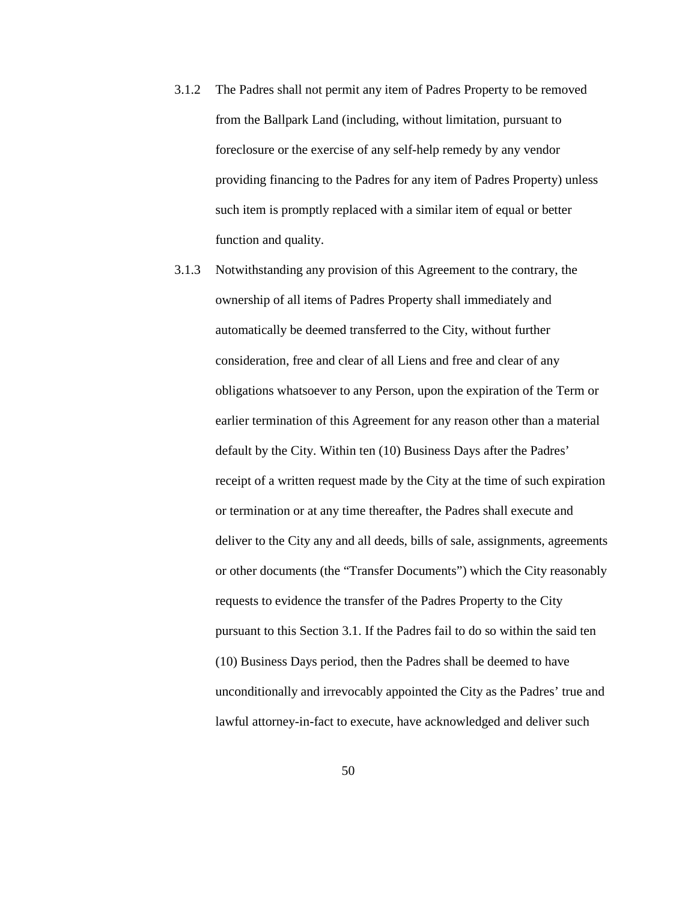3.1.2 The Padres shall not permit any item of Padres Property to be removed from the Ballpark Land (including, without limitation, pursuant to foreclosure or the exercise of any self-help remedy by any vendor providing financing to the Padres for any item of Padres Property) unless such item is promptly replaced with a similar item of equal or better function and quality.

3.1.3 Notwithstanding any provision of this Agreement to the contrary, the ownership of all items of Padres Property shall immediately and automatically be deemed transferred to the City, without further consideration, free and clear of all Liens and free and clear of any obligations whatsoever to any Person, upon the expiration of the Term or earlier termination of this Agreement for any reason other than a material default by the City. Within ten (10) Business Days after the Padres' receipt of a written request made by the City at the time of such expiration or termination or at any time thereafter, the Padres shall execute and deliver to the City any and all deeds, bills of sale, assignments, agreements or other documents (the "Transfer Documents") which the City reasonably requests to evidence the transfer of the Padres Property to the City pursuant to this Section 3.1. If the Padres fail to do so within the said ten (10) Business Days period, then the Padres shall be deemed to have unconditionally and irrevocably appointed the City as the Padres' true and lawful attorney-in-fact to execute, have acknowledged and deliver such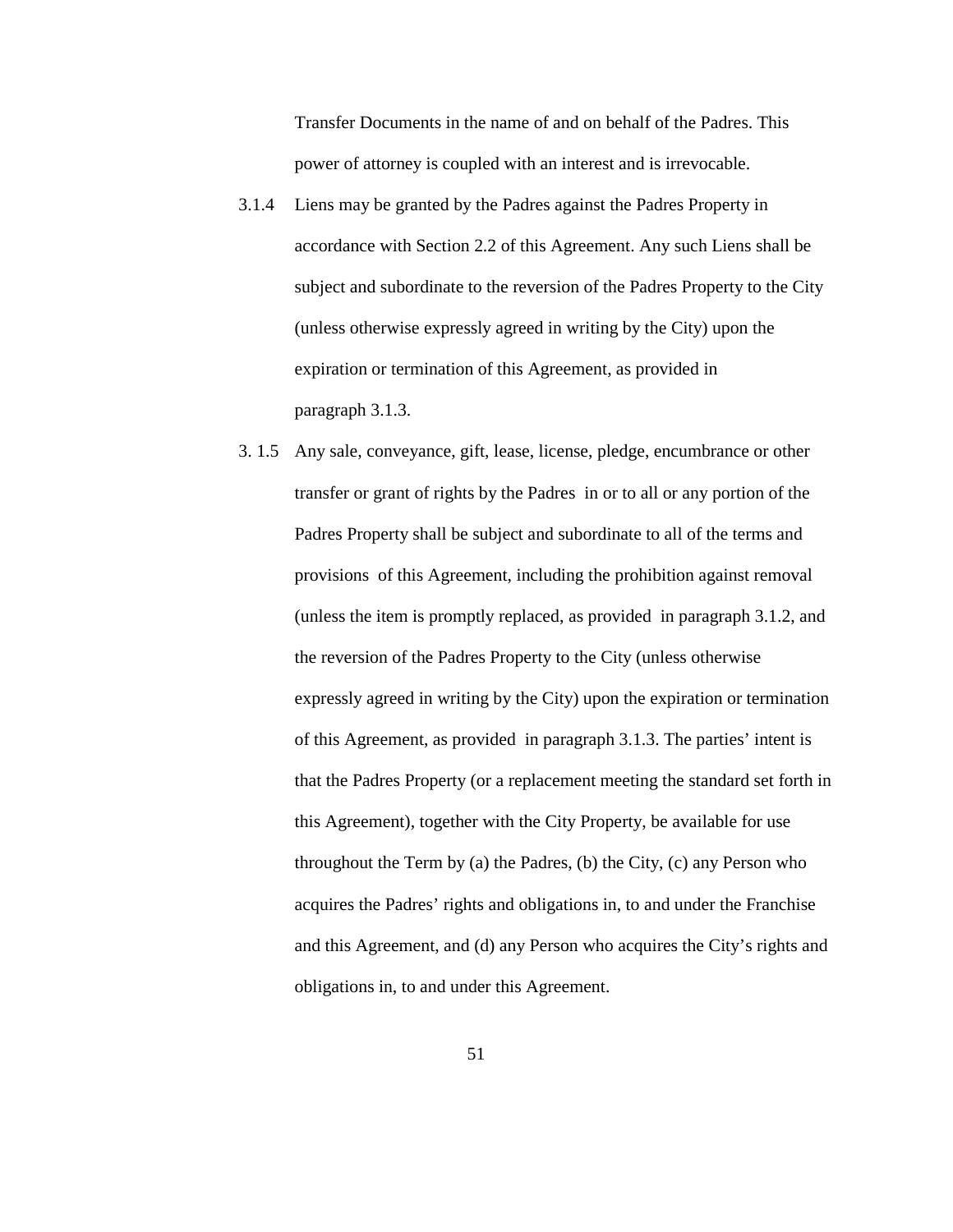Transfer Documents in the name of and on behalf of the Padres. This power of attorney is coupled with an interest and is irrevocable.

3.1.4 Liens may be granted by the Padres against the Padres Property in accordance with Section 2.2 of this Agreement. Any such Liens shall be subject and subordinate to the reversion of the Padres Property to the City (unless otherwise expressly agreed in writing by the City) upon the expiration or termination of this Agreement, as provided in paragraph 3.1.3.

3. 1.5 Any sale, conveyance, gift, lease, license, pledge, encumbrance or other transfer or grant of rights by the Padres in or to all or any portion of the Padres Property shall be subject and subordinate to all of the terms and provisions of this Agreement, including the prohibition against removal (unless the item is promptly replaced, as provided in paragraph 3.1.2, and the reversion of the Padres Property to the City (unless otherwise expressly agreed in writing by the City) upon the expiration or termination of this Agreement, as provided in paragraph 3.1.3. The parties' intent is that the Padres Property (or a replacement meeting the standard set forth in this Agreement), together with the City Property, be available for use throughout the Term by (a) the Padres, (b) the City, (c) any Person who acquires the Padres' rights and obligations in, to and under the Franchise and this Agreement, and (d) any Person who acquires the City's rights and obligations in, to and under this Agreement.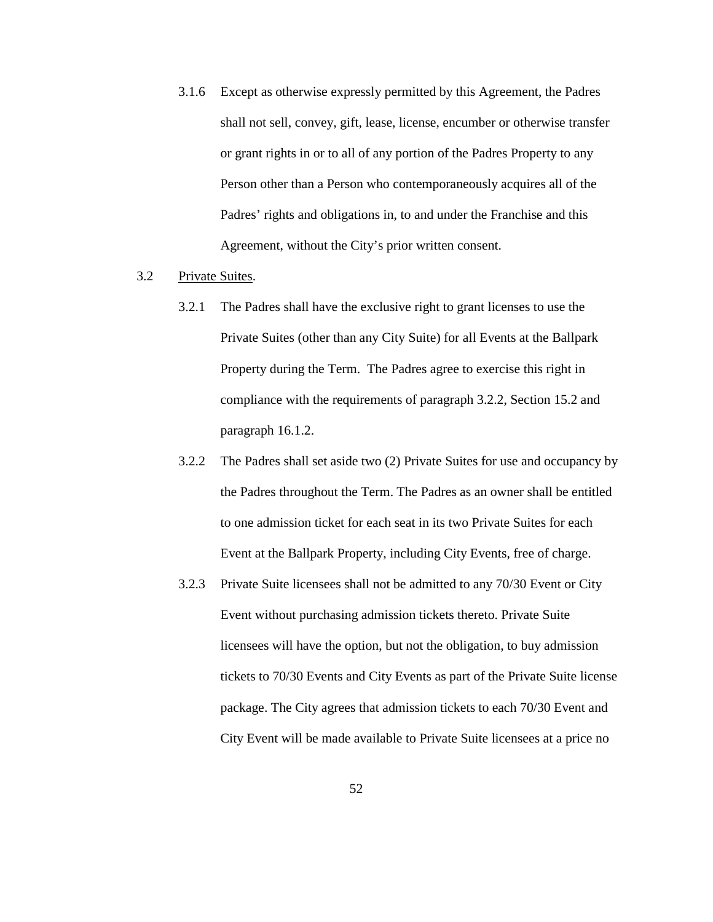3.1.6 Except as otherwise expressly permitted by this Agreement, the Padres shall not sell, convey, gift, lease, license, encumber or otherwise transfer or grant rights in or to all of any portion of the Padres Property to any Person other than a Person who contemporaneously acquires all of the Padres' rights and obligations in, to and under the Franchise and this Agreement, without the City's prior written consent.

3.2 Private Suites.

3.2.1 The Padres shall have the exclusive right to grant licenses to use the Private Suites (other than any City Suite) for all Events at the Ballpark Property during the Term. The Padres agree to exercise this right in compliance with the requirements of paragraph 3.2.2, Section 15.2 and paragraph 16.1.2.

3.2.2 The Padres shall set aside two (2) Private Suites for use and occupancy by the Padres throughout the Term. The Padres as an owner shall be entitled to one admission ticket for each seat in its two Private Suites for each Event at the Ballpark Property, including City Events, free of charge.

3.2.3 Private Suite licensees shall not be admitted to any 70/30 Event or City Event without purchasing admission tickets thereto. Private Suite licensees will have the option, but not the obligation, to buy admission tickets to 70/30 Events and City Events as part of the Private Suite license package. The City agrees that admission tickets to each 70/30 Event and City Event will be made available to Private Suite licensees at a price no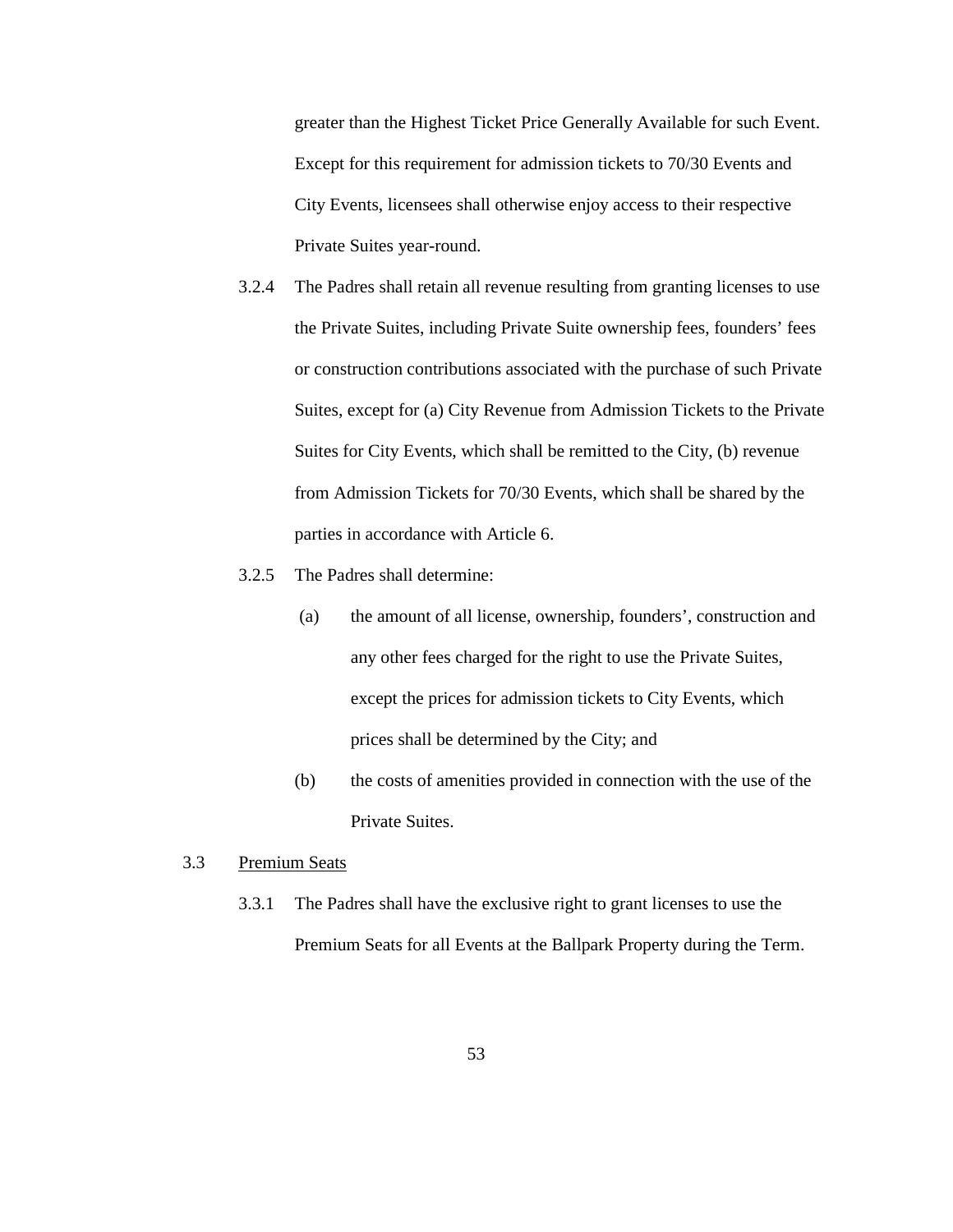greater than the Highest Ticket Price Generally Available for such Event. Except for this requirement for admission tickets to 70/30 Events and City Events, licensees shall otherwise enjoy access to their respective Private Suites year-round.

3.2.4 The Padres shall retain all revenue resulting from granting licenses to use the Private Suites, including Private Suite ownership fees, founders' fees or construction contributions associated with the purchase of such Private Suites, except for (a) City Revenue from Admission Tickets to the Private Suites for City Events, which shall be remitted to the City, (b) revenue from Admission Tickets for 70/30 Events, which shall be shared by the parties in accordance with Article 6.

3.2.5 The Padres shall determine:

(a) the amount of all license, ownership, founders', construction and any other fees charged for the right to use the Private Suites, except the prices for admission tickets to City Events, which prices shall be determined by the City; and

(b) the costs of amenities provided in connection with the use of the Private Suites.

3.3 Premium Seats

3.3.1 The Padres shall have the exclusive right to grant licenses to use the Premium Seats for all Events at the Ballpark Property during the Term.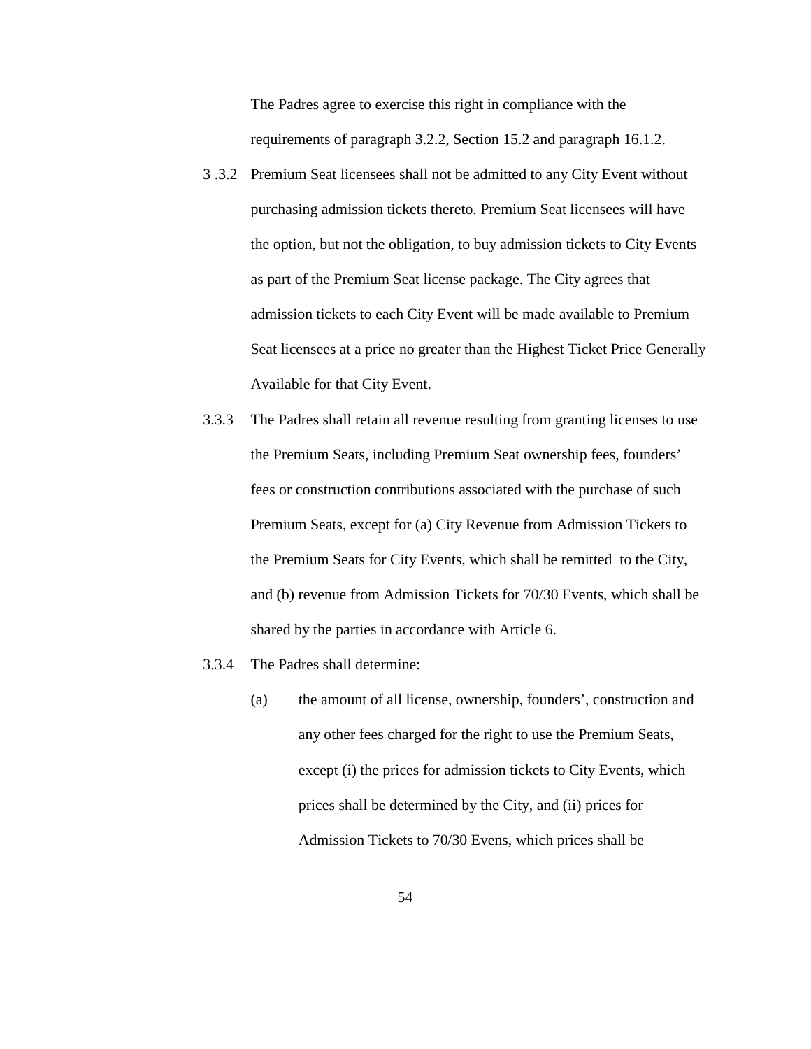The Padres agree to exercise this right in compliance with the requirements of paragraph 3.2.2, Section 15.2 and paragraph 16.1.2.

3 .3.2 Premium Seat licensees shall not be admitted to any City Event without purchasing admission tickets thereto. Premium Seat licensees will have the option, but not the obligation, to buy admission tickets to City Events as part of the Premium Seat license package. The City agrees that admission tickets to each City Event will be made available to Premium Seat licensees at a price no greater than the Highest Ticket Price Generally Available for that City Event.

3.3.3 The Padres shall retain all revenue resulting from granting licenses to use the Premium Seats, including Premium Seat ownership fees, founders' fees or construction contributions associated with the purchase of such Premium Seats, except for (a) City Revenue from Admission Tickets to the Premium Seats for City Events, which shall be remitted to the City, and (b) revenue from Admission Tickets for 70/30 Events, which shall be shared by the parties in accordance with Article 6.

3.3.4 The Padres shall determine:

(a) the amount of all license, ownership, founders', construction and any other fees charged for the right to use the Premium Seats, except (i) the prices for admission tickets to City Events, which prices shall be determined by the City, and (ii) prices for Admission Tickets to 70/30 Evens, which prices shall be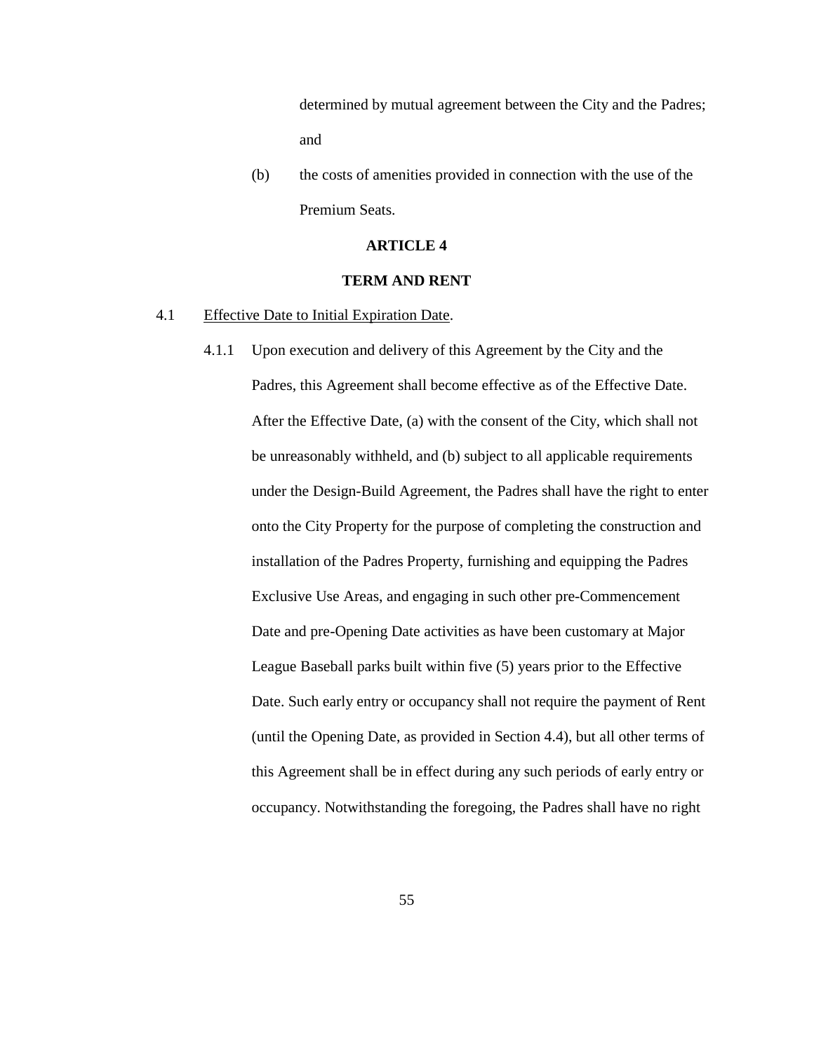determined by mutual agreement between the City and the Padres; and

(b) the costs of amenities provided in connection with the use of the Premium Seats.

## ARTICLE 4

## TERM AND RENT

4.1 Effective Date to Initial Expiration Date.

4.1.1 Upon execution and delivery of this Agreement by the City and the Padres, this Agreement shall become effective as of the Effective Date. After the Effective Date, (a) with the consent of the City, which shall not be unreasonably withheld, and (b) subject to all applicable requirements under the Design-Build Agreement, the Padres shall have the right to enter onto the City Property for the purpose of completing the construction and installation of the Padres Property, furnishing and equipping the Padres Exclusive Use Areas, and engaging in such other pre-Commencement Date and pre-Opening Date activities as have been customary at Major League Baseball parks built within five (5) years prior to the Effective Date. Such early entry or occupancy shall not require the payment of Rent (until the Opening Date, as provided in Section 4.4), but all other terms of this Agreement shall be in effect during any such periods of early entry or occupancy. Notwithstanding the foregoing, the Padres shall have no right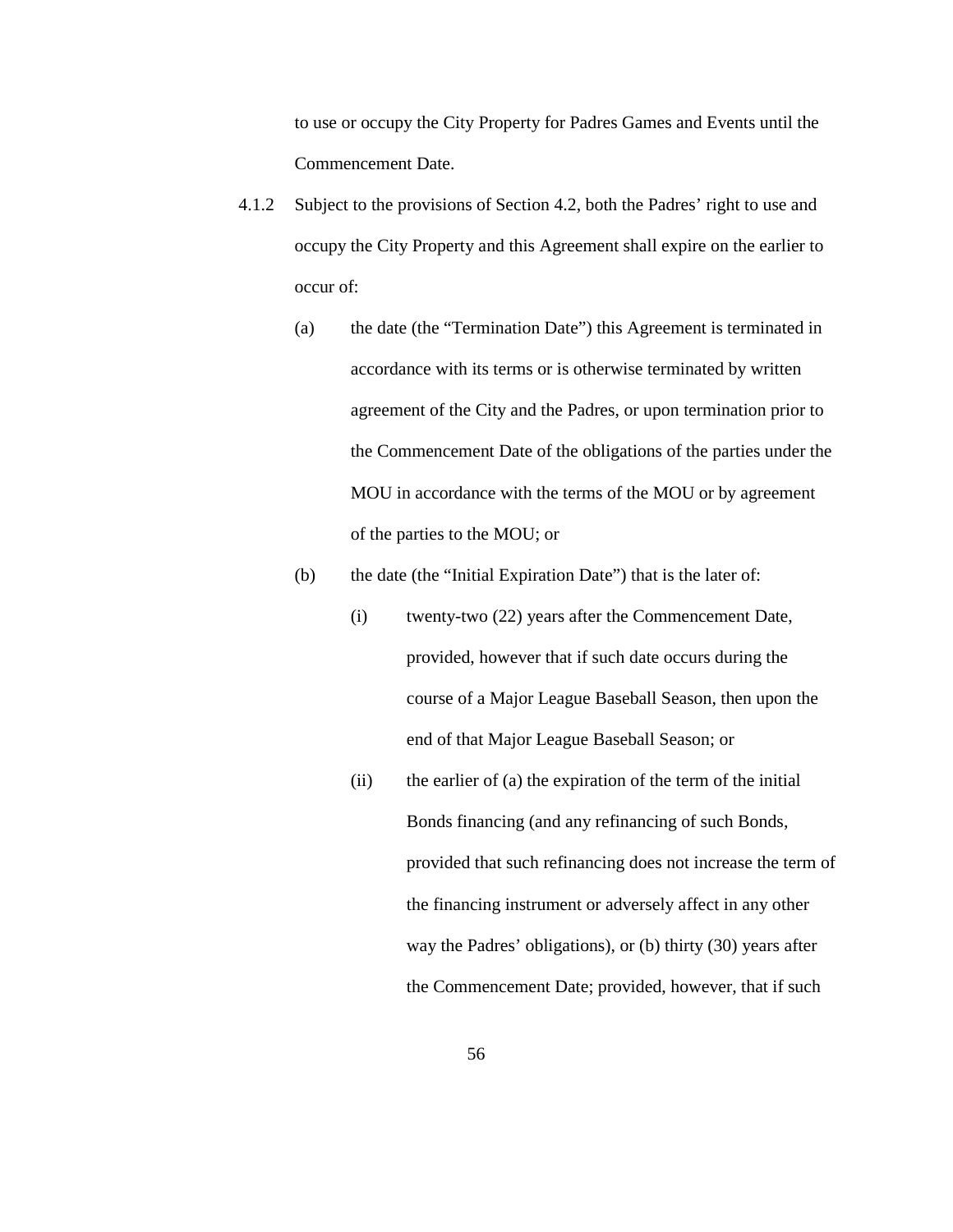to use or occupy the City Property for Padres Games and Events until the Commencement Date.

4.1.2 Subject to the provisions of Section 4.2, both the Padres' right to use and occupy the City Property and this Agreement shall expire on the earlier to occur of:

(a) the date (the "Termination Date") this Agreement is terminated in accordance with its terms or is otherwise terminated by written agreement of the City and the Padres, or upon termination prior to the Commencement Date of the obligations of the parties under the MOU in accordance with the terms of the MOU or by agreement of the parties to the MOU; or

(b) the date (the "Initial Expiration Date") that is the later of:

(i) twenty-two (22) years after the Commencement Date, provided, however that if such date occurs during the course of a Major League Baseball Season, then upon the end of that Major League Baseball Season; or

(ii) the earlier of (a) the expiration of the term of the initial Bonds financing (and any refinancing of such Bonds, provided that such refinancing does not increase the term of the financing instrument or adversely affect in any other way the Padres' obligations), or (b) thirty (30) years after the Commencement Date; provided, however, that if such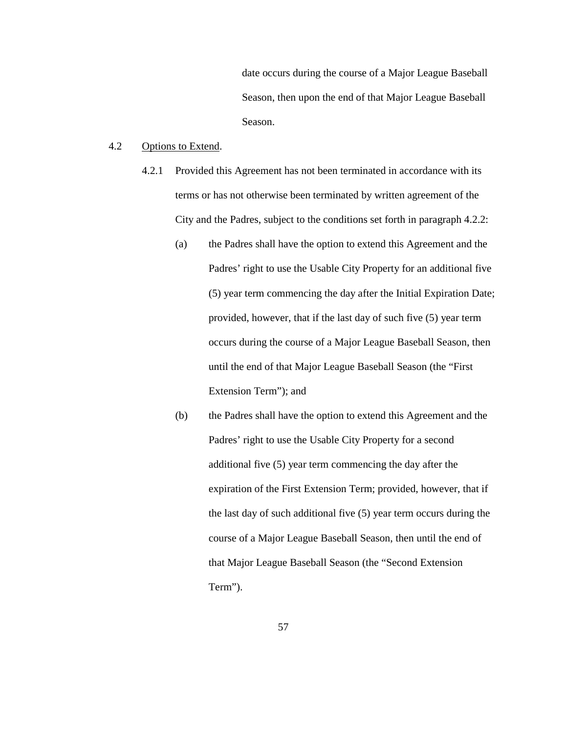date occurs during the course of a Major League Baseball Season, then upon the end of that Major League Baseball Season.

4.2 Options to Extend.

4.2.1 Provided this Agreement has not been terminated in accordance with its terms or has not otherwise been terminated by written agreement of the City and the Padres, subject to the conditions set forth in paragraph 4.2.2:

(a) the Padres shall have the option to extend this Agreement and the Padres' right to use the Usable City Property for an additional five (5) year term commencing the day after the Initial Expiration Date; provided, however, that if the last day of such five (5) year term occurs during the course of a Major League Baseball Season, then until the end of that Major League Baseball Season (the "First Extension Term"); and

(b) the Padres shall have the option to extend this Agreement and the Padres' right to use the Usable City Property for a second additional five (5) year term commencing the day after the expiration of the First Extension Term; provided, however, that if the last day of such additional five (5) year term occurs during the course of a Major League Baseball Season, then until the end of that Major League Baseball Season (the "Second Extension Term").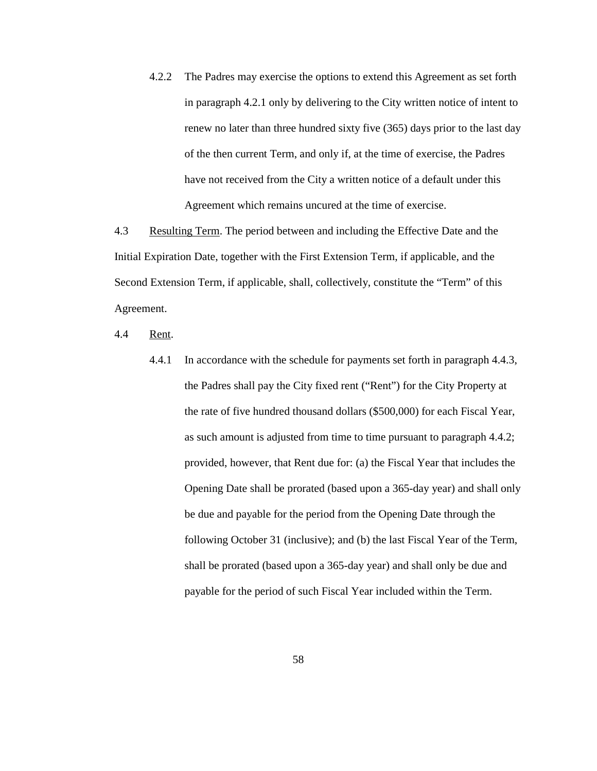4.2.2 The Padres may exercise the options to extend this Agreement as set forth in paragraph 4.2.1 only by delivering to the City written notice of intent to renew no later than three hundred sixty five (365) days prior to the last day of the then current Term, and only if, at the time of exercise, the Padres have not received from the City a written notice of a default under this Agreement which remains uncured at the time of exercise.

4.3 Resulting Term. The period between and including the Effective Date and the Initial Expiration Date, together with the First Extension Term, if applicable, and the Second Extension Term, if applicable, shall, collectively, constitute the "Term" of this Agreement.

4.4 Rent.

4.4.1 In accordance with the schedule for payments set forth in paragraph 4.4.3, the Padres shall pay the City fixed rent ("Rent") for the City Property at the rate of five hundred thousand dollars ($500,000) for each Fiscal Year, as such amount is adjusted from time to time pursuant to paragraph 4.4.2; provided, however, that Rent due for: (a) the Fiscal Year that includes the Opening Date shall be prorated (based upon a 365-day year) and shall only be due and payable for the period from the Opening Date through the following October 31 (inclusive); and (b) the last Fiscal Year of the Term, shall be prorated (based upon a 365-day year) and shall only be due and payable for the period of such Fiscal Year included within the Term.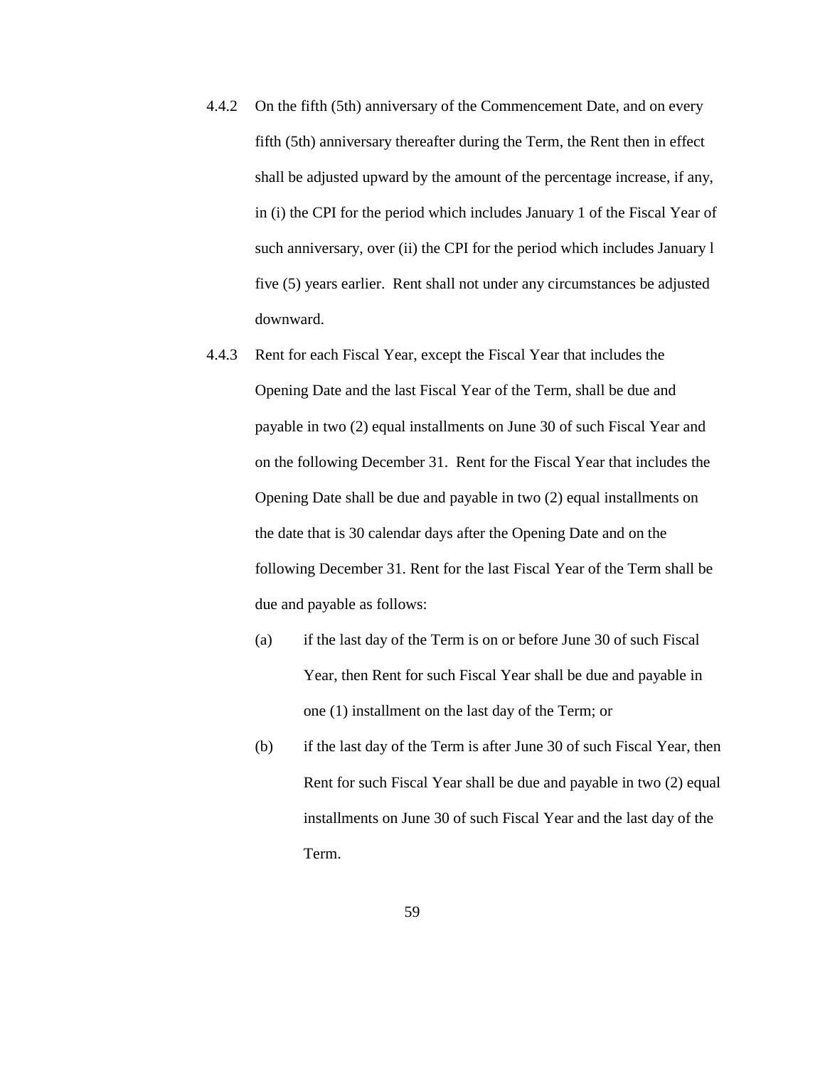4.4.2 On the fifth (5th) anniversary of the Commencement Date, and on every fifth (5th) anniversary thereafter during the Term, the Rent then in effect shall be adjusted upward by the amount of the percentage increase, if any, in (i) the CPI for the period which includes January 1 of the Fiscal Year of such anniversary, over (ii) the CPI for the period which includes January l five (5) years earlier. Rent shall not under any circumstances be adjusted downward.

4.4.3 Rent for each Fiscal Year, except the Fiscal Year that includes the Opening Date and the last Fiscal Year of the Term, shall be due and payable in two (2) equal installments on June 30 of such Fiscal Year and on the following December 31. Rent for the Fiscal Year that includes the Opening Date shall be due and payable in two (2) equal installments on the date that is 30 calendar days after the Opening Date and on the following December 31. Rent for the last Fiscal Year of the Term shall be due and payable as follows:

(a) if the last day of the Term is on or before June 30 of such Fiscal Year, then Rent for such Fiscal Year shall be due and payable in one (1) installment on the last day of the Term; or

(b) if the last day of the Term is after June 30 of such Fiscal Year, then Rent for such Fiscal Year shall be due and payable in two (2) equal installments on June 30 of such Fiscal Year and the last day of the Term.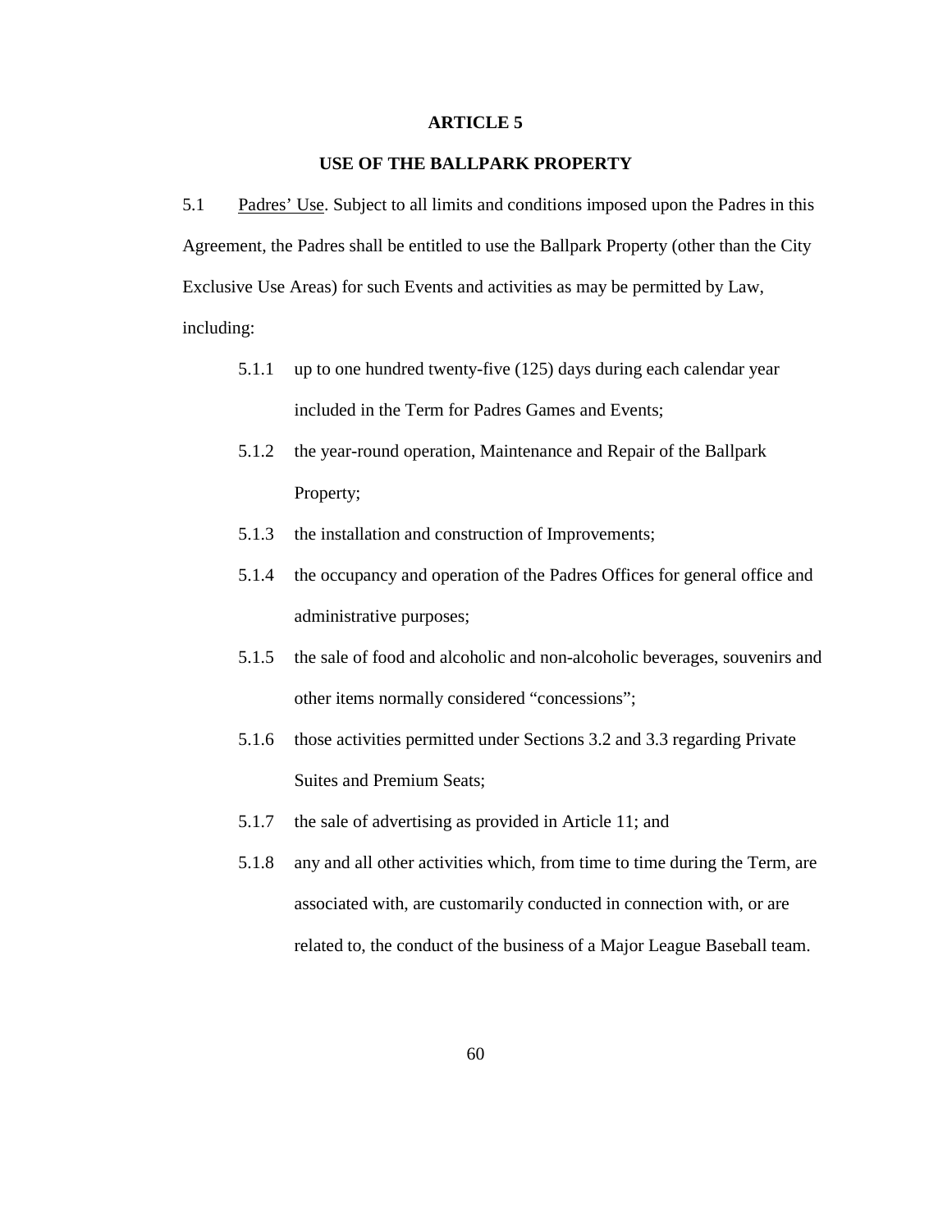# ARTICLE 5

## USE OF THE BALLPARK PROPERTY

5.1 Padres' Use. Subject to all limits and conditions imposed upon the Padres in this Agreement, the Padres shall be entitled to use the Ballpark Property (other than the City Exclusive Use Areas) for such Events and activities as may be permitted by Law, including:

- 5.1.1 up to one hundred twenty-five (125) days during each calendar year included in the Term for Padres Games and Events;
- 5.1.2 the year-round operation, Maintenance and Repair of the Ballpark Property;
- 5.1.3 the installation and construction of Improvements;
- 5.1.4 the occupancy and operation of the Padres Offices for general office and administrative purposes;
- 5.1.5 the sale of food and alcoholic and non-alcoholic beverages, souvenirs and other items normally considered "concessions";
- 5.1.6 those activities permitted under Sections 3.2 and 3.3 regarding Private Suites and Premium Seats;
- 5.1.7 the sale of advertising as provided in Article 11; and
- 5.1.8 any and all other activities which, from time to time during the Term, are associated with, are customarily conducted in connection with, or are related to, the conduct of the business of a Major League Baseball team.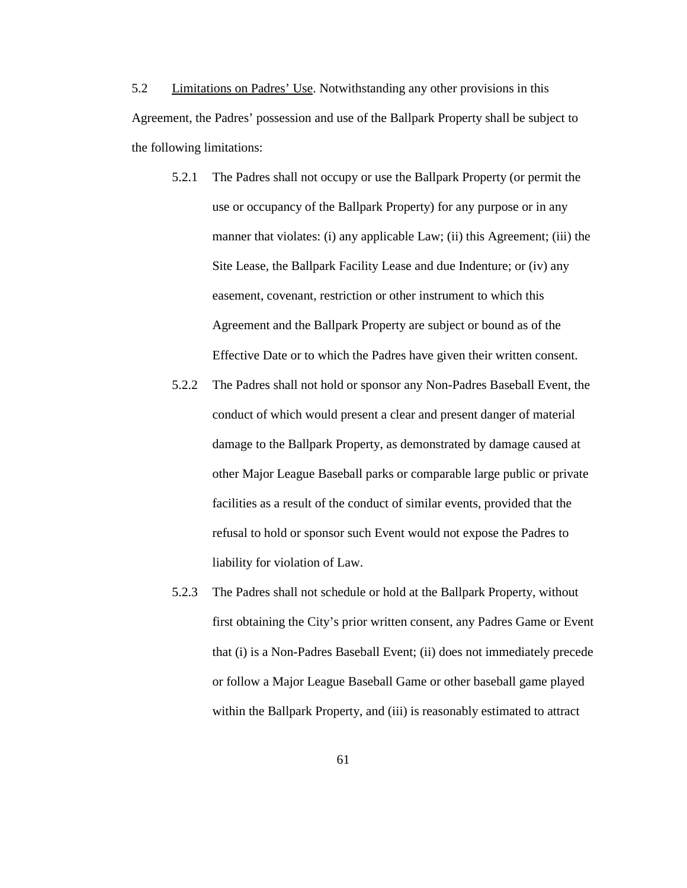5.2 Limitations on Padres' Use. Notwithstanding any other provisions in this Agreement, the Padres' possession and use of the Ballpark Property shall be subject to the following limitations:

5.2.1 The Padres shall not occupy or use the Ballpark Property (or permit the use or occupancy of the Ballpark Property) for any purpose or in any manner that violates: (i) any applicable Law; (ii) this Agreement; (iii) the Site Lease, the Ballpark Facility Lease and due Indenture; or (iv) any easement, covenant, restriction or other instrument to which this Agreement and the Ballpark Property are subject or bound as of the Effective Date or to which the Padres have given their written consent.

5.2.2 The Padres shall not hold or sponsor any Non-Padres Baseball Event, the conduct of which would present a clear and present danger of material damage to the Ballpark Property, as demonstrated by damage caused at other Major League Baseball parks or comparable large public or private facilities as a result of the conduct of similar events, provided that the refusal to hold or sponsor such Event would not expose the Padres to liability for violation of Law.

5.2.3 The Padres shall not schedule or hold at the Ballpark Property, without first obtaining the City's prior written consent, any Padres Game or Event that (i) is a Non-Padres Baseball Event; (ii) does not immediately precede or follow a Major League Baseball Game or other baseball game played within the Ballpark Property, and (iii) is reasonably estimated to attract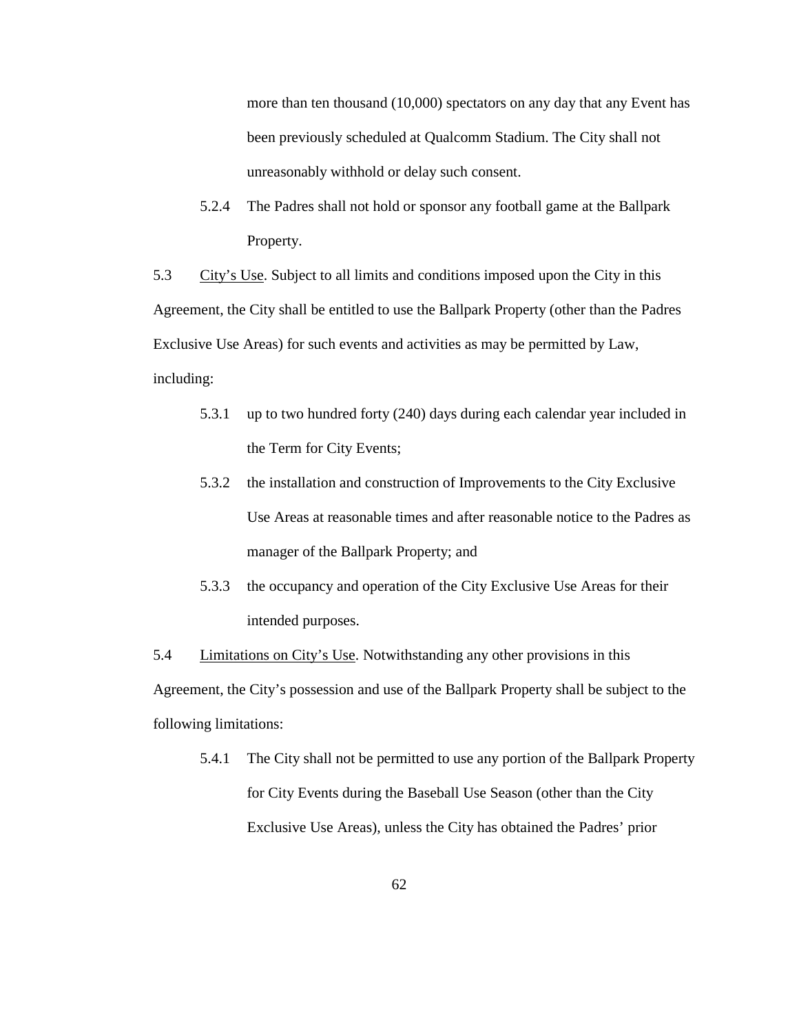more than ten thousand (10,000) spectators on any day that any Event has been previously scheduled at Qualcomm Stadium. The City shall not unreasonably withhold or delay such consent.

5.2.4 The Padres shall not hold or sponsor any football game at the Ballpark Property.

5.3 City's Use. Subject to all limits and conditions imposed upon the City in this Agreement, the City shall be entitled to use the Ballpark Property (other than the Padres Exclusive Use Areas) for such events and activities as may be permitted by Law, including:

5.3.1 up to two hundred forty (240) days during each calendar year included in the Term for City Events;

5.3.2 the installation and construction of Improvements to the City Exclusive Use Areas at reasonable times and after reasonable notice to the Padres as manager of the Ballpark Property; and

5.3.3 the occupancy and operation of the City Exclusive Use Areas for their intended purposes.

5.4 Limitations on City's Use. Notwithstanding any other provisions in this Agreement, the City's possession and use of the Ballpark Property shall be subject to the following limitations:

5.4.1 The City shall not be permitted to use any portion of the Ballpark Property for City Events during the Baseball Use Season (other than the City Exclusive Use Areas), unless the City has obtained the Padres' prior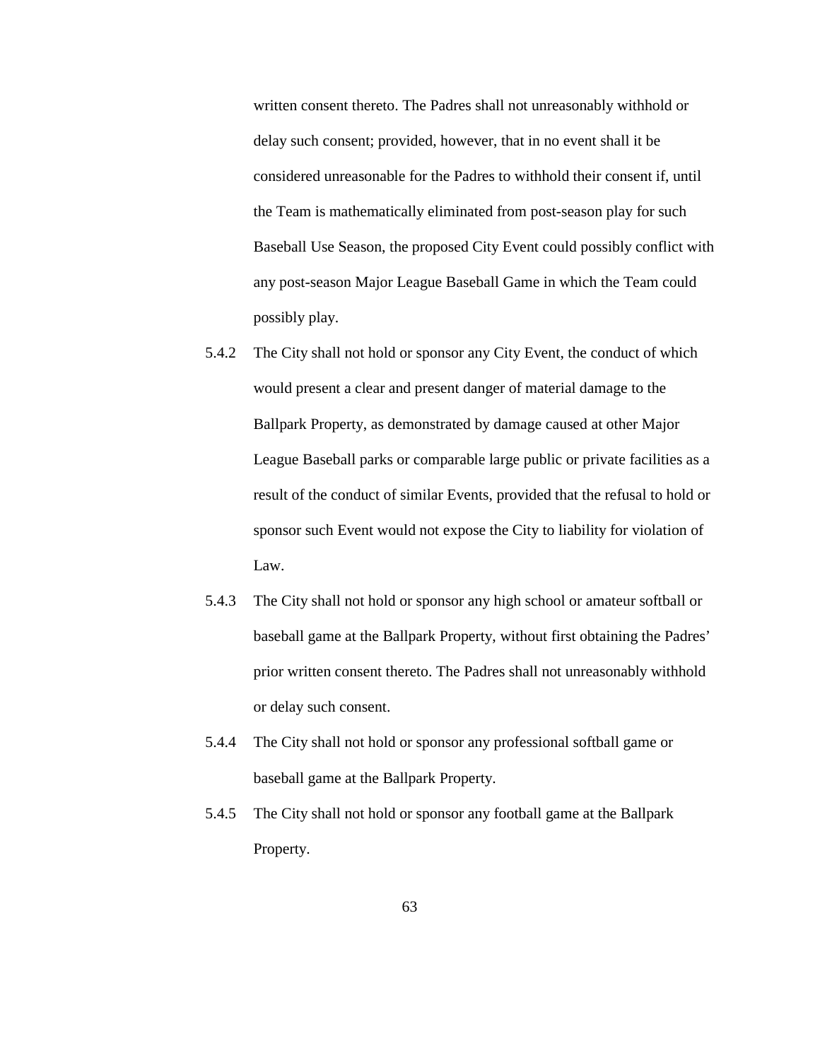written consent thereto. The Padres shall not unreasonably withhold or delay such consent; provided, however, that in no event shall it be considered unreasonable for the Padres to withhold their consent if, until the Team is mathematically eliminated from post-season play for such Baseball Use Season, the proposed City Event could possibly conflict with any post-season Major League Baseball Game in which the Team could possibly play.

5.4.2 The City shall not hold or sponsor any City Event, the conduct of which would present a clear and present danger of material damage to the Ballpark Property, as demonstrated by damage caused at other Major League Baseball parks or comparable large public or private facilities as a result of the conduct of similar Events, provided that the refusal to hold or sponsor such Event would not expose the City to liability for violation of Law.

5.4.3 The City shall not hold or sponsor any high school or amateur softball or baseball game at the Ballpark Property, without first obtaining the Padres' prior written consent thereto. The Padres shall not unreasonably withhold or delay such consent.

5.4.4 The City shall not hold or sponsor any professional softball game or baseball game at the Ballpark Property.

5.4.5 The City shall not hold or sponsor any football game at the Ballpark Property.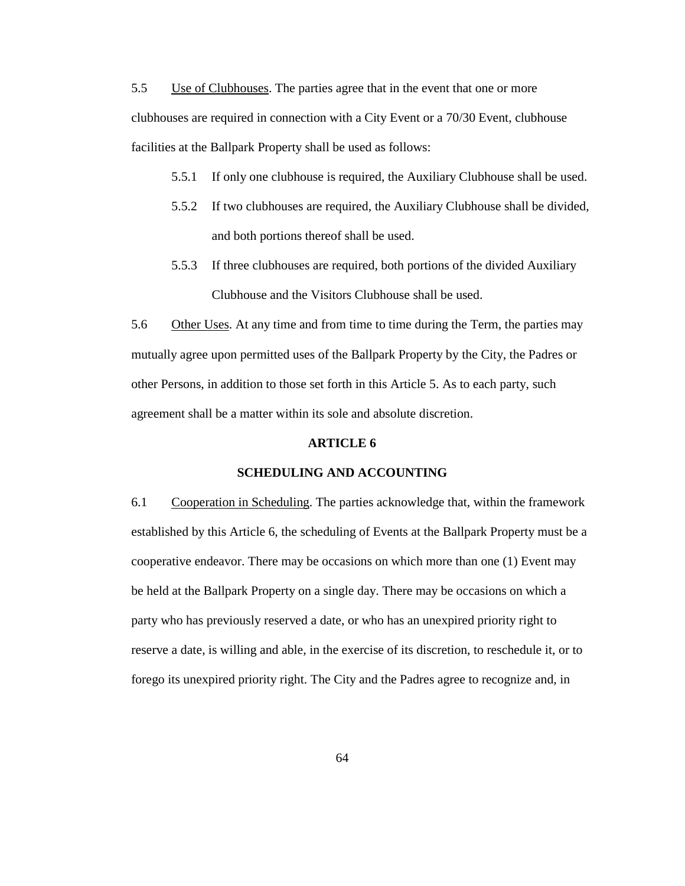5.5 Use of Clubhouses. The parties agree that in the event that one or more clubhouses are required in connection with a City Event or a 70/30 Event, clubhouse facilities at the Ballpark Property shall be used as follows:

5.5.1 If only one clubhouse is required, the Auxiliary Clubhouse shall be used.

5.5.2 If two clubhouses are required, the Auxiliary Clubhouse shall be divided, and both portions thereof shall be used.

5.5.3 If three clubhouses are required, both portions of the divided Auxiliary Clubhouse and the Visitors Clubhouse shall be used.

5.6 Other Uses. At any time and from time to time during the Term, the parties may mutually agree upon permitted uses of the Ballpark Property by the City, the Padres or other Persons, in addition to those set forth in this Article 5. As to each party, such agreement shall be a matter within its sole and absolute discretion.

## ARTICLE 6

## SCHEDULING AND ACCOUNTING

6.1 Cooperation in Scheduling. The parties acknowledge that, within the framework established by this Article 6, the scheduling of Events at the Ballpark Property must be a cooperative endeavor. There may be occasions on which more than one (1) Event may be held at the Ballpark Property on a single day. There may be occasions on which a party who has previously reserved a date, or who has an unexpired priority right to reserve a date, is willing and able, in the exercise of its discretion, to reschedule it, or to forego its unexpired priority right. The City and the Padres agree to recognize and, in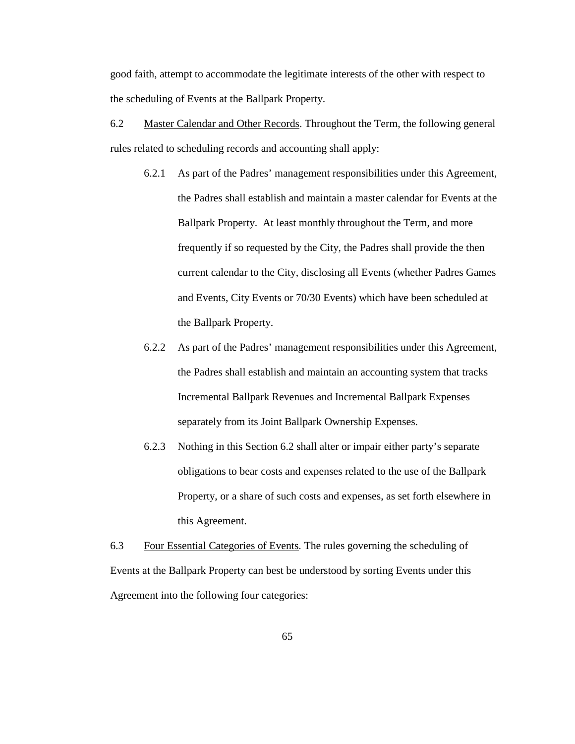good faith, attempt to accommodate the legitimate interests of the other with respect to the scheduling of Events at the Ballpark Property.

6.2 Master Calendar and Other Records. Throughout the Term, the following general rules related to scheduling records and accounting shall apply:

6.2.1 As part of the Padres' management responsibilities under this Agreement, the Padres shall establish and maintain a master calendar for Events at the Ballpark Property. At least monthly throughout the Term, and more frequently if so requested by the City, the Padres shall provide the then current calendar to the City, disclosing all Events (whether Padres Games and Events, City Events or 70/30 Events) which have been scheduled at the Ballpark Property.

6.2.2 As part of the Padres' management responsibilities under this Agreement, the Padres shall establish and maintain an accounting system that tracks Incremental Ballpark Revenues and Incremental Ballpark Expenses separately from its Joint Ballpark Ownership Expenses.

6.2.3 Nothing in this Section 6.2 shall alter or impair either party's separate obligations to bear costs and expenses related to the use of the Ballpark Property, or a share of such costs and expenses, as set forth elsewhere in this Agreement.

6.3 Four Essential Categories of Events. The rules governing the scheduling of Events at the Ballpark Property can best be understood by sorting Events under this Agreement into the following four categories: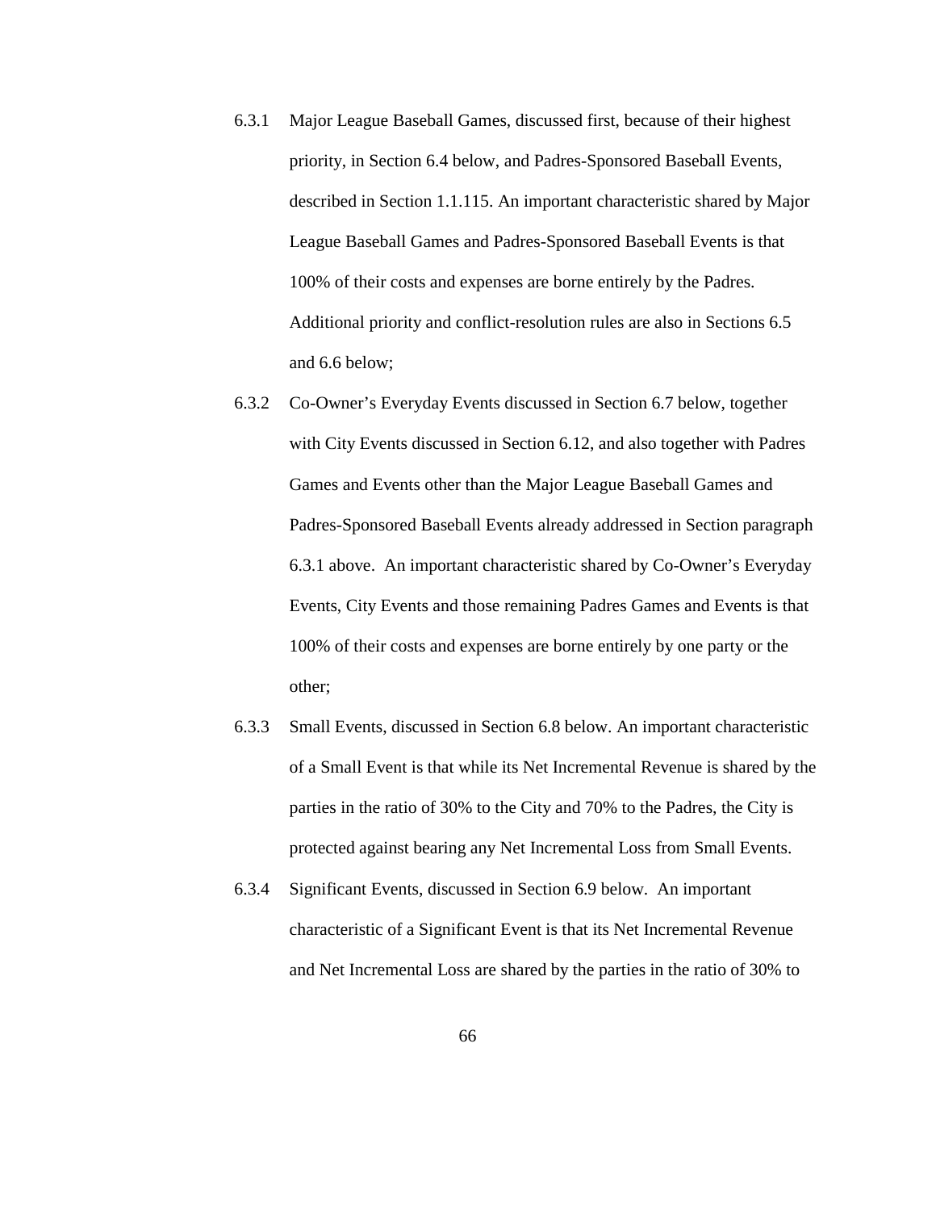6.3.1 Major League Baseball Games, discussed first, because of their highest priority, in Section 6.4 below, and Padres-Sponsored Baseball Events, described in Section 1.1.115. An important characteristic shared by Major League Baseball Games and Padres-Sponsored Baseball Events is that 100% of their costs and expenses are borne entirely by the Padres. Additional priority and conflict-resolution rules are also in Sections 6.5 and 6.6 below;

6.3.2 Co-Owner's Everyday Events discussed in Section 6.7 below, together with City Events discussed in Section 6.12, and also together with Padres Games and Events other than the Major League Baseball Games and Padres-Sponsored Baseball Events already addressed in Section paragraph 6.3.1 above. An important characteristic shared by Co-Owner's Everyday Events, City Events and those remaining Padres Games and Events is that 100% of their costs and expenses are borne entirely by one party or the other;

6.3.3 Small Events, discussed in Section 6.8 below. An important characteristic of a Small Event is that while its Net Incremental Revenue is shared by the parties in the ratio of 30% to the City and 70% to the Padres, the City is protected against bearing any Net Incremental Loss from Small Events.

6.3.4 Significant Events, discussed in Section 6.9 below. An important characteristic of a Significant Event is that its Net Incremental Revenue and Net Incremental Loss are shared by the parties in the ratio of 30% to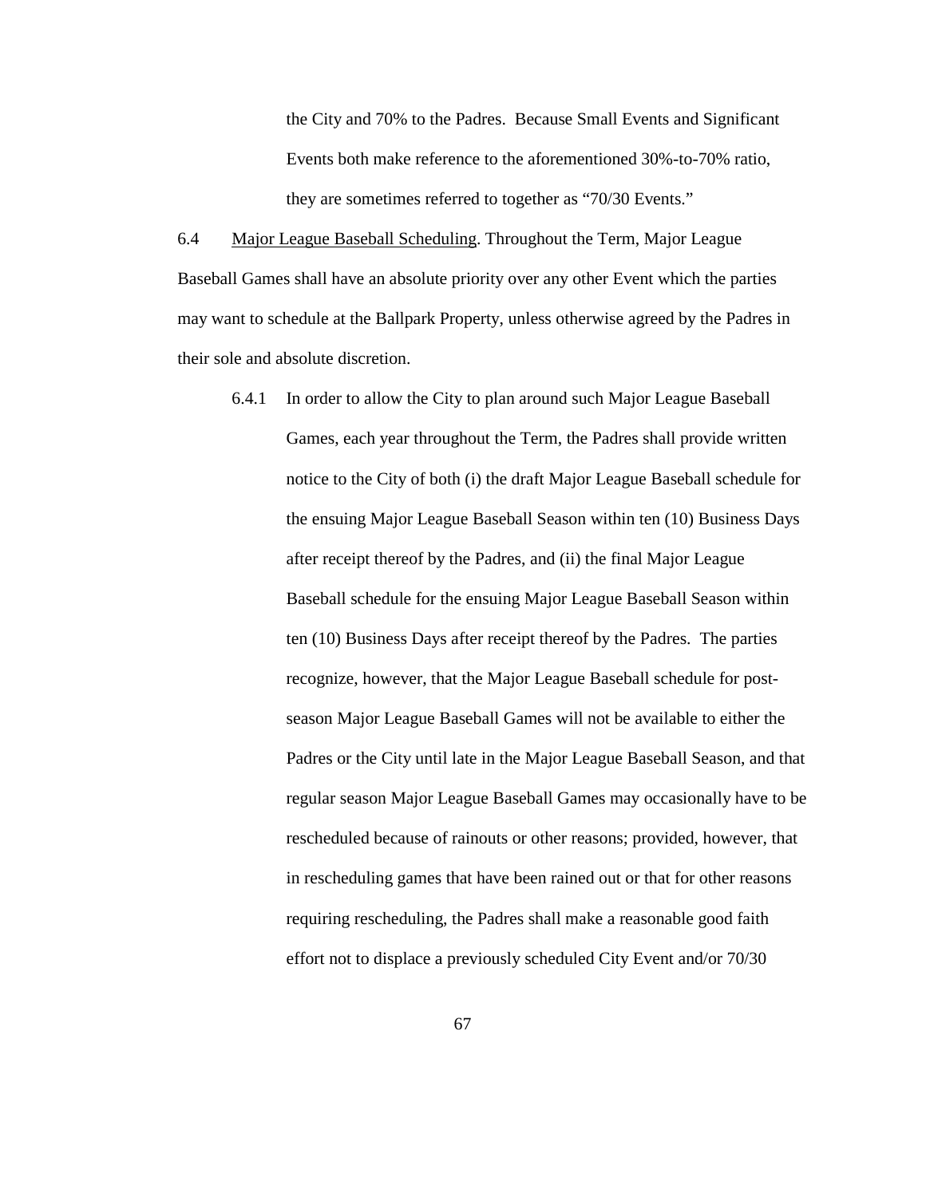the City and 70% to the Padres. Because Small Events and Significant Events both make reference to the aforementioned 30%-to-70% ratio, they are sometimes referred to together as "70/30 Events."

6.4 Major League Baseball Scheduling. Throughout the Term, Major League Baseball Games shall have an absolute priority over any other Event which the parties may want to schedule at the Ballpark Property, unless otherwise agreed by the Padres in their sole and absolute discretion.

6.4.1 In order to allow the City to plan around such Major League Baseball Games, each year throughout the Term, the Padres shall provide written notice to the City of both (i) the draft Major League Baseball schedule for the ensuing Major League Baseball Season within ten (10) Business Days after receipt thereof by the Padres, and (ii) the final Major League Baseball schedule for the ensuing Major League Baseball Season within ten (10) Business Days after receipt thereof by the Padres. The parties recognize, however, that the Major League Baseball schedule for post-season Major League Baseball Games will not be available to either the Padres or the City until late in the Major League Baseball Season, and that regular season Major League Baseball Games may occasionally have to be rescheduled because of rainouts or other reasons; provided, however, that in rescheduling games that have been rained out or that for other reasons requiring rescheduling, the Padres shall make a reasonable good faith effort not to displace a previously scheduled City Event and/or 70/30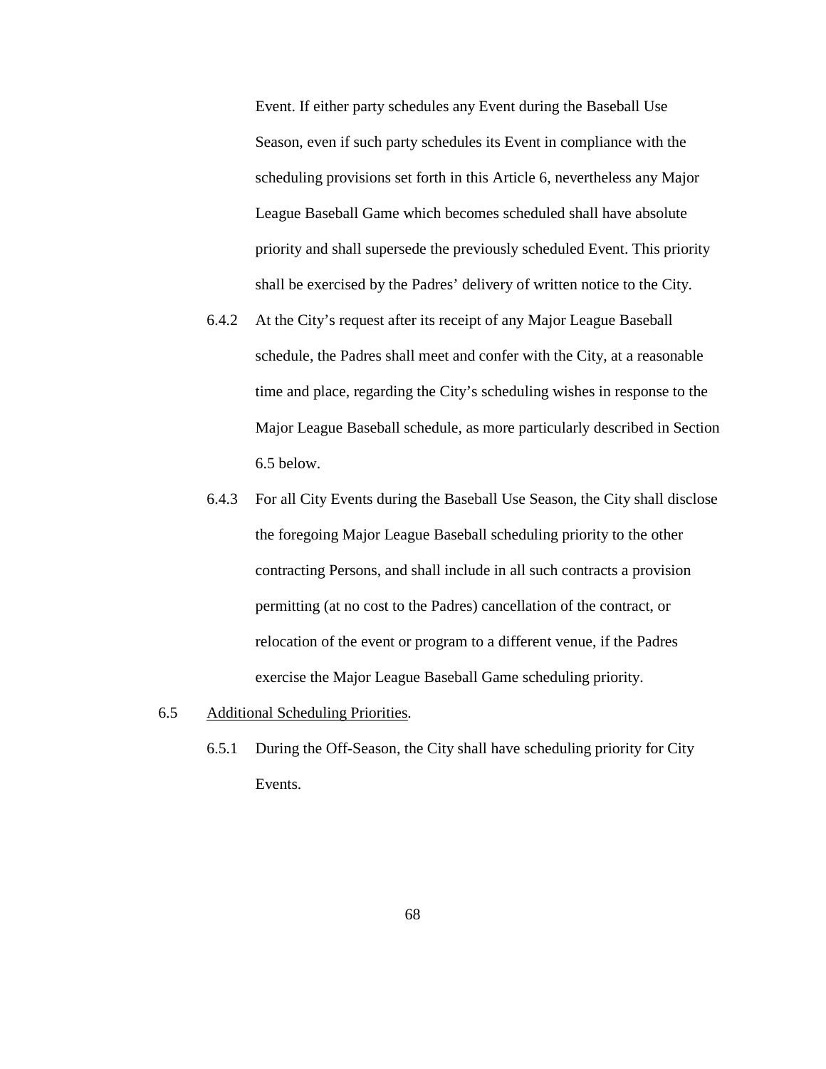Event. If either party schedules any Event during the Baseball Use Season, even if such party schedules its Event in compliance with the scheduling provisions set forth in this Article 6, nevertheless any Major League Baseball Game which becomes scheduled shall have absolute priority and shall supersede the previously scheduled Event. This priority shall be exercised by the Padres' delivery of written notice to the City.

6.4.2 At the City's request after its receipt of any Major League Baseball schedule, the Padres shall meet and confer with the City, at a reasonable time and place, regarding the City's scheduling wishes in response to the Major League Baseball schedule, as more particularly described in Section 6.5 below.

6.4.3 For all City Events during the Baseball Use Season, the City shall disclose the foregoing Major League Baseball scheduling priority to the other contracting Persons, and shall include in all such contracts a provision permitting (at no cost to the Padres) cancellation of the contract, or relocation of the event or program to a different venue, if the Padres exercise the Major League Baseball Game scheduling priority.

6.5 Additional Scheduling Priorities.

6.5.1 During the Off-Season, the City shall have scheduling priority for City Events.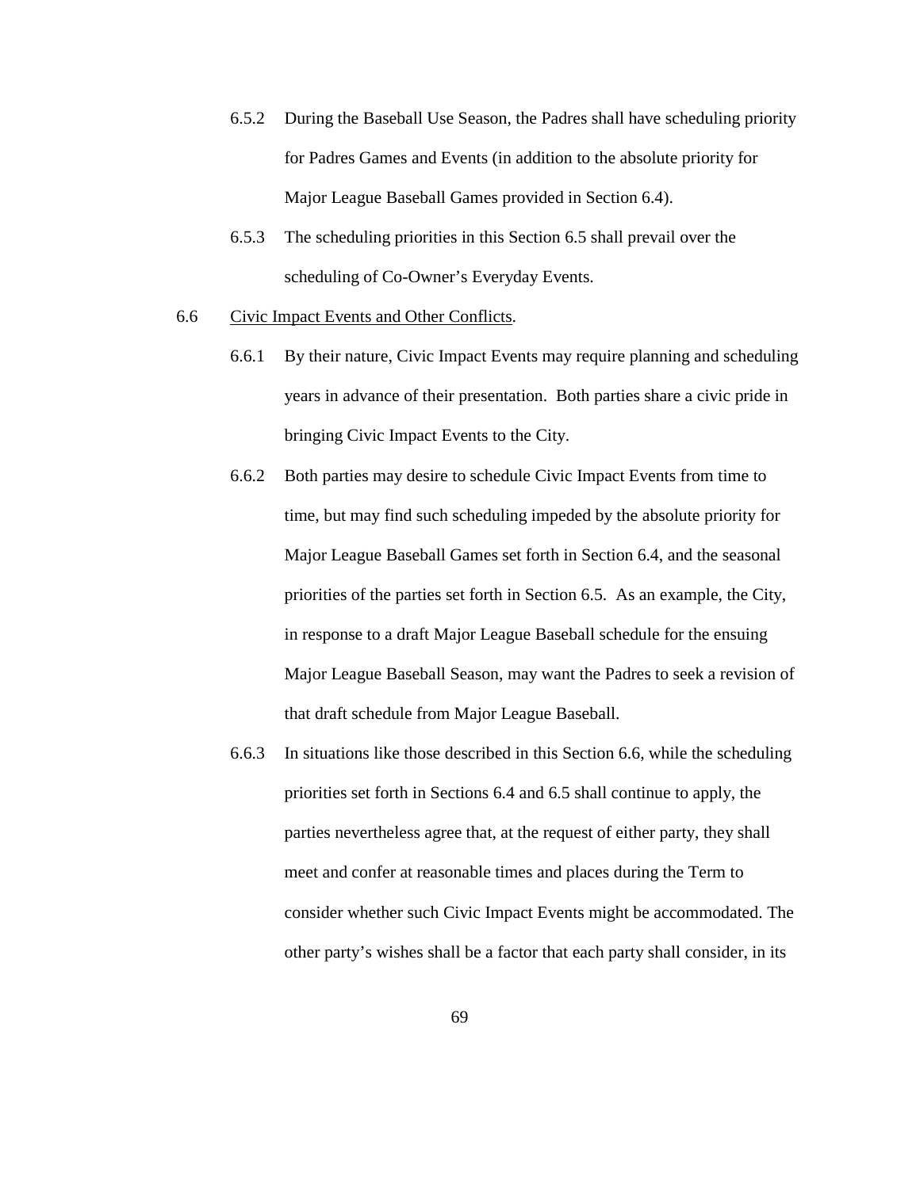6.5.2 During the Baseball Use Season, the Padres shall have scheduling priority for Padres Games and Events (in addition to the absolute priority for Major League Baseball Games provided in Section 6.4).

6.5.3 The scheduling priorities in this Section 6.5 shall prevail over the scheduling of Co-Owner's Everyday Events.

6.6 <u>Civic Impact Events and Other Conflicts</u>.

6.6.1 By their nature, Civic Impact Events may require planning and scheduling years in advance of their presentation. Both parties share a civic pride in bringing Civic Impact Events to the City.

6.6.2 Both parties may desire to schedule Civic Impact Events from time to time, but may find such scheduling impeded by the absolute priority for Major League Baseball Games set forth in Section 6.4, and the seasonal priorities of the parties set forth in Section 6.5. As an example, the City, in response to a draft Major League Baseball schedule for the ensuing Major League Baseball Season, may want the Padres to seek a revision of that draft schedule from Major League Baseball.

6.6.3 In situations like those described in this Section 6.6, while the scheduling priorities set forth in Sections 6.4 and 6.5 shall continue to apply, the parties nevertheless agree that, at the request of either party, they shall meet and confer at reasonable times and places during the Term to consider whether such Civic Impact Events might be accommodated. The other party's wishes shall be a factor that each party shall consider, in its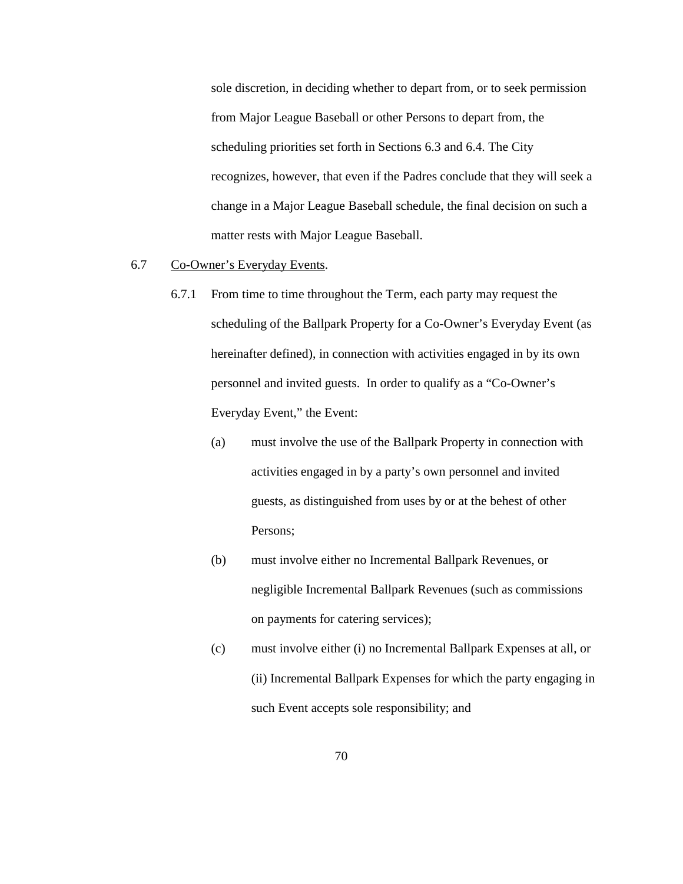sole discretion, in deciding whether to depart from, or to seek permission from Major League Baseball or other Persons to depart from, the scheduling priorities set forth in Sections 6.3 and 6.4. The City recognizes, however, that even if the Padres conclude that they will seek a change in a Major League Baseball schedule, the final decision on such a matter rests with Major League Baseball.

6.7 Co-Owner's Everyday Events.

6.7.1 From time to time throughout the Term, each party may request the scheduling of the Ballpark Property for a Co-Owner's Everyday Event (as hereinafter defined), in connection with activities engaged in by its own personnel and invited guests. In order to qualify as a "Co-Owner's Everyday Event," the Event:

(a) must involve the use of the Ballpark Property in connection with activities engaged in by a party's own personnel and invited guests, as distinguished from uses by or at the behest of other Persons;

(b) must involve either no Incremental Ballpark Revenues, or negligible Incremental Ballpark Revenues (such as commissions on payments for catering services);

(c) must involve either (i) no Incremental Ballpark Expenses at all, or (ii) Incremental Ballpark Expenses for which the party engaging in such Event accepts sole responsibility; and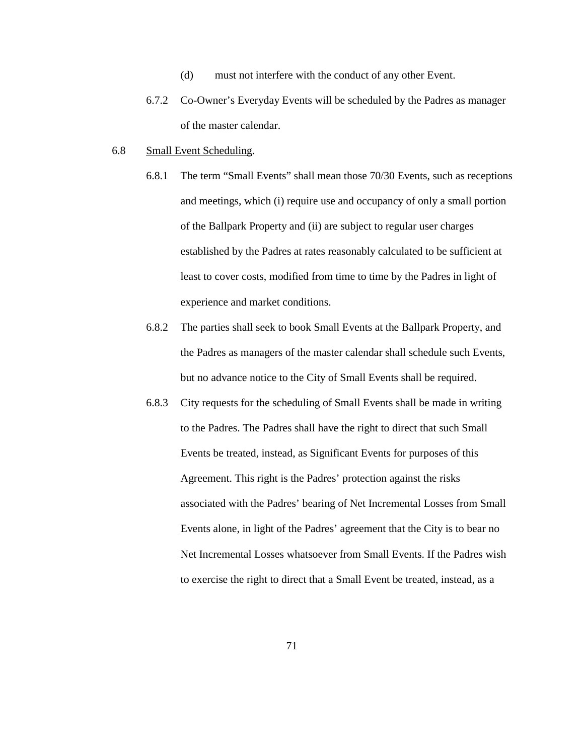(d) must not interfere with the conduct of any other Event.

6.7.2 Co-Owner's Everyday Events will be scheduled by the Padres as manager of the master calendar.

6.8 Small Event Scheduling.

6.8.1 The term "Small Events" shall mean those 70/30 Events, such as receptions and meetings, which (i) require use and occupancy of only a small portion of the Ballpark Property and (ii) are subject to regular user charges established by the Padres at rates reasonably calculated to be sufficient at least to cover costs, modified from time to time by the Padres in light of experience and market conditions.

6.8.2 The parties shall seek to book Small Events at the Ballpark Property, and the Padres as managers of the master calendar shall schedule such Events, but no advance notice to the City of Small Events shall be required.

6.8.3 City requests for the scheduling of Small Events shall be made in writing to the Padres. The Padres shall have the right to direct that such Small Events be treated, instead, as Significant Events for purposes of this Agreement. This right is the Padres' protection against the risks associated with the Padres' bearing of Net Incremental Losses from Small Events alone, in light of the Padres' agreement that the City is to bear no Net Incremental Losses whatsoever from Small Events. If the Padres wish to exercise the right to direct that a Small Event be treated, instead, as a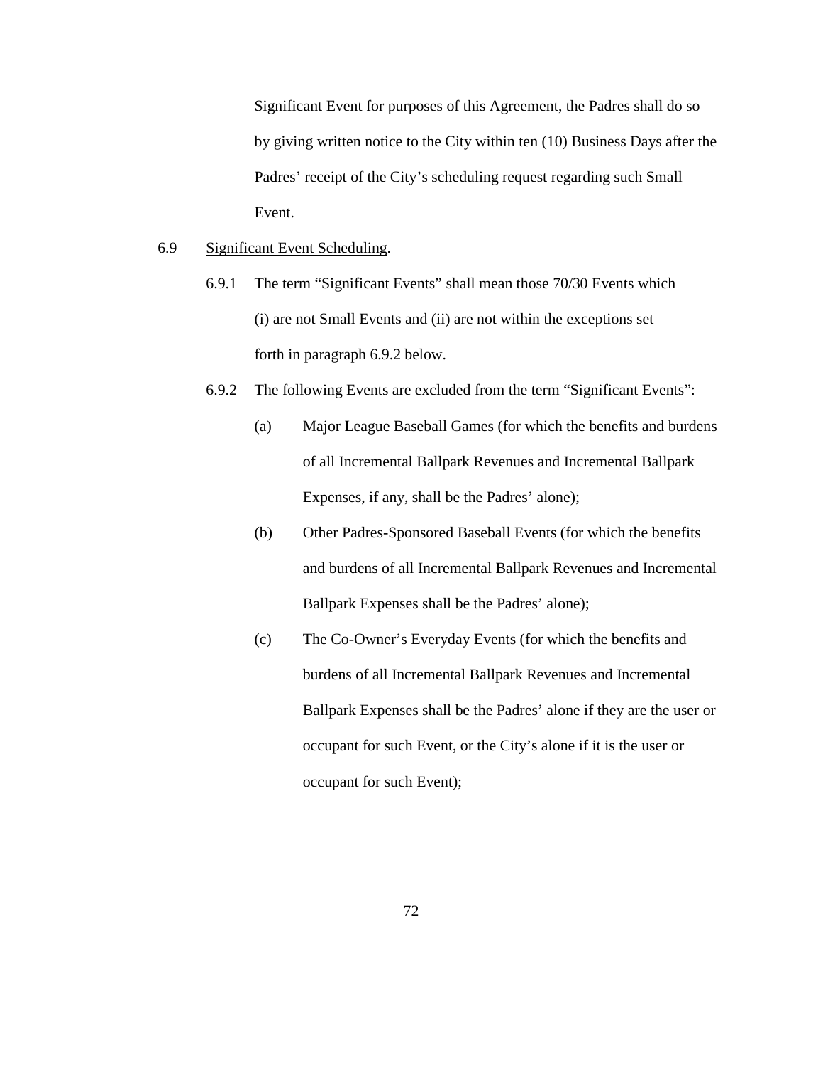Significant Event for purposes of this Agreement, the Padres shall do so by giving written notice to the City within ten (10) Business Days after the Padres' receipt of the City's scheduling request regarding such Small Event.

6.9 Significant Event Scheduling.

6.9.1 The term "Significant Events" shall mean those 70/30 Events which (i) are not Small Events and (ii) are not within the exceptions set forth in paragraph 6.9.2 below.

6.9.2 The following Events are excluded from the term "Significant Events":

(a) Major League Baseball Games (for which the benefits and burdens of all Incremental Ballpark Revenues and Incremental Ballpark Expenses, if any, shall be the Padres' alone);

(b) Other Padres-Sponsored Baseball Events (for which the benefits and burdens of all Incremental Ballpark Revenues and Incremental Ballpark Expenses shall be the Padres' alone);

(c) The Co-Owner's Everyday Events (for which the benefits and burdens of all Incremental Ballpark Revenues and Incremental Ballpark Expenses shall be the Padres' alone if they are the user or occupant for such Event, or the City's alone if it is the user or occupant for such Event);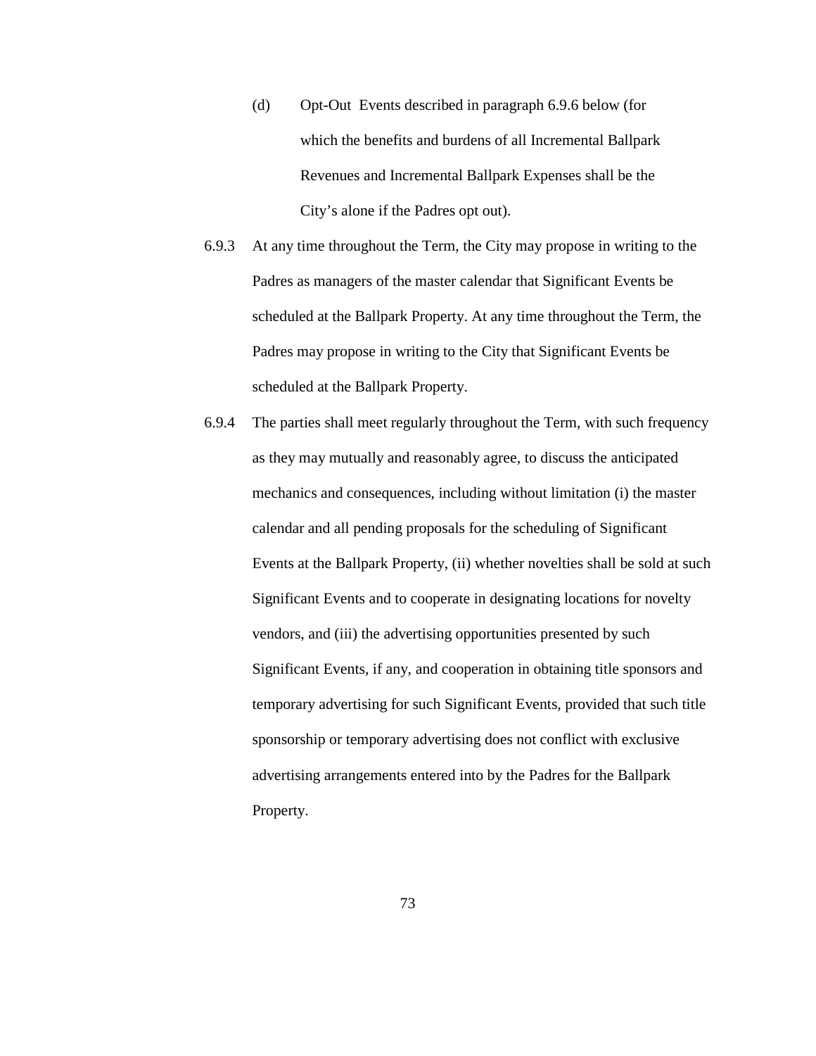(d) Opt-Out Events described in paragraph 6.9.6 below (for which the benefits and burdens of all Incremental Ballpark Revenues and Incremental Ballpark Expenses shall be the City's alone if the Padres opt out).

6.9.3 At any time throughout the Term, the City may propose in writing to the Padres as managers of the master calendar that Significant Events be scheduled at the Ballpark Property. At any time throughout the Term, the Padres may propose in writing to the City that Significant Events be scheduled at the Ballpark Property.

6.9.4 The parties shall meet regularly throughout the Term, with such frequency as they may mutually and reasonably agree, to discuss the anticipated mechanics and consequences, including without limitation (i) the master calendar and all pending proposals for the scheduling of Significant Events at the Ballpark Property, (ii) whether novelties shall be sold at such Significant Events and to cooperate in designating locations for novelty vendors, and (iii) the advertising opportunities presented by such Significant Events, if any, and cooperation in obtaining title sponsors and temporary advertising for such Significant Events, provided that such title sponsorship or temporary advertising does not conflict with exclusive advertising arrangements entered into by the Padres for the Ballpark Property.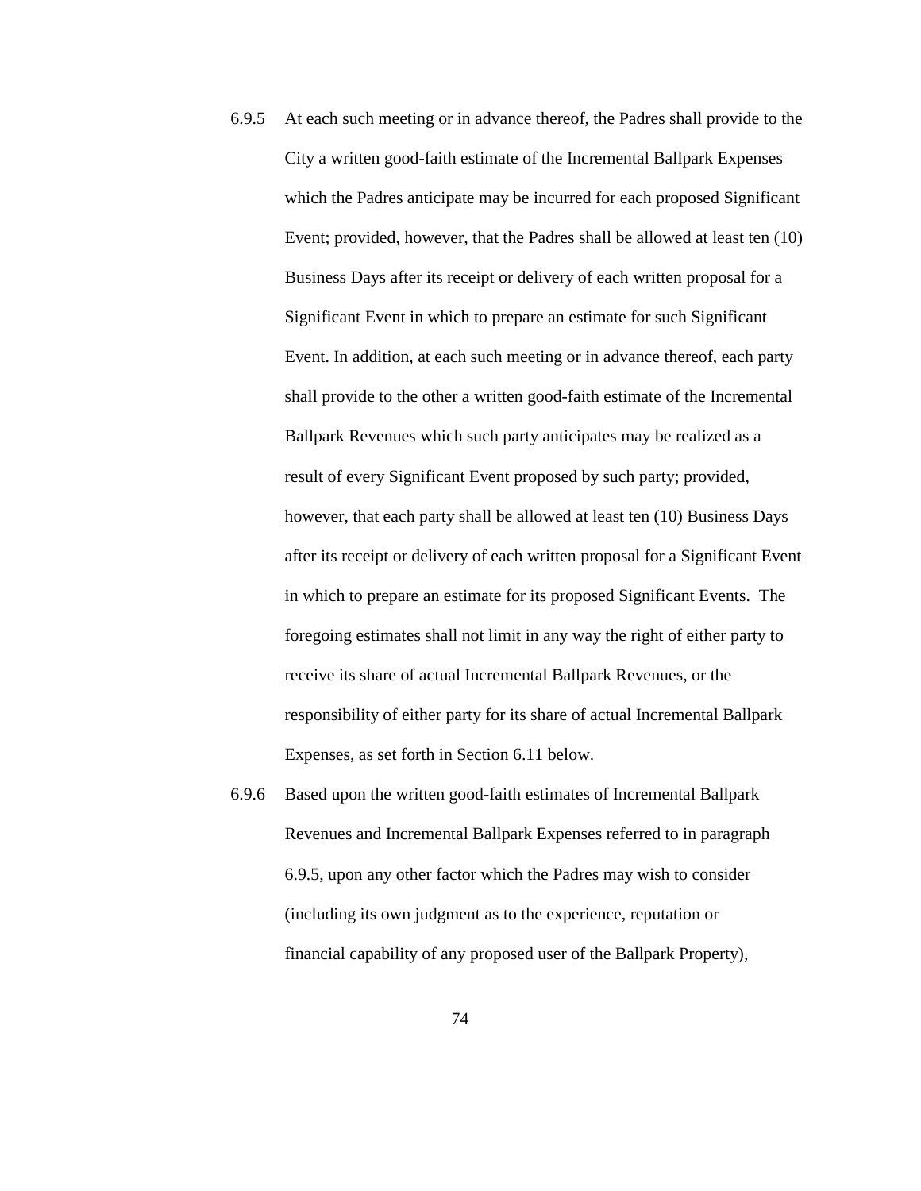6.9.5 At each such meeting or in advance thereof, the Padres shall provide to the City a written good-faith estimate of the Incremental Ballpark Expenses which the Padres anticipate may be incurred for each proposed Significant Event; provided, however, that the Padres shall be allowed at least ten (10) Business Days after its receipt or delivery of each written proposal for a Significant Event in which to prepare an estimate for such Significant Event. In addition, at each such meeting or in advance thereof, each party shall provide to the other a written good-faith estimate of the Incremental Ballpark Revenues which such party anticipates may be realized as a result of every Significant Event proposed by such party; provided, however, that each party shall be allowed at least ten (10) Business Days after its receipt or delivery of each written proposal for a Significant Event in which to prepare an estimate for its proposed Significant Events. The foregoing estimates shall not limit in any way the right of either party to receive its share of actual Incremental Ballpark Revenues, or the responsibility of either party for its share of actual Incremental Ballpark Expenses, as set forth in Section 6.11 below.

6.9.6 Based upon the written good-faith estimates of Incremental Ballpark Revenues and Incremental Ballpark Expenses referred to in paragraph 6.9.5, upon any other factor which the Padres may wish to consider (including its own judgment as to the experience, reputation or financial capability of any proposed user of the Ballpark Property),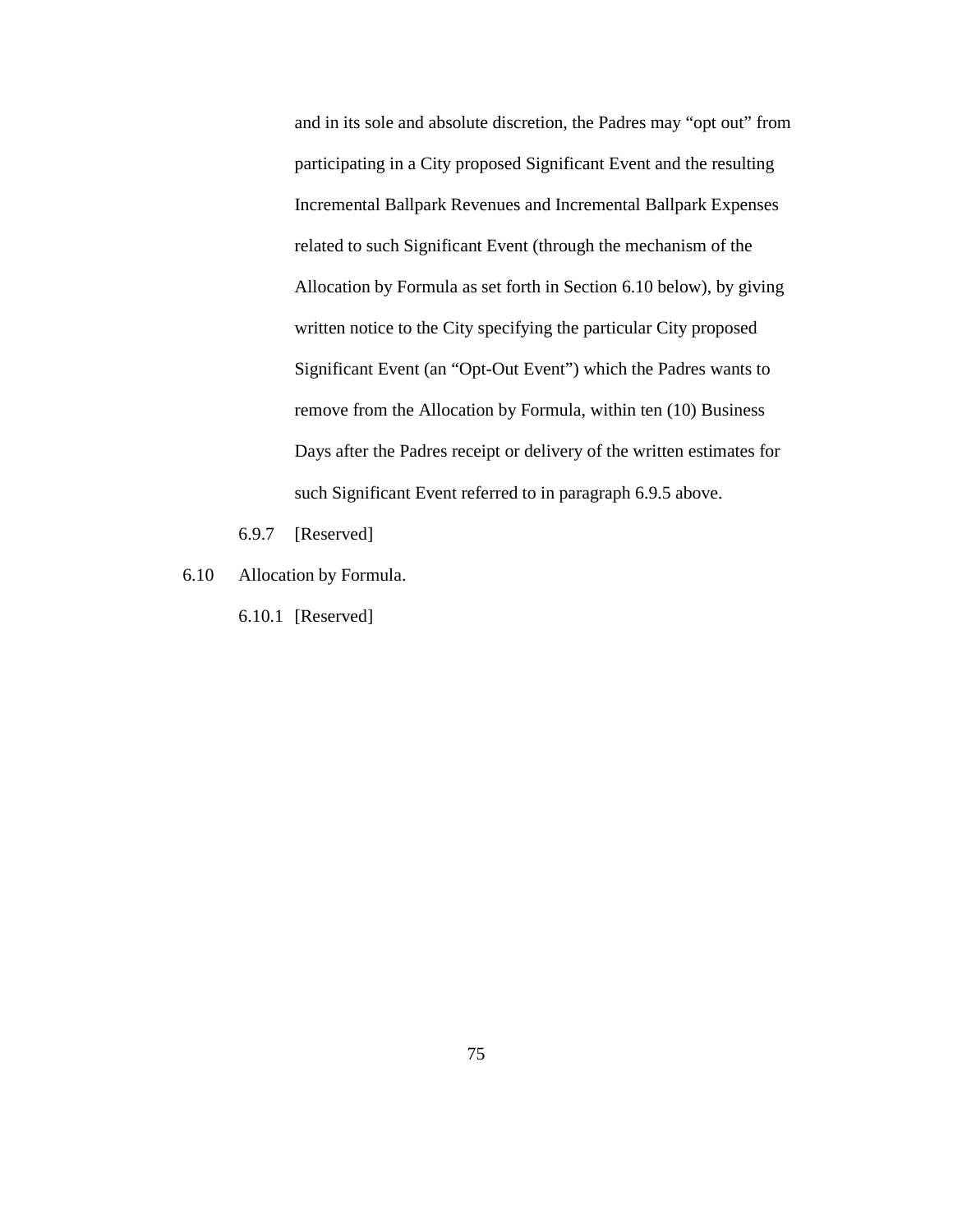and in its sole and absolute discretion, the Padres may "opt out" from participating in a City proposed Significant Event and the resulting Incremental Ballpark Revenues and Incremental Ballpark Expenses related to such Significant Event (through the mechanism of the Allocation by Formula as set forth in Section 6.10 below), by giving written notice to the City specifying the particular City proposed Significant Event (an "Opt-Out Event") which the Padres wants to remove from the Allocation by Formula, within ten (10) Business Days after the Padres receipt or delivery of the written estimates for such Significant Event referred to in paragraph 6.9.5 above.

6.9.7 [Reserved]

6.10 Allocation by Formula.

6.10.1 [Reserved]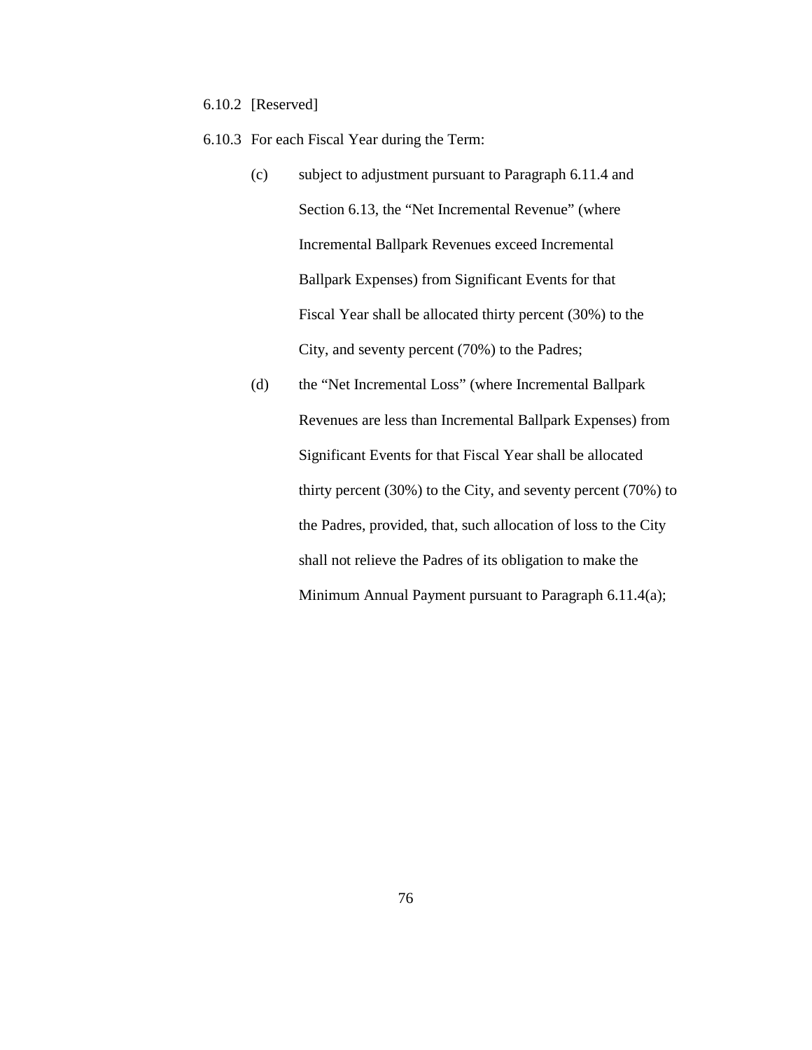6.10.2 [Reserved]

6.10.3 For each Fiscal Year during the Term:

(c) subject to adjustment pursuant to Paragraph 6.11.4 and Section 6.13, the "Net Incremental Revenue" (where Incremental Ballpark Revenues exceed Incremental Ballpark Expenses) from Significant Events for that Fiscal Year shall be allocated thirty percent (30%) to the City, and seventy percent (70%) to the Padres;

(d) the "Net Incremental Loss" (where Incremental Ballpark Revenues are less than Incremental Ballpark Expenses) from Significant Events for that Fiscal Year shall be allocated thirty percent (30%) to the City, and seventy percent (70%) to the Padres, provided, that, such allocation of loss to the City shall not relieve the Padres of its obligation to make the Minimum Annual Payment pursuant to Paragraph 6.11.4(a);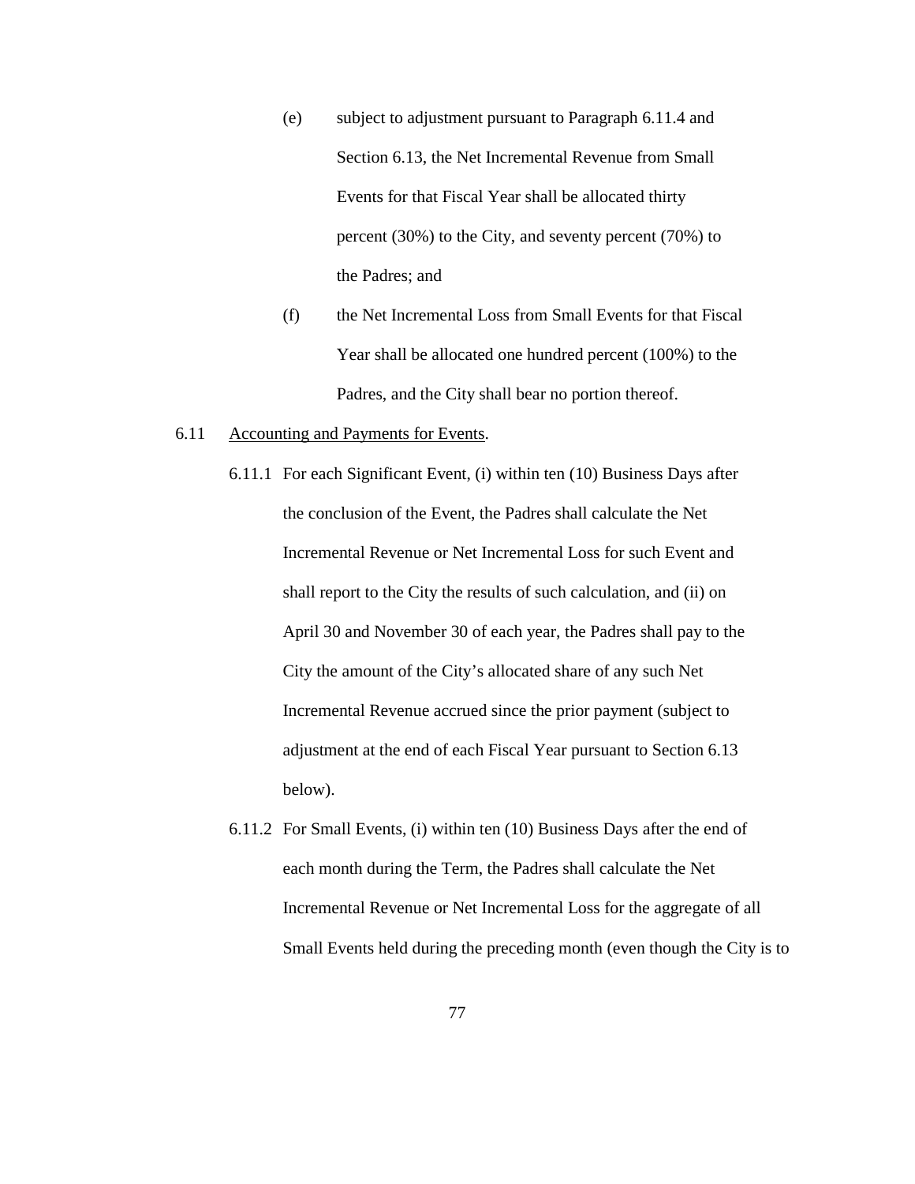(e) subject to adjustment pursuant to Paragraph 6.11.4 and Section 6.13, the Net Incremental Revenue from Small Events for that Fiscal Year shall be allocated thirty percent (30%) to the City, and seventy percent (70%) to the Padres; and

(f) the Net Incremental Loss from Small Events for that Fiscal Year shall be allocated one hundred percent (100%) to the Padres, and the City shall bear no portion thereof.

6.11 Accounting and Payments for Events.

6.11.1 For each Significant Event, (i) within ten (10) Business Days after the conclusion of the Event, the Padres shall calculate the Net Incremental Revenue or Net Incremental Loss for such Event and shall report to the City the results of such calculation, and (ii) on April 30 and November 30 of each year, the Padres shall pay to the City the amount of the City's allocated share of any such Net Incremental Revenue accrued since the prior payment (subject to adjustment at the end of each Fiscal Year pursuant to Section 6.13 below).

6.11.2 For Small Events, (i) within ten (10) Business Days after the end of each month during the Term, the Padres shall calculate the Net Incremental Revenue or Net Incremental Loss for the aggregate of all Small Events held during the preceding month (even though the City is to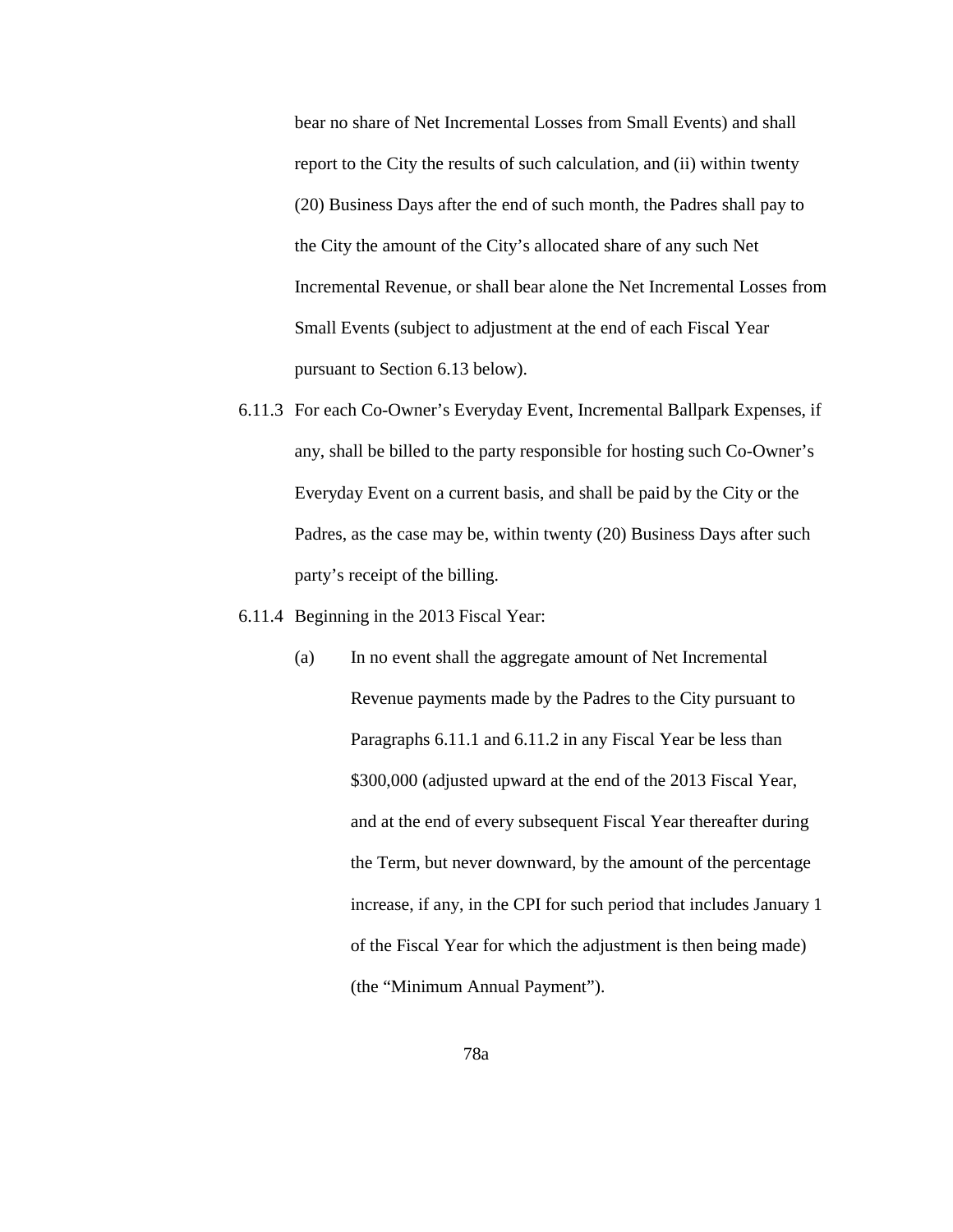bear no share of Net Incremental Losses from Small Events) and shall report to the City the results of such calculation, and (ii) within twenty (20) Business Days after the end of such month, the Padres shall pay to the City the amount of the City's allocated share of any such Net Incremental Revenue, or shall bear alone the Net Incremental Losses from Small Events (subject to adjustment at the end of each Fiscal Year pursuant to Section 6.13 below).

6.11.3 For each Co-Owner's Everyday Event, Incremental Ballpark Expenses, if any, shall be billed to the party responsible for hosting such Co-Owner's Everyday Event on a current basis, and shall be paid by the City or the Padres, as the case may be, within twenty (20) Business Days after such party's receipt of the billing.

6.11.4 Beginning in the 2013 Fiscal Year:

(a) In no event shall the aggregate amount of Net Incremental Revenue payments made by the Padres to the City pursuant to Paragraphs 6.11.1 and 6.11.2 in any Fiscal Year be less than $300,000 (adjusted upward at the end of the 2013 Fiscal Year, and at the end of every subsequent Fiscal Year thereafter during the Term, but never downward, by the amount of the percentage increase, if any, in the CPI for such period that includes January 1 of the Fiscal Year for which the adjustment is then being made) (the "Minimum Annual Payment").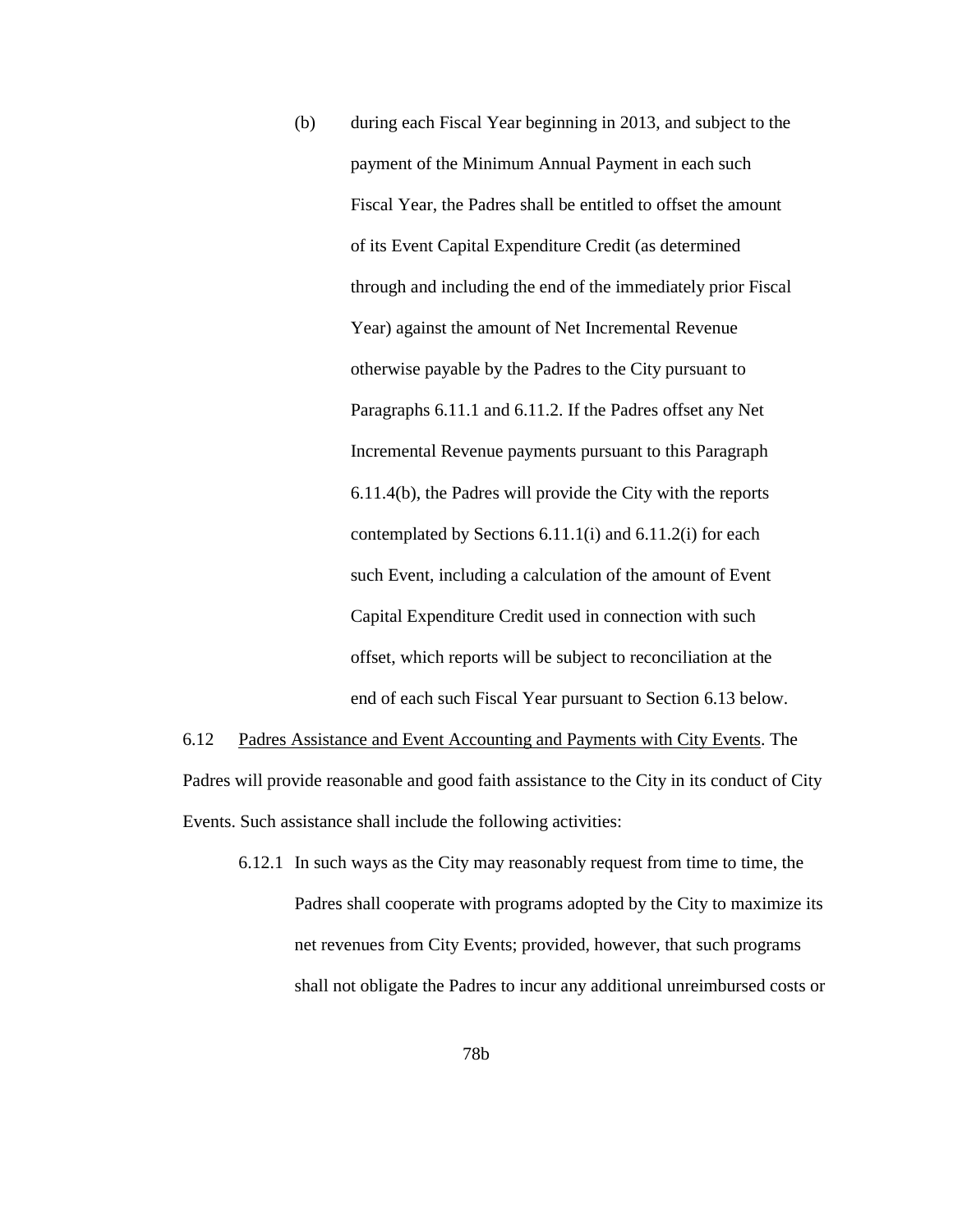(b) during each Fiscal Year beginning in 2013, and subject to the payment of the Minimum Annual Payment in each such Fiscal Year, the Padres shall be entitled to offset the amount of its Event Capital Expenditure Credit (as determined through and including the end of the immediately prior Fiscal Year) against the amount of Net Incremental Revenue otherwise payable by the Padres to the City pursuant to Paragraphs 6.11.1 and 6.11.2. If the Padres offset any Net Incremental Revenue payments pursuant to this Paragraph 6.11.4(b), the Padres will provide the City with the reports contemplated by Sections 6.11.1(i) and 6.11.2(i) for each such Event, including a calculation of the amount of Event Capital Expenditure Credit used in connection with such offset, which reports will be subject to reconciliation at the end of each such Fiscal Year pursuant to Section 6.13 below.

6.12 <u>Padres Assistance and Event Accounting and Payments with City Events</u>. The Padres will provide reasonable and good faith assistance to the City in its conduct of City Events. Such assistance shall include the following activities:

6.12.1 In such ways as the City may reasonably request from time to time, the Padres shall cooperate with programs adopted by the City to maximize its net revenues from City Events; provided, however, that such programs shall not obligate the Padres to incur any additional unreimbursed costs or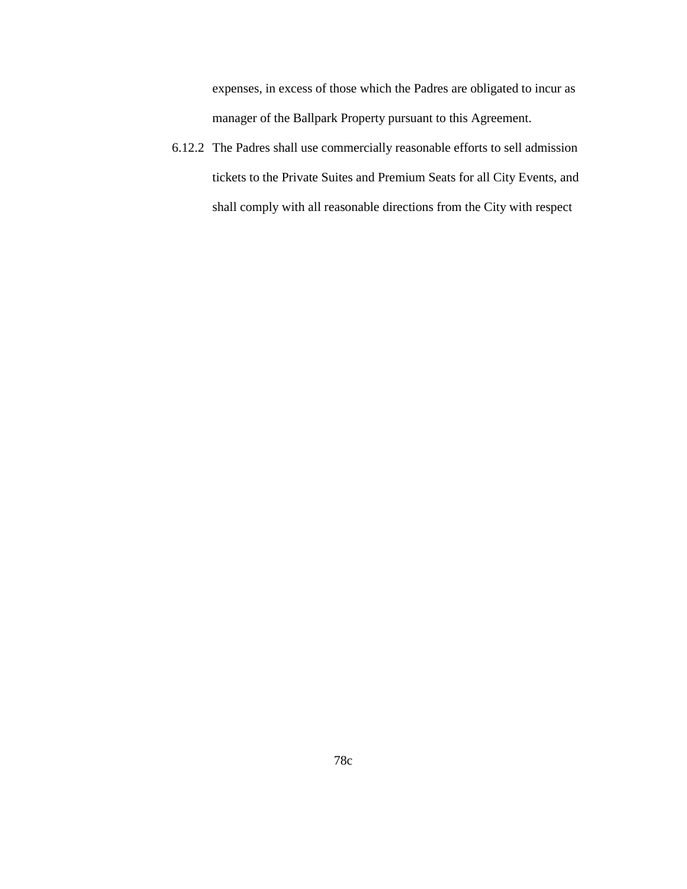expenses, in excess of those which the Padres are obligated to incur as manager of the Ballpark Property pursuant to this Agreement.

6.12.2 The Padres shall use commercially reasonable efforts to sell admission tickets to the Private Suites and Premium Seats for all City Events, and shall comply with all reasonable directions from the City with respect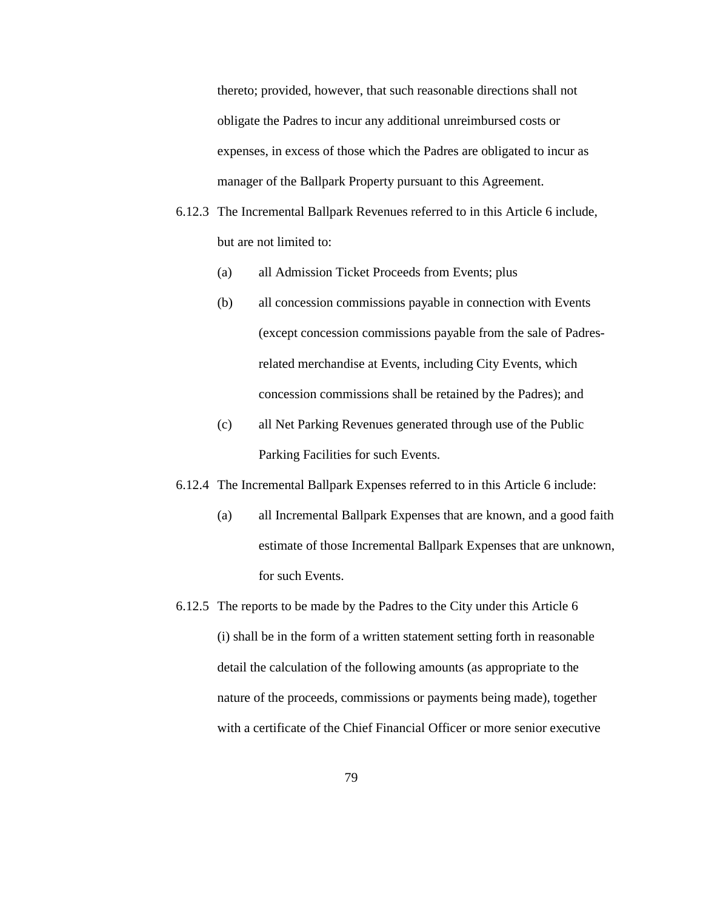thereto; provided, however, that such reasonable directions shall not obligate the Padres to incur any additional unreimbursed costs or expenses, in excess of those which the Padres are obligated to incur as manager of the Ballpark Property pursuant to this Agreement.

6.12.3 The Incremental Ballpark Revenues referred to in this Article 6 include, but are not limited to:

(a) all Admission Ticket Proceeds from Events; plus

(b) all concession commissions payable in connection with Events (except concession commissions payable from the sale of Padres-related merchandise at Events, including City Events, which concession commissions shall be retained by the Padres); and

(c) all Net Parking Revenues generated through use of the Public Parking Facilities for such Events.

6.12.4 The Incremental Ballpark Expenses referred to in this Article 6 include:

(a) all Incremental Ballpark Expenses that are known, and a good faith estimate of those Incremental Ballpark Expenses that are unknown, for such Events.

6.12.5 The reports to be made by the Padres to the City under this Article 6 (i) shall be in the form of a written statement setting forth in reasonable detail the calculation of the following amounts (as appropriate to the nature of the proceeds, commissions or payments being made), together with a certificate of the Chief Financial Officer or more senior executive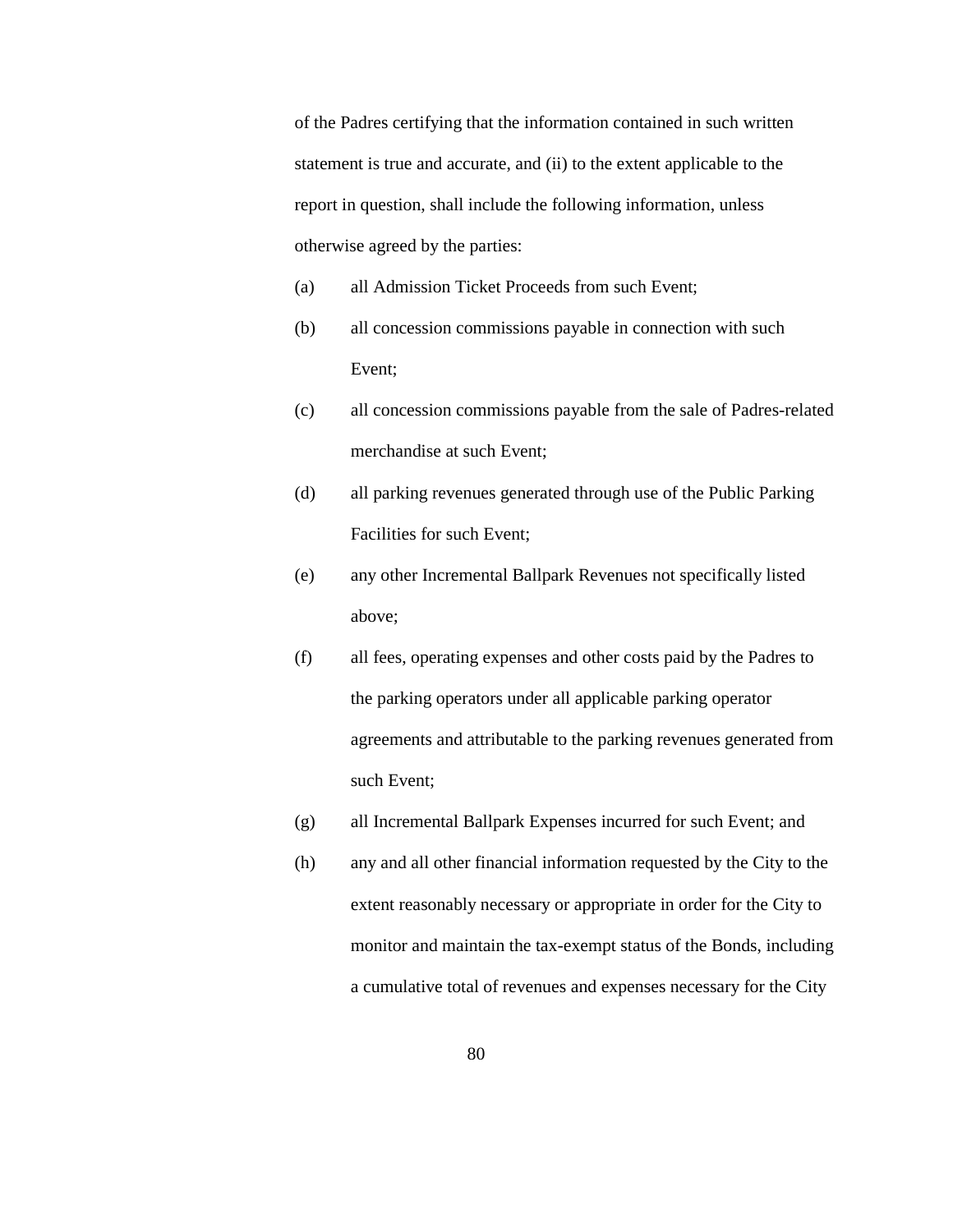of the Padres certifying that the information contained in such written statement is true and accurate, and (ii) to the extent applicable to the report in question, shall include the following information, unless otherwise agreed by the parties:

(a) all Admission Ticket Proceeds from such Event;

(b) all concession commissions payable in connection with such Event;

(c) all concession commissions payable from the sale of Padres-related merchandise at such Event;

(d) all parking revenues generated through use of the Public Parking Facilities for such Event;

(e) any other Incremental Ballpark Revenues not specifically listed above;

(f) all fees, operating expenses and other costs paid by the Padres to the parking operators under all applicable parking operator agreements and attributable to the parking revenues generated from such Event;

(g) all Incremental Ballpark Expenses incurred for such Event; and

(h) any and all other financial information requested by the City to the extent reasonably necessary or appropriate in order for the City to monitor and maintain the tax-exempt status of the Bonds, including a cumulative total of revenues and expenses necessary for the City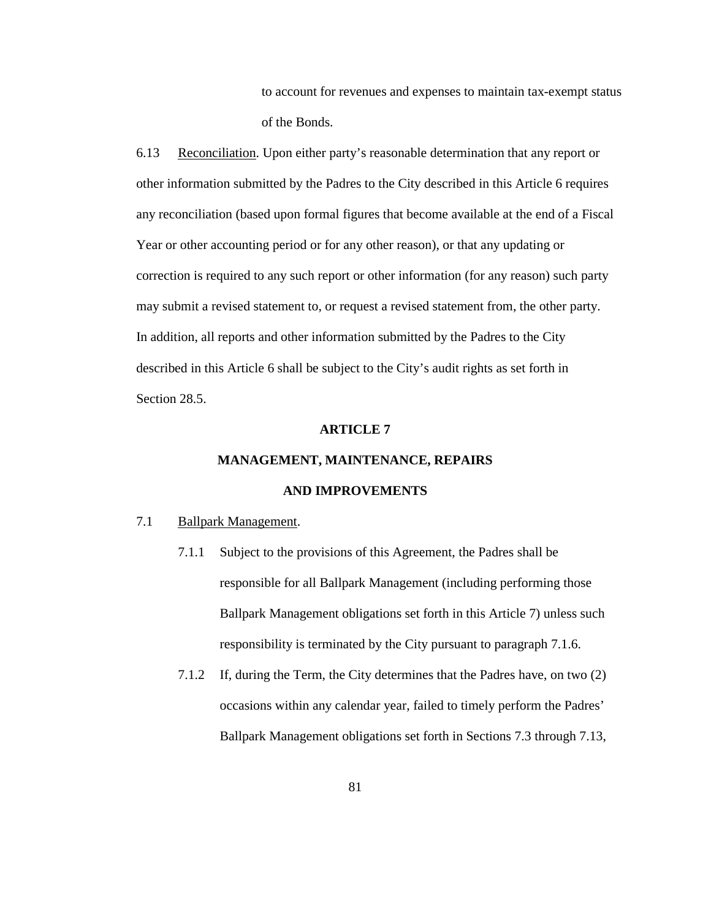to account for revenues and expenses to maintain tax-exempt status of the Bonds.

6.13 Reconciliation. Upon either party's reasonable determination that any report or other information submitted by the Padres to the City described in this Article 6 requires any reconciliation (based upon formal figures that become available at the end of a Fiscal Year or other accounting period or for any other reason), or that any updating or correction is required to any such report or other information (for any reason) such party may submit a revised statement to, or request a revised statement from, the other party. In addition, all reports and other information submitted by the Padres to the City described in this Article 6 shall be subject to the City's audit rights as set forth in Section 28.5.

## ARTICLE 7

## MANAGEMENT, MAINTENANCE, REPAIRS AND IMPROVEMENTS

7.1 Ballpark Management.

7.1.1 Subject to the provisions of this Agreement, the Padres shall be responsible for all Ballpark Management (including performing those Ballpark Management obligations set forth in this Article 7) unless such responsibility is terminated by the City pursuant to paragraph 7.1.6.

7.1.2 If, during the Term, the City determines that the Padres have, on two (2) occasions within any calendar year, failed to timely perform the Padres' Ballpark Management obligations set forth in Sections 7.3 through 7.13,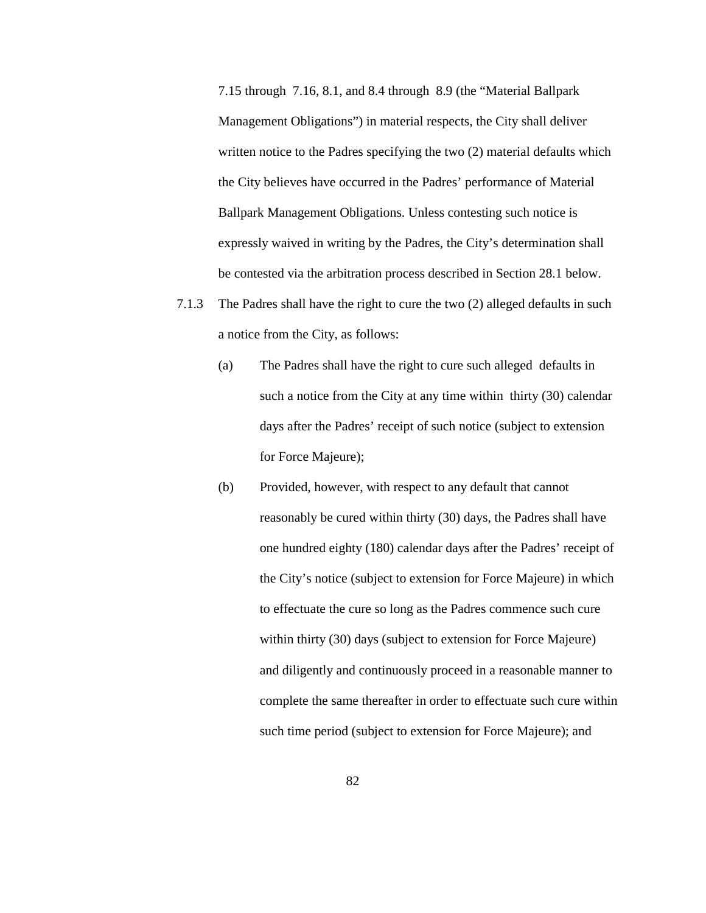7.15 through 7.16, 8.1, and 8.4 through 8.9 (the "Material Ballpark Management Obligations") in material respects, the City shall deliver written notice to the Padres specifying the two (2) material defaults which the City believes have occurred in the Padres' performance of Material Ballpark Management Obligations. Unless contesting such notice is expressly waived in writing by the Padres, the City's determination shall be contested via the arbitration process described in Section 28.1 below.

7.1.3 The Padres shall have the right to cure the two (2) alleged defaults in such a notice from the City, as follows:

(a) The Padres shall have the right to cure such alleged defaults in such a notice from the City at any time within thirty (30) calendar days after the Padres' receipt of such notice (subject to extension for Force Majeure);

(b) Provided, however, with respect to any default that cannot reasonably be cured within thirty (30) days, the Padres shall have one hundred eighty (180) calendar days after the Padres' receipt of the City's notice (subject to extension for Force Majeure) in which to effectuate the cure so long as the Padres commence such cure within thirty (30) days (subject to extension for Force Majeure) and diligently and continuously proceed in a reasonable manner to complete the same thereafter in order to effectuate such cure within such time period (subject to extension for Force Majeure); and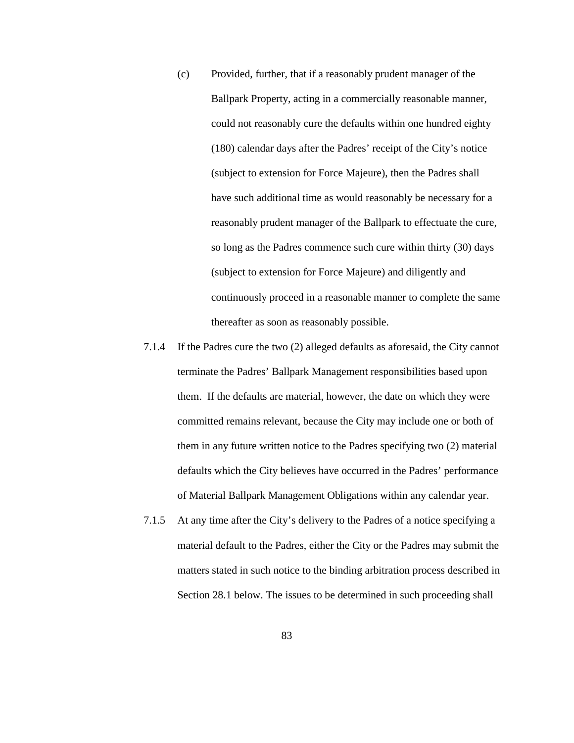(c) Provided, further, that if a reasonably prudent manager of the Ballpark Property, acting in a commercially reasonable manner, could not reasonably cure the defaults within one hundred eighty (180) calendar days after the Padres' receipt of the City's notice (subject to extension for Force Majeure), then the Padres shall have such additional time as would reasonably be necessary for a reasonably prudent manager of the Ballpark to effectuate the cure, so long as the Padres commence such cure within thirty (30) days (subject to extension for Force Majeure) and diligently and continuously proceed in a reasonable manner to complete the same thereafter as soon as reasonably possible.

7.1.4 If the Padres cure the two (2) alleged defaults as aforesaid, the City cannot terminate the Padres' Ballpark Management responsibilities based upon them. If the defaults are material, however, the date on which they were committed remains relevant, because the City may include one or both of them in any future written notice to the Padres specifying two (2) material defaults which the City believes have occurred in the Padres' performance of Material Ballpark Management Obligations within any calendar year.

7.1.5 At any time after the City's delivery to the Padres of a notice specifying a material default to the Padres, either the City or the Padres may submit the matters stated in such notice to the binding arbitration process described in Section 28.1 below. The issues to be determined in such proceeding shall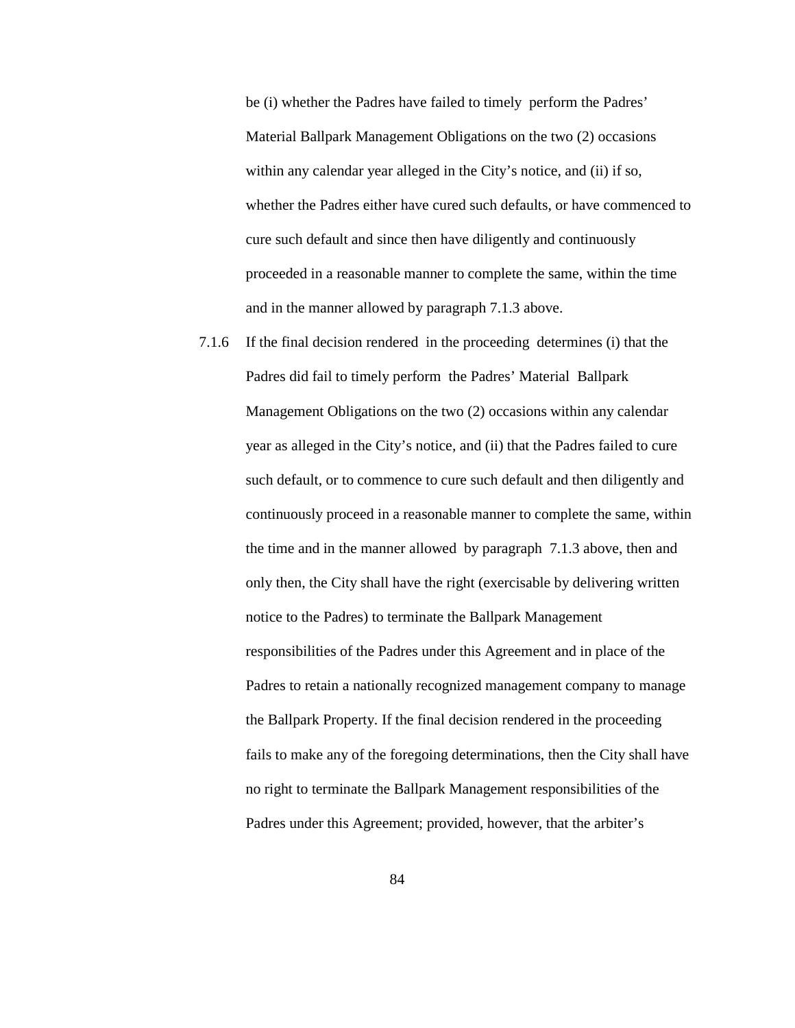be (i) whether the Padres have failed to timely perform the Padres' Material Ballpark Management Obligations on the two (2) occasions within any calendar year alleged in the City's notice, and (ii) if so, whether the Padres either have cured such defaults, or have commenced to cure such default and since then have diligently and continuously proceeded in a reasonable manner to complete the same, within the time and in the manner allowed by paragraph 7.1.3 above.

7.1.6 If the final decision rendered in the proceeding determines (i) that the Padres did fail to timely perform the Padres' Material Ballpark Management Obligations on the two (2) occasions within any calendar year as alleged in the City's notice, and (ii) that the Padres failed to cure such default, or to commence to cure such default and then diligently and continuously proceed in a reasonable manner to complete the same, within the time and in the manner allowed by paragraph 7.1.3 above, then and only then, the City shall have the right (exercisable by delivering written notice to the Padres) to terminate the Ballpark Management responsibilities of the Padres under this Agreement and in place of the Padres to retain a nationally recognized management company to manage the Ballpark Property. If the final decision rendered in the proceeding fails to make any of the foregoing determinations, then the City shall have no right to terminate the Ballpark Management responsibilities of the Padres under this Agreement; provided, however, that the arbiter's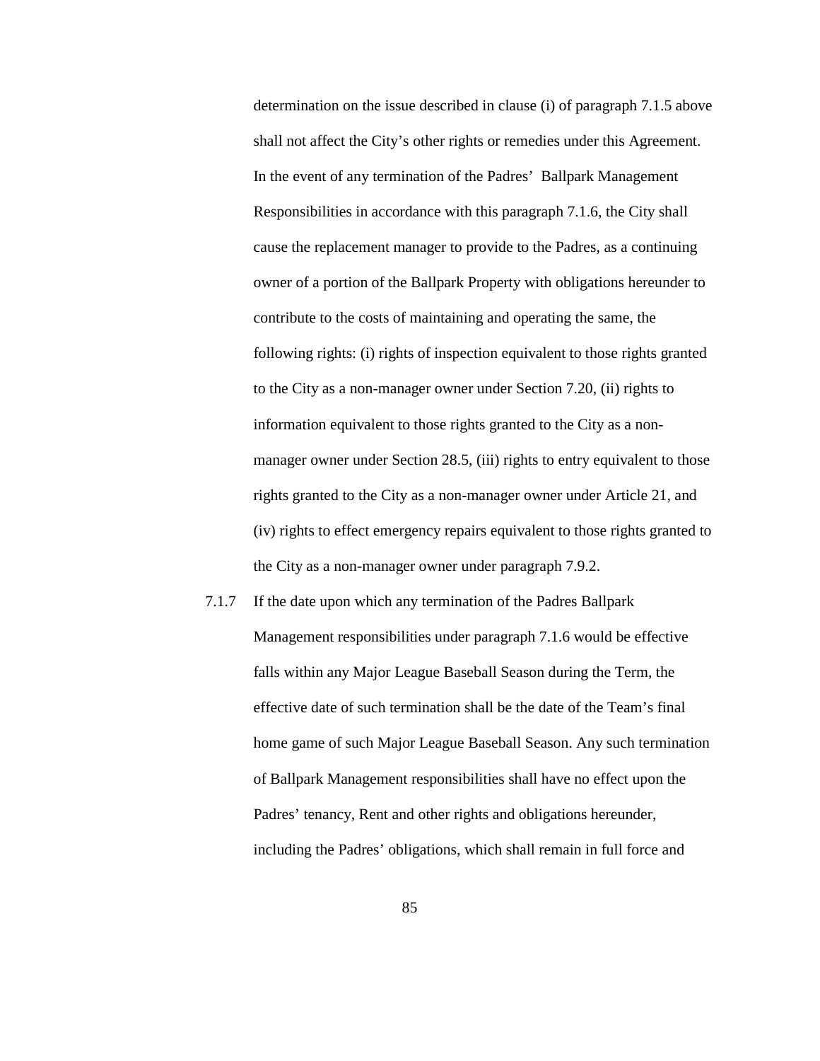determination on the issue described in clause (i) of paragraph 7.1.5 above shall not affect the City's other rights or remedies under this Agreement. In the event of any termination of the Padres' Ballpark Management Responsibilities in accordance with this paragraph 7.1.6, the City shall cause the replacement manager to provide to the Padres, as a continuing owner of a portion of the Ballpark Property with obligations hereunder to contribute to the costs of maintaining and operating the same, the following rights: (i) rights of inspection equivalent to those rights granted to the City as a non-manager owner under Section 7.20, (ii) rights to information equivalent to those rights granted to the City as a non-manager owner under Section 28.5, (iii) rights to entry equivalent to those rights granted to the City as a non-manager owner under Article 21, and (iv) rights to effect emergency repairs equivalent to those rights granted to the City as a non-manager owner under paragraph 7.9.2.

7.1.7 If the date upon which any termination of the Padres Ballpark Management responsibilities under paragraph 7.1.6 would be effective falls within any Major League Baseball Season during the Term, the effective date of such termination shall be the date of the Team's final home game of such Major League Baseball Season. Any such termination of Ballpark Management responsibilities shall have no effect upon the Padres' tenancy, Rent and other rights and obligations hereunder, including the Padres' obligations, which shall remain in full force and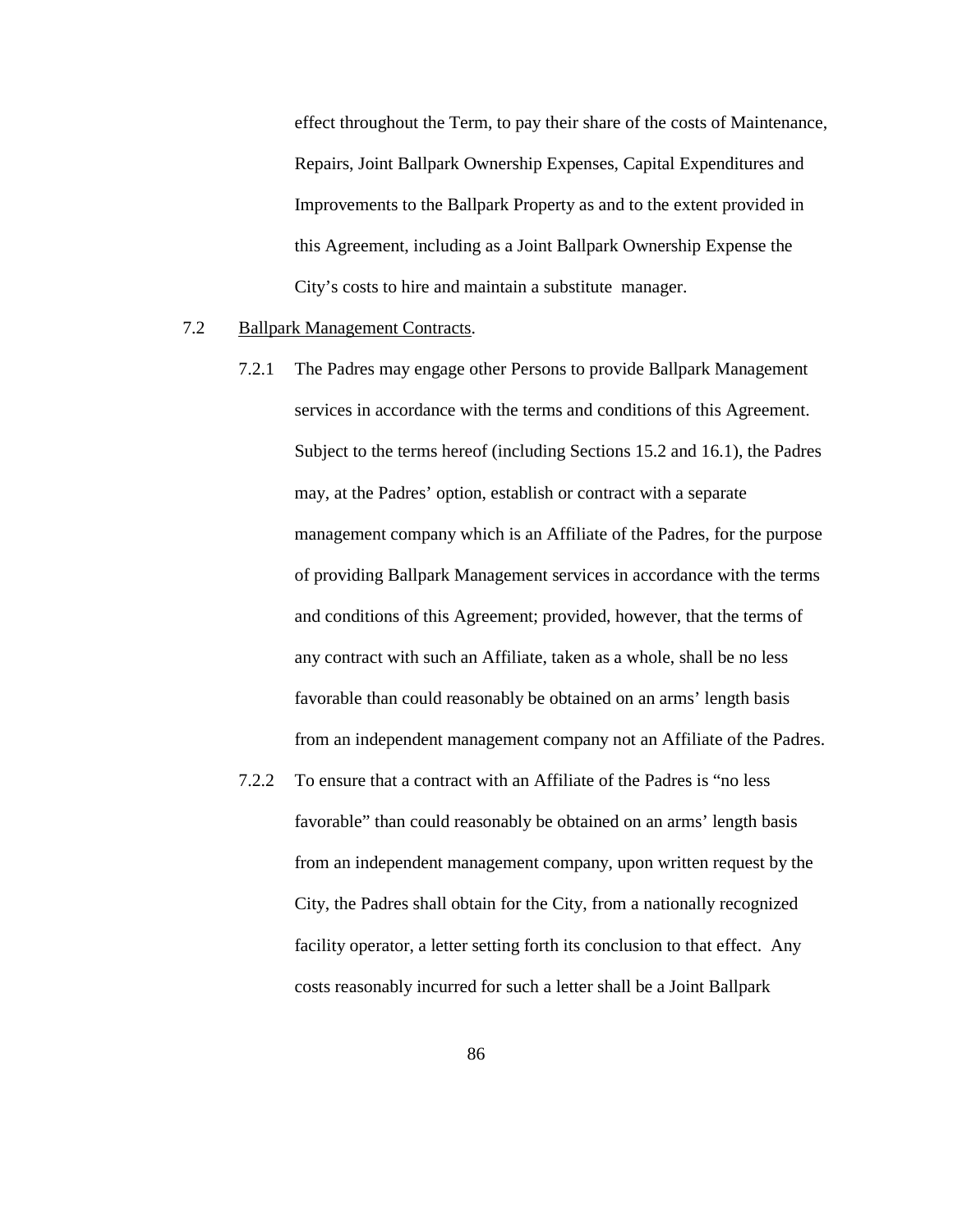effect throughout the Term, to pay their share of the costs of Maintenance, Repairs, Joint Ballpark Ownership Expenses, Capital Expenditures and Improvements to the Ballpark Property as and to the extent provided in this Agreement, including as a Joint Ballpark Ownership Expense the City's costs to hire and maintain a substitute manager.

7.2 Ballpark Management Contracts.

7.2.1 The Padres may engage other Persons to provide Ballpark Management services in accordance with the terms and conditions of this Agreement. Subject to the terms hereof (including Sections 15.2 and 16.1), the Padres may, at the Padres' option, establish or contract with a separate management company which is an Affiliate of the Padres, for the purpose of providing Ballpark Management services in accordance with the terms and conditions of this Agreement; provided, however, that the terms of any contract with such an Affiliate, taken as a whole, shall be no less favorable than could reasonably be obtained on an arms' length basis from an independent management company not an Affiliate of the Padres.

7.2.2 To ensure that a contract with an Affiliate of the Padres is "no less favorable" than could reasonably be obtained on an arms' length basis from an independent management company, upon written request by the City, the Padres shall obtain for the City, from a nationally recognized facility operator, a letter setting forth its conclusion to that effect. Any costs reasonably incurred for such a letter shall be a Joint Ballpark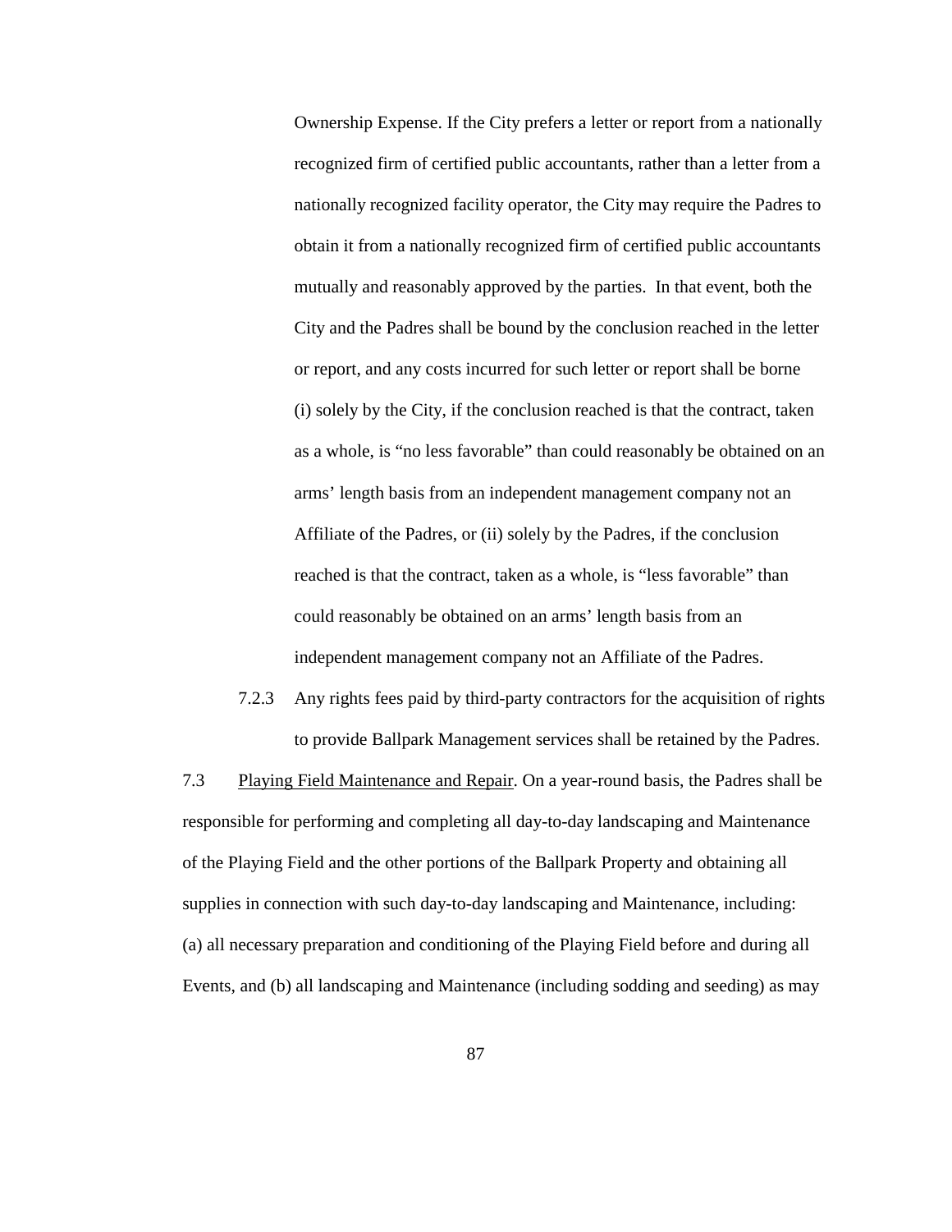Ownership Expense. If the City prefers a letter or report from a nationally recognized firm of certified public accountants, rather than a letter from a nationally recognized facility operator, the City may require the Padres to obtain it from a nationally recognized firm of certified public accountants mutually and reasonably approved by the parties. In that event, both the City and the Padres shall be bound by the conclusion reached in the letter or report, and any costs incurred for such letter or report shall be borne (i) solely by the City, if the conclusion reached is that the contract, taken as a whole, is "no less favorable" than could reasonably be obtained on an arms' length basis from an independent management company not an Affiliate of the Padres, or (ii) solely by the Padres, if the conclusion reached is that the contract, taken as a whole, is "less favorable" than could reasonably be obtained on an arms' length basis from an independent management company not an Affiliate of the Padres.

7.2.3 Any rights fees paid by third-party contractors for the acquisition of rights to provide Ballpark Management services shall be retained by the Padres.

7.3 Playing Field Maintenance and Repair. On a year-round basis, the Padres shall be responsible for performing and completing all day-to-day landscaping and Maintenance of the Playing Field and the other portions of the Ballpark Property and obtaining all supplies in connection with such day-to-day landscaping and Maintenance, including: (a) all necessary preparation and conditioning of the Playing Field before and during all Events, and (b) all landscaping and Maintenance (including sodding and seeding) as may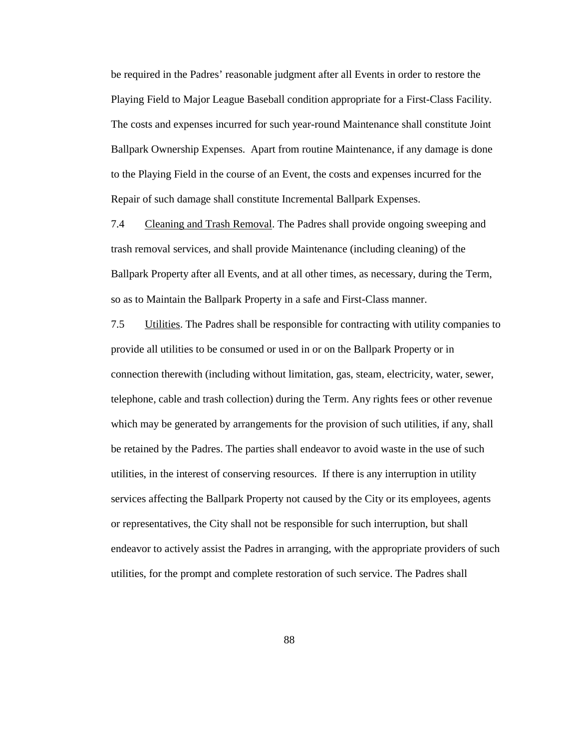be required in the Padres' reasonable judgment after all Events in order to restore the Playing Field to Major League Baseball condition appropriate for a First-Class Facility. The costs and expenses incurred for such year-round Maintenance shall constitute Joint Ballpark Ownership Expenses. Apart from routine Maintenance, if any damage is done to the Playing Field in the course of an Event, the costs and expenses incurred for the Repair of such damage shall constitute Incremental Ballpark Expenses.

7.4 Cleaning and Trash Removal. The Padres shall provide ongoing sweeping and trash removal services, and shall provide Maintenance (including cleaning) of the Ballpark Property after all Events, and at all other times, as necessary, during the Term, so as to Maintain the Ballpark Property in a safe and First-Class manner.

7.5 Utilities. The Padres shall be responsible for contracting with utility companies to provide all utilities to be consumed or used in or on the Ballpark Property or in connection therewith (including without limitation, gas, steam, electricity, water, sewer, telephone, cable and trash collection) during the Term. Any rights fees or other revenue which may be generated by arrangements for the provision of such utilities, if any, shall be retained by the Padres. The parties shall endeavor to avoid waste in the use of such utilities, in the interest of conserving resources. If there is any interruption in utility services affecting the Ballpark Property not caused by the City or its employees, agents or representatives, the City shall not be responsible for such interruption, but shall endeavor to actively assist the Padres in arranging, with the appropriate providers of such utilities, for the prompt and complete restoration of such service. The Padres shall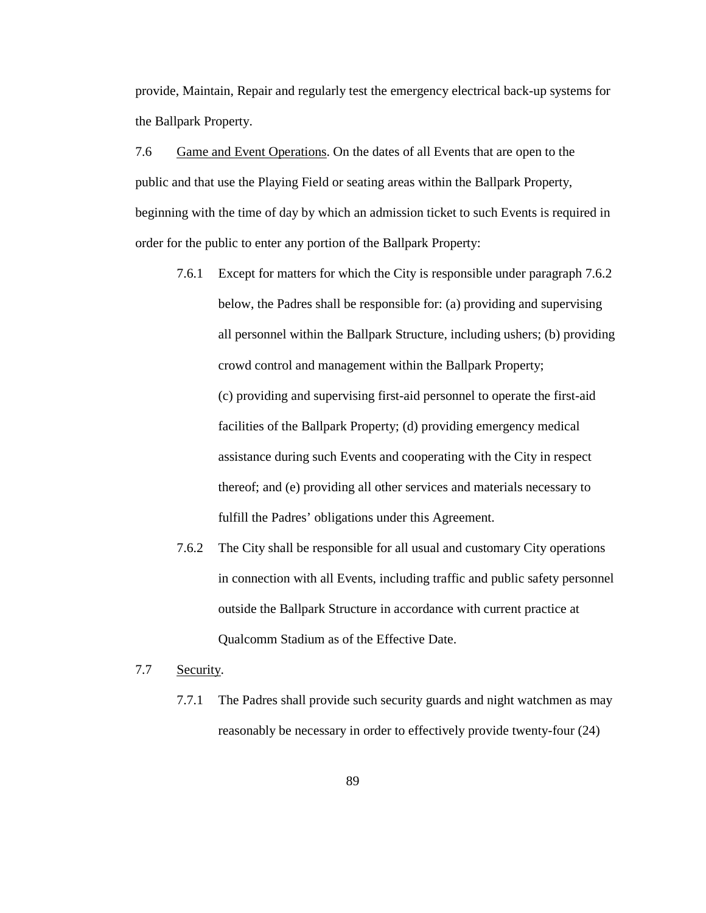provide, Maintain, Repair and regularly test the emergency electrical back-up systems for the Ballpark Property.

7.6 Game and Event Operations. On the dates of all Events that are open to the public and that use the Playing Field or seating areas within the Ballpark Property, beginning with the time of day by which an admission ticket to such Events is required in order for the public to enter any portion of the Ballpark Property:

> 7.6.1 Except for matters for which the City is responsible under paragraph 7.6.2 below, the Padres shall be responsible for: (a) providing and supervising all personnel within the Ballpark Structure, including ushers; (b) providing crowd control and management within the Ballpark Property; (c) providing and supervising first-aid personnel to operate the first-aid facilities of the Ballpark Property; (d) providing emergency medical assistance during such Events and cooperating with the City in respect thereof; and (e) providing all other services and materials necessary to fulfill the Padres' obligations under this Agreement.
>
> 7.6.2 The City shall be responsible for all usual and customary City operations in connection with all Events, including traffic and public safety personnel outside the Ballpark Structure in accordance with current practice at Qualcomm Stadium as of the Effective Date.

7.7 Security.

> 7.7.1 The Padres shall provide such security guards and night watchmen as may reasonably be necessary in order to effectively provide twenty-four (24)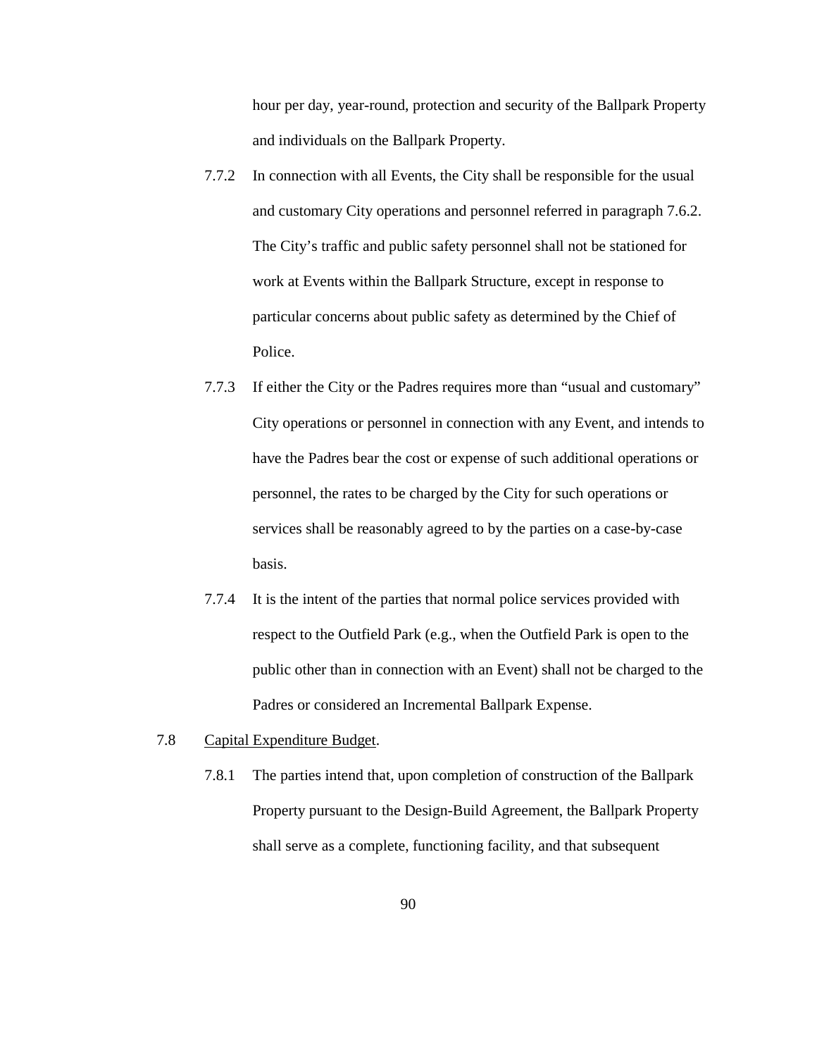hour per day, year-round, protection and security of the Ballpark Property and individuals on the Ballpark Property.

7.7.2 In connection with all Events, the City shall be responsible for the usual and customary City operations and personnel referred in paragraph 7.6.2. The City's traffic and public safety personnel shall not be stationed for work at Events within the Ballpark Structure, except in response to particular concerns about public safety as determined by the Chief of Police.

7.7.3 If either the City or the Padres requires more than "usual and customary" City operations or personnel in connection with any Event, and intends to have the Padres bear the cost or expense of such additional operations or personnel, the rates to be charged by the City for such operations or services shall be reasonably agreed to by the parties on a case-by-case basis.

7.7.4 It is the intent of the parties that normal police services provided with respect to the Outfield Park (e.g., when the Outfield Park is open to the public other than in connection with an Event) shall not be charged to the Padres or considered an Incremental Ballpark Expense.

7.8 <u>Capital Expenditure Budget</u>.

7.8.1 The parties intend that, upon completion of construction of the Ballpark Property pursuant to the Design-Build Agreement, the Ballpark Property shall serve as a complete, functioning facility, and that subsequent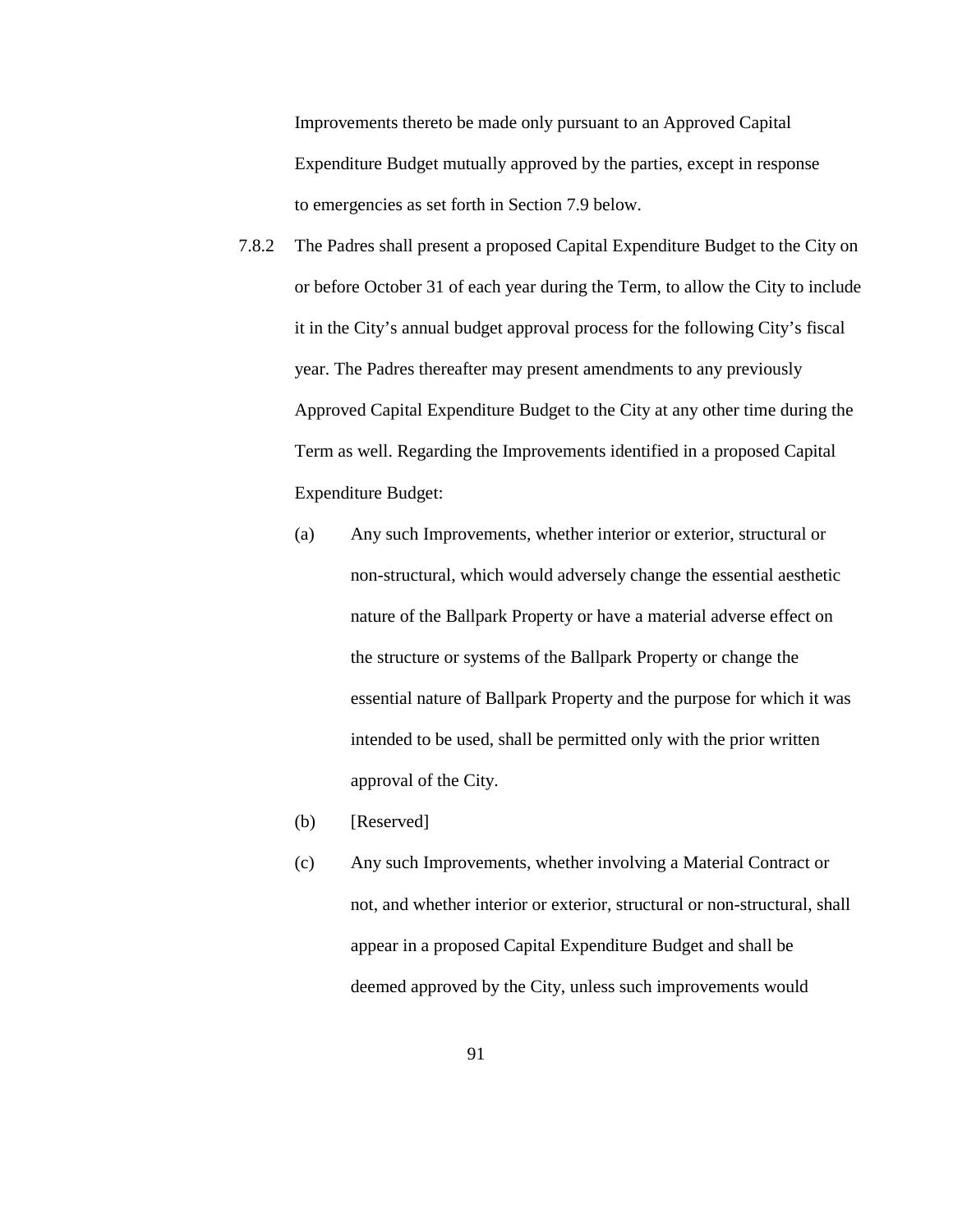Improvements thereto be made only pursuant to an Approved Capital Expenditure Budget mutually approved by the parties, except in response to emergencies as set forth in Section 7.9 below.

7.8.2 The Padres shall present a proposed Capital Expenditure Budget to the City on or before October 31 of each year during the Term, to allow the City to include it in the City's annual budget approval process for the following City's fiscal year. The Padres thereafter may present amendments to any previously Approved Capital Expenditure Budget to the City at any other time during the Term as well. Regarding the Improvements identified in a proposed Capital Expenditure Budget:

(a) Any such Improvements, whether interior or exterior, structural or non-structural, which would adversely change the essential aesthetic nature of the Ballpark Property or have a material adverse effect on the structure or systems of the Ballpark Property or change the essential nature of Ballpark Property and the purpose for which it was intended to be used, shall be permitted only with the prior written approval of the City.

(b) [Reserved]

(c) Any such Improvements, whether involving a Material Contract or not, and whether interior or exterior, structural or non-structural, shall appear in a proposed Capital Expenditure Budget and shall be deemed approved by the City, unless such improvements would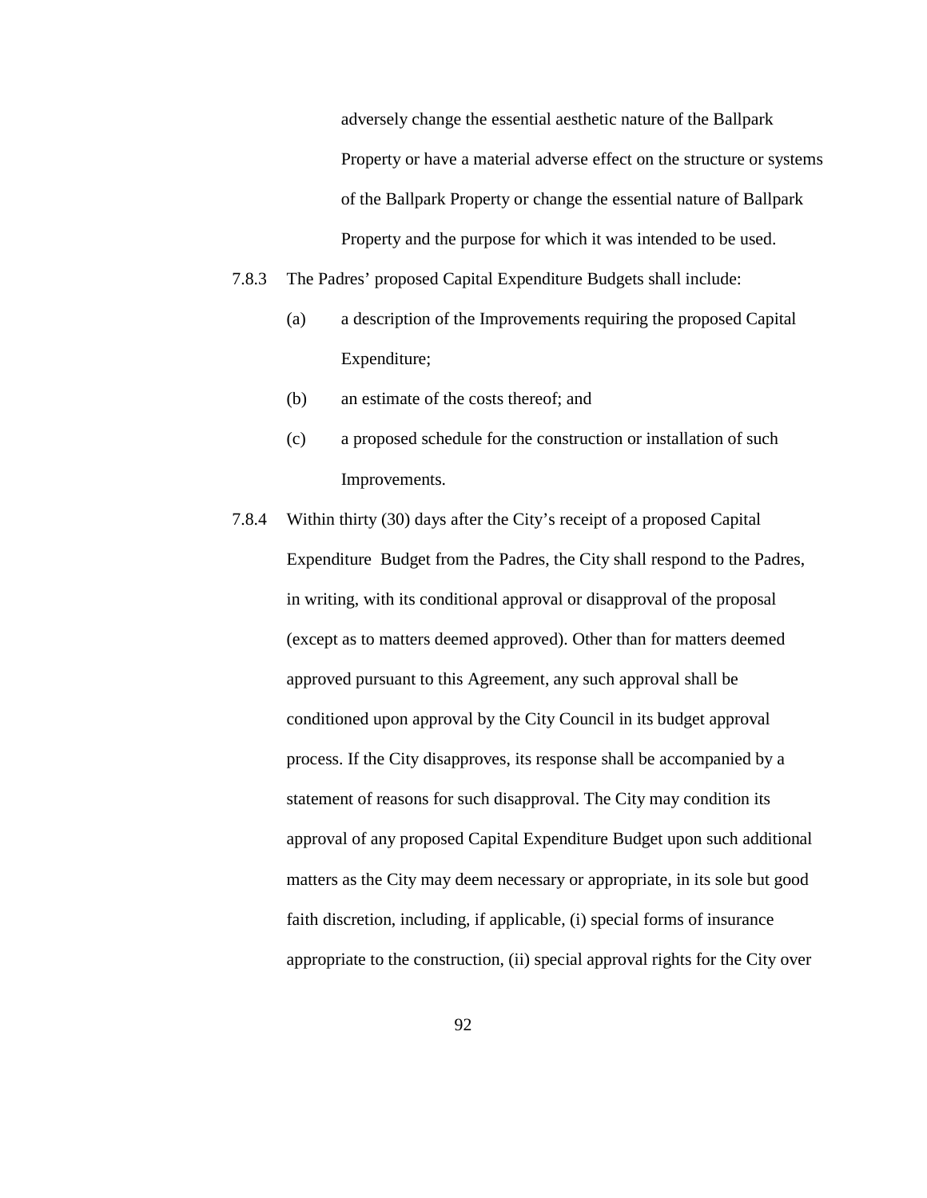adversely change the essential aesthetic nature of the Ballpark Property or have a material adverse effect on the structure or systems of the Ballpark Property or change the essential nature of Ballpark Property and the purpose for which it was intended to be used.

7.8.3 The Padres' proposed Capital Expenditure Budgets shall include:

(a) a description of the Improvements requiring the proposed Capital Expenditure;

(b) an estimate of the costs thereof; and

(c) a proposed schedule for the construction or installation of such Improvements.

7.8.4 Within thirty (30) days after the City's receipt of a proposed Capital Expenditure Budget from the Padres, the City shall respond to the Padres, in writing, with its conditional approval or disapproval of the proposal (except as to matters deemed approved). Other than for matters deemed approved pursuant to this Agreement, any such approval shall be conditioned upon approval by the City Council in its budget approval process. If the City disapproves, its response shall be accompanied by a statement of reasons for such disapproval. The City may condition its approval of any proposed Capital Expenditure Budget upon such additional matters as the City may deem necessary or appropriate, in its sole but good faith discretion, including, if applicable, (i) special forms of insurance appropriate to the construction, (ii) special approval rights for the City over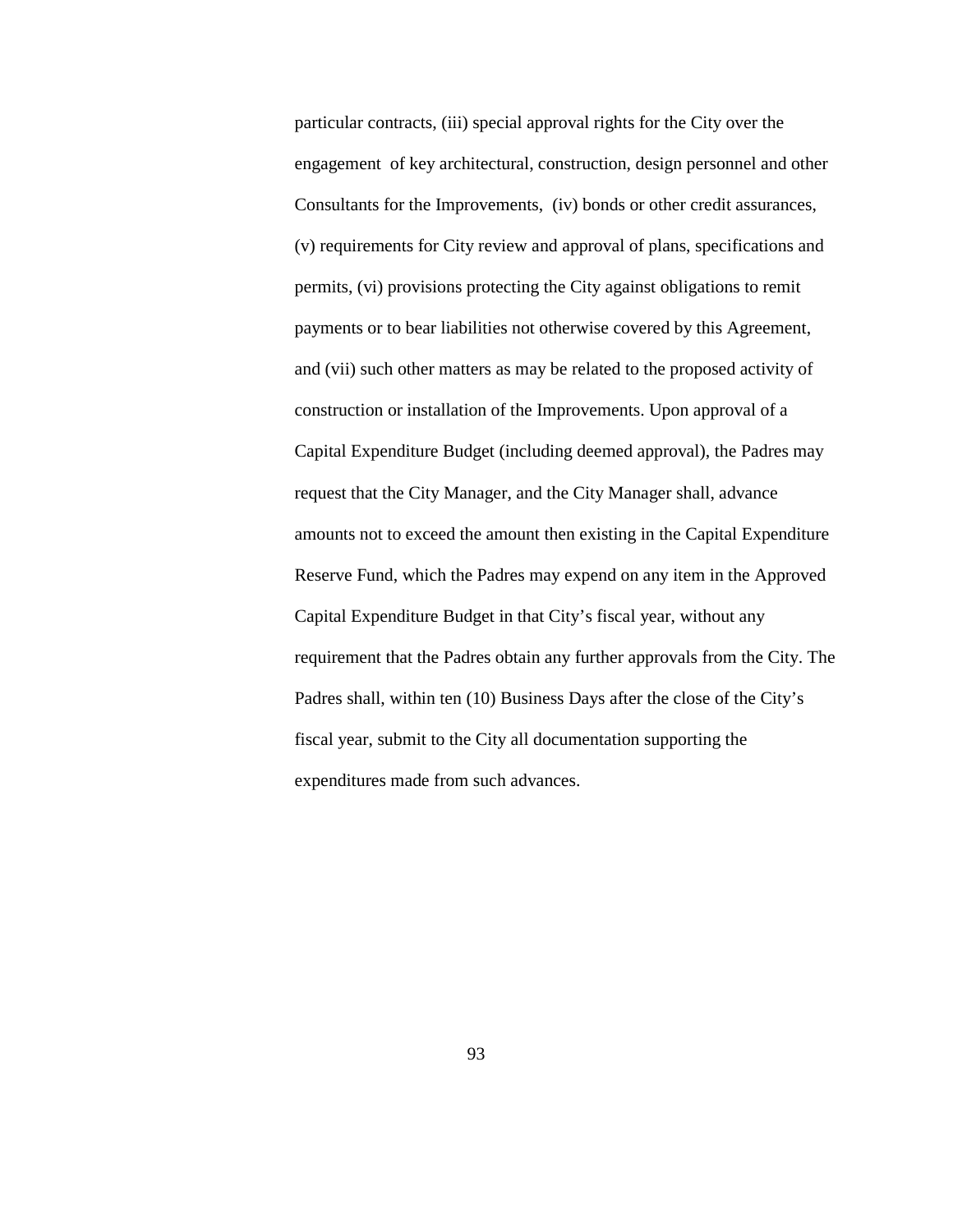particular contracts, (iii) special approval rights for the City over the engagement of key architectural, construction, design personnel and other Consultants for the Improvements, (iv) bonds or other credit assurances, (v) requirements for City review and approval of plans, specifications and permits, (vi) provisions protecting the City against obligations to remit payments or to bear liabilities not otherwise covered by this Agreement, and (vii) such other matters as may be related to the proposed activity of construction or installation of the Improvements. Upon approval of a Capital Expenditure Budget (including deemed approval), the Padres may request that the City Manager, and the City Manager shall, advance amounts not to exceed the amount then existing in the Capital Expenditure Reserve Fund, which the Padres may expend on any item in the Approved Capital Expenditure Budget in that City's fiscal year, without any requirement that the Padres obtain any further approvals from the City. The Padres shall, within ten (10) Business Days after the close of the City's fiscal year, submit to the City all documentation supporting the expenditures made from such advances.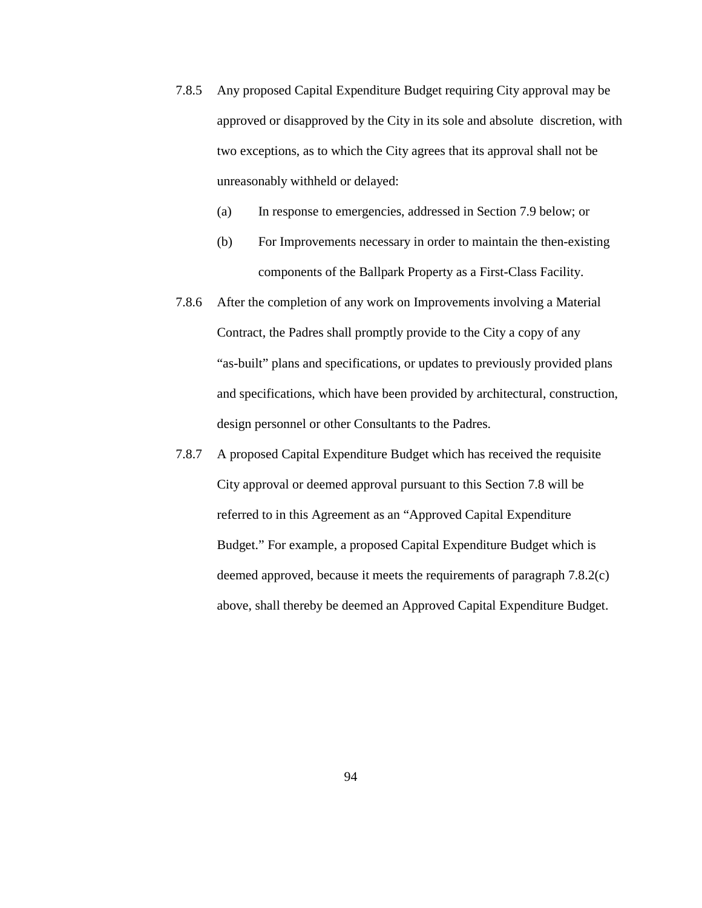7.8.5 Any proposed Capital Expenditure Budget requiring City approval may be approved or disapproved by the City in its sole and absolute discretion, with two exceptions, as to which the City agrees that its approval shall not be unreasonably withheld or delayed:

(a) In response to emergencies, addressed in Section 7.9 below; or

(b) For Improvements necessary in order to maintain the then-existing components of the Ballpark Property as a First-Class Facility.

7.8.6 After the completion of any work on Improvements involving a Material Contract, the Padres shall promptly provide to the City a copy of any "as-built" plans and specifications, or updates to previously provided plans and specifications, which have been provided by architectural, construction, design personnel or other Consultants to the Padres.

7.8.7 A proposed Capital Expenditure Budget which has received the requisite City approval or deemed approval pursuant to this Section 7.8 will be referred to in this Agreement as an "Approved Capital Expenditure Budget." For example, a proposed Capital Expenditure Budget which is deemed approved, because it meets the requirements of paragraph 7.8.2(c) above, shall thereby be deemed an Approved Capital Expenditure Budget.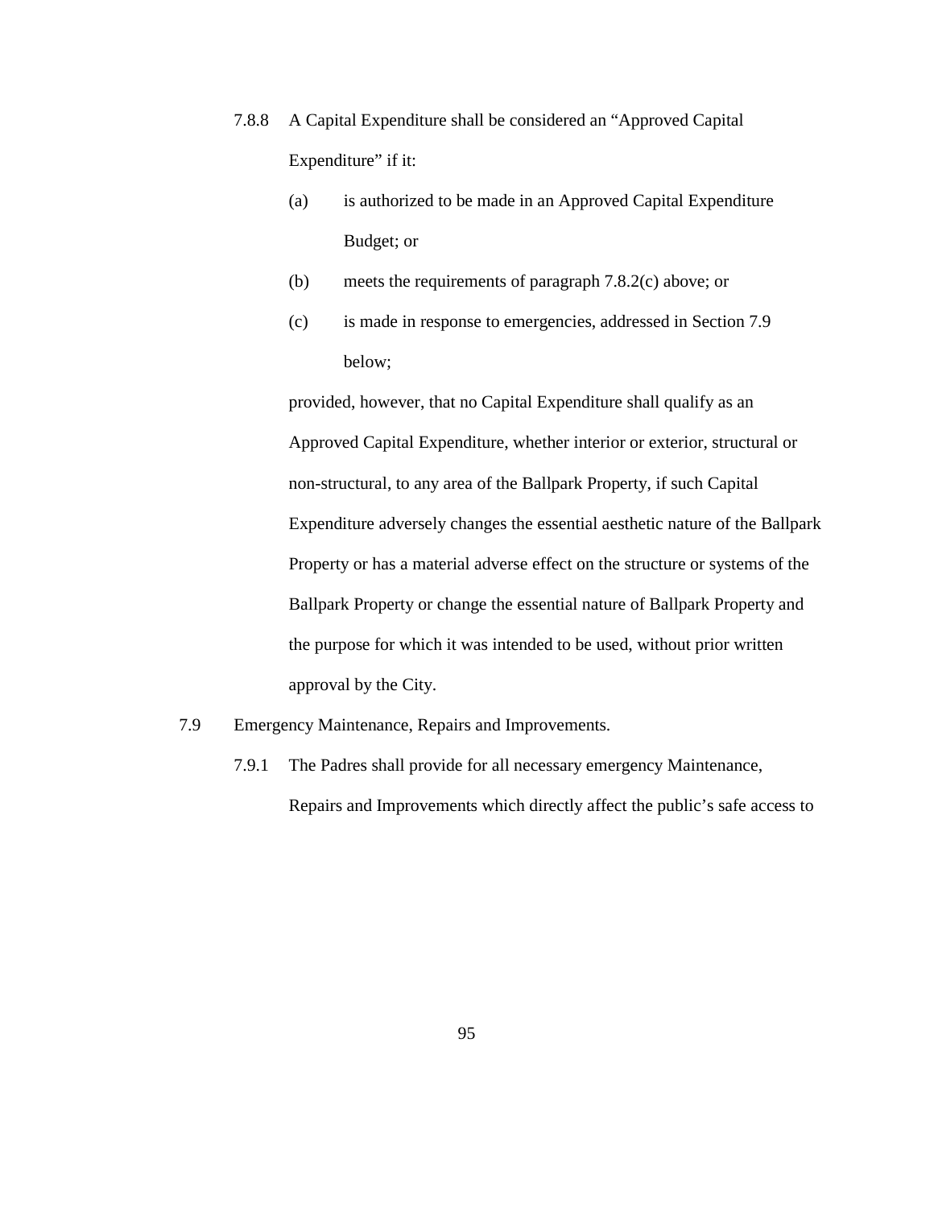7.8.8 A Capital Expenditure shall be considered an "Approved Capital Expenditure" if it:

(a) is authorized to be made in an Approved Capital Expenditure Budget; or

(b) meets the requirements of paragraph 7.8.2(c) above; or

(c) is made in response to emergencies, addressed in Section 7.9 below;

provided, however, that no Capital Expenditure shall qualify as an Approved Capital Expenditure, whether interior or exterior, structural or non-structural, to any area of the Ballpark Property, if such Capital Expenditure adversely changes the essential aesthetic nature of the Ballpark Property or has a material adverse effect on the structure or systems of the Ballpark Property or change the essential nature of Ballpark Property and the purpose for which it was intended to be used, without prior written approval by the City.

7.9 Emergency Maintenance, Repairs and Improvements.

7.9.1 The Padres shall provide for all necessary emergency Maintenance, Repairs and Improvements which directly affect the public's safe access to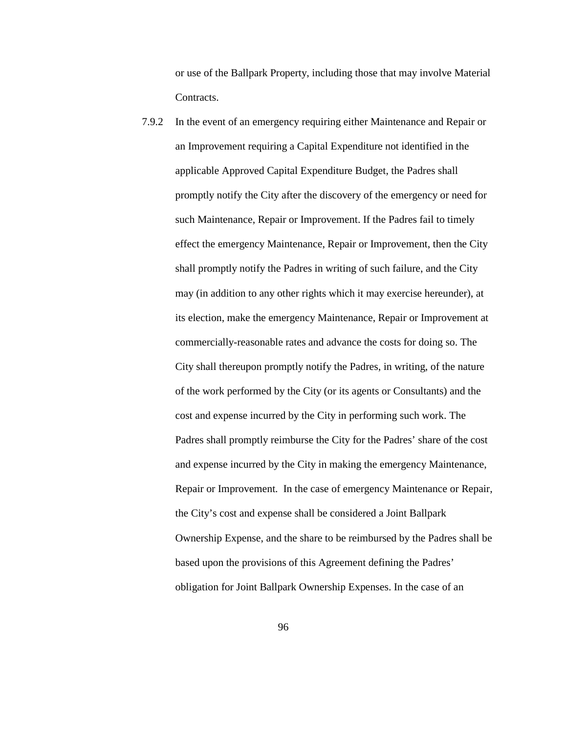or use of the Ballpark Property, including those that may involve Material Contracts.

7.9.2 In the event of an emergency requiring either Maintenance and Repair or an Improvement requiring a Capital Expenditure not identified in the applicable Approved Capital Expenditure Budget, the Padres shall promptly notify the City after the discovery of the emergency or need for such Maintenance, Repair or Improvement. If the Padres fail to timely effect the emergency Maintenance, Repair or Improvement, then the City shall promptly notify the Padres in writing of such failure, and the City may (in addition to any other rights which it may exercise hereunder), at its election, make the emergency Maintenance, Repair or Improvement at commercially-reasonable rates and advance the costs for doing so. The City shall thereupon promptly notify the Padres, in writing, of the nature of the work performed by the City (or its agents or Consultants) and the cost and expense incurred by the City in performing such work. The Padres shall promptly reimburse the City for the Padres' share of the cost and expense incurred by the City in making the emergency Maintenance, Repair or Improvement. In the case of emergency Maintenance or Repair, the City's cost and expense shall be considered a Joint Ballpark Ownership Expense, and the share to be reimbursed by the Padres shall be based upon the provisions of this Agreement defining the Padres' obligation for Joint Ballpark Ownership Expenses. In the case of an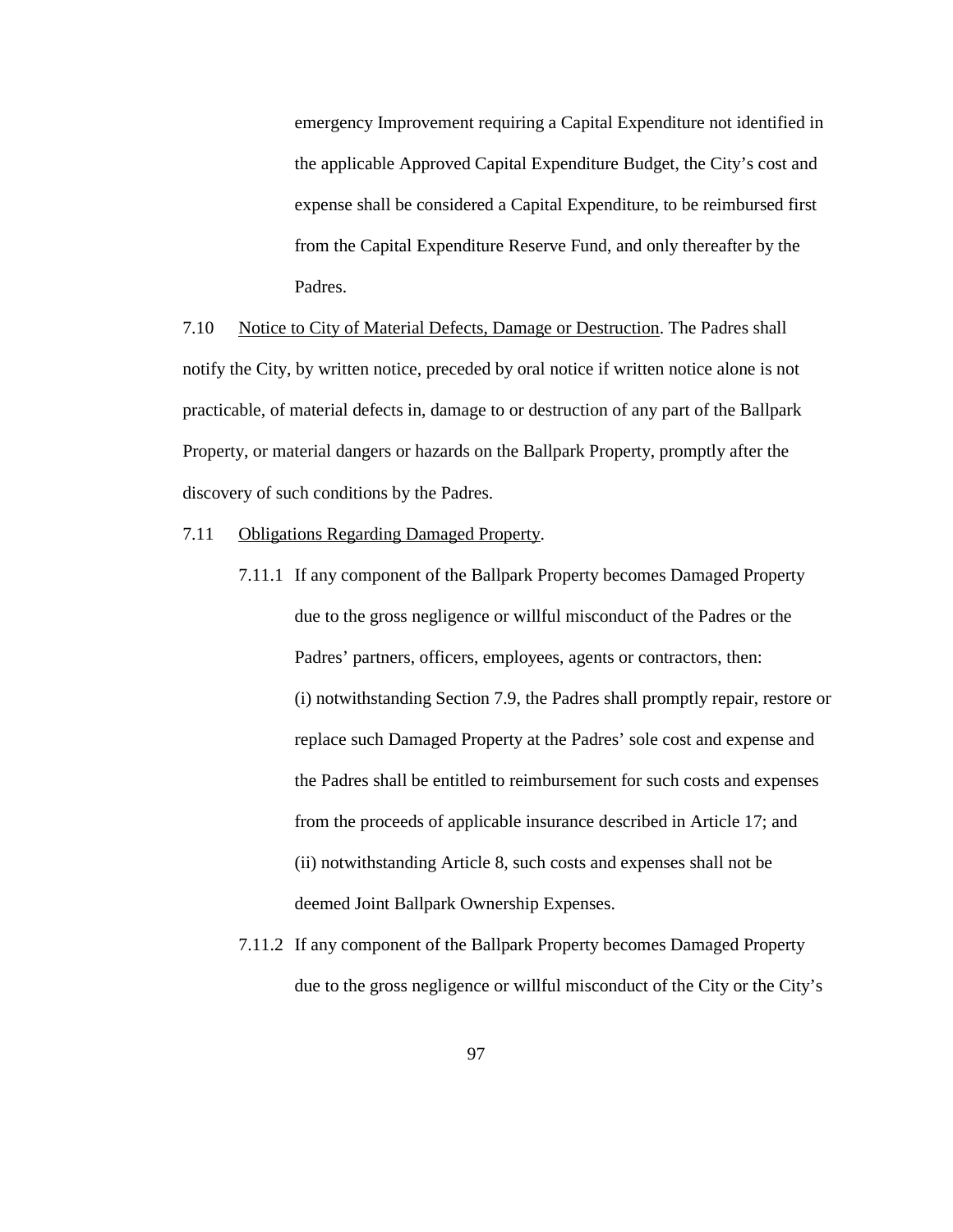emergency Improvement requiring a Capital Expenditure not identified in the applicable Approved Capital Expenditure Budget, the City's cost and expense shall be considered a Capital Expenditure, to be reimbursed first from the Capital Expenditure Reserve Fund, and only thereafter by the Padres.

7.10 Notice to City of Material Defects, Damage or Destruction. The Padres shall notify the City, by written notice, preceded by oral notice if written notice alone is not practicable, of material defects in, damage to or destruction of any part of the Ballpark Property, or material dangers or hazards on the Ballpark Property, promptly after the discovery of such conditions by the Padres.

7.11 Obligations Regarding Damaged Property.

7.11.1 If any component of the Ballpark Property becomes Damaged Property due to the gross negligence or willful misconduct of the Padres or the Padres' partners, officers, employees, agents or contractors, then: (i) notwithstanding Section 7.9, the Padres shall promptly repair, restore or replace such Damaged Property at the Padres' sole cost and expense and the Padres shall be entitled to reimbursement for such costs and expenses from the proceeds of applicable insurance described in Article 17; and (ii) notwithstanding Article 8, such costs and expenses shall not be deemed Joint Ballpark Ownership Expenses.

7.11.2 If any component of the Ballpark Property becomes Damaged Property due to the gross negligence or willful misconduct of the City or the City's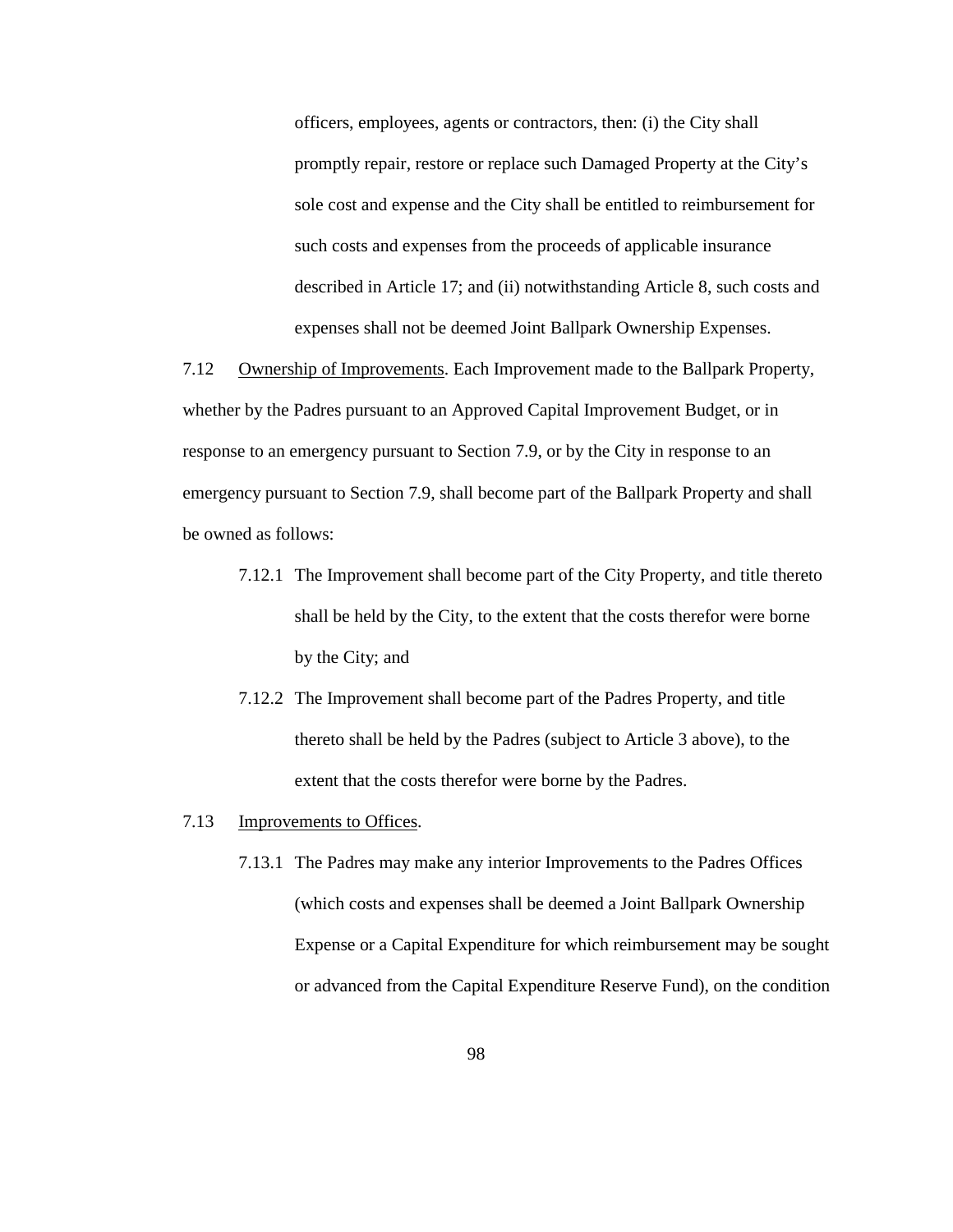officers, employees, agents or contractors, then: (i) the City shall promptly repair, restore or replace such Damaged Property at the City's sole cost and expense and the City shall be entitled to reimbursement for such costs and expenses from the proceeds of applicable insurance described in Article 17; and (ii) notwithstanding Article 8, such costs and expenses shall not be deemed Joint Ballpark Ownership Expenses.

7.12 Ownership of Improvements. Each Improvement made to the Ballpark Property, whether by the Padres pursuant to an Approved Capital Improvement Budget, or in response to an emergency pursuant to Section 7.9, or by the City in response to an emergency pursuant to Section 7.9, shall become part of the Ballpark Property and shall be owned as follows:

7.12.1 The Improvement shall become part of the City Property, and title thereto shall be held by the City, to the extent that the costs therefor were borne by the City; and

7.12.2 The Improvement shall become part of the Padres Property, and title thereto shall be held by the Padres (subject to Article 3 above), to the extent that the costs therefor were borne by the Padres.

7.13 Improvements to Offices.

7.13.1 The Padres may make any interior Improvements to the Padres Offices (which costs and expenses shall be deemed a Joint Ballpark Ownership Expense or a Capital Expenditure for which reimbursement may be sought or advanced from the Capital Expenditure Reserve Fund), on the condition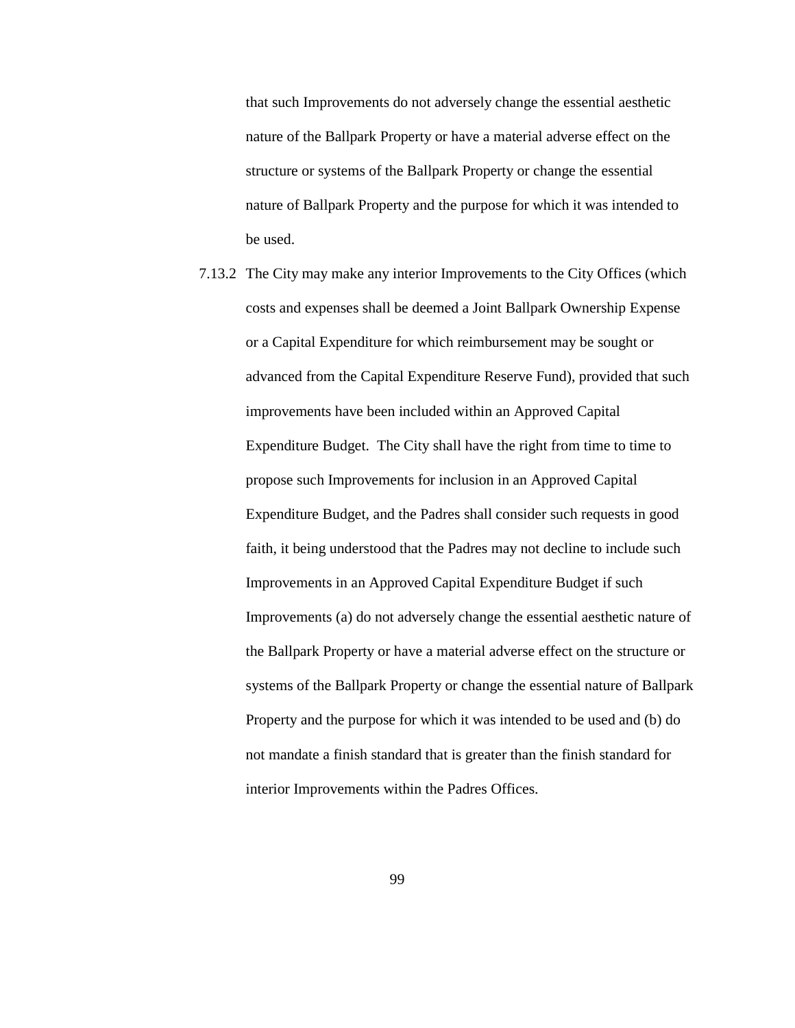that such Improvements do not adversely change the essential aesthetic nature of the Ballpark Property or have a material adverse effect on the structure or systems of the Ballpark Property or change the essential nature of Ballpark Property and the purpose for which it was intended to be used.

7.13.2 The City may make any interior Improvements to the City Offices (which costs and expenses shall be deemed a Joint Ballpark Ownership Expense or a Capital Expenditure for which reimbursement may be sought or advanced from the Capital Expenditure Reserve Fund), provided that such improvements have been included within an Approved Capital Expenditure Budget. The City shall have the right from time to time to propose such Improvements for inclusion in an Approved Capital Expenditure Budget, and the Padres shall consider such requests in good faith, it being understood that the Padres may not decline to include such Improvements in an Approved Capital Expenditure Budget if such Improvements (a) do not adversely change the essential aesthetic nature of the Ballpark Property or have a material adverse effect on the structure or systems of the Ballpark Property or change the essential nature of Ballpark Property and the purpose for which it was intended to be used and (b) do not mandate a finish standard that is greater than the finish standard for interior Improvements within the Padres Offices.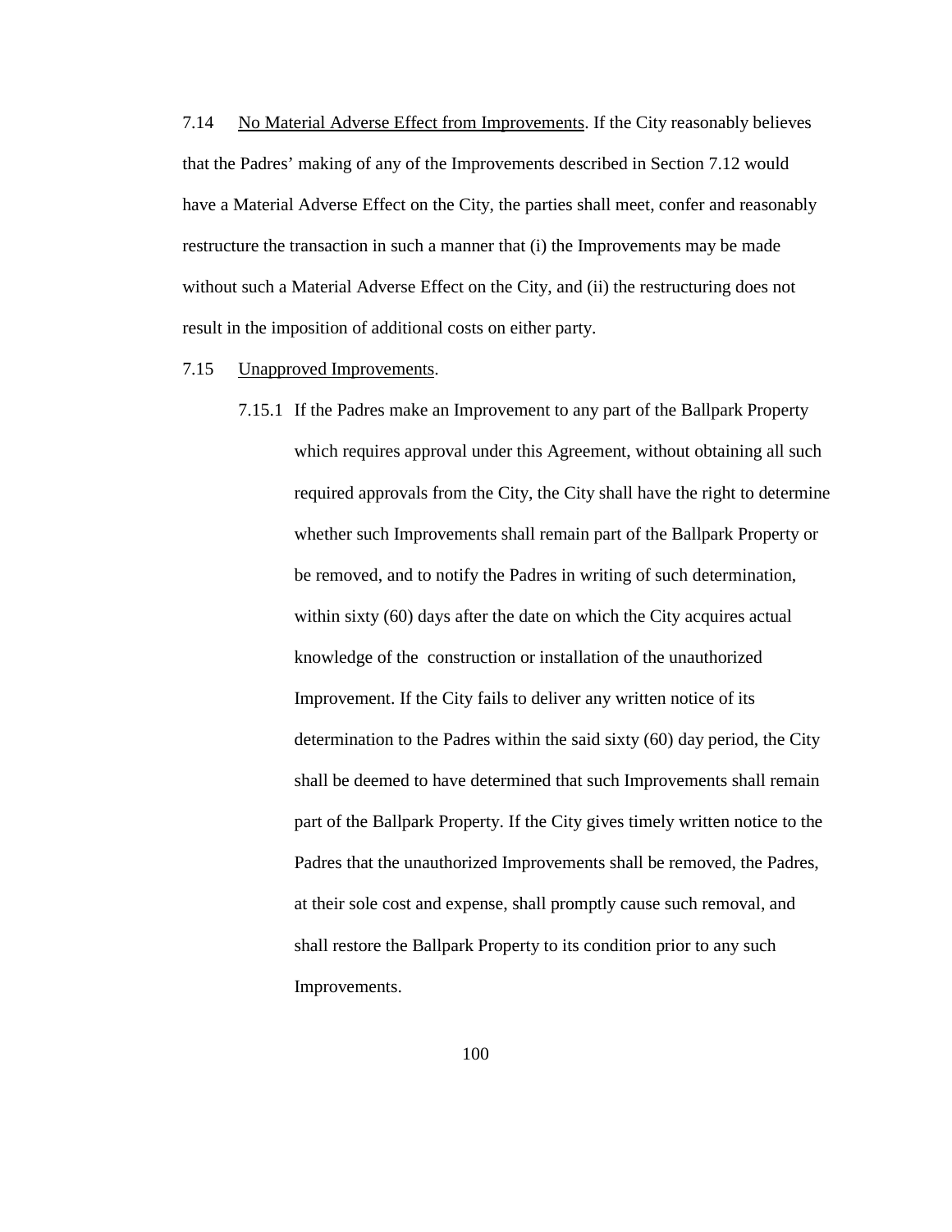7.14 <u>No Material Adverse Effect from Improvements</u>. If the City reasonably believes that the Padres' making of any of the Improvements described in Section 7.12 would have a Material Adverse Effect on the City, the parties shall meet, confer and reasonably restructure the transaction in such a manner that (i) the Improvements may be made without such a Material Adverse Effect on the City, and (ii) the restructuring does not result in the imposition of additional costs on either party.

7.15 <u>Unapproved Improvements</u>.

7.15.1 If the Padres make an Improvement to any part of the Ballpark Property which requires approval under this Agreement, without obtaining all such required approvals from the City, the City shall have the right to determine whether such Improvements shall remain part of the Ballpark Property or be removed, and to notify the Padres in writing of such determination, within sixty (60) days after the date on which the City acquires actual knowledge of the construction or installation of the unauthorized Improvement. If the City fails to deliver any written notice of its determination to the Padres within the said sixty (60) day period, the City shall be deemed to have determined that such Improvements shall remain part of the Ballpark Property. If the City gives timely written notice to the Padres that the unauthorized Improvements shall be removed, the Padres, at their sole cost and expense, shall promptly cause such removal, and shall restore the Ballpark Property to its condition prior to any such Improvements.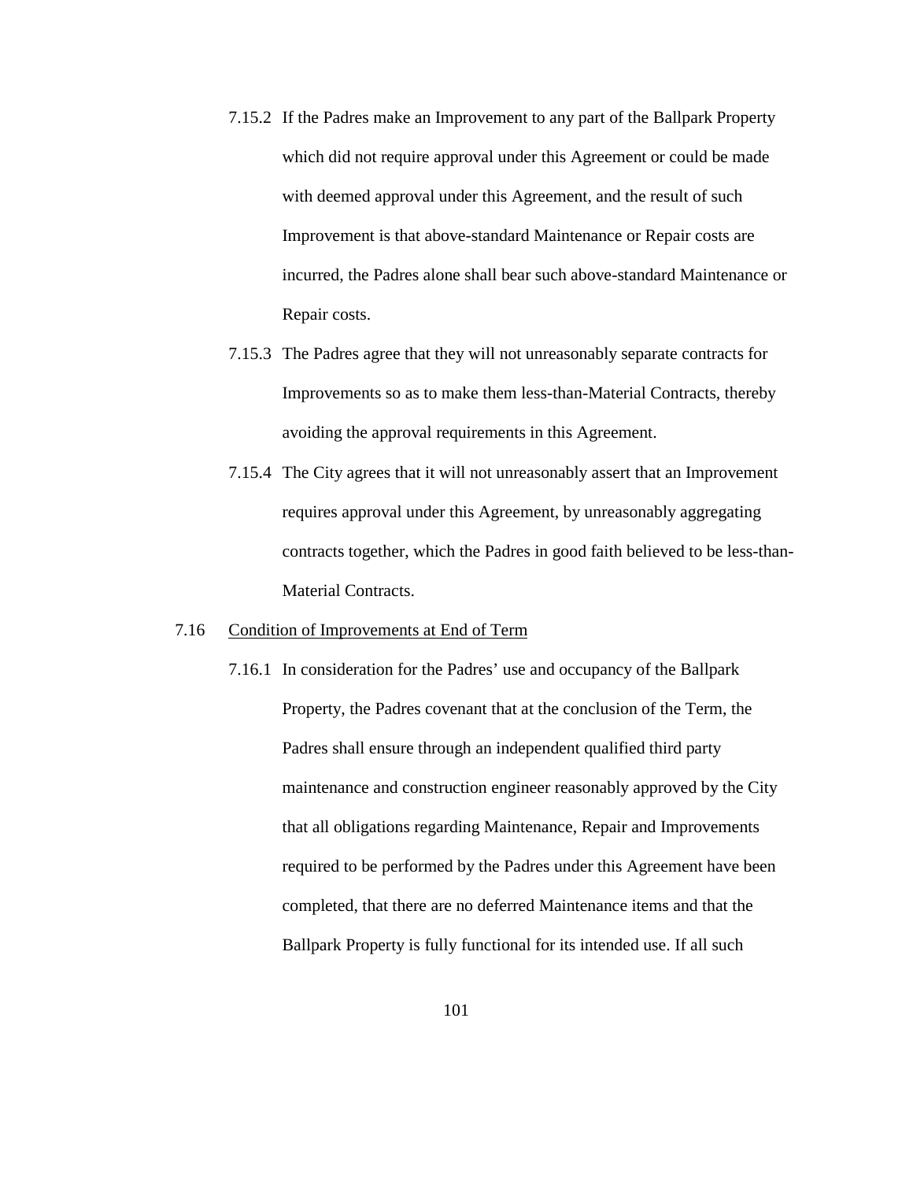7.15.2 If the Padres make an Improvement to any part of the Ballpark Property which did not require approval under this Agreement or could be made with deemed approval under this Agreement, and the result of such Improvement is that above-standard Maintenance or Repair costs are incurred, the Padres alone shall bear such above-standard Maintenance or Repair costs.

7.15.3 The Padres agree that they will not unreasonably separate contracts for Improvements so as to make them less-than-Material Contracts, thereby avoiding the approval requirements in this Agreement.

7.15.4 The City agrees that it will not unreasonably assert that an Improvement requires approval under this Agreement, by unreasonably aggregating contracts together, which the Padres in good faith believed to be less-than-Material Contracts.

7.16 Condition of Improvements at End of Term

7.16.1 In consideration for the Padres' use and occupancy of the Ballpark Property, the Padres covenant that at the conclusion of the Term, the Padres shall ensure through an independent qualified third party maintenance and construction engineer reasonably approved by the City that all obligations regarding Maintenance, Repair and Improvements required to be performed by the Padres under this Agreement have been completed, that there are no deferred Maintenance items and that the Ballpark Property is fully functional for its intended use. If all such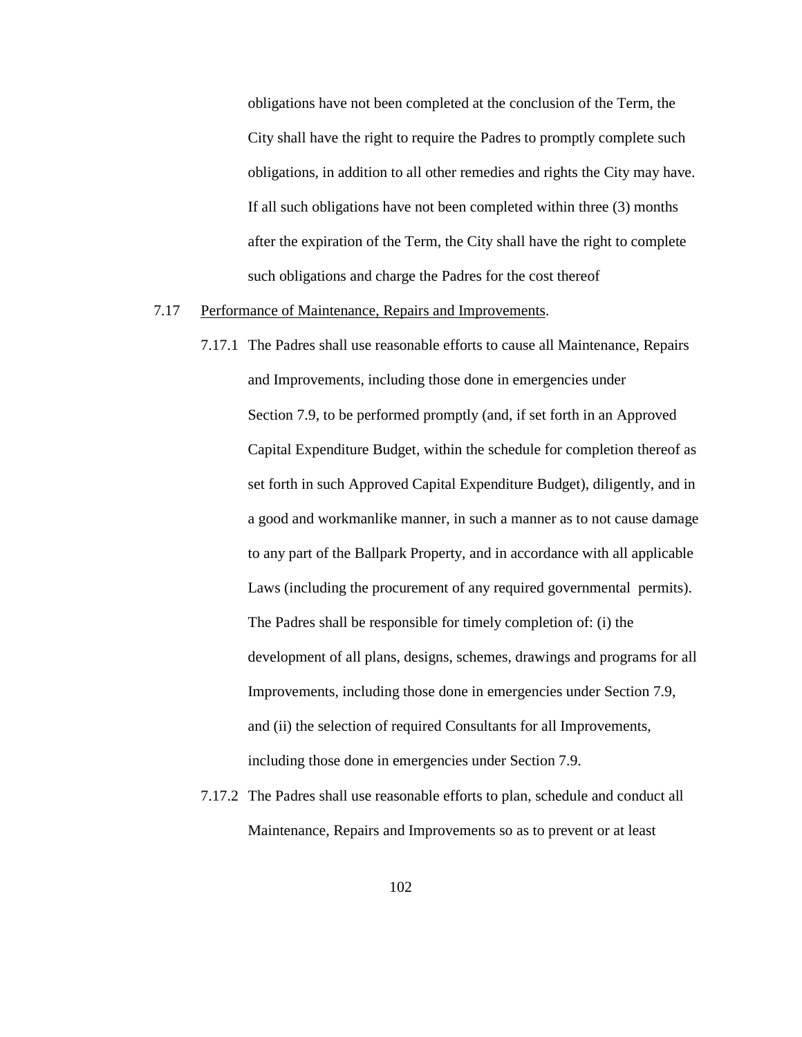obligations have not been completed at the conclusion of the Term, the City shall have the right to require the Padres to promptly complete such obligations, in addition to all other remedies and rights the City may have. If all such obligations have not been completed within three (3) months after the expiration of the Term, the City shall have the right to complete such obligations and charge the Padres for the cost thereof

7.17 Performance of Maintenance, Repairs and Improvements.

7.17.1 The Padres shall use reasonable efforts to cause all Maintenance, Repairs and Improvements, including those done in emergencies under Section 7.9, to be performed promptly (and, if set forth in an Approved Capital Expenditure Budget, within the schedule for completion thereof as set forth in such Approved Capital Expenditure Budget), diligently, and in a good and workmanlike manner, in such a manner as to not cause damage to any part of the Ballpark Property, and in accordance with all applicable Laws (including the procurement of any required governmental permits). The Padres shall be responsible for timely completion of: (i) the development of all plans, designs, schemes, drawings and programs for all Improvements, including those done in emergencies under Section 7.9, and (ii) the selection of required Consultants for all Improvements, including those done in emergencies under Section 7.9.

7.17.2 The Padres shall use reasonable efforts to plan, schedule and conduct all Maintenance, Repairs and Improvements so as to prevent or at least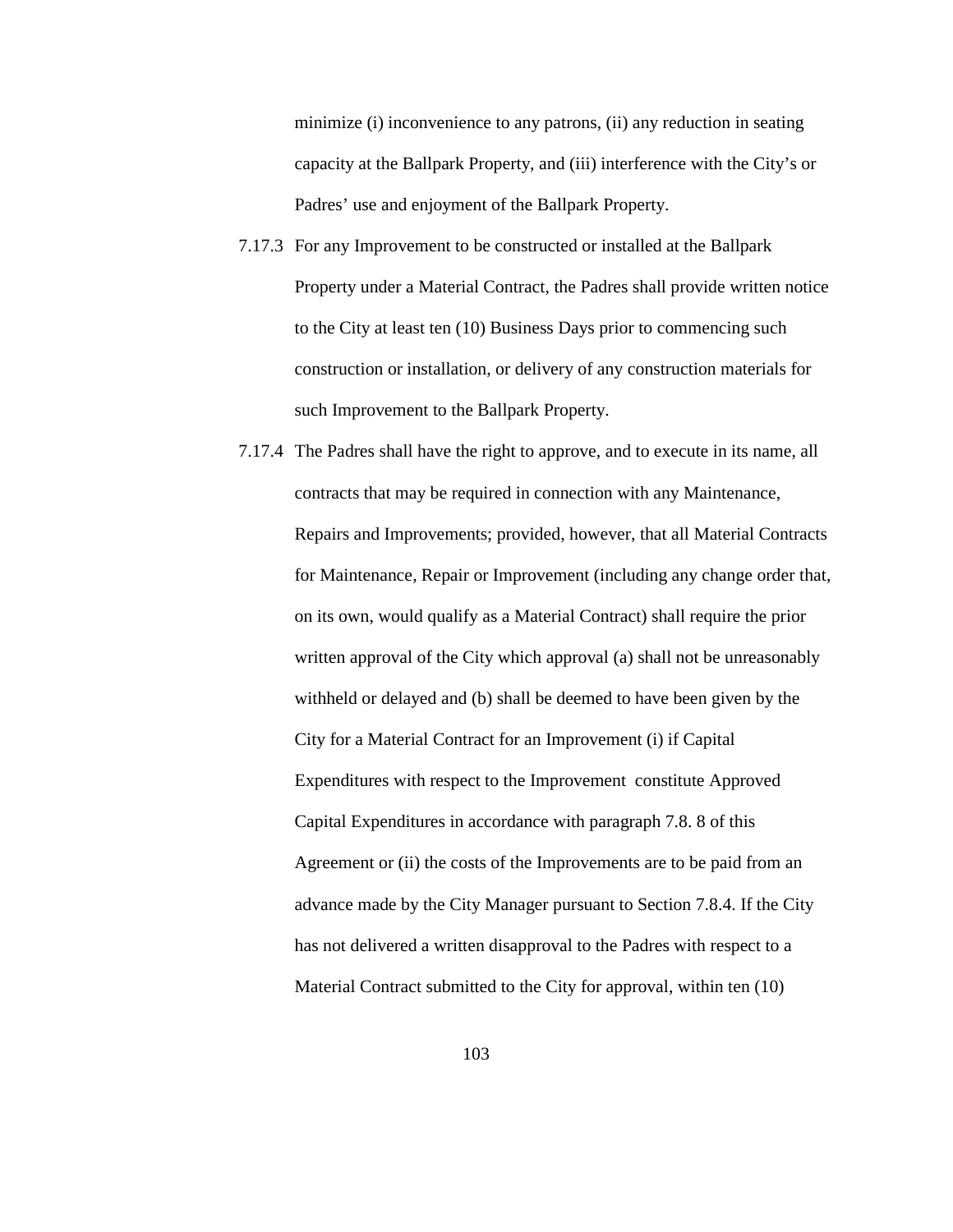minimize (i) inconvenience to any patrons, (ii) any reduction in seating capacity at the Ballpark Property, and (iii) interference with the City's or Padres' use and enjoyment of the Ballpark Property.

7.17.3 For any Improvement to be constructed or installed at the Ballpark Property under a Material Contract, the Padres shall provide written notice to the City at least ten (10) Business Days prior to commencing such construction or installation, or delivery of any construction materials for such Improvement to the Ballpark Property.

7.17.4 The Padres shall have the right to approve, and to execute in its name, all contracts that may be required in connection with any Maintenance, Repairs and Improvements; provided, however, that all Material Contracts for Maintenance, Repair or Improvement (including any change order that, on its own, would qualify as a Material Contract) shall require the prior written approval of the City which approval (a) shall not be unreasonably withheld or delayed and (b) shall be deemed to have been given by the City for a Material Contract for an Improvement (i) if Capital Expenditures with respect to the Improvement constitute Approved Capital Expenditures in accordance with paragraph 7.8. 8 of this Agreement or (ii) the costs of the Improvements are to be paid from an advance made by the City Manager pursuant to Section 7.8.4. If the City has not delivered a written disapproval to the Padres with respect to a Material Contract submitted to the City for approval, within ten (10)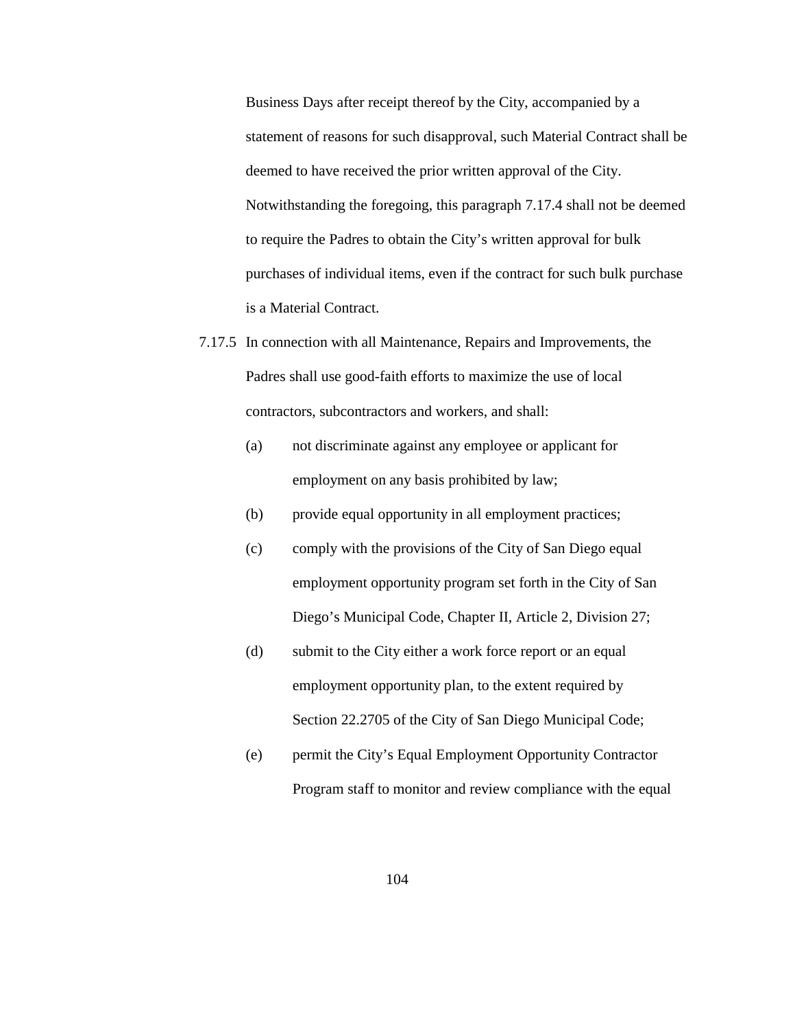Business Days after receipt thereof by the City, accompanied by a statement of reasons for such disapproval, such Material Contract shall be deemed to have received the prior written approval of the City. Notwithstanding the foregoing, this paragraph 7.17.4 shall not be deemed to require the Padres to obtain the City's written approval for bulk purchases of individual items, even if the contract for such bulk purchase is a Material Contract.

7.17.5 In connection with all Maintenance, Repairs and Improvements, the Padres shall use good-faith efforts to maximize the use of local contractors, subcontractors and workers, and shall:

(a) not discriminate against any employee or applicant for employment on any basis prohibited by law;

(b) provide equal opportunity in all employment practices;

(c) comply with the provisions of the City of San Diego equal employment opportunity program set forth in the City of San Diego's Municipal Code, Chapter II, Article 2, Division 27;

(d) submit to the City either a work force report or an equal employment opportunity plan, to the extent required by Section 22.2705 of the City of San Diego Municipal Code;

(e) permit the City's Equal Employment Opportunity Contractor Program staff to monitor and review compliance with the equal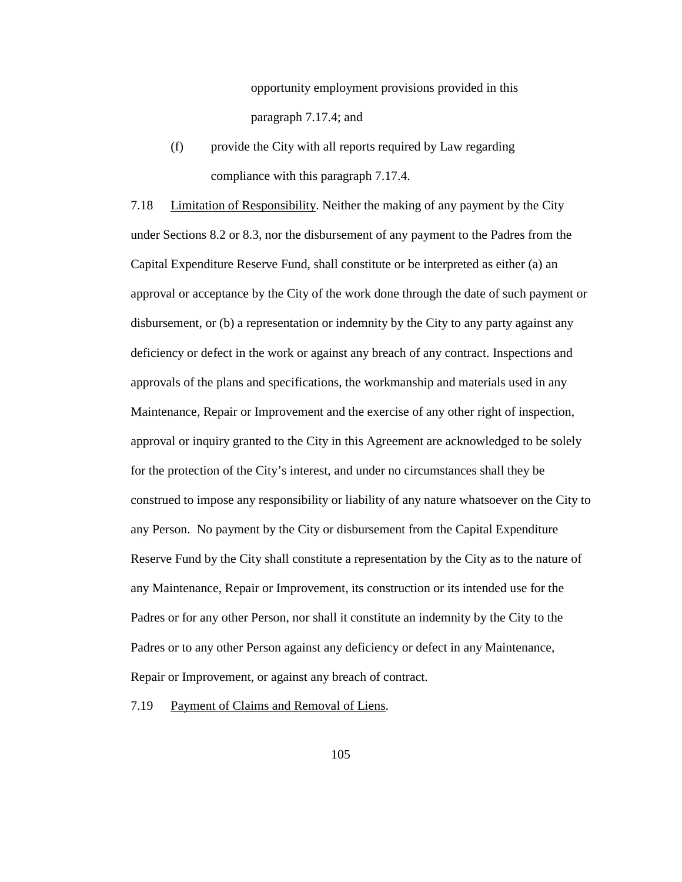opportunity employment provisions provided in this paragraph 7.17.4; and

(f) provide the City with all reports required by Law regarding compliance with this paragraph 7.17.4.

7.18 Limitation of Responsibility. Neither the making of any payment by the City under Sections 8.2 or 8.3, nor the disbursement of any payment to the Padres from the Capital Expenditure Reserve Fund, shall constitute or be interpreted as either (a) an approval or acceptance by the City of the work done through the date of such payment or disbursement, or (b) a representation or indemnity by the City to any party against any deficiency or defect in the work or against any breach of any contract. Inspections and approvals of the plans and specifications, the workmanship and materials used in any Maintenance, Repair or Improvement and the exercise of any other right of inspection, approval or inquiry granted to the City in this Agreement are acknowledged to be solely for the protection of the City's interest, and under no circumstances shall they be construed to impose any responsibility or liability of any nature whatsoever on the City to any Person. No payment by the City or disbursement from the Capital Expenditure Reserve Fund by the City shall constitute a representation by the City as to the nature of any Maintenance, Repair or Improvement, its construction or its intended use for the Padres or for any other Person, nor shall it constitute an indemnity by the City to the Padres or to any other Person against any deficiency or defect in any Maintenance, Repair or Improvement, or against any breach of contract.

7.19 Payment of Claims and Removal of Liens.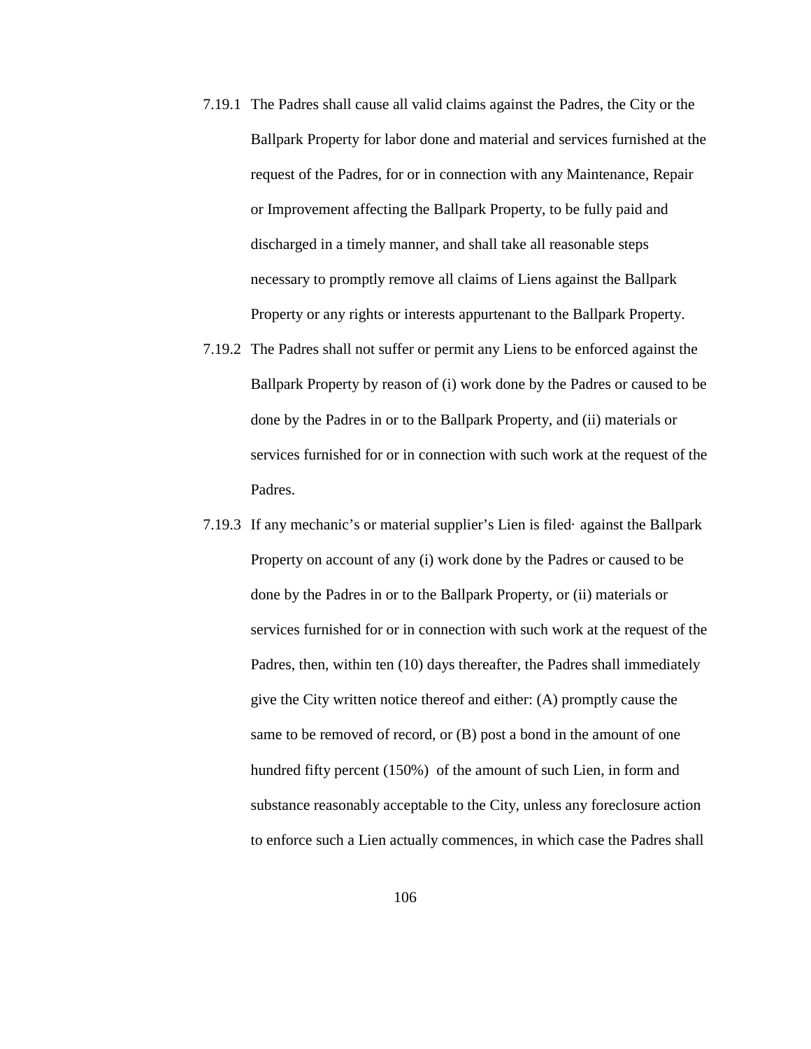7.19.1 The Padres shall cause all valid claims against the Padres, the City or the Ballpark Property for labor done and material and services furnished at the request of the Padres, for or in connection with any Maintenance, Repair or Improvement affecting the Ballpark Property, to be fully paid and discharged in a timely manner, and shall take all reasonable steps necessary to promptly remove all claims of Liens against the Ballpark Property or any rights or interests appurtenant to the Ballpark Property.

7.19.2 The Padres shall not suffer or permit any Liens to be enforced against the Ballpark Property by reason of (i) work done by the Padres or caused to be done by the Padres in or to the Ballpark Property, and (ii) materials or services furnished for or in connection with such work at the request of the Padres.

7.19.3 If any mechanic's or material supplier's Lien is filed· against the Ballpark Property on account of any (i) work done by the Padres or caused to be done by the Padres in or to the Ballpark Property, or (ii) materials or services furnished for or in connection with such work at the request of the Padres, then, within ten (10) days thereafter, the Padres shall immediately give the City written notice thereof and either: (A) promptly cause the same to be removed of record, or (B) post a bond in the amount of one hundred fifty percent (150%) of the amount of such Lien, in form and substance reasonably acceptable to the City, unless any foreclosure action to enforce such a Lien actually commences, in which case the Padres shall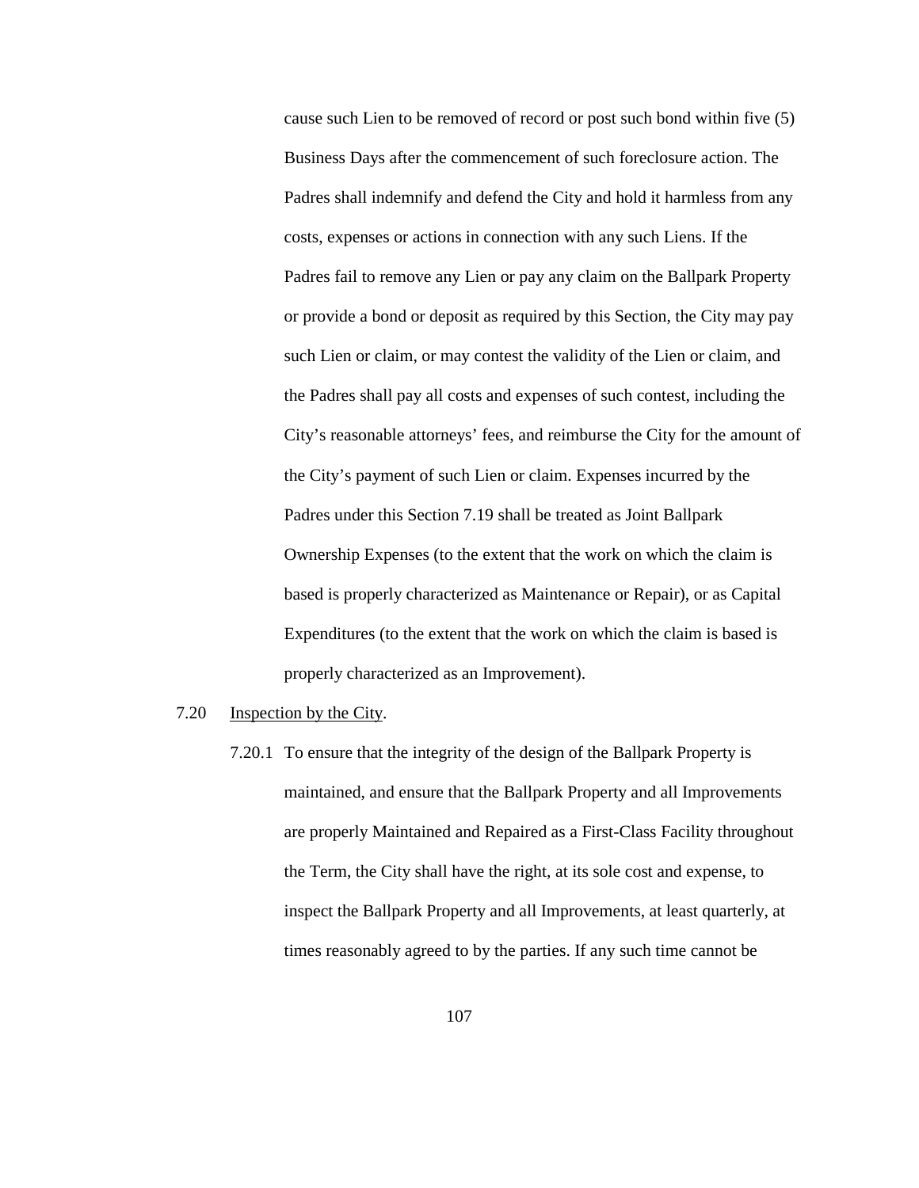cause such Lien to be removed of record or post such bond within five (5) Business Days after the commencement of such foreclosure action. The Padres shall indemnify and defend the City and hold it harmless from any costs, expenses or actions in connection with any such Liens. If the Padres fail to remove any Lien or pay any claim on the Ballpark Property or provide a bond or deposit as required by this Section, the City may pay such Lien or claim, or may contest the validity of the Lien or claim, and the Padres shall pay all costs and expenses of such contest, including the City's reasonable attorneys' fees, and reimburse the City for the amount of the City's payment of such Lien or claim. Expenses incurred by the Padres under this Section 7.19 shall be treated as Joint Ballpark Ownership Expenses (to the extent that the work on which the claim is based is properly characterized as Maintenance or Repair), or as Capital Expenditures (to the extent that the work on which the claim is based is properly characterized as an Improvement).

7.20 Inspection by the City.

7.20.1 To ensure that the integrity of the design of the Ballpark Property is maintained, and ensure that the Ballpark Property and all Improvements are properly Maintained and Repaired as a First-Class Facility throughout the Term, the City shall have the right, at its sole cost and expense, to inspect the Ballpark Property and all Improvements, at least quarterly, at times reasonably agreed to by the parties. If any such time cannot be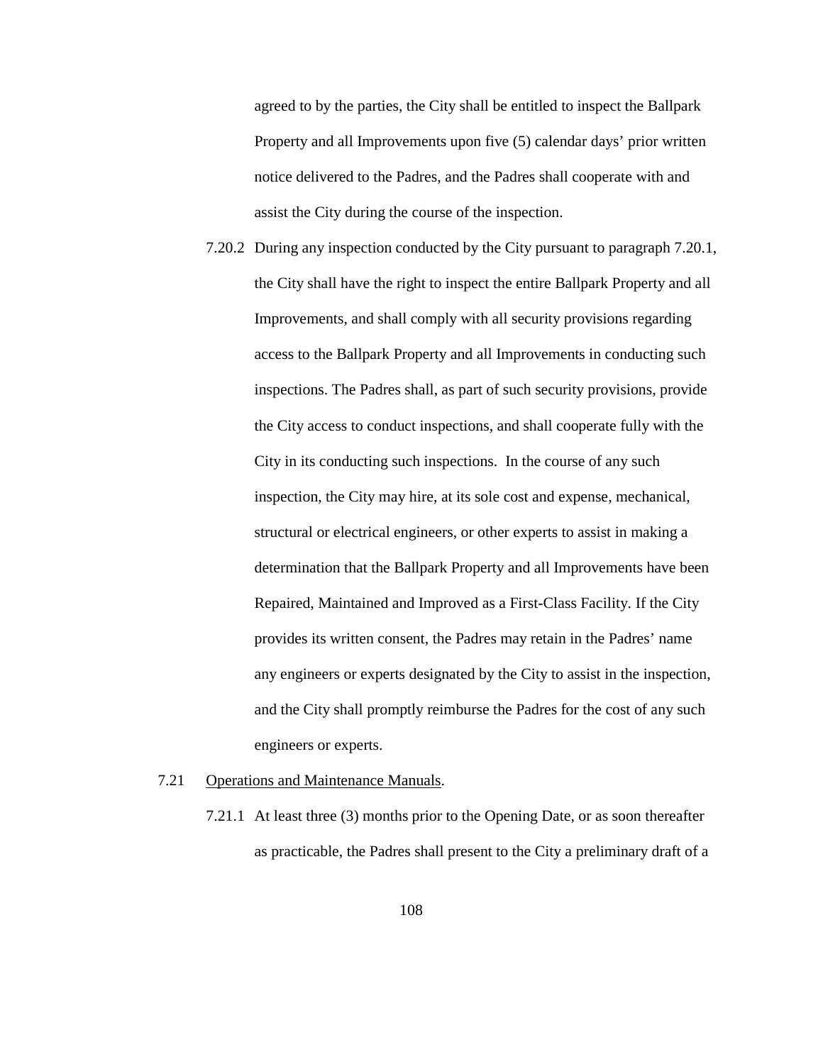agreed to by the parties, the City shall be entitled to inspect the Ballpark Property and all Improvements upon five (5) calendar days' prior written notice delivered to the Padres, and the Padres shall cooperate with and assist the City during the course of the inspection.

7.20.2 During any inspection conducted by the City pursuant to paragraph 7.20.1, the City shall have the right to inspect the entire Ballpark Property and all Improvements, and shall comply with all security provisions regarding access to the Ballpark Property and all Improvements in conducting such inspections. The Padres shall, as part of such security provisions, provide the City access to conduct inspections, and shall cooperate fully with the City in its conducting such inspections. In the course of any such inspection, the City may hire, at its sole cost and expense, mechanical, structural or electrical engineers, or other experts to assist in making a determination that the Ballpark Property and all Improvements have been Repaired, Maintained and Improved as a First-Class Facility. If the City provides its written consent, the Padres may retain in the Padres' name any engineers or experts designated by the City to assist in the inspection, and the City shall promptly reimburse the Padres for the cost of any such engineers or experts.

7.21 <u>Operations and Maintenance Manuals</u>.

7.21.1 At least three (3) months prior to the Opening Date, or as soon thereafter as practicable, the Padres shall present to the City a preliminary draft of a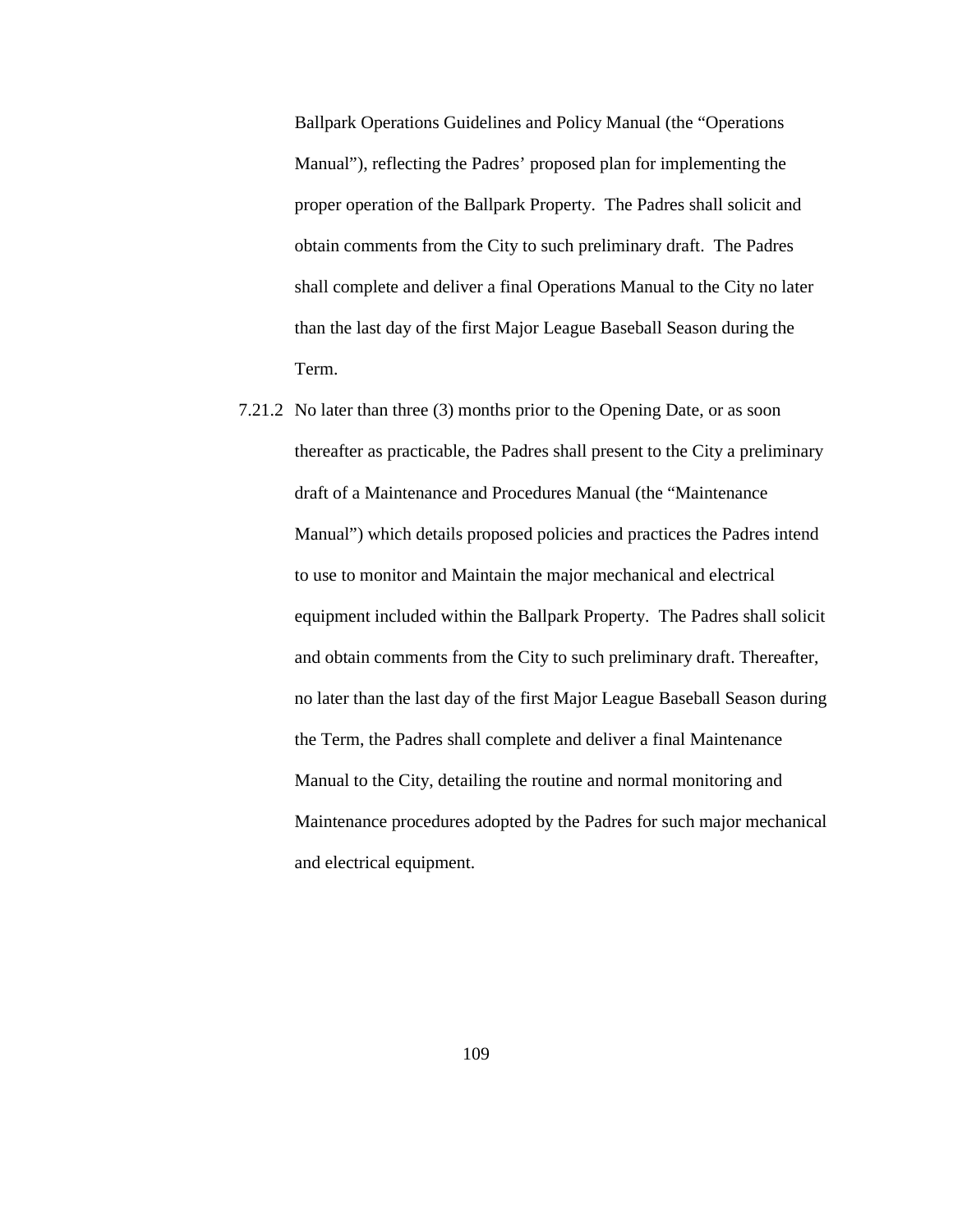Ballpark Operations Guidelines and Policy Manual (the "Operations Manual"), reflecting the Padres' proposed plan for implementing the proper operation of the Ballpark Property. The Padres shall solicit and obtain comments from the City to such preliminary draft. The Padres shall complete and deliver a final Operations Manual to the City no later than the last day of the first Major League Baseball Season during the Term.

7.21.2 No later than three (3) months prior to the Opening Date, or as soon thereafter as practicable, the Padres shall present to the City a preliminary draft of a Maintenance and Procedures Manual (the "Maintenance Manual") which details proposed policies and practices the Padres intend to use to monitor and Maintain the major mechanical and electrical equipment included within the Ballpark Property. The Padres shall solicit and obtain comments from the City to such preliminary draft. Thereafter, no later than the last day of the first Major League Baseball Season during the Term, the Padres shall complete and deliver a final Maintenance Manual to the City, detailing the routine and normal monitoring and Maintenance procedures adopted by the Padres for such major mechanical and electrical equipment.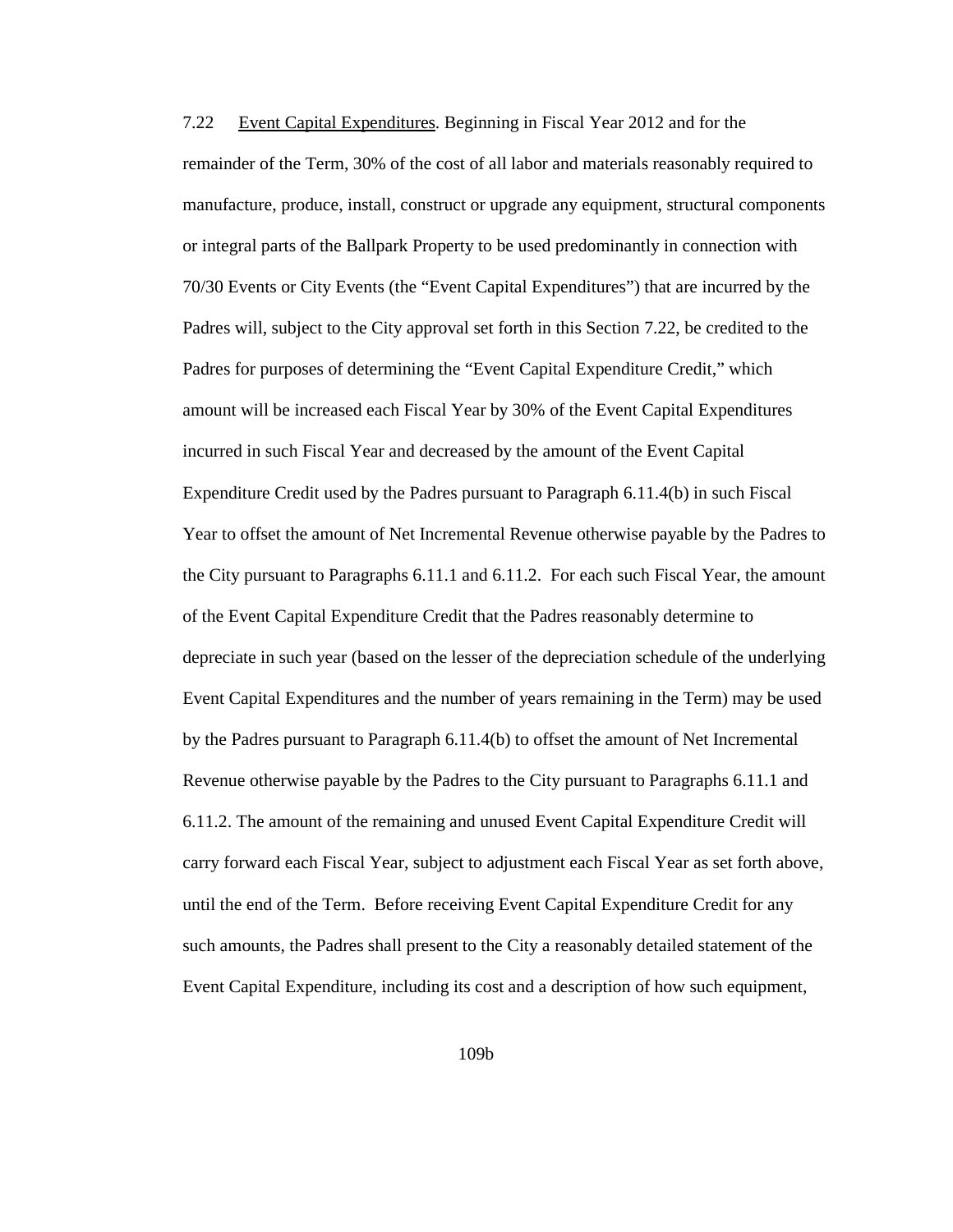7.22 Event Capital Expenditures. Beginning in Fiscal Year 2012 and for the remainder of the Term, 30% of the cost of all labor and materials reasonably required to manufacture, produce, install, construct or upgrade any equipment, structural components or integral parts of the Ballpark Property to be used predominantly in connection with 70/30 Events or City Events (the "Event Capital Expenditures") that are incurred by the Padres will, subject to the City approval set forth in this Section 7.22, be credited to the Padres for purposes of determining the "Event Capital Expenditure Credit," which amount will be increased each Fiscal Year by 30% of the Event Capital Expenditures incurred in such Fiscal Year and decreased by the amount of the Event Capital Expenditure Credit used by the Padres pursuant to Paragraph 6.11.4(b) in such Fiscal Year to offset the amount of Net Incremental Revenue otherwise payable by the Padres to the City pursuant to Paragraphs 6.11.1 and 6.11.2. For each such Fiscal Year, the amount of the Event Capital Expenditure Credit that the Padres reasonably determine to depreciate in such year (based on the lesser of the depreciation schedule of the underlying Event Capital Expenditures and the number of years remaining in the Term) may be used by the Padres pursuant to Paragraph 6.11.4(b) to offset the amount of Net Incremental Revenue otherwise payable by the Padres to the City pursuant to Paragraphs 6.11.1 and 6.11.2. The amount of the remaining and unused Event Capital Expenditure Credit will carry forward each Fiscal Year, subject to adjustment each Fiscal Year as set forth above, until the end of the Term. Before receiving Event Capital Expenditure Credit for any such amounts, the Padres shall present to the City a reasonably detailed statement of the Event Capital Expenditure, including its cost and a description of how such equipment,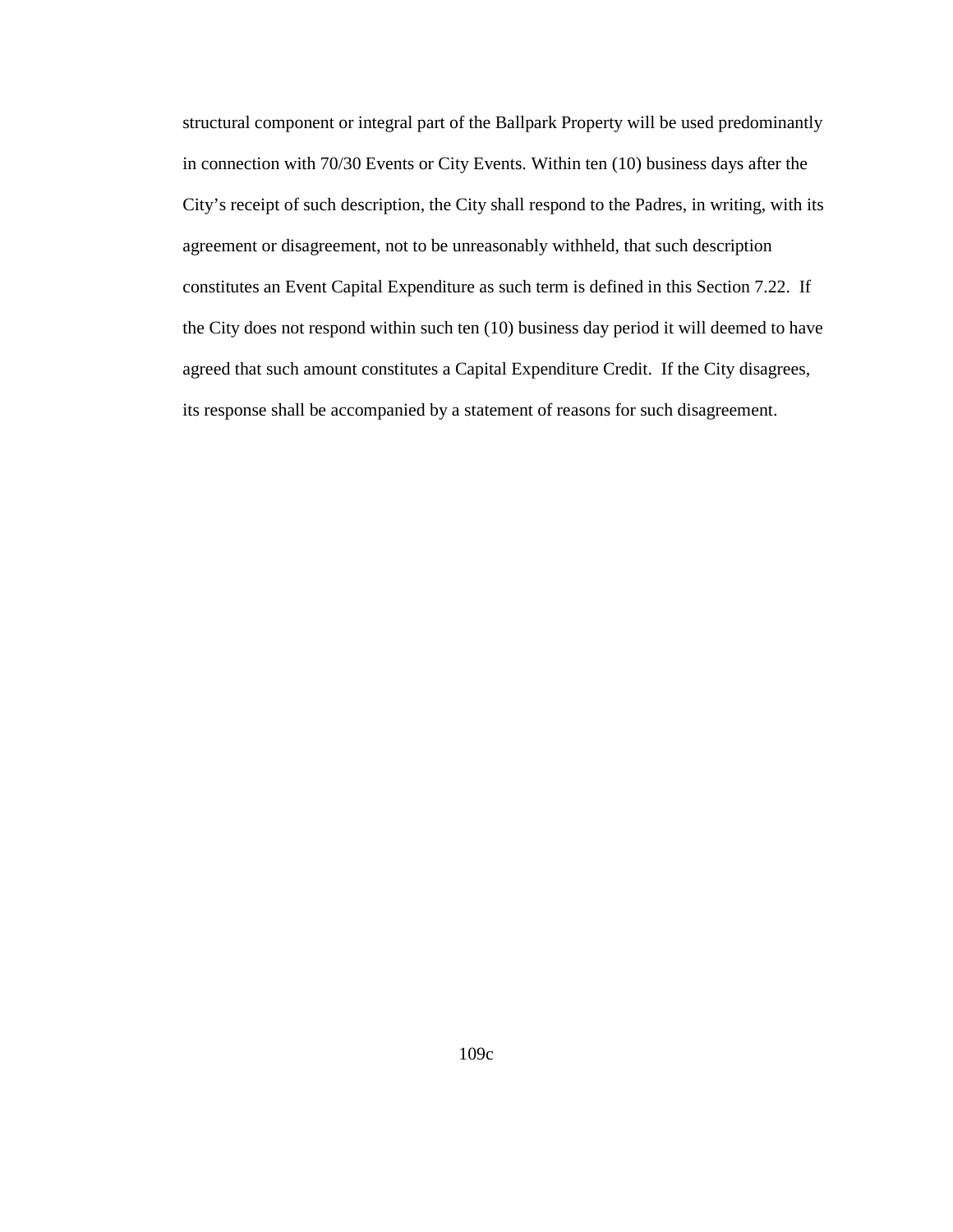structural component or integral part of the Ballpark Property will be used predominantly in connection with 70/30 Events or City Events. Within ten (10) business days after the City's receipt of such description, the City shall respond to the Padres, in writing, with its agreement or disagreement, not to be unreasonably withheld, that such description constitutes an Event Capital Expenditure as such term is defined in this Section 7.22. If the City does not respond within such ten (10) business day period it will deemed to have agreed that such amount constitutes a Capital Expenditure Credit. If the City disagrees, its response shall be accompanied by a statement of reasons for such disagreement.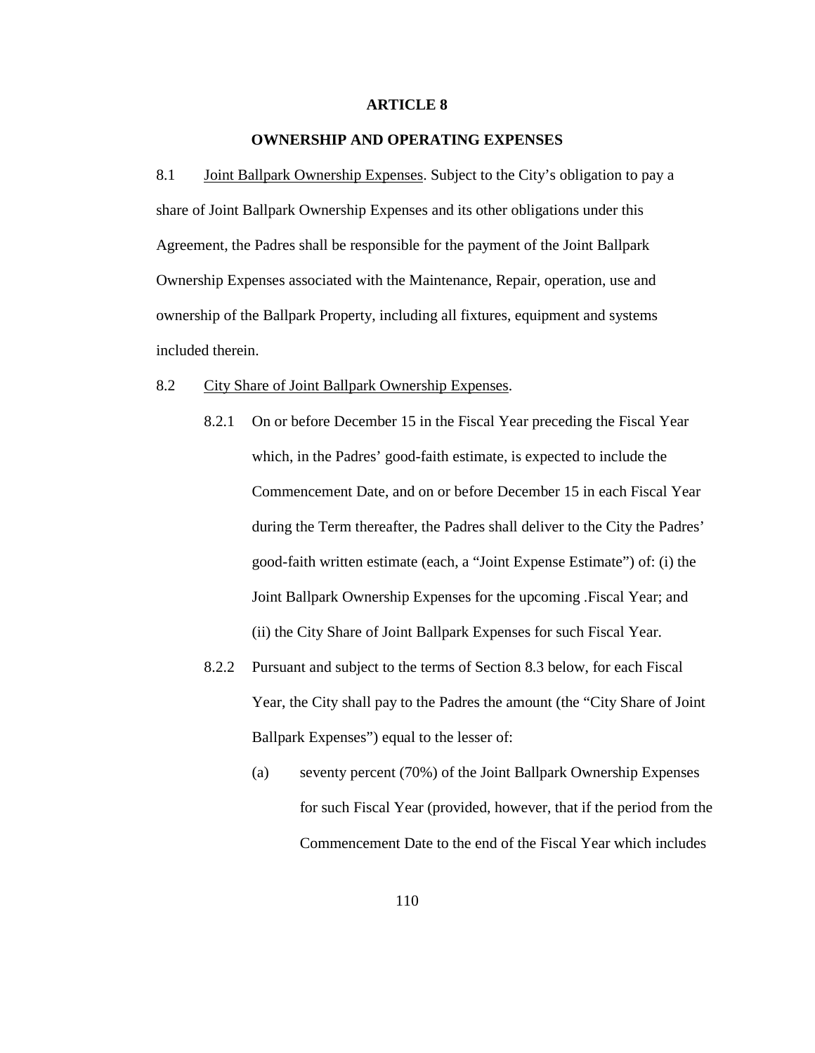# ARTICLE 8

## OWNERSHIP AND OPERATING EXPENSES

8.1 Joint Ballpark Ownership Expenses. Subject to the City's obligation to pay a share of Joint Ballpark Ownership Expenses and its other obligations under this Agreement, the Padres shall be responsible for the payment of the Joint Ballpark Ownership Expenses associated with the Maintenance, Repair, operation, use and ownership of the Ballpark Property, including all fixtures, equipment and systems included therein.

8.2 City Share of Joint Ballpark Ownership Expenses.

8.2.1 On or before December 15 in the Fiscal Year preceding the Fiscal Year which, in the Padres' good-faith estimate, is expected to include the Commencement Date, and on or before December 15 in each Fiscal Year during the Term thereafter, the Padres shall deliver to the City the Padres' good-faith written estimate (each, a "Joint Expense Estimate") of: (i) the Joint Ballpark Ownership Expenses for the upcoming .Fiscal Year; and (ii) the City Share of Joint Ballpark Expenses for such Fiscal Year.

8.2.2 Pursuant and subject to the terms of Section 8.3 below, for each Fiscal Year, the City shall pay to the Padres the amount (the "City Share of Joint Ballpark Expenses") equal to the lesser of:

(a) seventy percent (70%) of the Joint Ballpark Ownership Expenses for such Fiscal Year (provided, however, that if the period from the Commencement Date to the end of the Fiscal Year which includes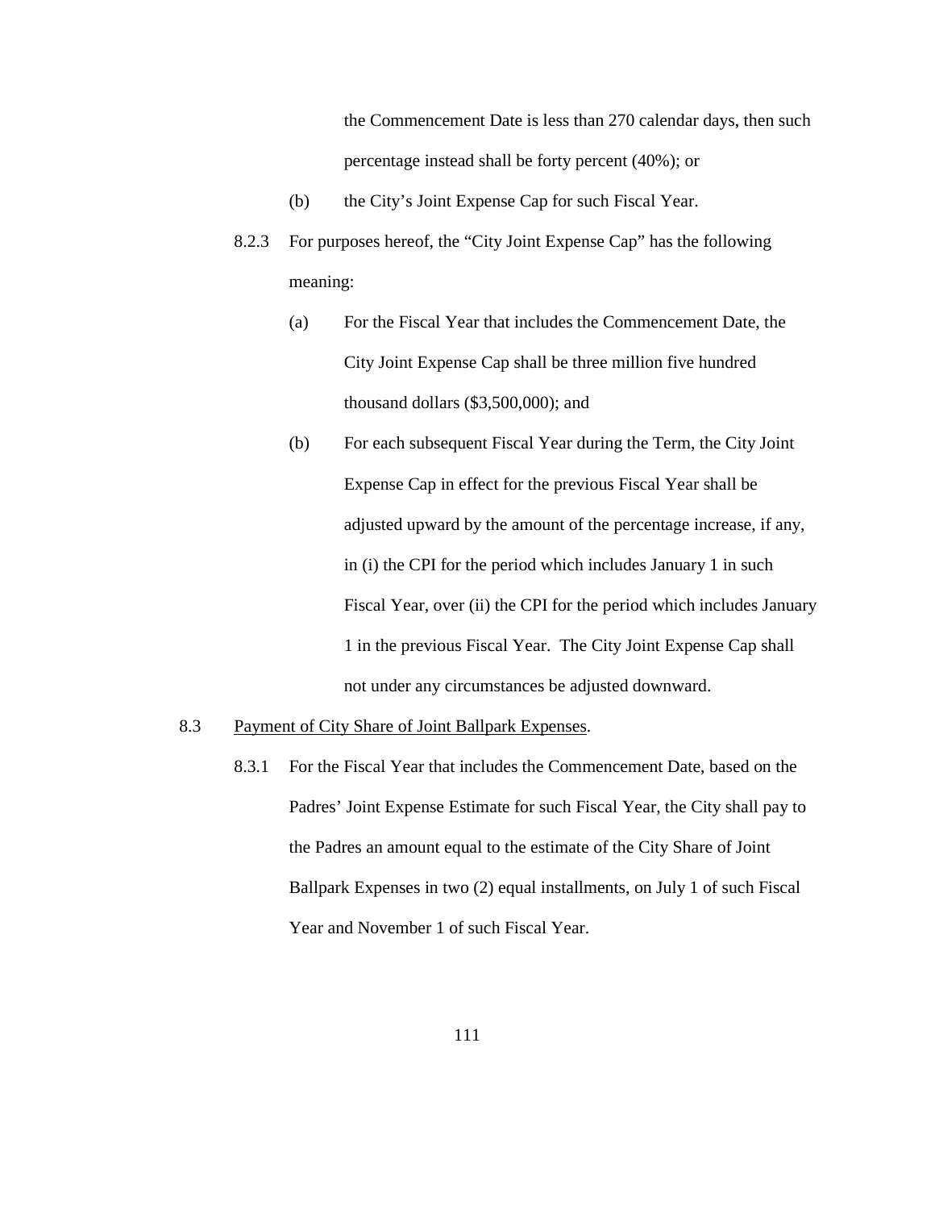the Commencement Date is less than 270 calendar days, then such percentage instead shall be forty percent (40%); or

(b) the City's Joint Expense Cap for such Fiscal Year.

8.2.3 For purposes hereof, the "City Joint Expense Cap" has the following meaning:

(a) For the Fiscal Year that includes the Commencement Date, the City Joint Expense Cap shall be three million five hundred thousand dollars ($3,500,000); and

(b) For each subsequent Fiscal Year during the Term, the City Joint Expense Cap in effect for the previous Fiscal Year shall be adjusted upward by the amount of the percentage increase, if any, in (i) the CPI for the period which includes January 1 in such Fiscal Year, over (ii) the CPI for the period which includes January 1 in the previous Fiscal Year. The City Joint Expense Cap shall not under any circumstances be adjusted downward.

8.3 <u>Payment of City Share of Joint Ballpark Expenses</u>.

8.3.1 For the Fiscal Year that includes the Commencement Date, based on the Padres' Joint Expense Estimate for such Fiscal Year, the City shall pay to the Padres an amount equal to the estimate of the City Share of Joint Ballpark Expenses in two (2) equal installments, on July 1 of such Fiscal Year and November 1 of such Fiscal Year.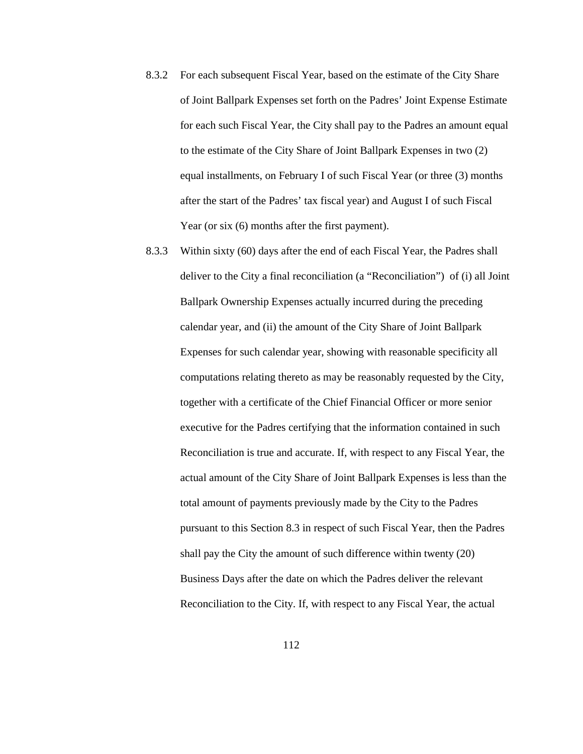8.3.2 For each subsequent Fiscal Year, based on the estimate of the City Share of Joint Ballpark Expenses set forth on the Padres' Joint Expense Estimate for each such Fiscal Year, the City shall pay to the Padres an amount equal to the estimate of the City Share of Joint Ballpark Expenses in two (2) equal installments, on February I of such Fiscal Year (or three (3) months after the start of the Padres' tax fiscal year) and August I of such Fiscal Year (or six (6) months after the first payment).

8.3.3 Within sixty (60) days after the end of each Fiscal Year, the Padres shall deliver to the City a final reconciliation (a "Reconciliation") of (i) all Joint Ballpark Ownership Expenses actually incurred during the preceding calendar year, and (ii) the amount of the City Share of Joint Ballpark Expenses for such calendar year, showing with reasonable specificity all computations relating thereto as may be reasonably requested by the City, together with a certificate of the Chief Financial Officer or more senior executive for the Padres certifying that the information contained in such Reconciliation is true and accurate. If, with respect to any Fiscal Year, the actual amount of the City Share of Joint Ballpark Expenses is less than the total amount of payments previously made by the City to the Padres pursuant to this Section 8.3 in respect of such Fiscal Year, then the Padres shall pay the City the amount of such difference within twenty (20) Business Days after the date on which the Padres deliver the relevant Reconciliation to the City. If, with respect to any Fiscal Year, the actual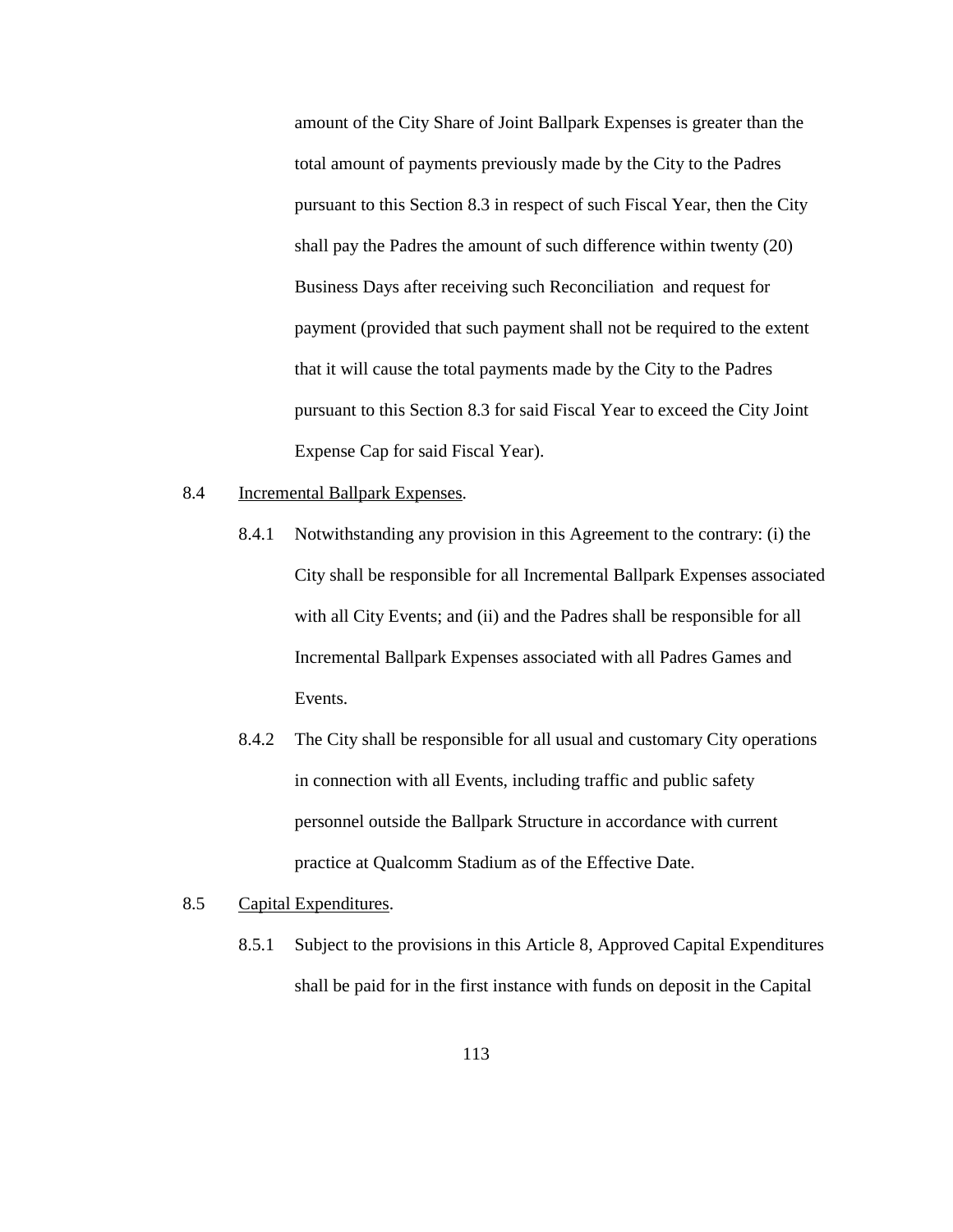amount of the City Share of Joint Ballpark Expenses is greater than the total amount of payments previously made by the City to the Padres pursuant to this Section 8.3 in respect of such Fiscal Year, then the City shall pay the Padres the amount of such difference within twenty (20) Business Days after receiving such Reconciliation and request for payment (provided that such payment shall not be required to the extent that it will cause the total payments made by the City to the Padres pursuant to this Section 8.3 for said Fiscal Year to exceed the City Joint Expense Cap for said Fiscal Year).

8.4 Incremental Ballpark Expenses.

8.4.1 Notwithstanding any provision in this Agreement to the contrary: (i) the City shall be responsible for all Incremental Ballpark Expenses associated with all City Events; and (ii) and the Padres shall be responsible for all Incremental Ballpark Expenses associated with all Padres Games and Events.

8.4.2 The City shall be responsible for all usual and customary City operations in connection with all Events, including traffic and public safety personnel outside the Ballpark Structure in accordance with current practice at Qualcomm Stadium as of the Effective Date.

8.5 Capital Expenditures.

8.5.1 Subject to the provisions in this Article 8, Approved Capital Expenditures shall be paid for in the first instance with funds on deposit in the Capital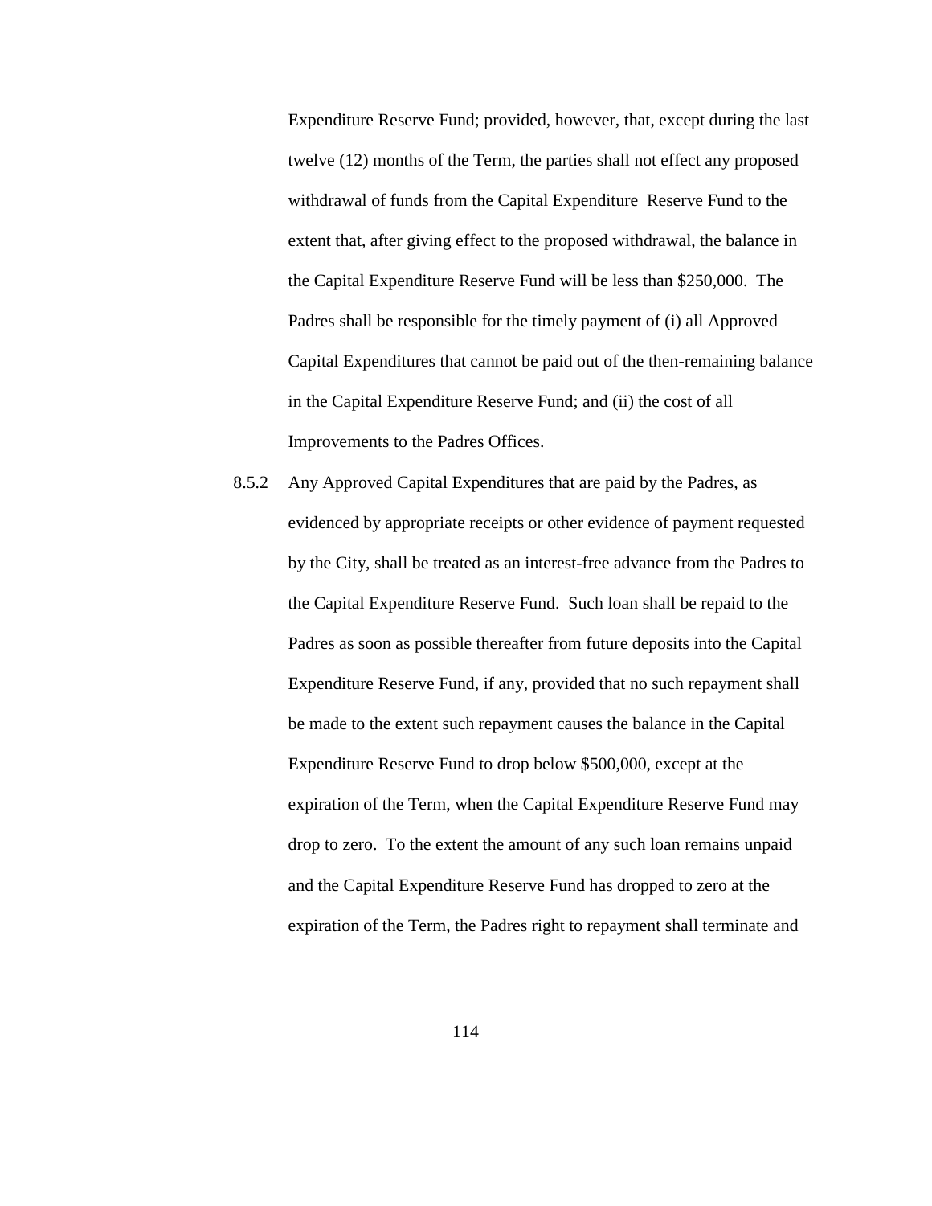Expenditure Reserve Fund; provided, however, that, except during the last twelve (12) months of the Term, the parties shall not effect any proposed withdrawal of funds from the Capital Expenditure Reserve Fund to the extent that, after giving effect to the proposed withdrawal, the balance in the Capital Expenditure Reserve Fund will be less than $250,000. The Padres shall be responsible for the timely payment of (i) all Approved Capital Expenditures that cannot be paid out of the then-remaining balance in the Capital Expenditure Reserve Fund; and (ii) the cost of all Improvements to the Padres Offices.

8.5.2 Any Approved Capital Expenditures that are paid by the Padres, as evidenced by appropriate receipts or other evidence of payment requested by the City, shall be treated as an interest-free advance from the Padres to the Capital Expenditure Reserve Fund. Such loan shall be repaid to the Padres as soon as possible thereafter from future deposits into the Capital Expenditure Reserve Fund, if any, provided that no such repayment shall be made to the extent such repayment causes the balance in the Capital Expenditure Reserve Fund to drop below $500,000, except at the expiration of the Term, when the Capital Expenditure Reserve Fund may drop to zero. To the extent the amount of any such loan remains unpaid and the Capital Expenditure Reserve Fund has dropped to zero at the expiration of the Term, the Padres right to repayment shall terminate and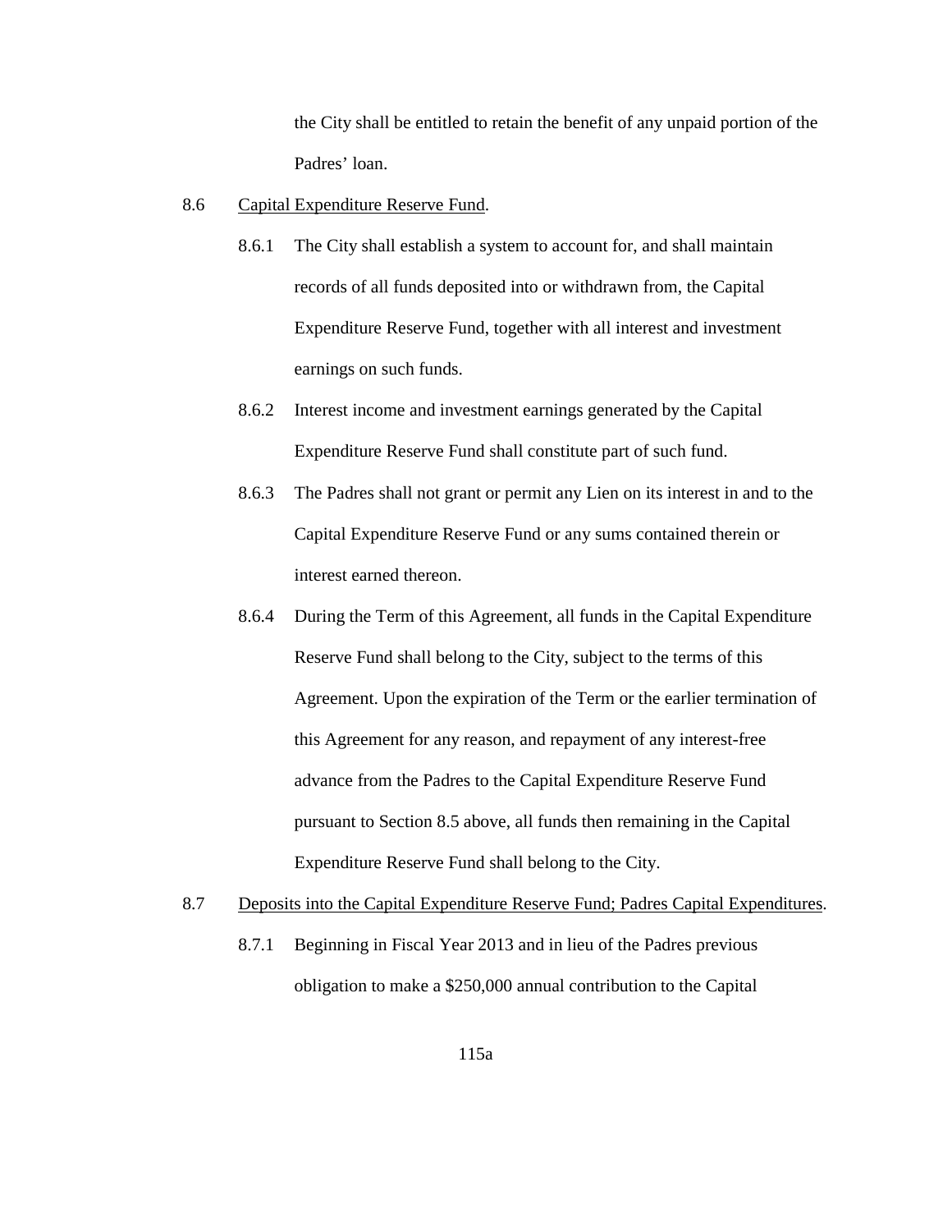the City shall be entitled to retain the benefit of any unpaid portion of the Padres' loan.

8.6 Capital Expenditure Reserve Fund.

8.6.1 The City shall establish a system to account for, and shall maintain records of all funds deposited into or withdrawn from, the Capital Expenditure Reserve Fund, together with all interest and investment earnings on such funds.

8.6.2 Interest income and investment earnings generated by the Capital Expenditure Reserve Fund shall constitute part of such fund.

8.6.3 The Padres shall not grant or permit any Lien on its interest in and to the Capital Expenditure Reserve Fund or any sums contained therein or interest earned thereon.

8.6.4 During the Term of this Agreement, all funds in the Capital Expenditure Reserve Fund shall belong to the City, subject to the terms of this Agreement. Upon the expiration of the Term or the earlier termination of this Agreement for any reason, and repayment of any interest-free advance from the Padres to the Capital Expenditure Reserve Fund pursuant to Section 8.5 above, all funds then remaining in the Capital Expenditure Reserve Fund shall belong to the City.

8.7 Deposits into the Capital Expenditure Reserve Fund; Padres Capital Expenditures.

8.7.1 Beginning in Fiscal Year 2013 and in lieu of the Padres previous obligation to make a $250,000 annual contribution to the Capital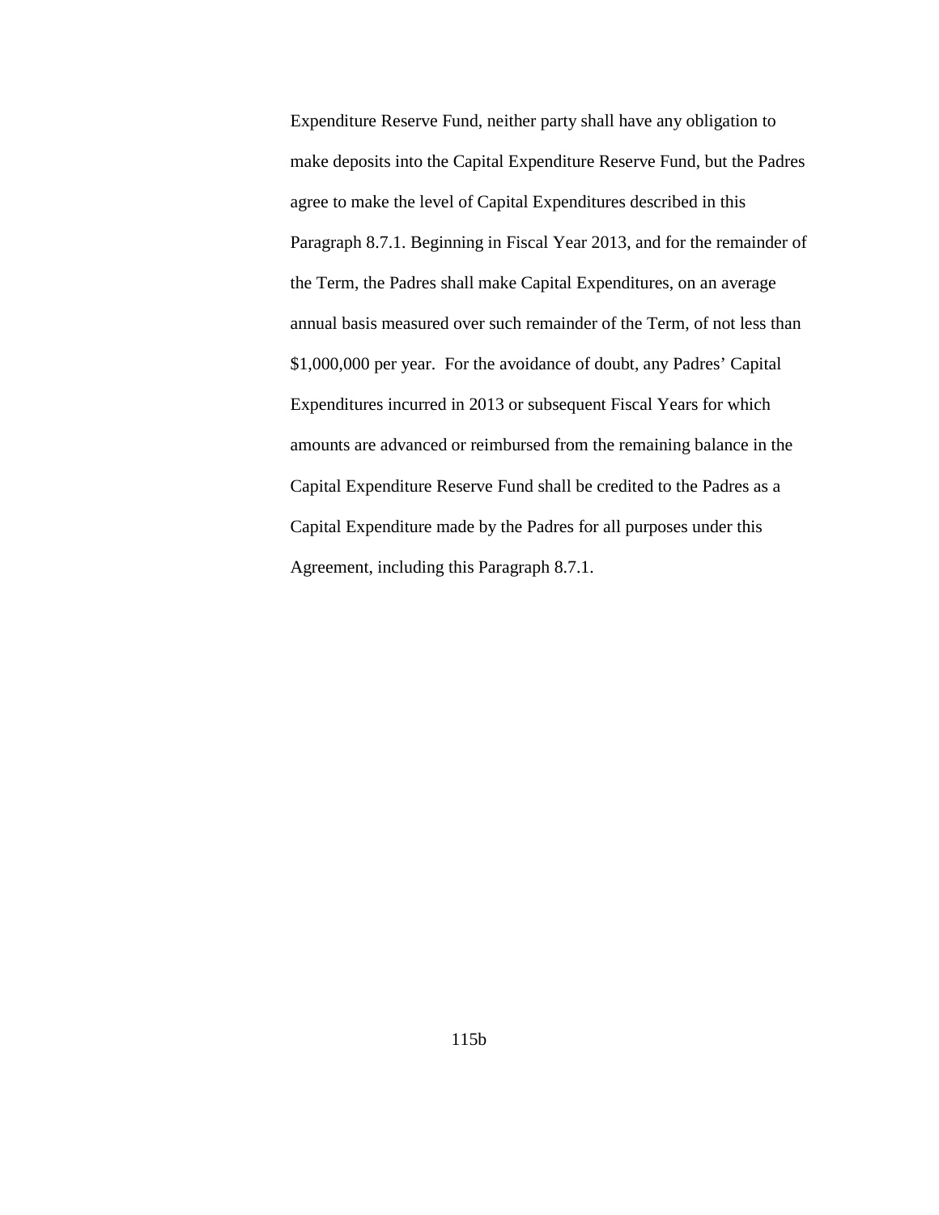Expenditure Reserve Fund, neither party shall have any obligation to make deposits into the Capital Expenditure Reserve Fund, but the Padres agree to make the level of Capital Expenditures described in this Paragraph 8.7.1. Beginning in Fiscal Year 2013, and for the remainder of the Term, the Padres shall make Capital Expenditures, on an average annual basis measured over such remainder of the Term, of not less than $1,000,000 per year. For the avoidance of doubt, any Padres' Capital Expenditures incurred in 2013 or subsequent Fiscal Years for which amounts are advanced or reimbursed from the remaining balance in the Capital Expenditure Reserve Fund shall be credited to the Padres as a Capital Expenditure made by the Padres for all purposes under this Agreement, including this Paragraph 8.7.1.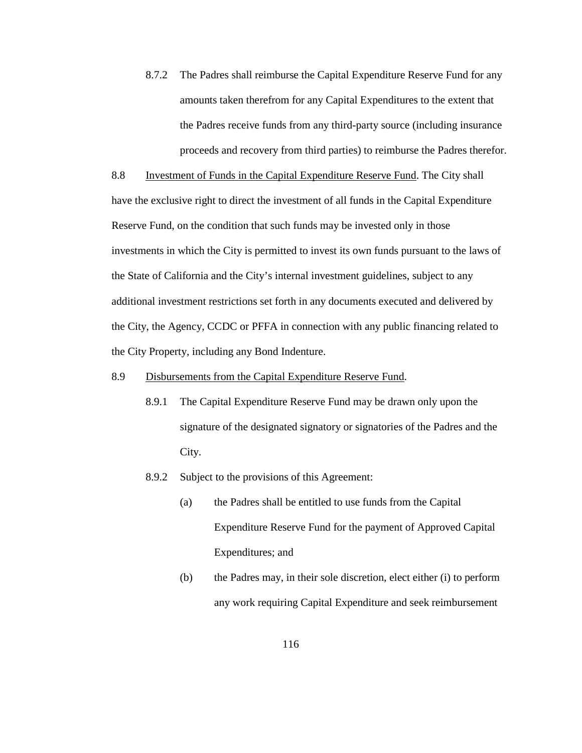8.7.2 The Padres shall reimburse the Capital Expenditure Reserve Fund for any amounts taken therefrom for any Capital Expenditures to the extent that the Padres receive funds from any third-party source (including insurance proceeds and recovery from third parties) to reimburse the Padres therefor.

8.8 <u>Investment of Funds in the Capital Expenditure Reserve Fund</u>. The City shall have the exclusive right to direct the investment of all funds in the Capital Expenditure Reserve Fund, on the condition that such funds may be invested only in those investments in which the City is permitted to invest its own funds pursuant to the laws of the State of California and the City's internal investment guidelines, subject to any additional investment restrictions set forth in any documents executed and delivered by the City, the Agency, CCDC or PFFA in connection with any public financing related to the City Property, including any Bond Indenture.

8.9 <u>Disbursements from the Capital Expenditure Reserve Fund</u>.

8.9.1 The Capital Expenditure Reserve Fund may be drawn only upon the signature of the designated signatory or signatories of the Padres and the City.

8.9.2 Subject to the provisions of this Agreement:

(a) the Padres shall be entitled to use funds from the Capital Expenditure Reserve Fund for the payment of Approved Capital Expenditures; and

(b) the Padres may, in their sole discretion, elect either (i) to perform any work requiring Capital Expenditure and seek reimbursement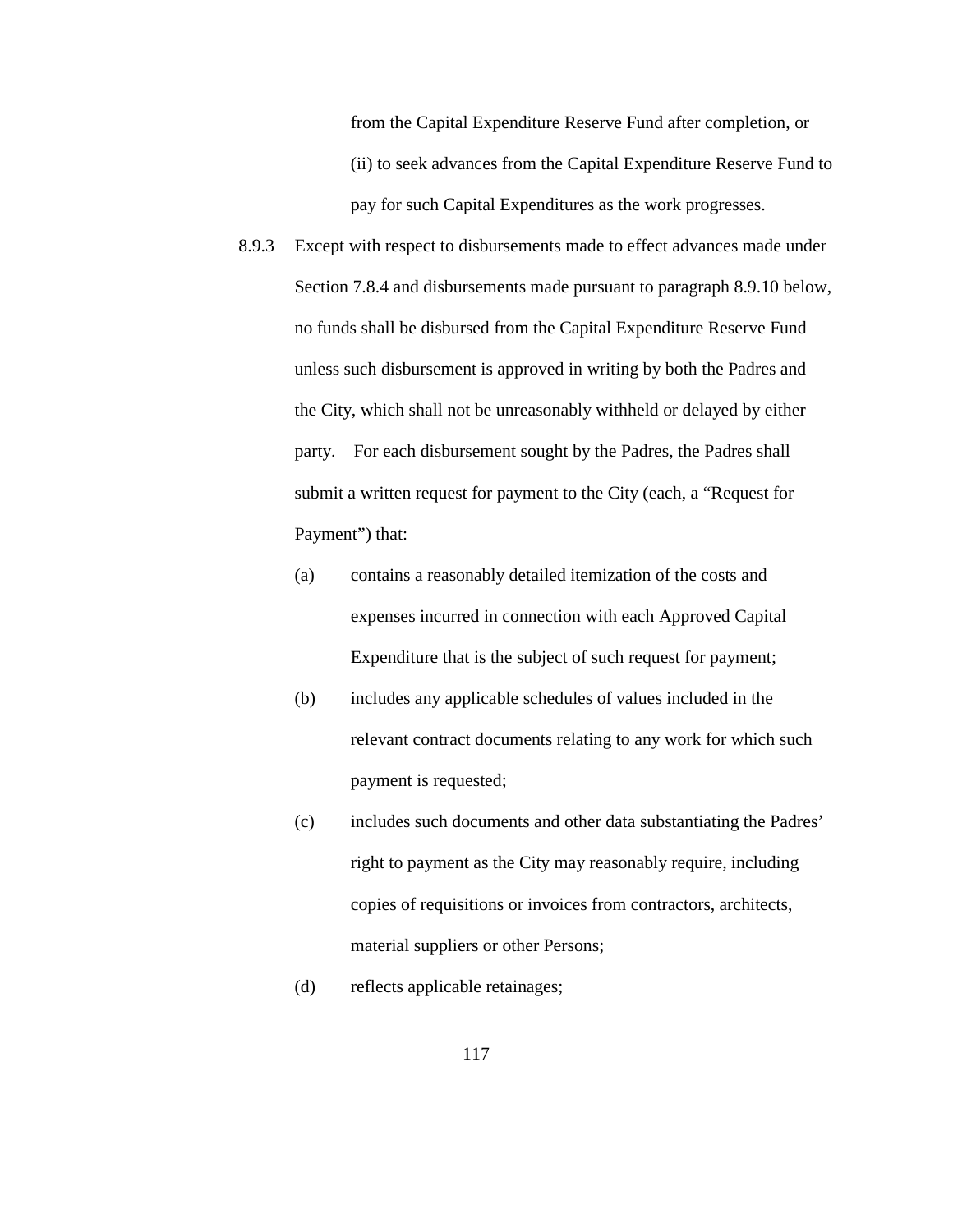from the Capital Expenditure Reserve Fund after completion, or (ii) to seek advances from the Capital Expenditure Reserve Fund to pay for such Capital Expenditures as the work progresses.

8.9.3 Except with respect to disbursements made to effect advances made under Section 7.8.4 and disbursements made pursuant to paragraph 8.9.10 below, no funds shall be disbursed from the Capital Expenditure Reserve Fund unless such disbursement is approved in writing by both the Padres and the City, which shall not be unreasonably withheld or delayed by either party. For each disbursement sought by the Padres, the Padres shall submit a written request for payment to the City (each, a "Request for Payment") that:

(a) contains a reasonably detailed itemization of the costs and expenses incurred in connection with each Approved Capital Expenditure that is the subject of such request for payment;

(b) includes any applicable schedules of values included in the relevant contract documents relating to any work for which such payment is requested;

(c) includes such documents and other data substantiating the Padres' right to payment as the City may reasonably require, including copies of requisitions or invoices from contractors, architects, material suppliers or other Persons;

(d) reflects applicable retainages;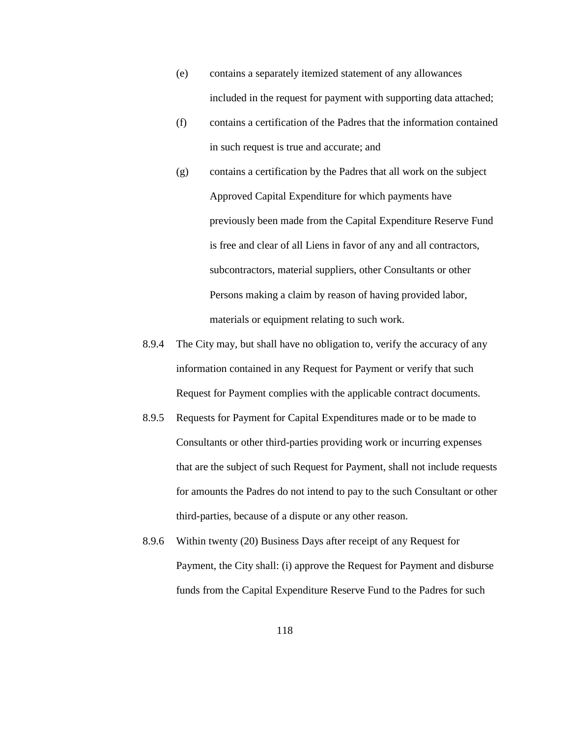(e) contains a separately itemized statement of any allowances included in the request for payment with supporting data attached;

(f) contains a certification of the Padres that the information contained in such request is true and accurate; and

(g) contains a certification by the Padres that all work on the subject Approved Capital Expenditure for which payments have previously been made from the Capital Expenditure Reserve Fund is free and clear of all Liens in favor of any and all contractors, subcontractors, material suppliers, other Consultants or other Persons making a claim by reason of having provided labor, materials or equipment relating to such work.

8.9.4 The City may, but shall have no obligation to, verify the accuracy of any information contained in any Request for Payment or verify that such Request for Payment complies with the applicable contract documents.

8.9.5 Requests for Payment for Capital Expenditures made or to be made to Consultants or other third-parties providing work or incurring expenses that are the subject of such Request for Payment, shall not include requests for amounts the Padres do not intend to pay to the such Consultant or other third-parties, because of a dispute or any other reason.

8.9.6 Within twenty (20) Business Days after receipt of any Request for Payment, the City shall: (i) approve the Request for Payment and disburse funds from the Capital Expenditure Reserve Fund to the Padres for such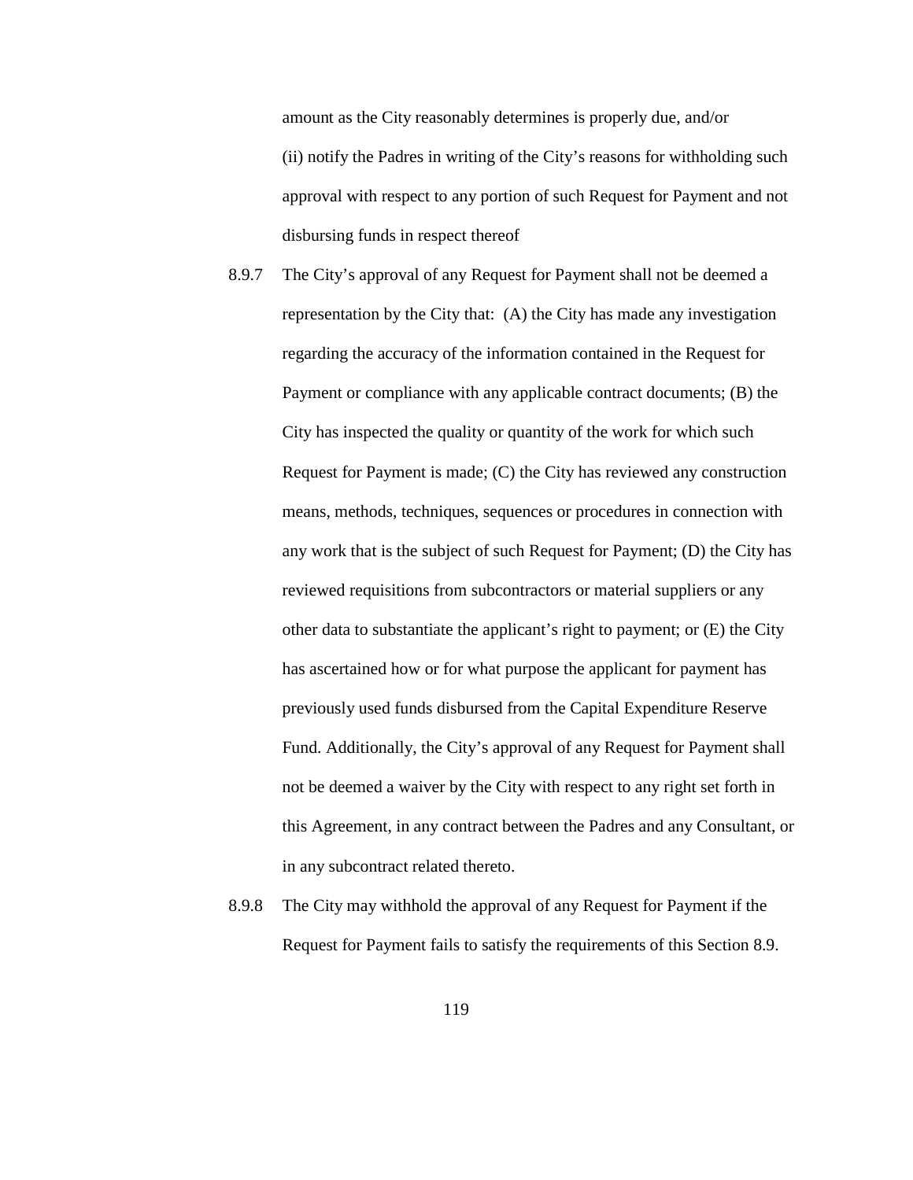amount as the City reasonably determines is properly due, and/or (ii) notify the Padres in writing of the City's reasons for withholding such approval with respect to any portion of such Request for Payment and not disbursing funds in respect thereof

8.9.7 The City's approval of any Request for Payment shall not be deemed a representation by the City that: (A) the City has made any investigation regarding the accuracy of the information contained in the Request for Payment or compliance with any applicable contract documents; (B) the City has inspected the quality or quantity of the work for which such Request for Payment is made; (C) the City has reviewed any construction means, methods, techniques, sequences or procedures in connection with any work that is the subject of such Request for Payment; (D) the City has reviewed requisitions from subcontractors or material suppliers or any other data to substantiate the applicant's right to payment; or (E) the City has ascertained how or for what purpose the applicant for payment has previously used funds disbursed from the Capital Expenditure Reserve Fund. Additionally, the City's approval of any Request for Payment shall not be deemed a waiver by the City with respect to any right set forth in this Agreement, in any contract between the Padres and any Consultant, or in any subcontract related thereto.

8.9.8 The City may withhold the approval of any Request for Payment if the Request for Payment fails to satisfy the requirements of this Section 8.9.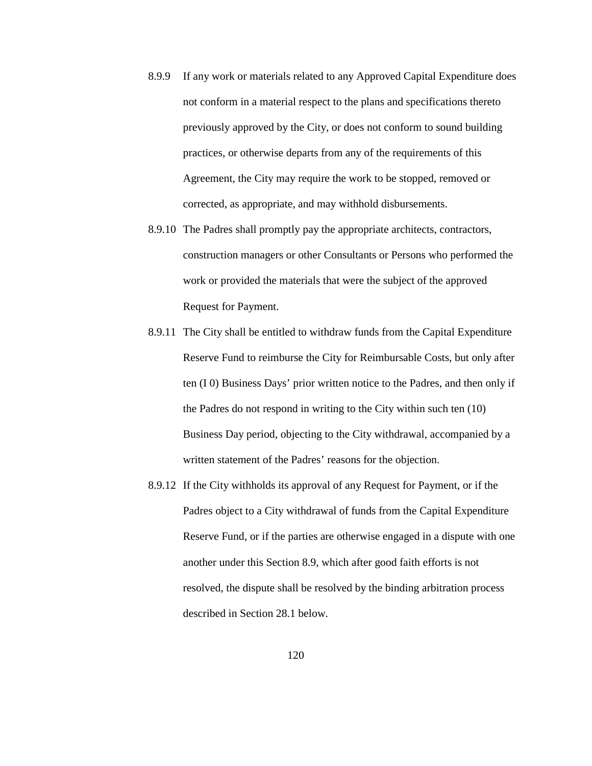8.9.9 If any work or materials related to any Approved Capital Expenditure does not conform in a material respect to the plans and specifications thereto previously approved by the City, or does not conform to sound building practices, or otherwise departs from any of the requirements of this Agreement, the City may require the work to be stopped, removed or corrected, as appropriate, and may withhold disbursements.

8.9.10 The Padres shall promptly pay the appropriate architects, contractors, construction managers or other Consultants or Persons who performed the work or provided the materials that were the subject of the approved Request for Payment.

8.9.11 The City shall be entitled to withdraw funds from the Capital Expenditure Reserve Fund to reimburse the City for Reimbursable Costs, but only after ten (I 0) Business Days' prior written notice to the Padres, and then only if the Padres do not respond in writing to the City within such ten (10) Business Day period, objecting to the City withdrawal, accompanied by a written statement of the Padres' reasons for the objection.

8.9.12 If the City withholds its approval of any Request for Payment, or if the Padres object to a City withdrawal of funds from the Capital Expenditure Reserve Fund, or if the parties are otherwise engaged in a dispute with one another under this Section 8.9, which after good faith efforts is not resolved, the dispute shall be resolved by the binding arbitration process described in Section 28.1 below.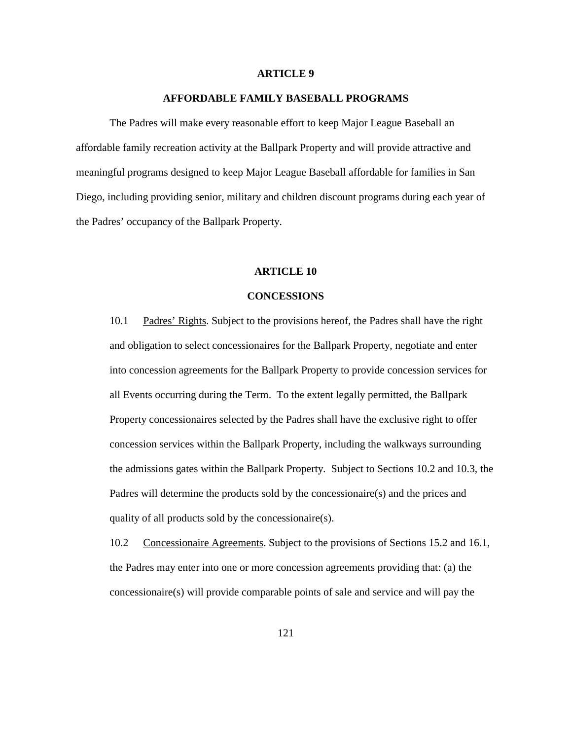# ARTICLE 9

## AFFORDABLE FAMILY BASEBALL PROGRAMS

The Padres will make every reasonable effort to keep Major League Baseball an affordable family recreation activity at the Ballpark Property and will provide attractive and meaningful programs designed to keep Major League Baseball affordable for families in San Diego, including providing senior, military and children discount programs during each year of the Padres' occupancy of the Ballpark Property.

# ARTICLE 10

## CONCESSIONS

10.1 Padres' Rights. Subject to the provisions hereof, the Padres shall have the right and obligation to select concessionaires for the Ballpark Property, negotiate and enter into concession agreements for the Ballpark Property to provide concession services for all Events occurring during the Term. To the extent legally permitted, the Ballpark Property concessionaires selected by the Padres shall have the exclusive right to offer concession services within the Ballpark Property, including the walkways surrounding the admissions gates within the Ballpark Property. Subject to Sections 10.2 and 10.3, the Padres will determine the products sold by the concessionaire(s) and the prices and quality of all products sold by the concessionaire(s).

10.2 Concessionaire Agreements. Subject to the provisions of Sections 15.2 and 16.1, the Padres may enter into one or more concession agreements providing that: (a) the concessionaire(s) will provide comparable points of sale and service and will pay the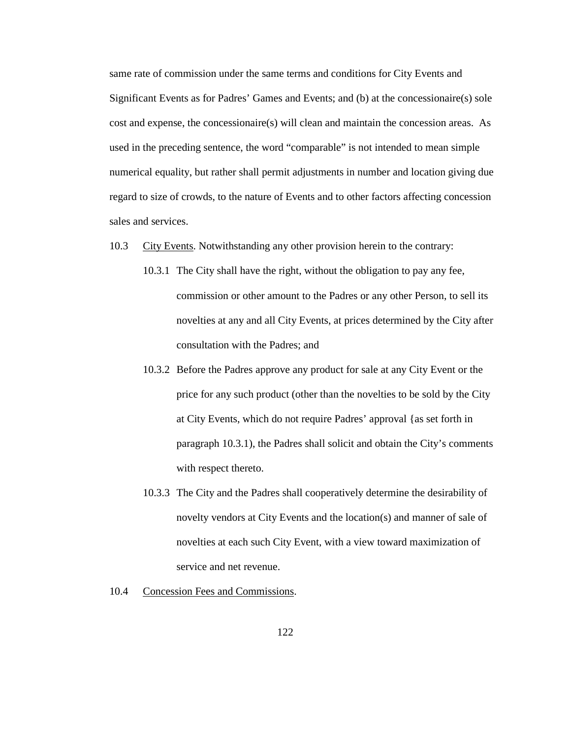same rate of commission under the same terms and conditions for City Events and Significant Events as for Padres' Games and Events; and (b) at the concessionaire(s) sole cost and expense, the concessionaire(s) will clean and maintain the concession areas. As used in the preceding sentence, the word "comparable" is not intended to mean simple numerical equality, but rather shall permit adjustments in number and location giving due regard to size of crowds, to the nature of Events and to other factors affecting concession sales and services.

10.3 <u>City Events</u>. Notwithstanding any other provision herein to the contrary:

10.3.1 The City shall have the right, without the obligation to pay any fee, commission or other amount to the Padres or any other Person, to sell its novelties at any and all City Events, at prices determined by the City after consultation with the Padres; and

10.3.2 Before the Padres approve any product for sale at any City Event or the price for any such product (other than the novelties to be sold by the City at City Events, which do not require Padres' approval {as set forth in paragraph 10.3.1), the Padres shall solicit and obtain the City's comments with respect thereto.

10.3.3 The City and the Padres shall cooperatively determine the desirability of novelty vendors at City Events and the location(s) and manner of sale of novelties at each such City Event, with a view toward maximization of service and net revenue.

10.4 <u>Concession Fees and Commissions</u>.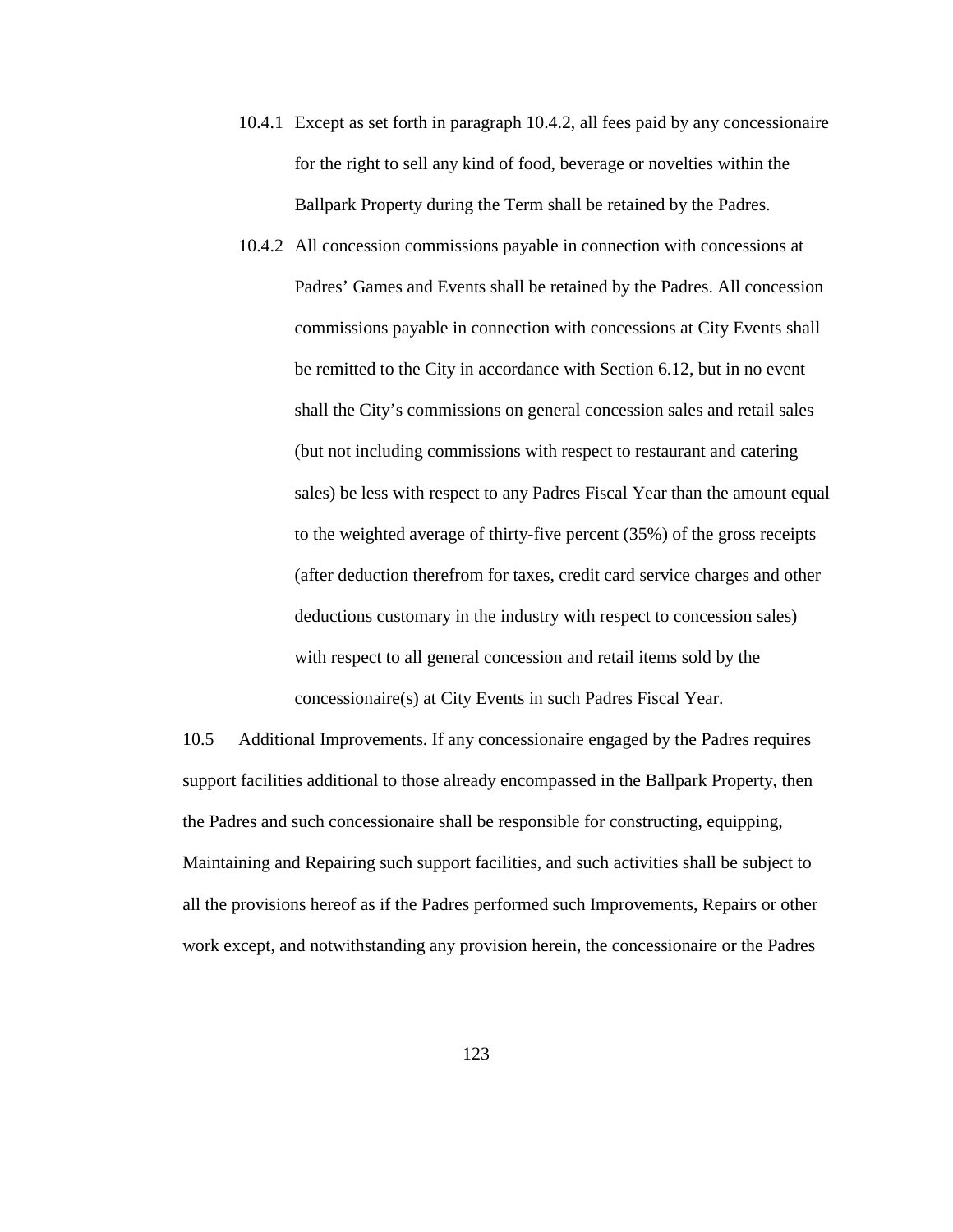10.4.1 Except as set forth in paragraph 10.4.2, all fees paid by any concessionaire for the right to sell any kind of food, beverage or novelties within the Ballpark Property during the Term shall be retained by the Padres.

10.4.2 All concession commissions payable in connection with concessions at Padres' Games and Events shall be retained by the Padres. All concession commissions payable in connection with concessions at City Events shall be remitted to the City in accordance with Section 6.12, but in no event shall the City's commissions on general concession sales and retail sales (but not including commissions with respect to restaurant and catering sales) be less with respect to any Padres Fiscal Year than the amount equal to the weighted average of thirty-five percent (35%) of the gross receipts (after deduction therefrom for taxes, credit card service charges and other deductions customary in the industry with respect to concession sales) with respect to all general concession and retail items sold by the concessionaire(s) at City Events in such Padres Fiscal Year.

10.5 Additional Improvements. If any concessionaire engaged by the Padres requires support facilities additional to those already encompassed in the Ballpark Property, then the Padres and such concessionaire shall be responsible for constructing, equipping, Maintaining and Repairing such support facilities, and such activities shall be subject to all the provisions hereof as if the Padres performed such Improvements, Repairs or other work except, and notwithstanding any provision herein, the concessionaire or the Padres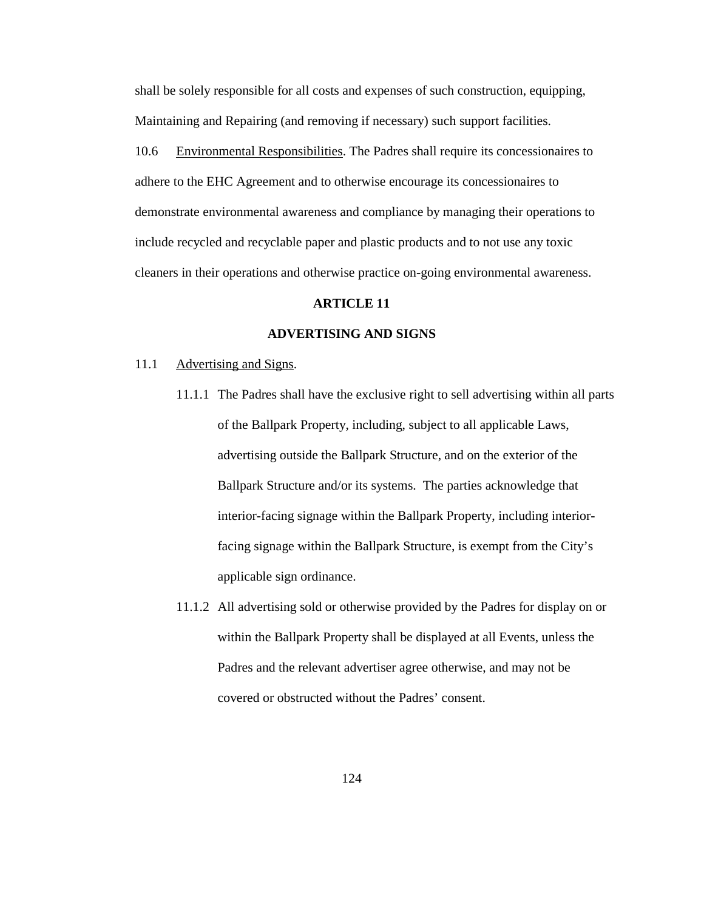shall be solely responsible for all costs and expenses of such construction, equipping, Maintaining and Repairing (and removing if necessary) such support facilities.

10.6 Environmental Responsibilities. The Padres shall require its concessionaires to adhere to the EHC Agreement and to otherwise encourage its concessionaires to demonstrate environmental awareness and compliance by managing their operations to include recycled and recyclable paper and plastic products and to not use any toxic cleaners in their operations and otherwise practice on-going environmental awareness.

**ARTICLE 11**

**ADVERTISING AND SIGNS**

11.1 Advertising and Signs.

11.1.1 The Padres shall have the exclusive right to sell advertising within all parts of the Ballpark Property, including, subject to all applicable Laws, advertising outside the Ballpark Structure, and on the exterior of the Ballpark Structure and/or its systems. The parties acknowledge that interior-facing signage within the Ballpark Property, including interior-facing signage within the Ballpark Structure, is exempt from the City's applicable sign ordinance.

11.1.2 All advertising sold or otherwise provided by the Padres for display on or within the Ballpark Property shall be displayed at all Events, unless the Padres and the relevant advertiser agree otherwise, and may not be covered or obstructed without the Padres' consent.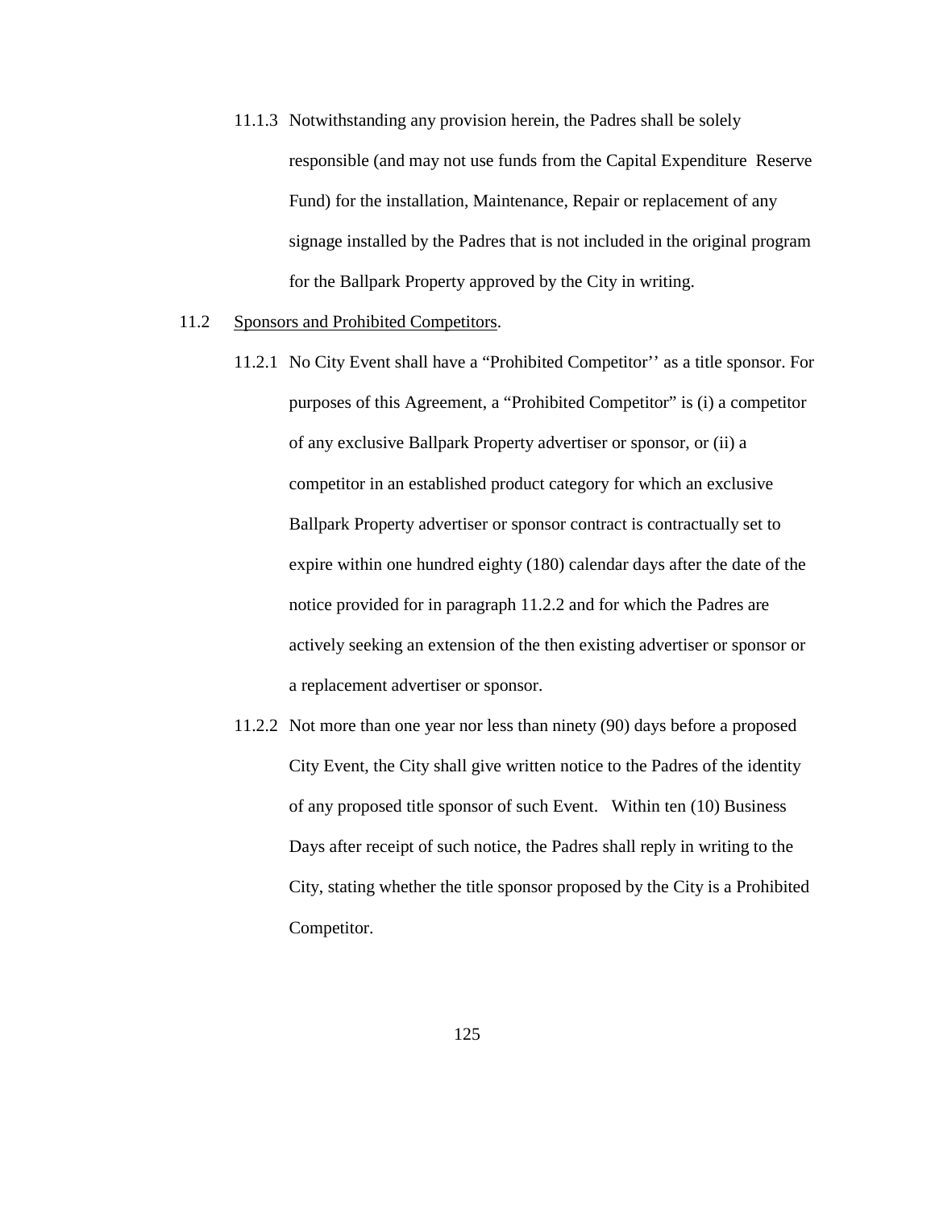11.1.3 Notwithstanding any provision herein, the Padres shall be solely responsible (and may not use funds from the Capital Expenditure Reserve Fund) for the installation, Maintenance, Repair or replacement of any signage installed by the Padres that is not included in the original program for the Ballpark Property approved by the City in writing.

11.2 Sponsors and Prohibited Competitors.

11.2.1 No City Event shall have a "Prohibited Competitor'' as a title sponsor. For purposes of this Agreement, a "Prohibited Competitor" is (i) a competitor of any exclusive Ballpark Property advertiser or sponsor, or (ii) a competitor in an established product category for which an exclusive Ballpark Property advertiser or sponsor contract is contractually set to expire within one hundred eighty (180) calendar days after the date of the notice provided for in paragraph 11.2.2 and for which the Padres are actively seeking an extension of the then existing advertiser or sponsor or a replacement advertiser or sponsor.

11.2.2 Not more than one year nor less than ninety (90) days before a proposed City Event, the City shall give written notice to the Padres of the identity of any proposed title sponsor of such Event. Within ten (10) Business Days after receipt of such notice, the Padres shall reply in writing to the City, stating whether the title sponsor proposed by the City is a Prohibited Competitor.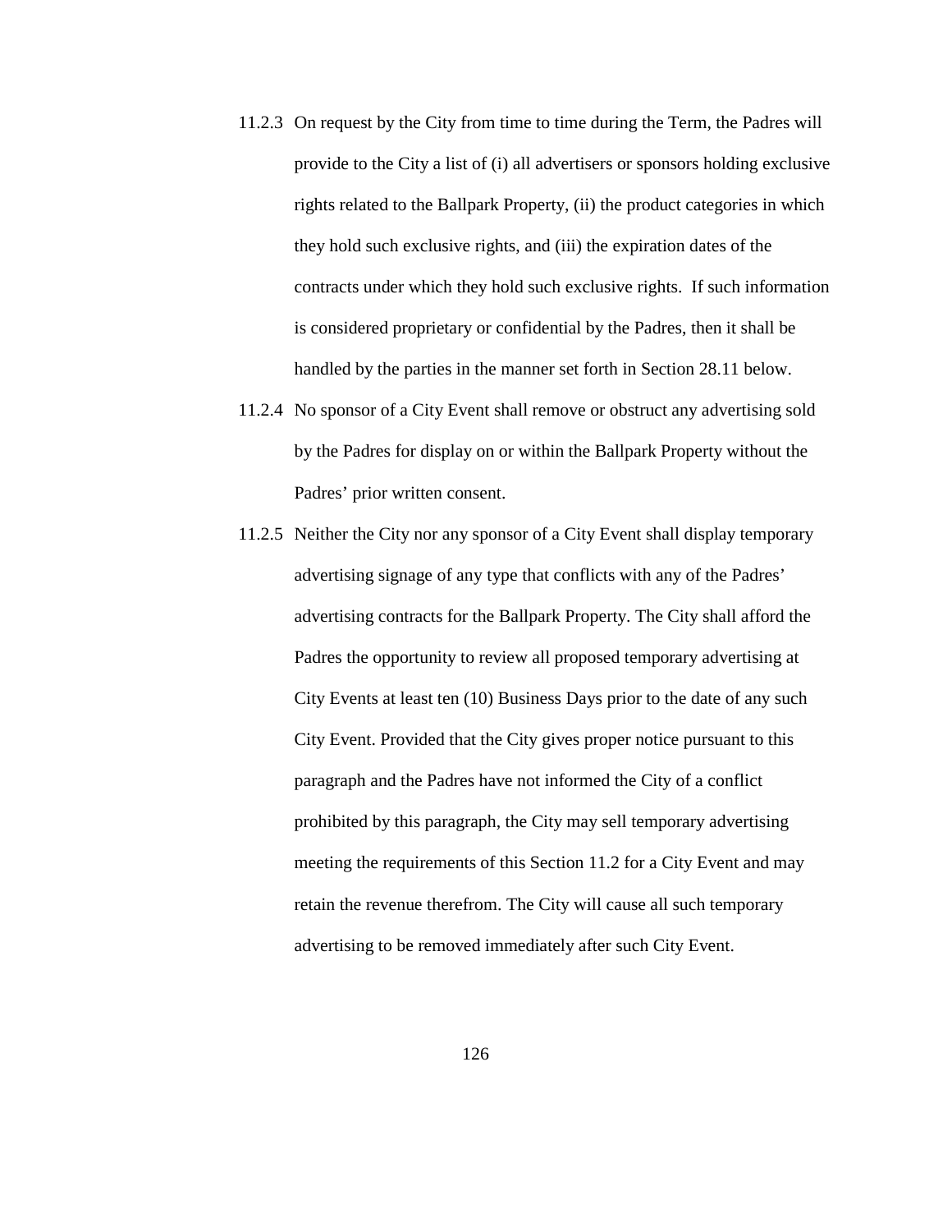11.2.3 On request by the City from time to time during the Term, the Padres will provide to the City a list of (i) all advertisers or sponsors holding exclusive rights related to the Ballpark Property, (ii) the product categories in which they hold such exclusive rights, and (iii) the expiration dates of the contracts under which they hold such exclusive rights. If such information is considered proprietary or confidential by the Padres, then it shall be handled by the parties in the manner set forth in Section 28.11 below.

11.2.4 No sponsor of a City Event shall remove or obstruct any advertising sold by the Padres for display on or within the Ballpark Property without the Padres' prior written consent.

11.2.5 Neither the City nor any sponsor of a City Event shall display temporary advertising signage of any type that conflicts with any of the Padres' advertising contracts for the Ballpark Property. The City shall afford the Padres the opportunity to review all proposed temporary advertising at City Events at least ten (10) Business Days prior to the date of any such City Event. Provided that the City gives proper notice pursuant to this paragraph and the Padres have not informed the City of a conflict prohibited by this paragraph, the City may sell temporary advertising meeting the requirements of this Section 11.2 for a City Event and may retain the revenue therefrom. The City will cause all such temporary advertising to be removed immediately after such City Event.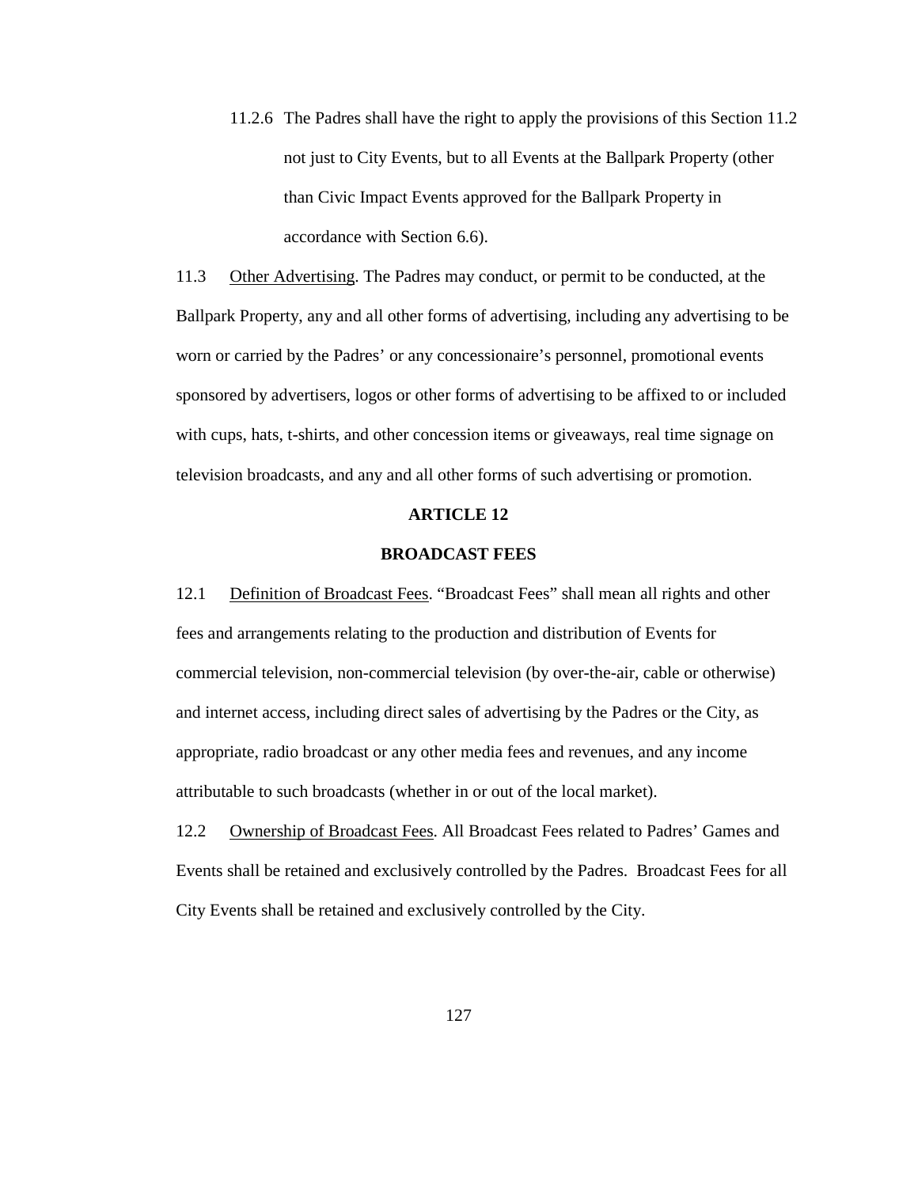11.2.6 The Padres shall have the right to apply the provisions of this Section 11.2 not just to City Events, but to all Events at the Ballpark Property (other than Civic Impact Events approved for the Ballpark Property in accordance with Section 6.6).

11.3 Other Advertising. The Padres may conduct, or permit to be conducted, at the Ballpark Property, any and all other forms of advertising, including any advertising to be worn or carried by the Padres' or any concessionaire's personnel, promotional events sponsored by advertisers, logos or other forms of advertising to be affixed to or included with cups, hats, t-shirts, and other concession items or giveaways, real time signage on television broadcasts, and any and all other forms of such advertising or promotion.

## ARTICLE 12

## BROADCAST FEES

12.1 Definition of Broadcast Fees. "Broadcast Fees" shall mean all rights and other fees and arrangements relating to the production and distribution of Events for commercial television, non-commercial television (by over-the-air, cable or otherwise) and internet access, including direct sales of advertising by the Padres or the City, as appropriate, radio broadcast or any other media fees and revenues, and any income attributable to such broadcasts (whether in or out of the local market).

12.2 Ownership of Broadcast Fees. All Broadcast Fees related to Padres' Games and Events shall be retained and exclusively controlled by the Padres. Broadcast Fees for all City Events shall be retained and exclusively controlled by the City.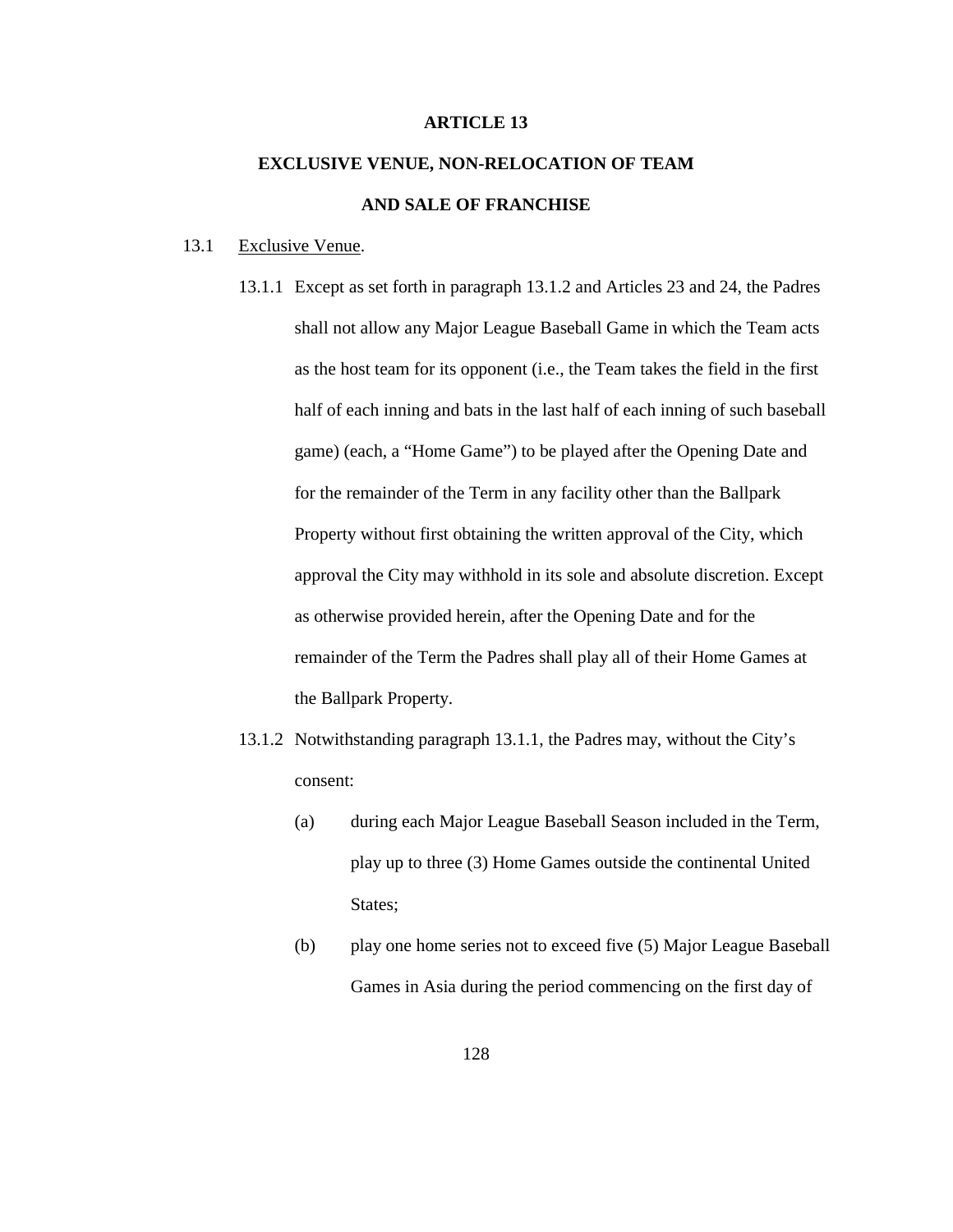# ARTICLE 13

## EXCLUSIVE VENUE, NON-RELOCATION OF TEAM AND SALE OF FRANCHISE

13.1 Exclusive Venue.

13.1.1 Except as set forth in paragraph 13.1.2 and Articles 23 and 24, the Padres shall not allow any Major League Baseball Game in which the Team acts as the host team for its opponent (i.e., the Team takes the field in the first half of each inning and bats in the last half of each inning of such baseball game) (each, a "Home Game") to be played after the Opening Date and for the remainder of the Term in any facility other than the Ballpark Property without first obtaining the written approval of the City, which approval the City may withhold in its sole and absolute discretion. Except as otherwise provided herein, after the Opening Date and for the remainder of the Term the Padres shall play all of their Home Games at the Ballpark Property.

13.1.2 Notwithstanding paragraph 13.1.1, the Padres may, without the City's consent:

(a) during each Major League Baseball Season included in the Term, play up to three (3) Home Games outside the continental United States;

(b) play one home series not to exceed five (5) Major League Baseball Games in Asia during the period commencing on the first day of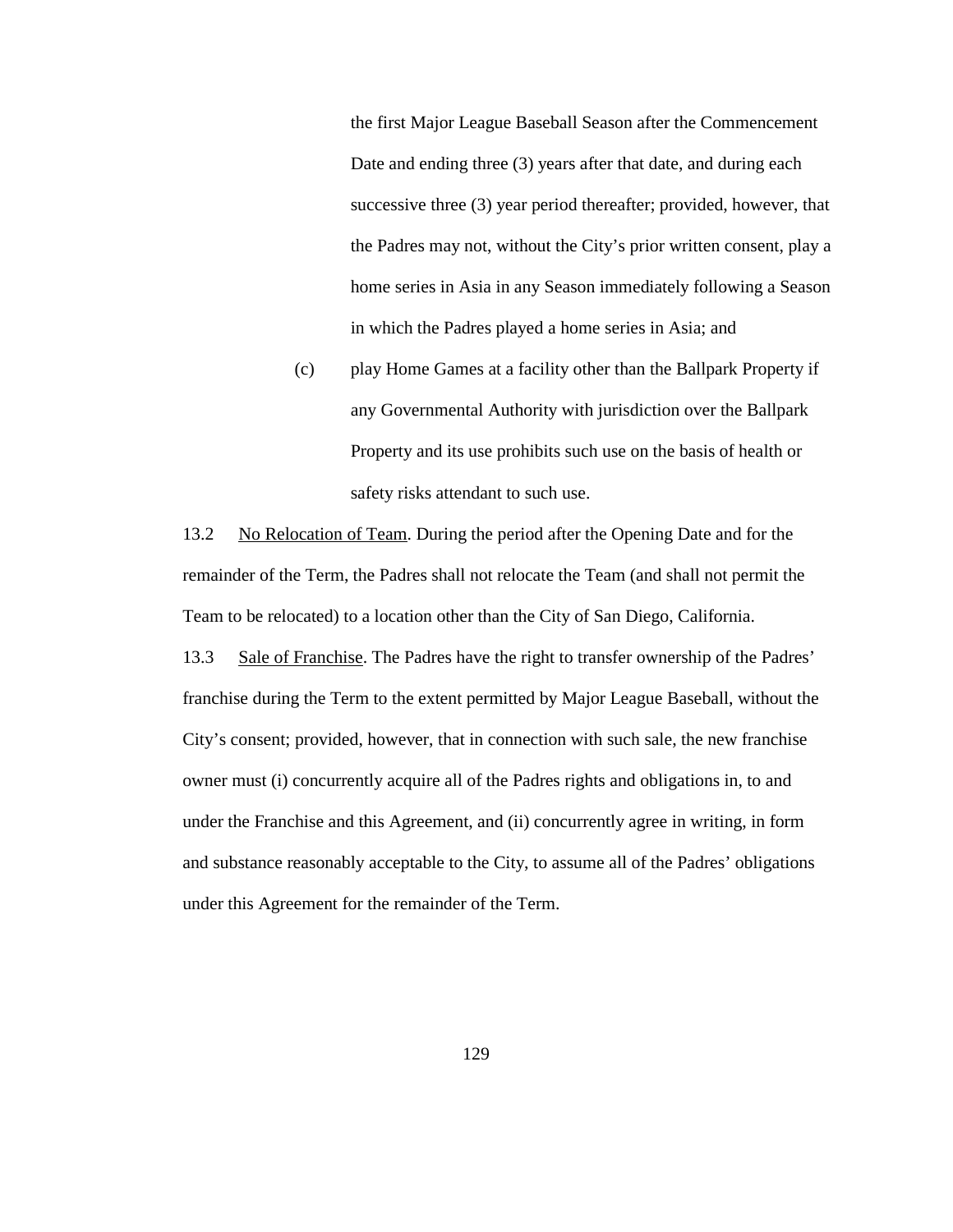the first Major League Baseball Season after the Commencement Date and ending three (3) years after that date, and during each successive three (3) year period thereafter; provided, however, that the Padres may not, without the City's prior written consent, play a home series in Asia in any Season immediately following a Season in which the Padres played a home series in Asia; and

(c) play Home Games at a facility other than the Ballpark Property if any Governmental Authority with jurisdiction over the Ballpark Property and its use prohibits such use on the basis of health or safety risks attendant to such use.

13.2 No Relocation of Team. During the period after the Opening Date and for the remainder of the Term, the Padres shall not relocate the Team (and shall not permit the Team to be relocated) to a location other than the City of San Diego, California.

13.3 Sale of Franchise. The Padres have the right to transfer ownership of the Padres' franchise during the Term to the extent permitted by Major League Baseball, without the City's consent; provided, however, that in connection with such sale, the new franchise owner must (i) concurrently acquire all of the Padres rights and obligations in, to and under the Franchise and this Agreement, and (ii) concurrently agree in writing, in form and substance reasonably acceptable to the City, to assume all of the Padres' obligations under this Agreement for the remainder of the Term.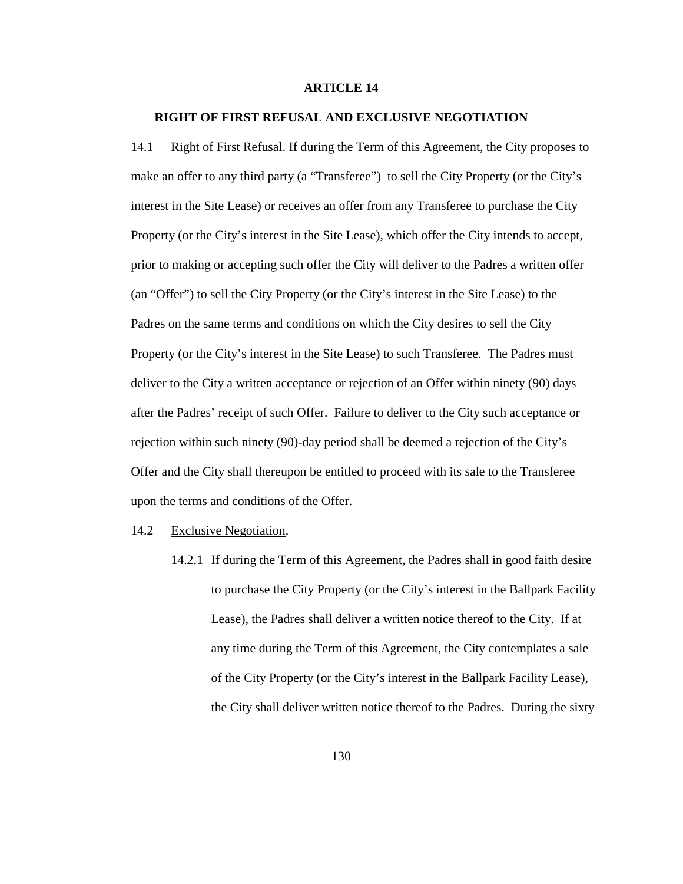# ARTICLE 14

## RIGHT OF FIRST REFUSAL AND EXCLUSIVE NEGOTIATION

14.1 Right of First Refusal. If during the Term of this Agreement, the City proposes to make an offer to any third party (a "Transferee") to sell the City Property (or the City's interest in the Site Lease) or receives an offer from any Transferee to purchase the City Property (or the City's interest in the Site Lease), which offer the City intends to accept, prior to making or accepting such offer the City will deliver to the Padres a written offer (an "Offer") to sell the City Property (or the City's interest in the Site Lease) to the Padres on the same terms and conditions on which the City desires to sell the City Property (or the City's interest in the Site Lease) to such Transferee. The Padres must deliver to the City a written acceptance or rejection of an Offer within ninety (90) days after the Padres' receipt of such Offer. Failure to deliver to the City such acceptance or rejection within such ninety (90)-day period shall be deemed a rejection of the City's Offer and the City shall thereupon be entitled to proceed with its sale to the Transferee upon the terms and conditions of the Offer.

14.2 Exclusive Negotiation.

14.2.1 If during the Term of this Agreement, the Padres shall in good faith desire to purchase the City Property (or the City's interest in the Ballpark Facility Lease), the Padres shall deliver a written notice thereof to the City. If at any time during the Term of this Agreement, the City contemplates a sale of the City Property (or the City's interest in the Ballpark Facility Lease), the City shall deliver written notice thereof to the Padres. During the sixty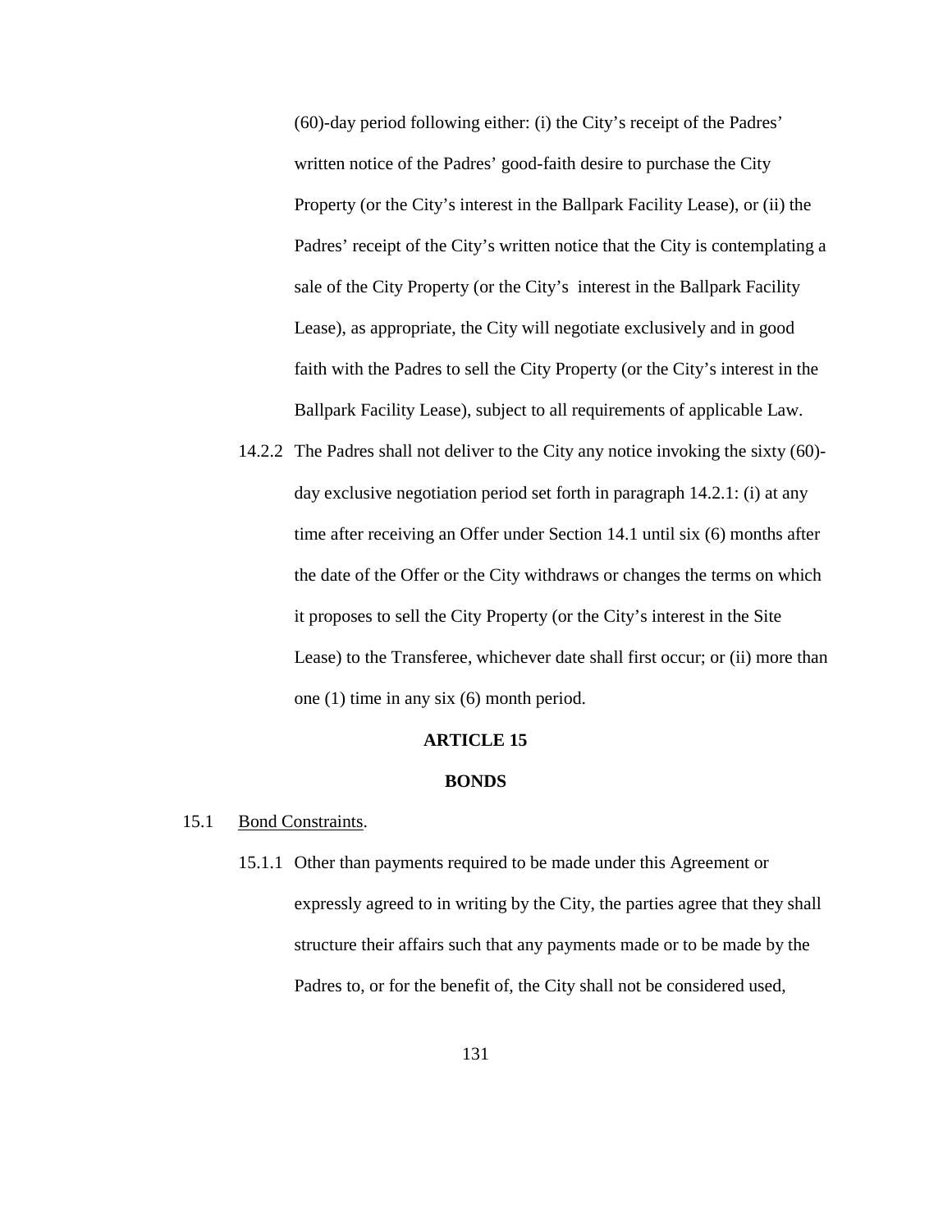(60)-day period following either: (i) the City's receipt of the Padres' written notice of the Padres' good-faith desire to purchase the City Property (or the City's interest in the Ballpark Facility Lease), or (ii) the Padres' receipt of the City's written notice that the City is contemplating a sale of the City Property (or the City's interest in the Ballpark Facility Lease), as appropriate, the City will negotiate exclusively and in good faith with the Padres to sell the City Property (or the City's interest in the Ballpark Facility Lease), subject to all requirements of applicable Law.

14.2.2 The Padres shall not deliver to the City any notice invoking the sixty (60)-day exclusive negotiation period set forth in paragraph 14.2.1: (i) at any time after receiving an Offer under Section 14.1 until six (6) months after the date of the Offer or the City withdraws or changes the terms on which it proposes to sell the City Property (or the City's interest in the Site Lease) to the Transferee, whichever date shall first occur; or (ii) more than one (1) time in any six (6) month period.

## ARTICLE 15

## BONDS

15.1 Bond Constraints.

15.1.1 Other than payments required to be made under this Agreement or expressly agreed to in writing by the City, the parties agree that they shall structure their affairs such that any payments made or to be made by the Padres to, or for the benefit of, the City shall not be considered used,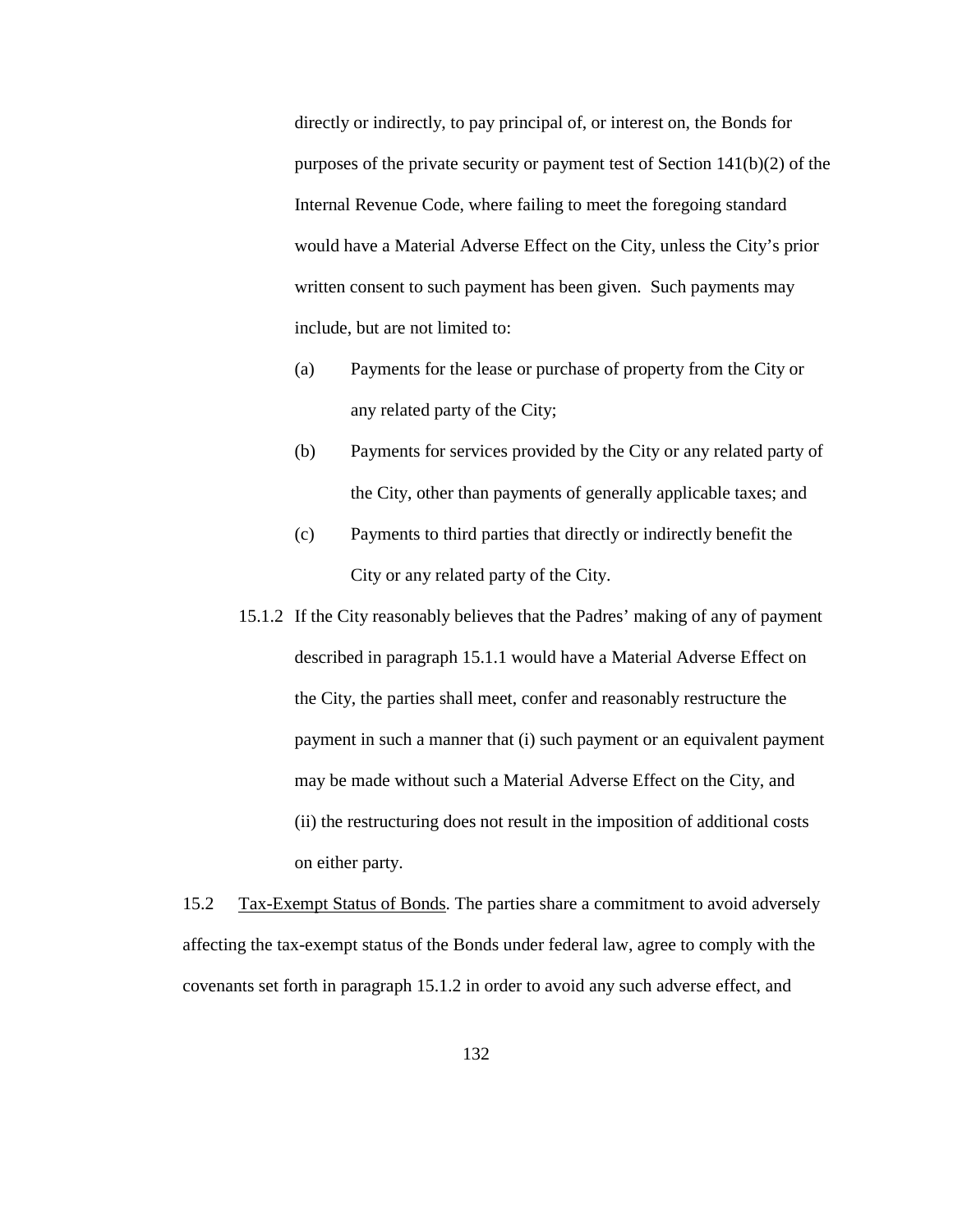directly or indirectly, to pay principal of, or interest on, the Bonds for purposes of the private security or payment test of Section 141(b)(2) of the Internal Revenue Code, where failing to meet the foregoing standard would have a Material Adverse Effect on the City, unless the City's prior written consent to such payment has been given. Such payments may include, but are not limited to:

(a) Payments for the lease or purchase of property from the City or any related party of the City;

(b) Payments for services provided by the City or any related party of the City, other than payments of generally applicable taxes; and

(c) Payments to third parties that directly or indirectly benefit the City or any related party of the City.

15.1.2 If the City reasonably believes that the Padres' making of any of payment described in paragraph 15.1.1 would have a Material Adverse Effect on the City, the parties shall meet, confer and reasonably restructure the payment in such a manner that (i) such payment or an equivalent payment may be made without such a Material Adverse Effect on the City, and (ii) the restructuring does not result in the imposition of additional costs on either party.

15.2 Tax-Exempt Status of Bonds. The parties share a commitment to avoid adversely affecting the tax-exempt status of the Bonds under federal law, agree to comply with the covenants set forth in paragraph 15.1.2 in order to avoid any such adverse effect, and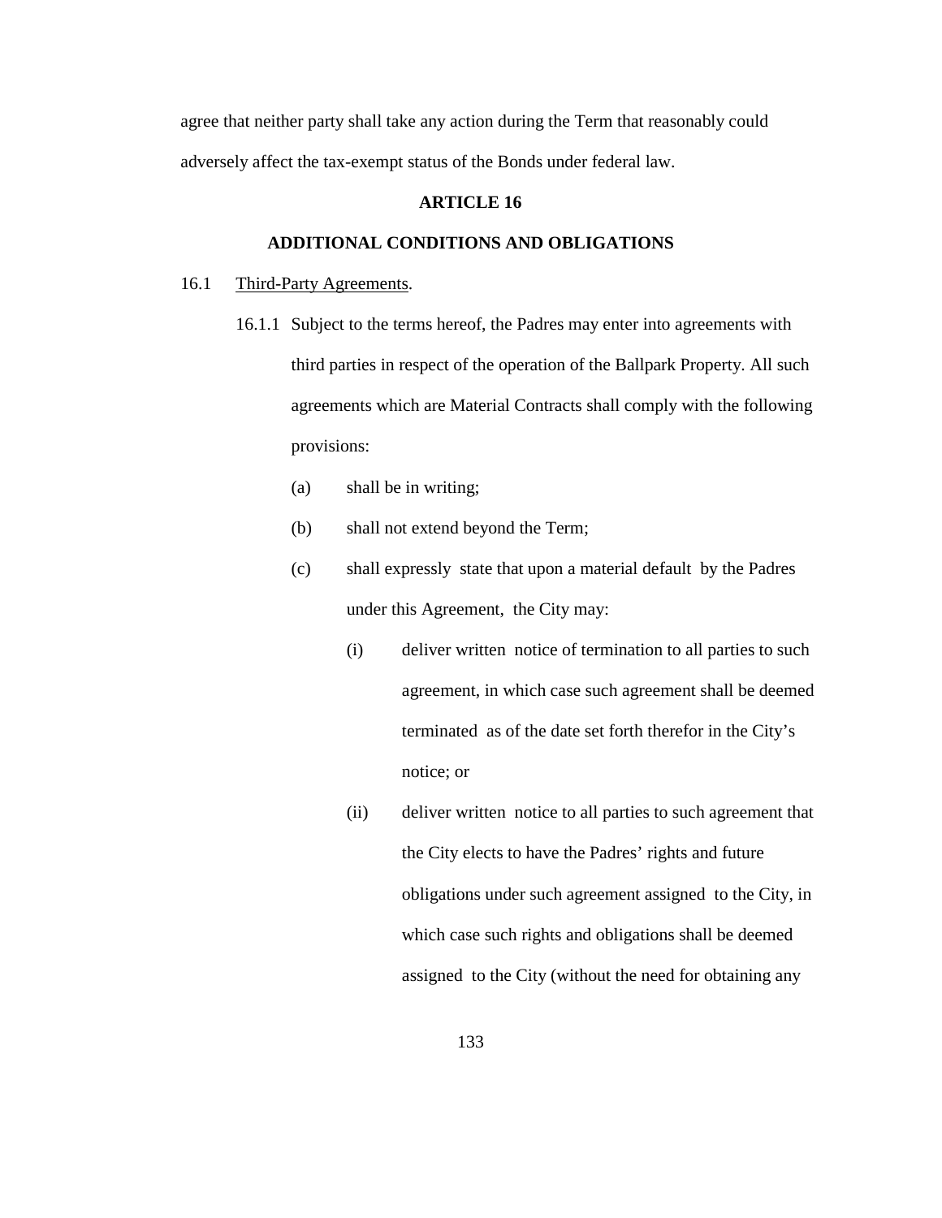agree that neither party shall take any action during the Term that reasonably could adversely affect the tax-exempt status of the Bonds under federal law.

## ARTICLE 16

## ADDITIONAL CONDITIONS AND OBLIGATIONS

16.1 Third-Party Agreements.

16.1.1 Subject to the terms hereof, the Padres may enter into agreements with third parties in respect of the operation of the Ballpark Property. All such agreements which are Material Contracts shall comply with the following provisions:

(a) shall be in writing;

(b) shall not extend beyond the Term;

(c) shall expressly state that upon a material default by the Padres under this Agreement, the City may:

(i) deliver written notice of termination to all parties to such agreement, in which case such agreement shall be deemed terminated as of the date set forth therefor in the City's notice; or

(ii) deliver written notice to all parties to such agreement that the City elects to have the Padres' rights and future obligations under such agreement assigned to the City, in which case such rights and obligations shall be deemed assigned to the City (without the need for obtaining any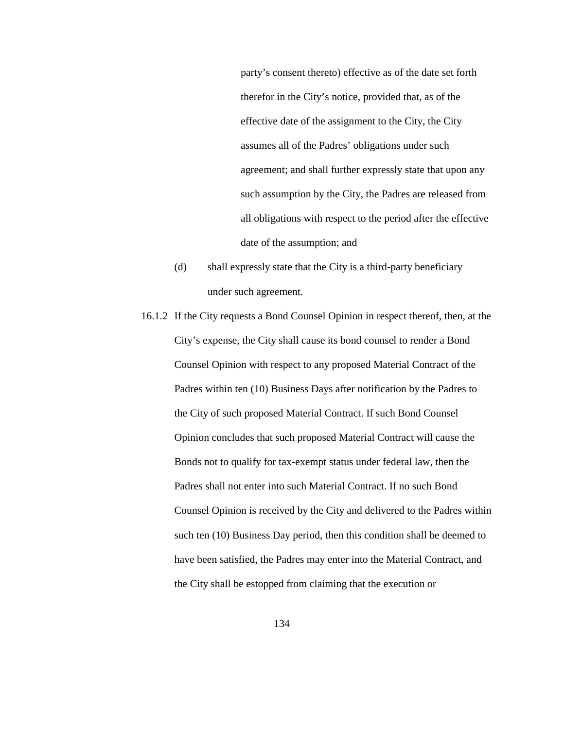party's consent thereto) effective as of the date set forth therefor in the City's notice, provided that, as of the effective date of the assignment to the City, the City assumes all of the Padres' obligations under such agreement; and shall further expressly state that upon any such assumption by the City, the Padres are released from all obligations with respect to the period after the effective date of the assumption; and

(d) shall expressly state that the City is a third-party beneficiary under such agreement.

16.1.2 If the City requests a Bond Counsel Opinion in respect thereof, then, at the City's expense, the City shall cause its bond counsel to render a Bond Counsel Opinion with respect to any proposed Material Contract of the Padres within ten (10) Business Days after notification by the Padres to the City of such proposed Material Contract. If such Bond Counsel Opinion concludes that such proposed Material Contract will cause the Bonds not to qualify for tax-exempt status under federal law, then the Padres shall not enter into such Material Contract. If no such Bond Counsel Opinion is received by the City and delivered to the Padres within such ten (10) Business Day period, then this condition shall be deemed to have been satisfied, the Padres may enter into the Material Contract, and the City shall be estopped from claiming that the execution or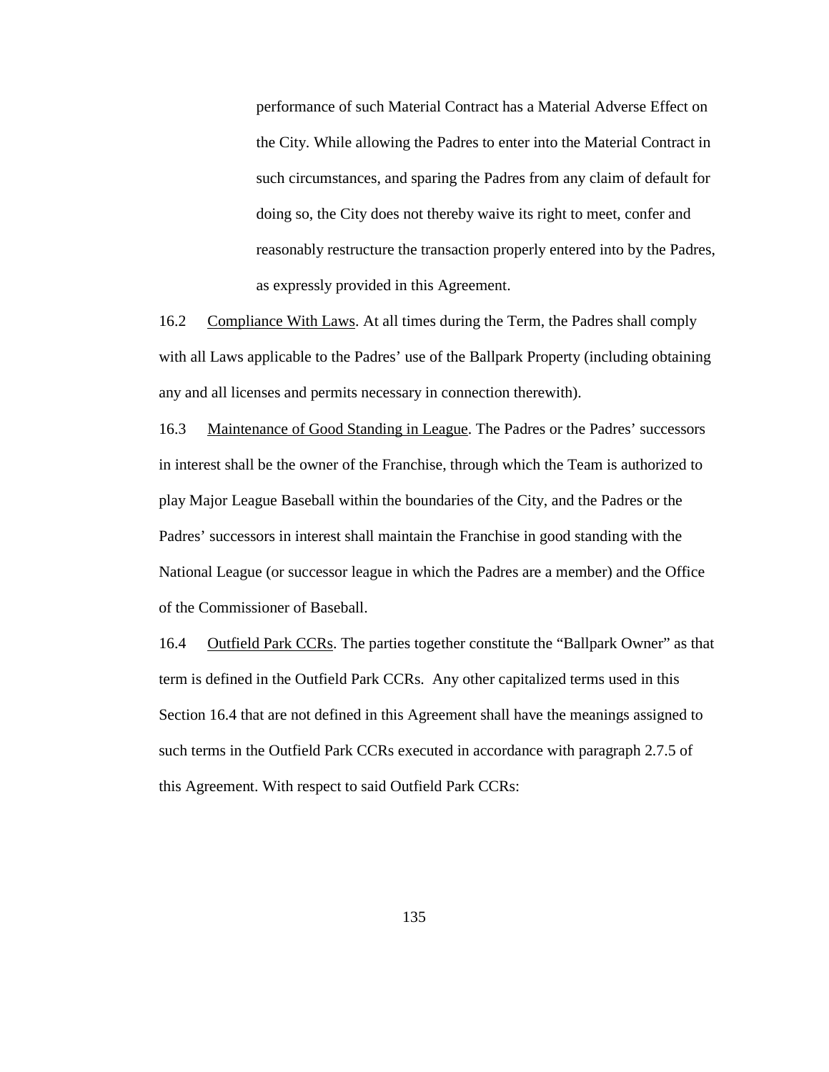performance of such Material Contract has a Material Adverse Effect on the City. While allowing the Padres to enter into the Material Contract in such circumstances, and sparing the Padres from any claim of default for doing so, the City does not thereby waive its right to meet, confer and reasonably restructure the transaction properly entered into by the Padres, as expressly provided in this Agreement.

16.2 Compliance With Laws. At all times during the Term, the Padres shall comply with all Laws applicable to the Padres' use of the Ballpark Property (including obtaining any and all licenses and permits necessary in connection therewith).

16.3 Maintenance of Good Standing in League. The Padres or the Padres' successors in interest shall be the owner of the Franchise, through which the Team is authorized to play Major League Baseball within the boundaries of the City, and the Padres or the Padres' successors in interest shall maintain the Franchise in good standing with the National League (or successor league in which the Padres are a member) and the Office of the Commissioner of Baseball.

16.4 Outfield Park CCRs. The parties together constitute the "Ballpark Owner" as that term is defined in the Outfield Park CCRs. Any other capitalized terms used in this Section 16.4 that are not defined in this Agreement shall have the meanings assigned to such terms in the Outfield Park CCRs executed in accordance with paragraph 2.7.5 of this Agreement. With respect to said Outfield Park CCRs: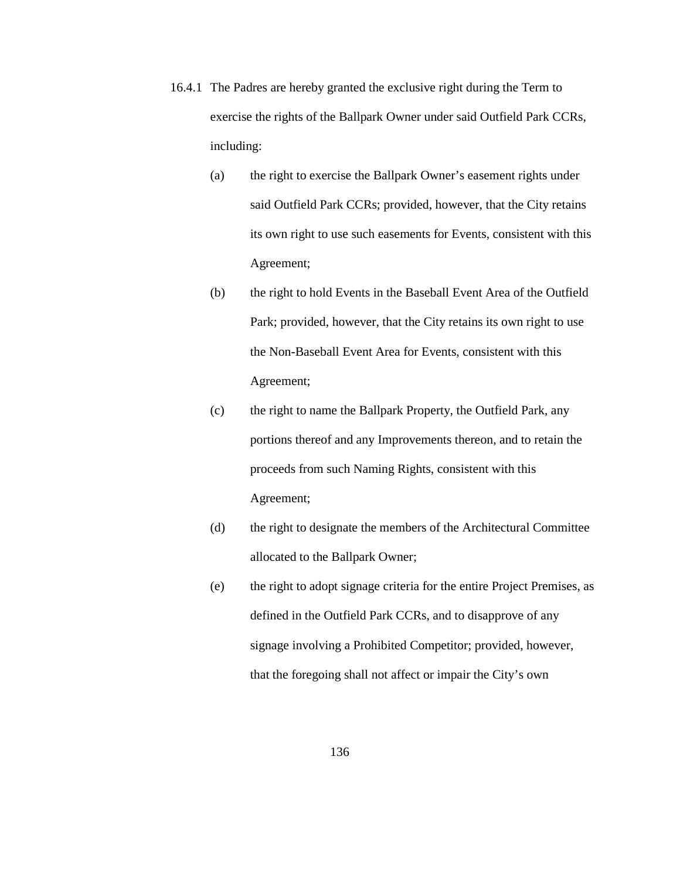16.4.1 The Padres are hereby granted the exclusive right during the Term to exercise the rights of the Ballpark Owner under said Outfield Park CCRs, including:

(a) the right to exercise the Ballpark Owner's easement rights under said Outfield Park CCRs; provided, however, that the City retains its own right to use such easements for Events, consistent with this Agreement;

(b) the right to hold Events in the Baseball Event Area of the Outfield Park; provided, however, that the City retains its own right to use the Non-Baseball Event Area for Events, consistent with this Agreement;

(c) the right to name the Ballpark Property, the Outfield Park, any portions thereof and any Improvements thereon, and to retain the proceeds from such Naming Rights, consistent with this Agreement;

(d) the right to designate the members of the Architectural Committee allocated to the Ballpark Owner;

(e) the right to adopt signage criteria for the entire Project Premises, as defined in the Outfield Park CCRs, and to disapprove of any signage involving a Prohibited Competitor; provided, however, that the foregoing shall not affect or impair the City's own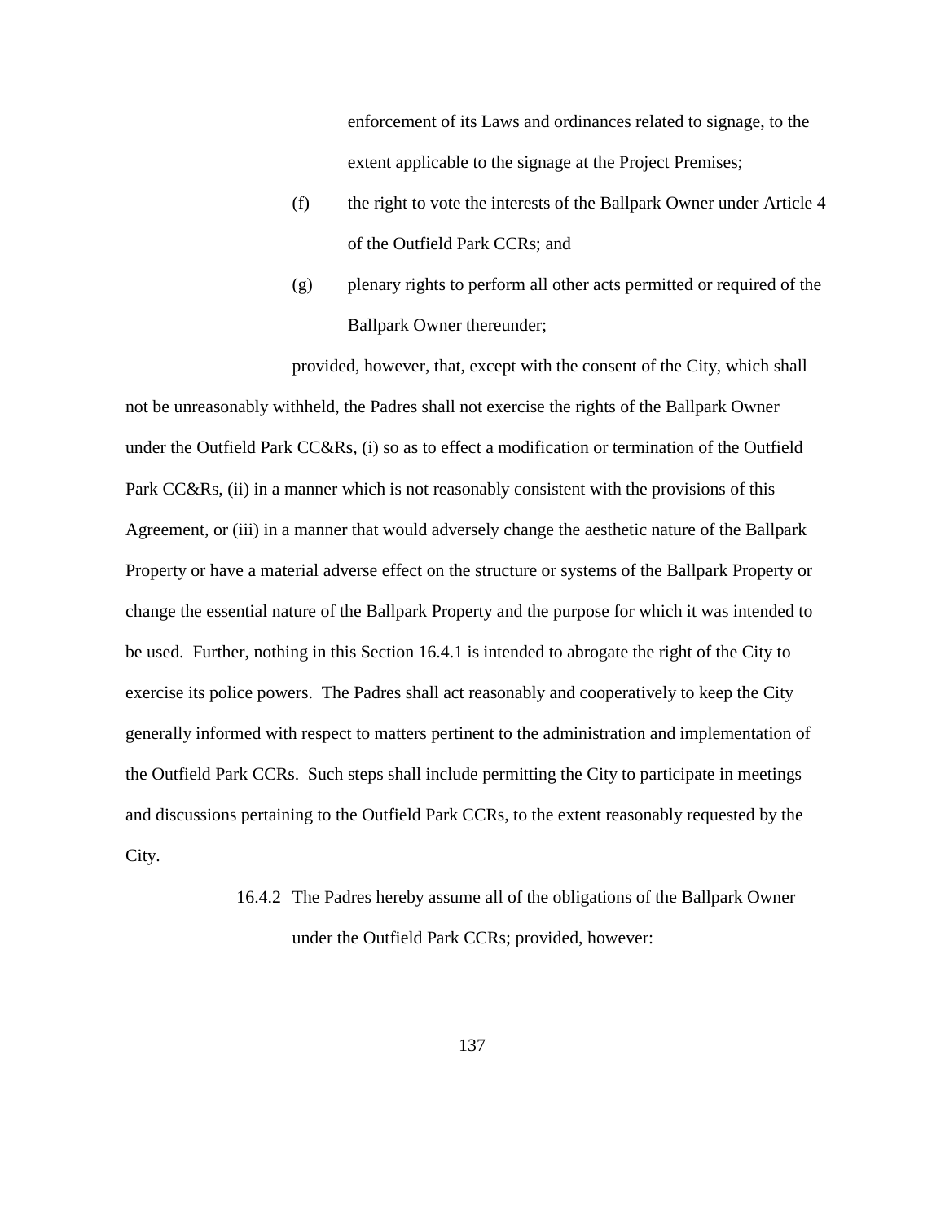enforcement of its Laws and ordinances related to signage, to the extent applicable to the signage at the Project Premises;

(f) the right to vote the interests of the Ballpark Owner under Article 4 of the Outfield Park CCRs; and

(g) plenary rights to perform all other acts permitted or required of the Ballpark Owner thereunder;

provided, however, that, except with the consent of the City, which shall not be unreasonably withheld, the Padres shall not exercise the rights of the Ballpark Owner under the Outfield Park CC&Rs, (i) so as to effect a modification or termination of the Outfield Park CC&Rs, (ii) in a manner which is not reasonably consistent with the provisions of this Agreement, or (iii) in a manner that would adversely change the aesthetic nature of the Ballpark Property or have a material adverse effect on the structure or systems of the Ballpark Property or change the essential nature of the Ballpark Property and the purpose for which it was intended to be used. Further, nothing in this Section 16.4.1 is intended to abrogate the right of the City to exercise its police powers. The Padres shall act reasonably and cooperatively to keep the City generally informed with respect to matters pertinent to the administration and implementation of the Outfield Park CCRs. Such steps shall include permitting the City to participate in meetings and discussions pertaining to the Outfield Park CCRs, to the extent reasonably requested by the City.

16.4.2 The Padres hereby assume all of the obligations of the Ballpark Owner under the Outfield Park CCRs; provided, however: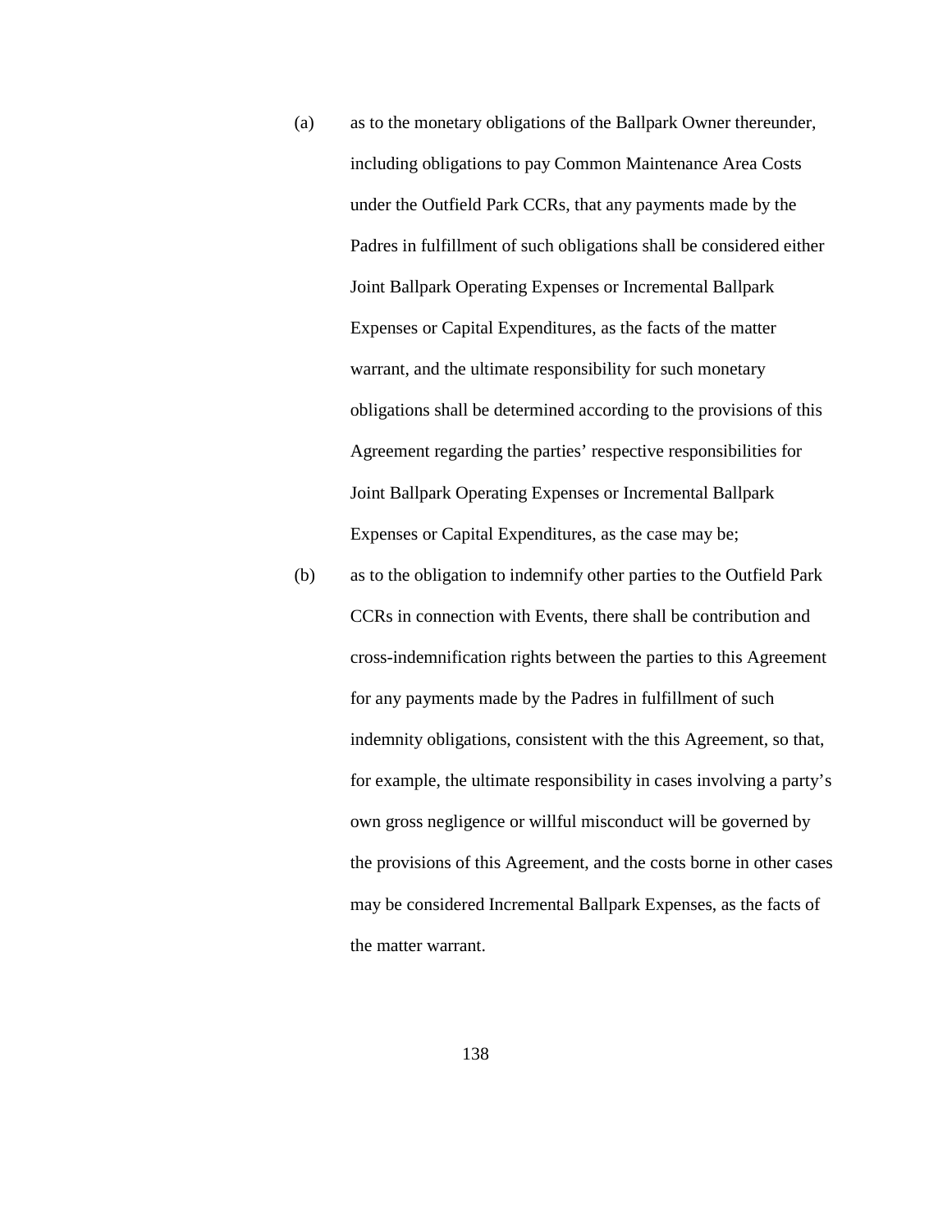(a) as to the monetary obligations of the Ballpark Owner thereunder, including obligations to pay Common Maintenance Area Costs under the Outfield Park CCRs, that any payments made by the Padres in fulfillment of such obligations shall be considered either Joint Ballpark Operating Expenses or Incremental Ballpark Expenses or Capital Expenditures, as the facts of the matter warrant, and the ultimate responsibility for such monetary obligations shall be determined according to the provisions of this Agreement regarding the parties' respective responsibilities for Joint Ballpark Operating Expenses or Incremental Ballpark Expenses or Capital Expenditures, as the case may be;

(b) as to the obligation to indemnify other parties to the Outfield Park CCRs in connection with Events, there shall be contribution and cross-indemnification rights between the parties to this Agreement for any payments made by the Padres in fulfillment of such indemnity obligations, consistent with the this Agreement, so that, for example, the ultimate responsibility in cases involving a party's own gross negligence or willful misconduct will be governed by the provisions of this Agreement, and the costs borne in other cases may be considered Incremental Ballpark Expenses, as the facts of the matter warrant.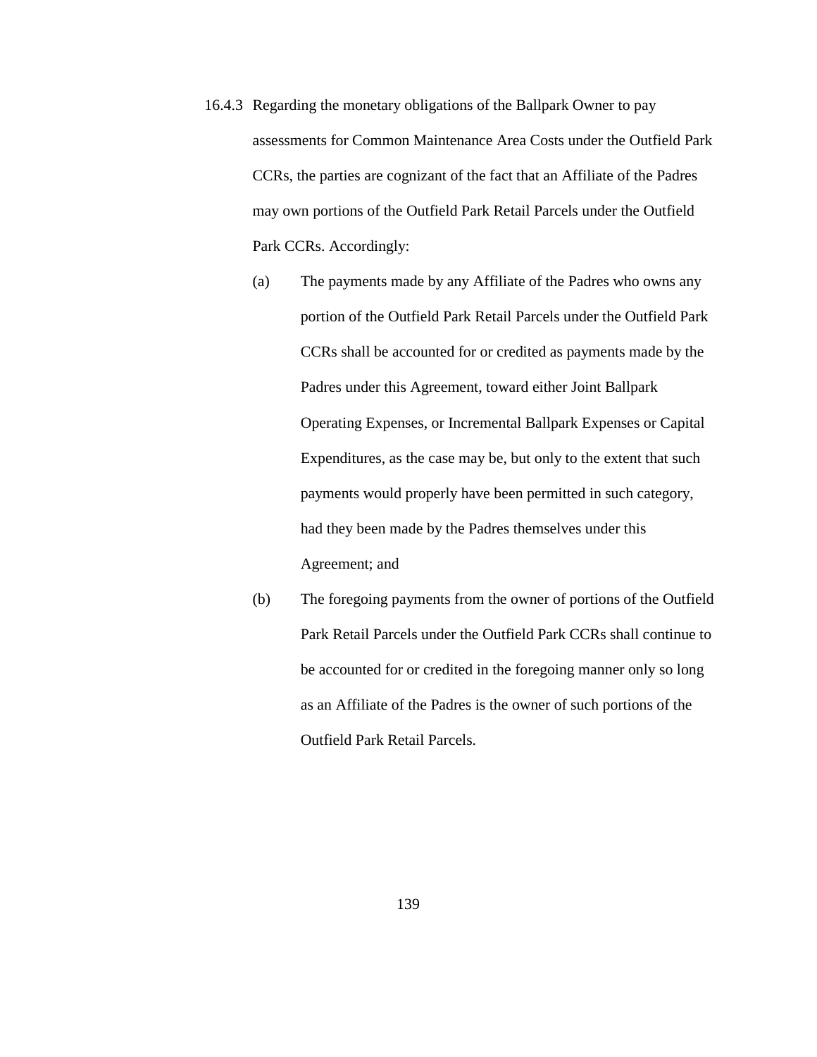16.4.3 Regarding the monetary obligations of the Ballpark Owner to pay assessments for Common Maintenance Area Costs under the Outfield Park CCRs, the parties are cognizant of the fact that an Affiliate of the Padres may own portions of the Outfield Park Retail Parcels under the Outfield Park CCRs. Accordingly:

(a) The payments made by any Affiliate of the Padres who owns any portion of the Outfield Park Retail Parcels under the Outfield Park CCRs shall be accounted for or credited as payments made by the Padres under this Agreement, toward either Joint Ballpark Operating Expenses, or Incremental Ballpark Expenses or Capital Expenditures, as the case may be, but only to the extent that such payments would properly have been permitted in such category, had they been made by the Padres themselves under this Agreement; and

(b) The foregoing payments from the owner of portions of the Outfield Park Retail Parcels under the Outfield Park CCRs shall continue to be accounted for or credited in the foregoing manner only so long as an Affiliate of the Padres is the owner of such portions of the Outfield Park Retail Parcels.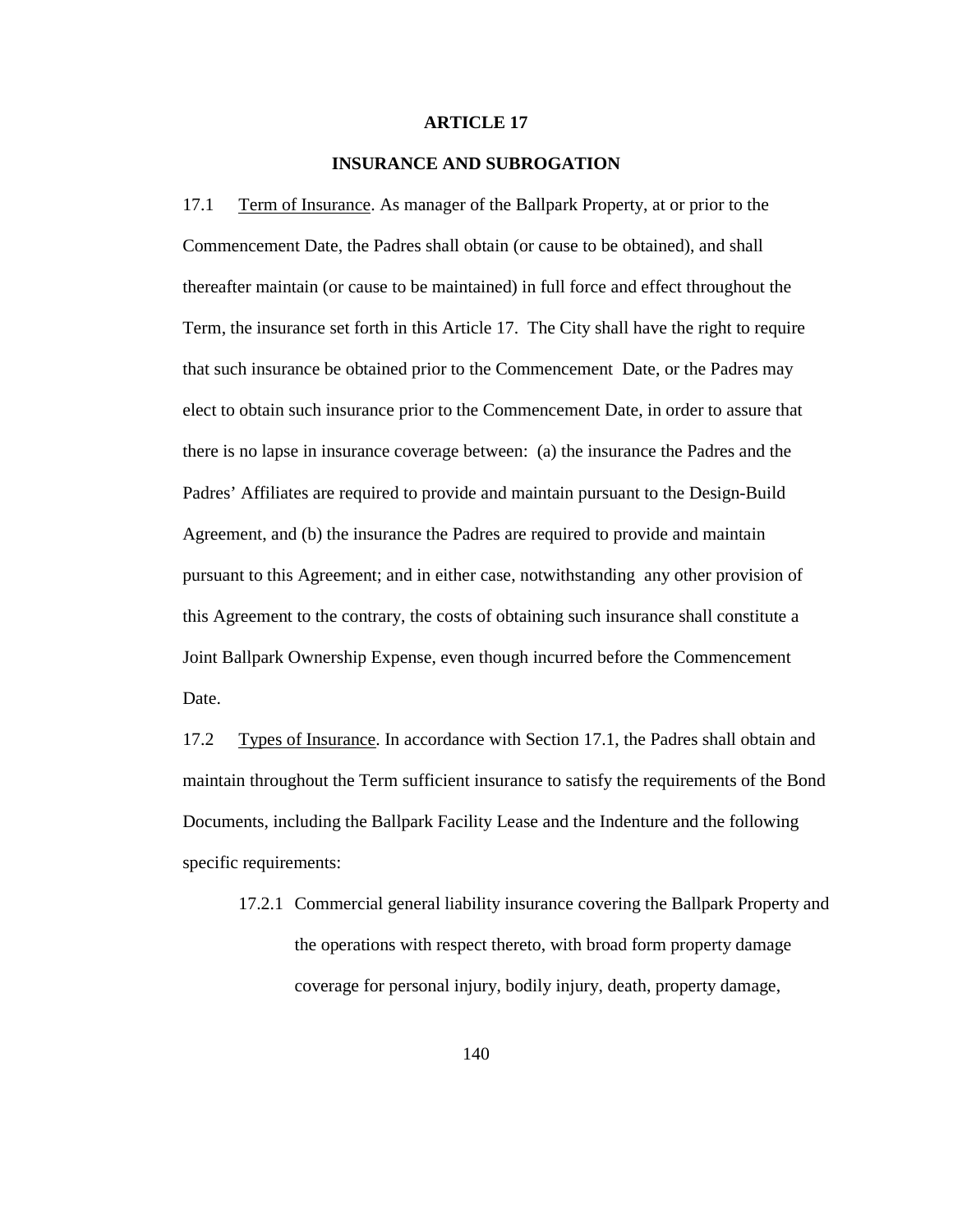## ARTICLE 17

## INSURANCE AND SUBROGATION

17.1 Term of Insurance. As manager of the Ballpark Property, at or prior to the Commencement Date, the Padres shall obtain (or cause to be obtained), and shall thereafter maintain (or cause to be maintained) in full force and effect throughout the Term, the insurance set forth in this Article 17. The City shall have the right to require that such insurance be obtained prior to the Commencement Date, or the Padres may elect to obtain such insurance prior to the Commencement Date, in order to assure that there is no lapse in insurance coverage between: (a) the insurance the Padres and the Padres' Affiliates are required to provide and maintain pursuant to the Design-Build Agreement, and (b) the insurance the Padres are required to provide and maintain pursuant to this Agreement; and in either case, notwithstanding any other provision of this Agreement to the contrary, the costs of obtaining such insurance shall constitute a Joint Ballpark Ownership Expense, even though incurred before the Commencement Date.

17.2 Types of Insurance. In accordance with Section 17.1, the Padres shall obtain and maintain throughout the Term sufficient insurance to satisfy the requirements of the Bond Documents, including the Ballpark Facility Lease and the Indenture and the following specific requirements:

17.2.1 Commercial general liability insurance covering the Ballpark Property and the operations with respect thereto, with broad form property damage coverage for personal injury, bodily injury, death, property damage,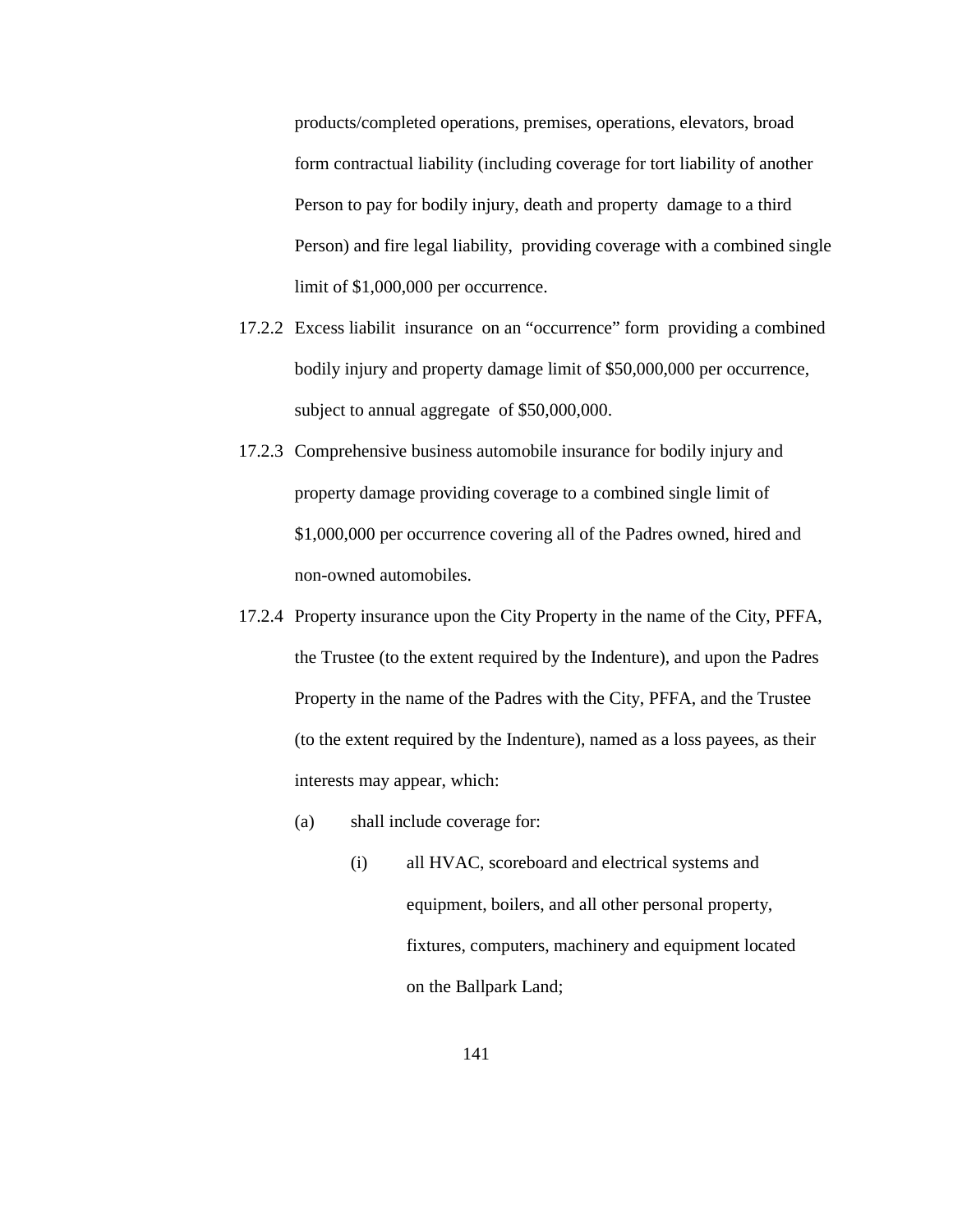products/completed operations, premises, operations, elevators, broad form contractual liability (including coverage for tort liability of another Person to pay for bodily injury, death and property damage to a third Person) and fire legal liability, providing coverage with a combined single limit of $1,000,000 per occurrence.

17.2.2 Excess liabilit insurance on an "occurrence" form providing a combined bodily injury and property damage limit of $50,000,000 per occurrence, subject to annual aggregate of $50,000,000.

17.2.3 Comprehensive business automobile insurance for bodily injury and property damage providing coverage to a combined single limit of $1,000,000 per occurrence covering all of the Padres owned, hired and non-owned automobiles.

17.2.4 Property insurance upon the City Property in the name of the City, PFFA, the Trustee (to the extent required by the Indenture), and upon the Padres Property in the name of the Padres with the City, PFFA, and the Trustee (to the extent required by the Indenture), named as a loss payees, as their interests may appear, which:

(a) shall include coverage for:

(i) all HVAC, scoreboard and electrical systems and equipment, boilers, and all other personal property, fixtures, computers, machinery and equipment located on the Ballpark Land;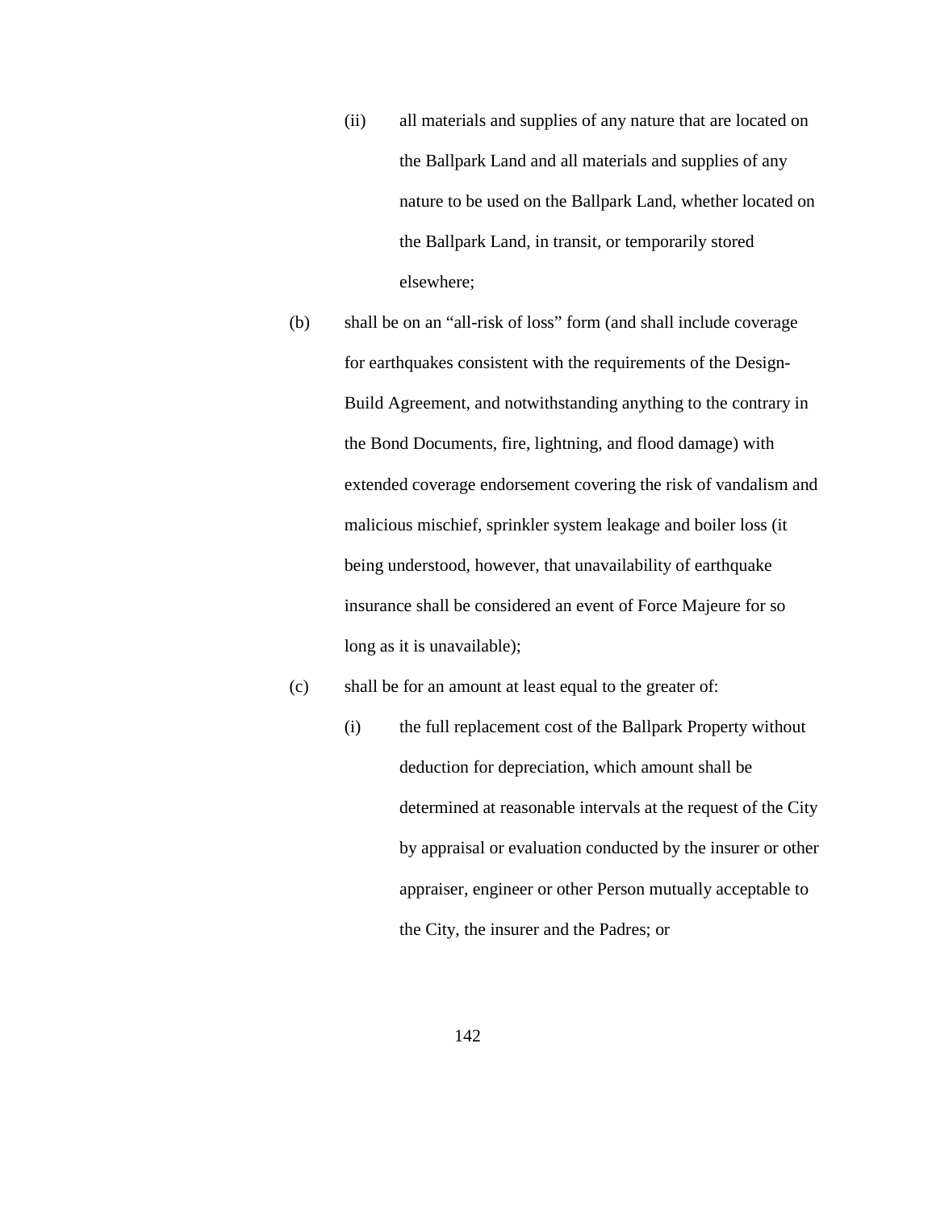(ii) all materials and supplies of any nature that are located on the Ballpark Land and all materials and supplies of any nature to be used on the Ballpark Land, whether located on the Ballpark Land, in transit, or temporarily stored elsewhere;

(b) shall be on an "all-risk of loss" form (and shall include coverage for earthquakes consistent with the requirements of the Design-Build Agreement, and notwithstanding anything to the contrary in the Bond Documents, fire, lightning, and flood damage) with extended coverage endorsement covering the risk of vandalism and malicious mischief, sprinkler system leakage and boiler loss (it being understood, however, that unavailability of earthquake insurance shall be considered an event of Force Majeure for so long as it is unavailable);

(c) shall be for an amount at least equal to the greater of:

(i) the full replacement cost of the Ballpark Property without deduction for depreciation, which amount shall be determined at reasonable intervals at the request of the City by appraisal or evaluation conducted by the insurer or other appraiser, engineer or other Person mutually acceptable to the City, the insurer and the Padres; or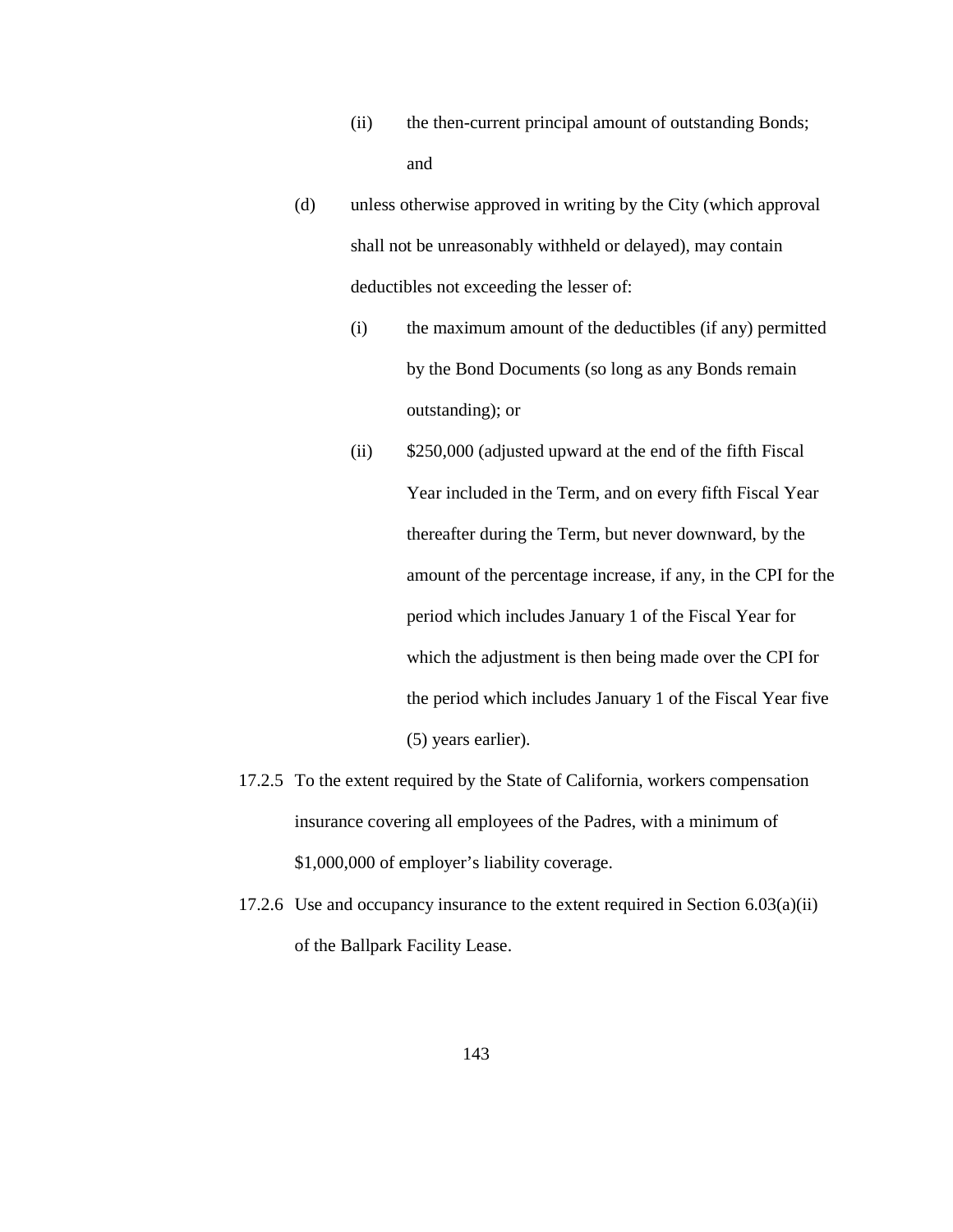(ii) the then-current principal amount of outstanding Bonds; and

(d) unless otherwise approved in writing by the City (which approval shall not be unreasonably withheld or delayed), may contain deductibles not exceeding the lesser of:

(i) the maximum amount of the deductibles (if any) permitted by the Bond Documents (so long as any Bonds remain outstanding); or

(ii) $250,000 (adjusted upward at the end of the fifth Fiscal Year included in the Term, and on every fifth Fiscal Year thereafter during the Term, but never downward, by the amount of the percentage increase, if any, in the CPI for the period which includes January 1 of the Fiscal Year for which the adjustment is then being made over the CPI for the period which includes January 1 of the Fiscal Year five (5) years earlier).

17.2.5 To the extent required by the State of California, workers compensation insurance covering all employees of the Padres, with a minimum of $1,000,000 of employer's liability coverage.

17.2.6 Use and occupancy insurance to the extent required in Section 6.03(a)(ii) of the Ballpark Facility Lease.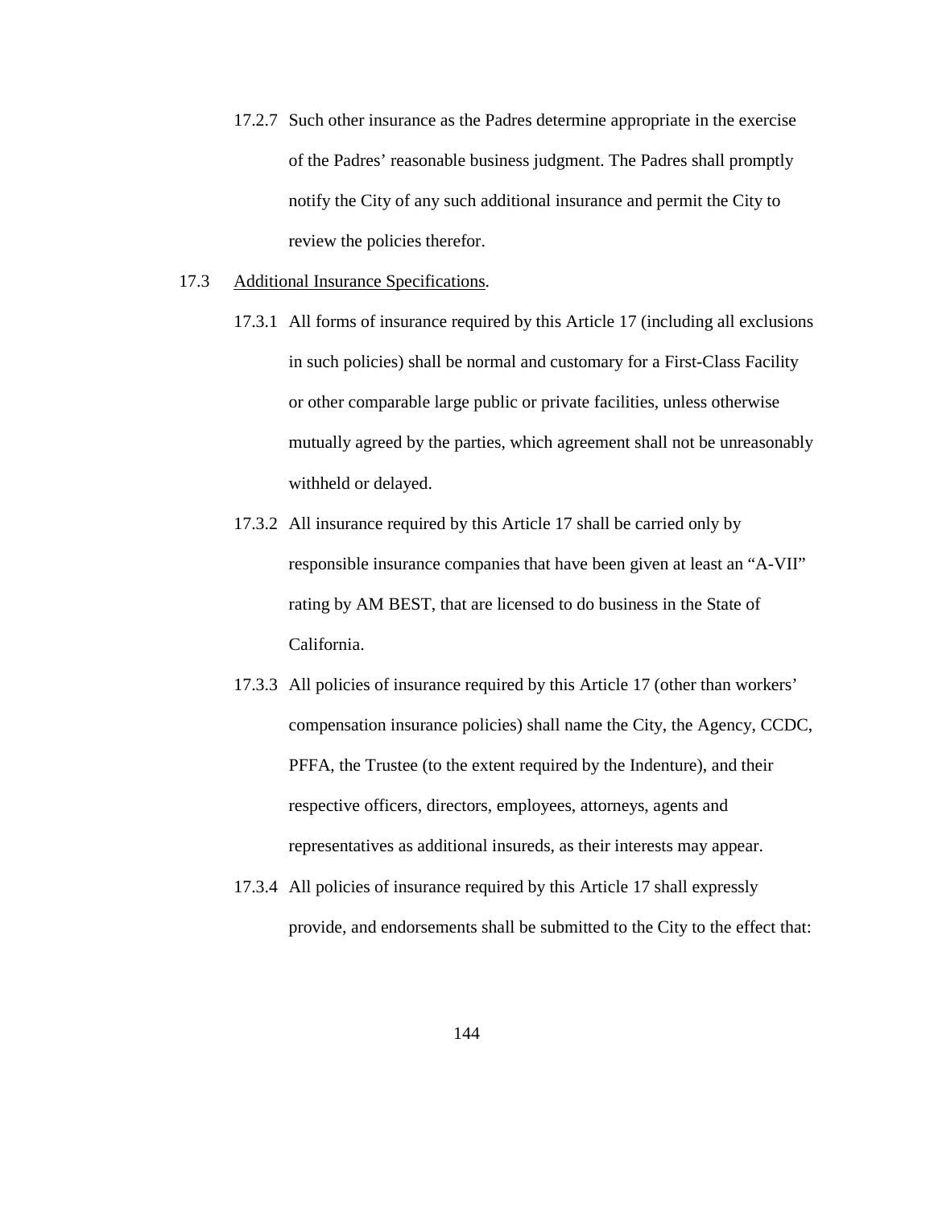17.2.7 Such other insurance as the Padres determine appropriate in the exercise of the Padres' reasonable business judgment. The Padres shall promptly notify the City of any such additional insurance and permit the City to review the policies therefor.

17.3 Additional Insurance Specifications.

17.3.1 All forms of insurance required by this Article 17 (including all exclusions in such policies) shall be normal and customary for a First-Class Facility or other comparable large public or private facilities, unless otherwise mutually agreed by the parties, which agreement shall not be unreasonably withheld or delayed.

17.3.2 All insurance required by this Article 17 shall be carried only by responsible insurance companies that have been given at least an "A-VII" rating by AM BEST, that are licensed to do business in the State of California.

17.3.3 All policies of insurance required by this Article 17 (other than workers' compensation insurance policies) shall name the City, the Agency, CCDC, PFFA, the Trustee (to the extent required by the Indenture), and their respective officers, directors, employees, attorneys, agents and representatives as additional insureds, as their interests may appear.

17.3.4 All policies of insurance required by this Article 17 shall expressly provide, and endorsements shall be submitted to the City to the effect that: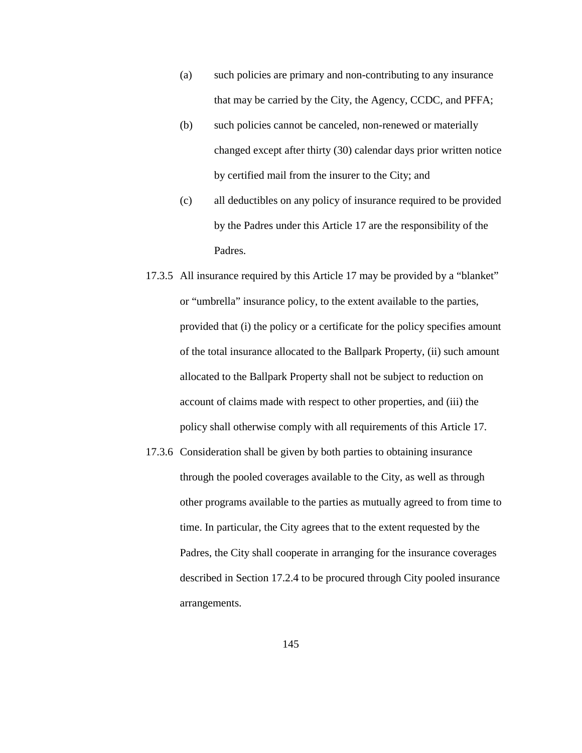(a) such policies are primary and non-contributing to any insurance that may be carried by the City, the Agency, CCDC, and PFFA;

(b) such policies cannot be canceled, non-renewed or materially changed except after thirty (30) calendar days prior written notice by certified mail from the insurer to the City; and

(c) all deductibles on any policy of insurance required to be provided by the Padres under this Article 17 are the responsibility of the Padres.

17.3.5 All insurance required by this Article 17 may be provided by a "blanket" or "umbrella" insurance policy, to the extent available to the parties, provided that (i) the policy or a certificate for the policy specifies amount of the total insurance allocated to the Ballpark Property, (ii) such amount allocated to the Ballpark Property shall not be subject to reduction on account of claims made with respect to other properties, and (iii) the policy shall otherwise comply with all requirements of this Article 17.

17.3.6 Consideration shall be given by both parties to obtaining insurance through the pooled coverages available to the City, as well as through other programs available to the parties as mutually agreed to from time to time. In particular, the City agrees that to the extent requested by the Padres, the City shall cooperate in arranging for the insurance coverages described in Section 17.2.4 to be procured through City pooled insurance arrangements.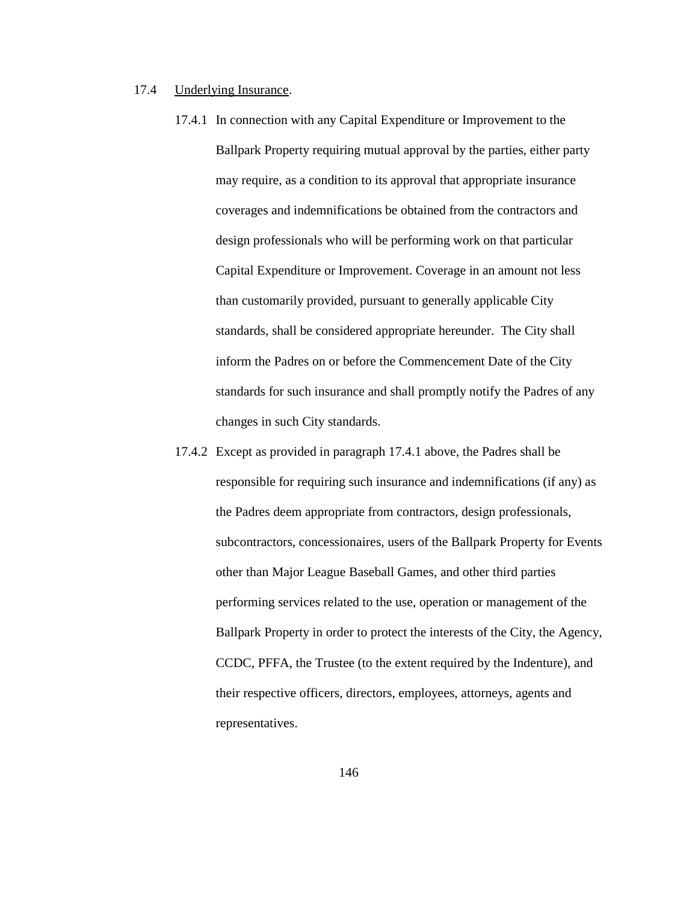17.4 <u>Underlying Insurance</u>.

17.4.1 In connection with any Capital Expenditure or Improvement to the Ballpark Property requiring mutual approval by the parties, either party may require, as a condition to its approval that appropriate insurance coverages and indemnifications be obtained from the contractors and design professionals who will be performing work on that particular Capital Expenditure or Improvement. Coverage in an amount not less than customarily provided, pursuant to generally applicable City standards, shall be considered appropriate hereunder. The City shall inform the Padres on or before the Commencement Date of the City standards for such insurance and shall promptly notify the Padres of any changes in such City standards.

17.4.2 Except as provided in paragraph 17.4.1 above, the Padres shall be responsible for requiring such insurance and indemnifications (if any) as the Padres deem appropriate from contractors, design professionals, subcontractors, concessionaires, users of the Ballpark Property for Events other than Major League Baseball Games, and other third parties performing services related to the use, operation or management of the Ballpark Property in order to protect the interests of the City, the Agency, CCDC, PFFA, the Trustee (to the extent required by the Indenture), and their respective officers, directors, employees, attorneys, agents and representatives.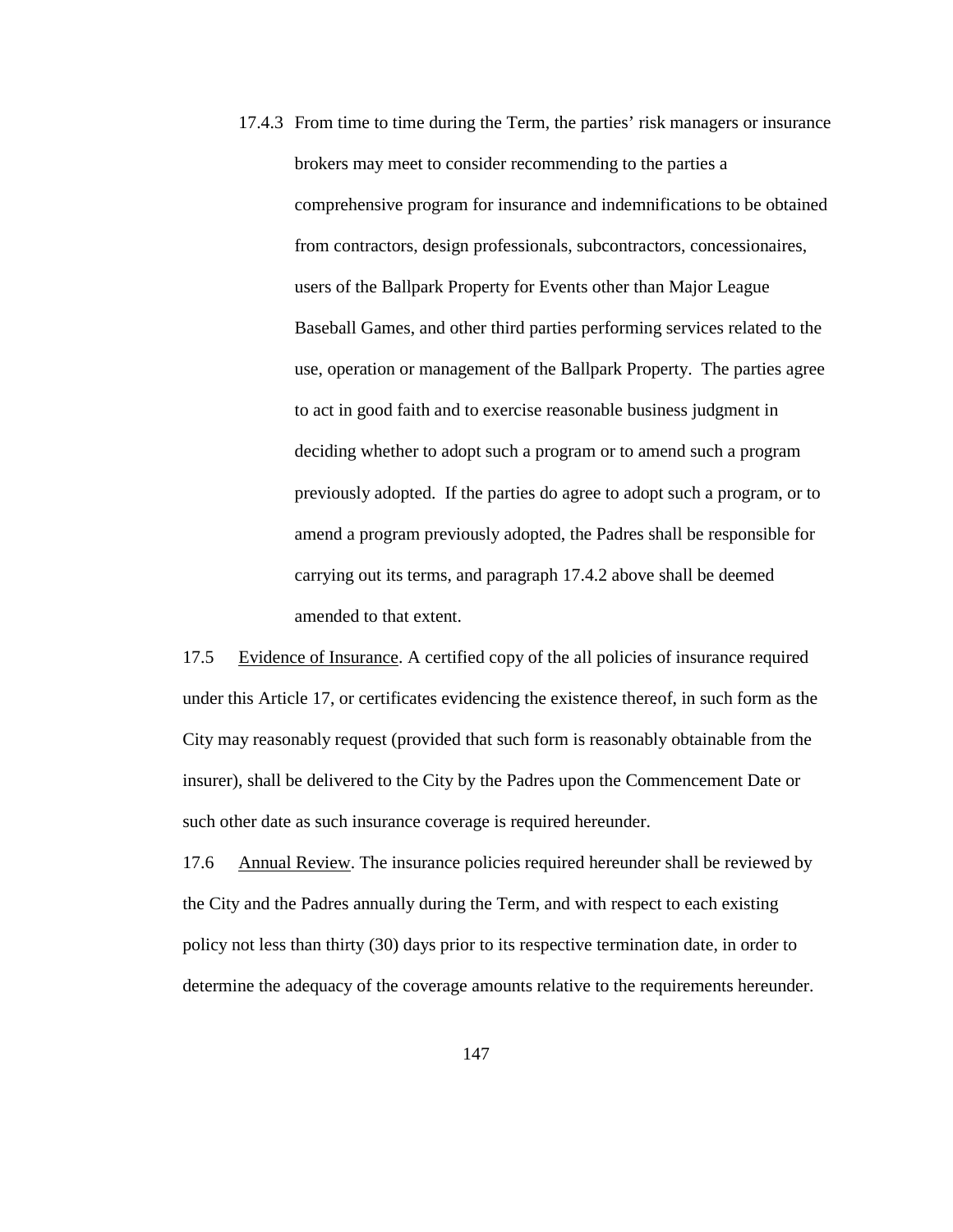17.4.3 From time to time during the Term, the parties' risk managers or insurance brokers may meet to consider recommending to the parties a comprehensive program for insurance and indemnifications to be obtained from contractors, design professionals, subcontractors, concessionaires, users of the Ballpark Property for Events other than Major League Baseball Games, and other third parties performing services related to the use, operation or management of the Ballpark Property. The parties agree to act in good faith and to exercise reasonable business judgment in deciding whether to adopt such a program or to amend such a program previously adopted. If the parties do agree to adopt such a program, or to amend a program previously adopted, the Padres shall be responsible for carrying out its terms, and paragraph 17.4.2 above shall be deemed amended to that extent.

17.5 Evidence of Insurance. A certified copy of the all policies of insurance required under this Article 17, or certificates evidencing the existence thereof, in such form as the City may reasonably request (provided that such form is reasonably obtainable from the insurer), shall be delivered to the City by the Padres upon the Commencement Date or such other date as such insurance coverage is required hereunder.

17.6 Annual Review. The insurance policies required hereunder shall be reviewed by the City and the Padres annually during the Term, and with respect to each existing policy not less than thirty (30) days prior to its respective termination date, in order to determine the adequacy of the coverage amounts relative to the requirements hereunder.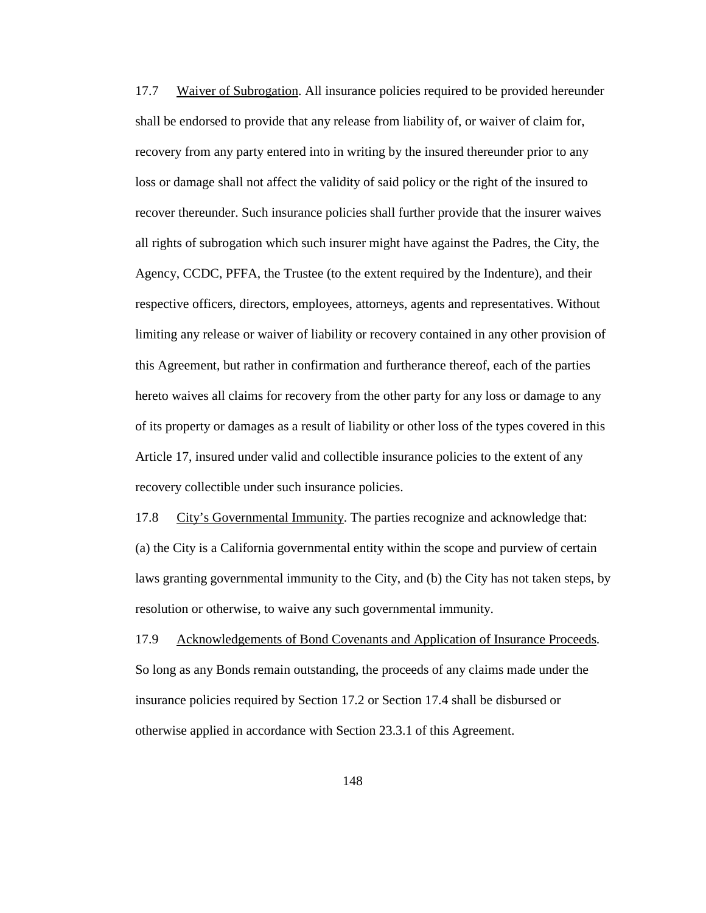17.7 Waiver of Subrogation. All insurance policies required to be provided hereunder shall be endorsed to provide that any release from liability of, or waiver of claim for, recovery from any party entered into in writing by the insured thereunder prior to any loss or damage shall not affect the validity of said policy or the right of the insured to recover thereunder. Such insurance policies shall further provide that the insurer waives all rights of subrogation which such insurer might have against the Padres, the City, the Agency, CCDC, PFFA, the Trustee (to the extent required by the Indenture), and their respective officers, directors, employees, attorneys, agents and representatives. Without limiting any release or waiver of liability or recovery contained in any other provision of this Agreement, but rather in confirmation and furtherance thereof, each of the parties hereto waives all claims for recovery from the other party for any loss or damage to any of its property or damages as a result of liability or other loss of the types covered in this Article 17, insured under valid and collectible insurance policies to the extent of any recovery collectible under such insurance policies.

17.8 City's Governmental Immunity. The parties recognize and acknowledge that: (a) the City is a California governmental entity within the scope and purview of certain laws granting governmental immunity to the City, and (b) the City has not taken steps, by resolution or otherwise, to waive any such governmental immunity.

17.9 Acknowledgements of Bond Covenants and Application of Insurance Proceeds. So long as any Bonds remain outstanding, the proceeds of any claims made under the insurance policies required by Section 17.2 or Section 17.4 shall be disbursed or otherwise applied in accordance with Section 23.3.1 of this Agreement.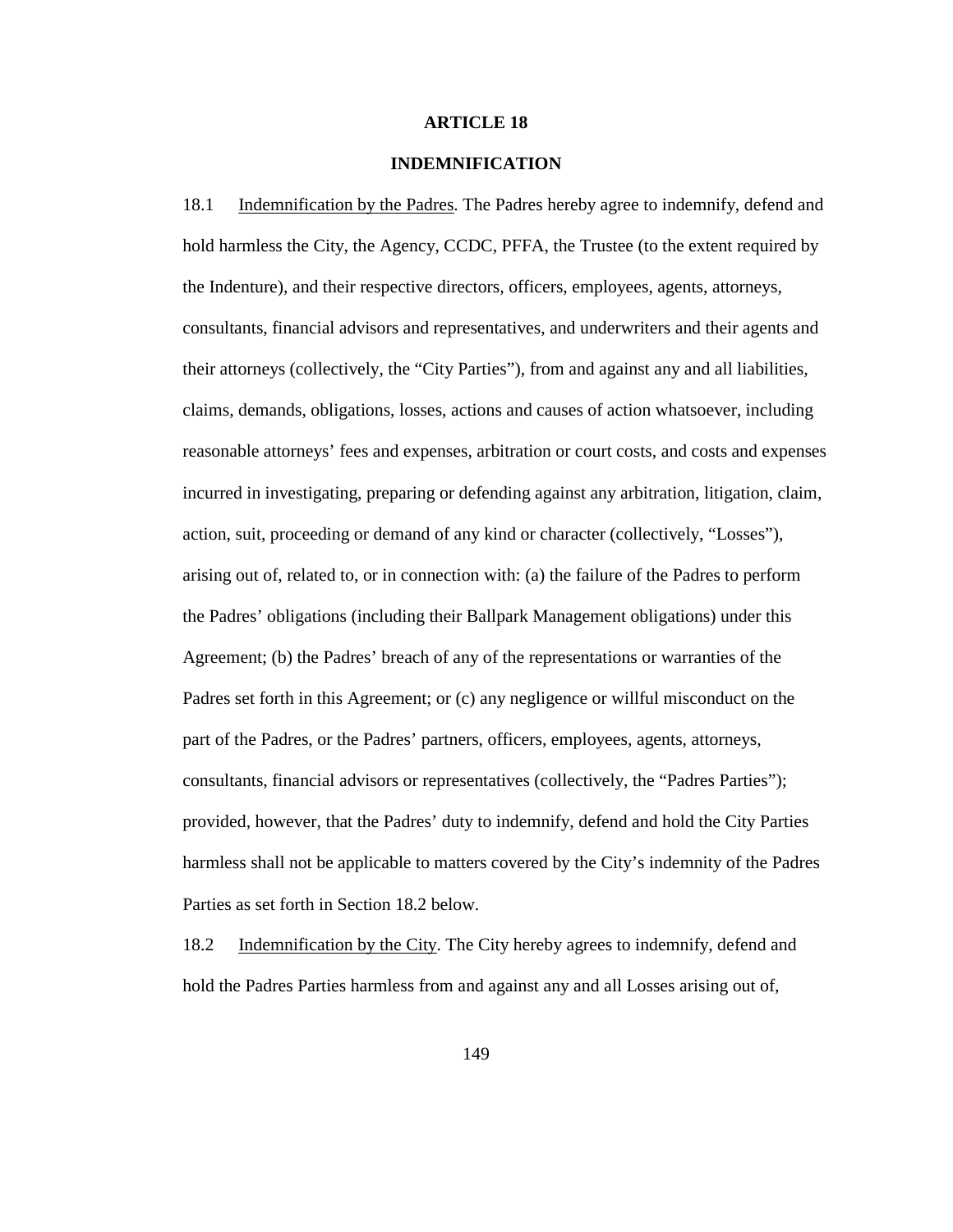## ARTICLE 18

## INDEMNIFICATION

18.1 Indemnification by the Padres. The Padres hereby agree to indemnify, defend and hold harmless the City, the Agency, CCDC, PFFA, the Trustee (to the extent required by the Indenture), and their respective directors, officers, employees, agents, attorneys, consultants, financial advisors and representatives, and underwriters and their agents and their attorneys (collectively, the "City Parties"), from and against any and all liabilities, claims, demands, obligations, losses, actions and causes of action whatsoever, including reasonable attorneys' fees and expenses, arbitration or court costs, and costs and expenses incurred in investigating, preparing or defending against any arbitration, litigation, claim, action, suit, proceeding or demand of any kind or character (collectively, "Losses"), arising out of, related to, or in connection with: (a) the failure of the Padres to perform the Padres' obligations (including their Ballpark Management obligations) under this Agreement; (b) the Padres' breach of any of the representations or warranties of the Padres set forth in this Agreement; or (c) any negligence or willful misconduct on the part of the Padres, or the Padres' partners, officers, employees, agents, attorneys, consultants, financial advisors or representatives (collectively, the "Padres Parties"); provided, however, that the Padres' duty to indemnify, defend and hold the City Parties harmless shall not be applicable to matters covered by the City's indemnity of the Padres Parties as set forth in Section 18.2 below.

18.2 Indemnification by the City. The City hereby agrees to indemnify, defend and hold the Padres Parties harmless from and against any and all Losses arising out of,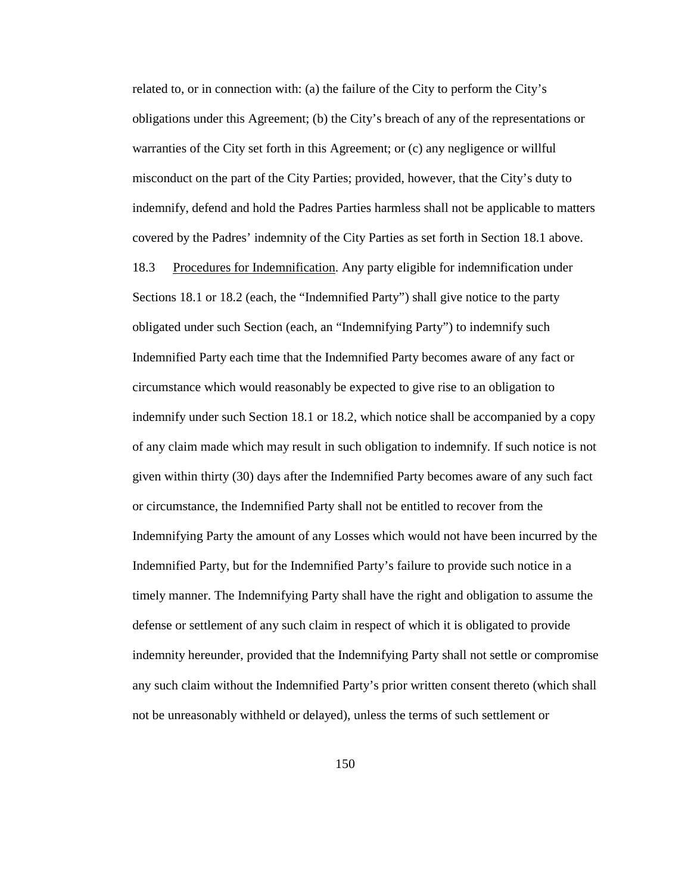related to, or in connection with: (a) the failure of the City to perform the City's obligations under this Agreement; (b) the City's breach of any of the representations or warranties of the City set forth in this Agreement; or (c) any negligence or willful misconduct on the part of the City Parties; provided, however, that the City's duty to indemnify, defend and hold the Padres Parties harmless shall not be applicable to matters covered by the Padres' indemnity of the City Parties as set forth in Section 18.1 above.

18.3 Procedures for Indemnification. Any party eligible for indemnification under Sections 18.1 or 18.2 (each, the "Indemnified Party") shall give notice to the party obligated under such Section (each, an "Indemnifying Party") to indemnify such Indemnified Party each time that the Indemnified Party becomes aware of any fact or circumstance which would reasonably be expected to give rise to an obligation to indemnify under such Section 18.1 or 18.2, which notice shall be accompanied by a copy of any claim made which may result in such obligation to indemnify. If such notice is not given within thirty (30) days after the Indemnified Party becomes aware of any such fact or circumstance, the Indemnified Party shall not be entitled to recover from the Indemnifying Party the amount of any Losses which would not have been incurred by the Indemnified Party, but for the Indemnified Party's failure to provide such notice in a timely manner. The Indemnifying Party shall have the right and obligation to assume the defense or settlement of any such claim in respect of which it is obligated to provide indemnity hereunder, provided that the Indemnifying Party shall not settle or compromise any such claim without the Indemnified Party's prior written consent thereto (which shall not be unreasonably withheld or delayed), unless the terms of such settlement or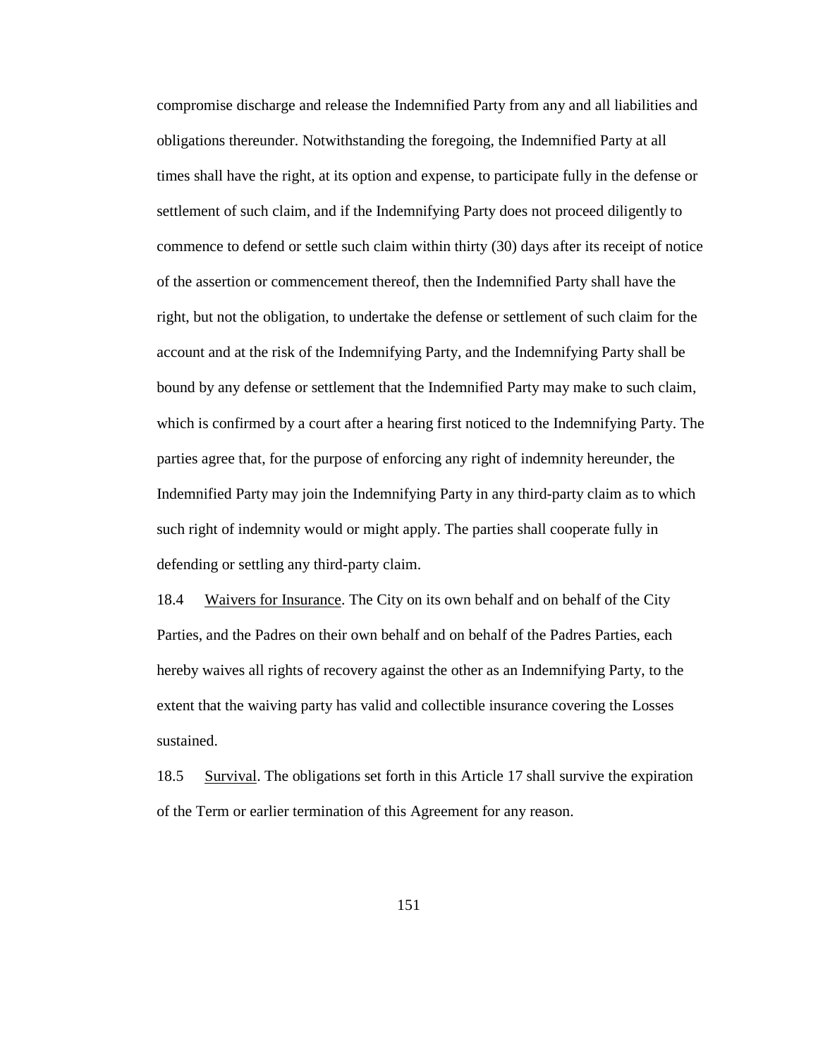compromise discharge and release the Indemnified Party from any and all liabilities and obligations thereunder. Notwithstanding the foregoing, the Indemnified Party at all times shall have the right, at its option and expense, to participate fully in the defense or settlement of such claim, and if the Indemnifying Party does not proceed diligently to commence to defend or settle such claim within thirty (30) days after its receipt of notice of the assertion or commencement thereof, then the Indemnified Party shall have the right, but not the obligation, to undertake the defense or settlement of such claim for the account and at the risk of the Indemnifying Party, and the Indemnifying Party shall be bound by any defense or settlement that the Indemnified Party may make to such claim, which is confirmed by a court after a hearing first noticed to the Indemnifying Party. The parties agree that, for the purpose of enforcing any right of indemnity hereunder, the Indemnified Party may join the Indemnifying Party in any third-party claim as to which such right of indemnity would or might apply. The parties shall cooperate fully in defending or settling any third-party claim.

18.4 Waivers for Insurance. The City on its own behalf and on behalf of the City Parties, and the Padres on their own behalf and on behalf of the Padres Parties, each hereby waives all rights of recovery against the other as an Indemnifying Party, to the extent that the waiving party has valid and collectible insurance covering the Losses sustained.

18.5 Survival. The obligations set forth in this Article 17 shall survive the expiration of the Term or earlier termination of this Agreement for any reason.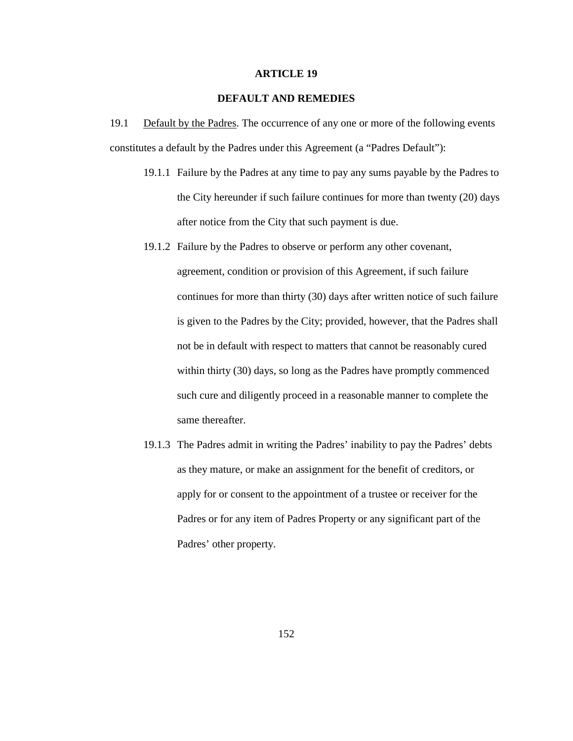# ARTICLE 19

## DEFAULT AND REMEDIES

19.1 Default by the Padres. The occurrence of any one or more of the following events constitutes a default by the Padres under this Agreement (a "Padres Default"):

19.1.1 Failure by the Padres at any time to pay any sums payable by the Padres to the City hereunder if such failure continues for more than twenty (20) days after notice from the City that such payment is due.

19.1.2 Failure by the Padres to observe or perform any other covenant, agreement, condition or provision of this Agreement, if such failure continues for more than thirty (30) days after written notice of such failure is given to the Padres by the City; provided, however, that the Padres shall not be in default with respect to matters that cannot be reasonably cured within thirty (30) days, so long as the Padres have promptly commenced such cure and diligently proceed in a reasonable manner to complete the same thereafter.

19.1.3 The Padres admit in writing the Padres' inability to pay the Padres' debts as they mature, or make an assignment for the benefit of creditors, or apply for or consent to the appointment of a trustee or receiver for the Padres or for any item of Padres Property or any significant part of the Padres' other property.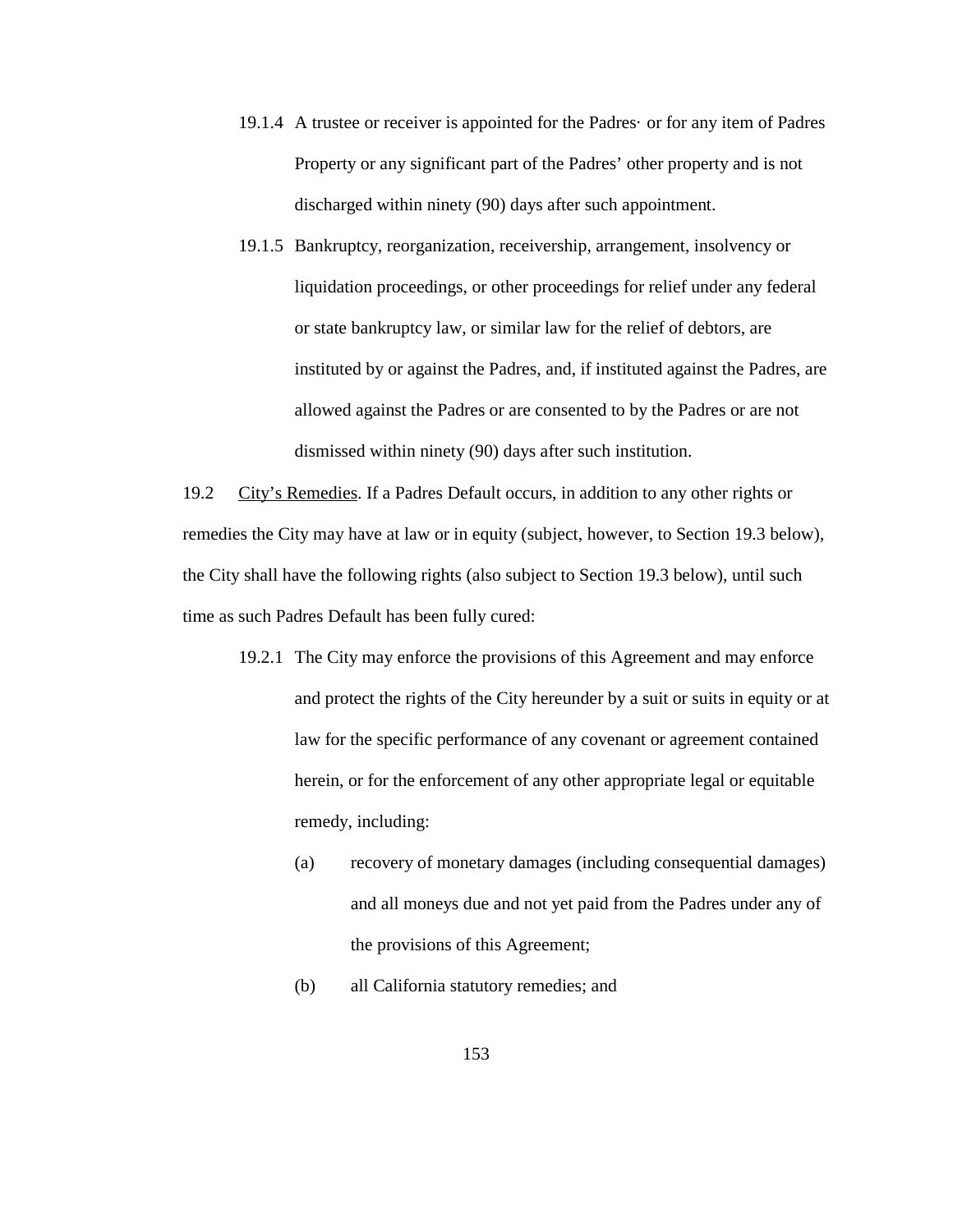19.1.4 A trustee or receiver is appointed for the Padres· or for any item of Padres Property or any significant part of the Padres' other property and is not discharged within ninety (90) days after such appointment.

19.1.5 Bankruptcy, reorganization, receivership, arrangement, insolvency or liquidation proceedings, or other proceedings for relief under any federal or state bankruptcy law, or similar law for the relief of debtors, are instituted by or against the Padres, and, if instituted against the Padres, are allowed against the Padres or are consented to by the Padres or are not dismissed within ninety (90) days after such institution.

19.2 <u>City's Remedies</u>. If a Padres Default occurs, in addition to any other rights or remedies the City may have at law or in equity (subject, however, to Section 19.3 below), the City shall have the following rights (also subject to Section 19.3 below), until such time as such Padres Default has been fully cured:

19.2.1 The City may enforce the provisions of this Agreement and may enforce and protect the rights of the City hereunder by a suit or suits in equity or at law for the specific performance of any covenant or agreement contained herein, or for the enforcement of any other appropriate legal or equitable remedy, including:

(a) recovery of monetary damages (including consequential damages) and all moneys due and not yet paid from the Padres under any of the provisions of this Agreement;

(b) all California statutory remedies; and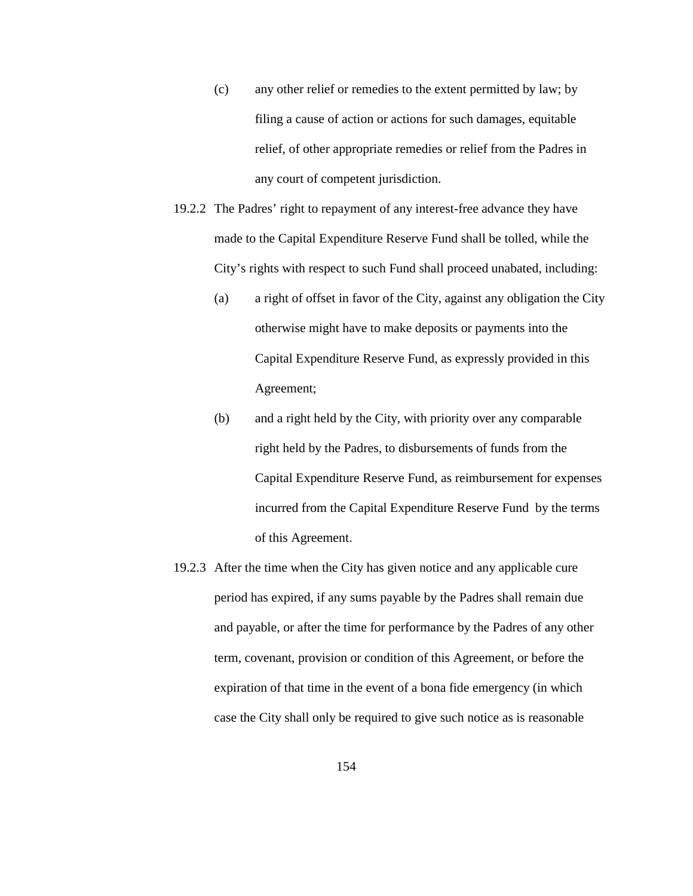(c) any other relief or remedies to the extent permitted by law; by filing a cause of action or actions for such damages, equitable relief, of other appropriate remedies or relief from the Padres in any court of competent jurisdiction.

19.2.2 The Padres' right to repayment of any interest-free advance they have made to the Capital Expenditure Reserve Fund shall be tolled, while the City's rights with respect to such Fund shall proceed unabated, including:

(a) a right of offset in favor of the City, against any obligation the City otherwise might have to make deposits or payments into the Capital Expenditure Reserve Fund, as expressly provided in this Agreement;

(b) and a right held by the City, with priority over any comparable right held by the Padres, to disbursements of funds from the Capital Expenditure Reserve Fund, as reimbursement for expenses incurred from the Capital Expenditure Reserve Fund by the terms of this Agreement.

19.2.3 After the time when the City has given notice and any applicable cure period has expired, if any sums payable by the Padres shall remain due and payable, or after the time for performance by the Padres of any other term, covenant, provision or condition of this Agreement, or before the expiration of that time in the event of a bona fide emergency (in which case the City shall only be required to give such notice as is reasonable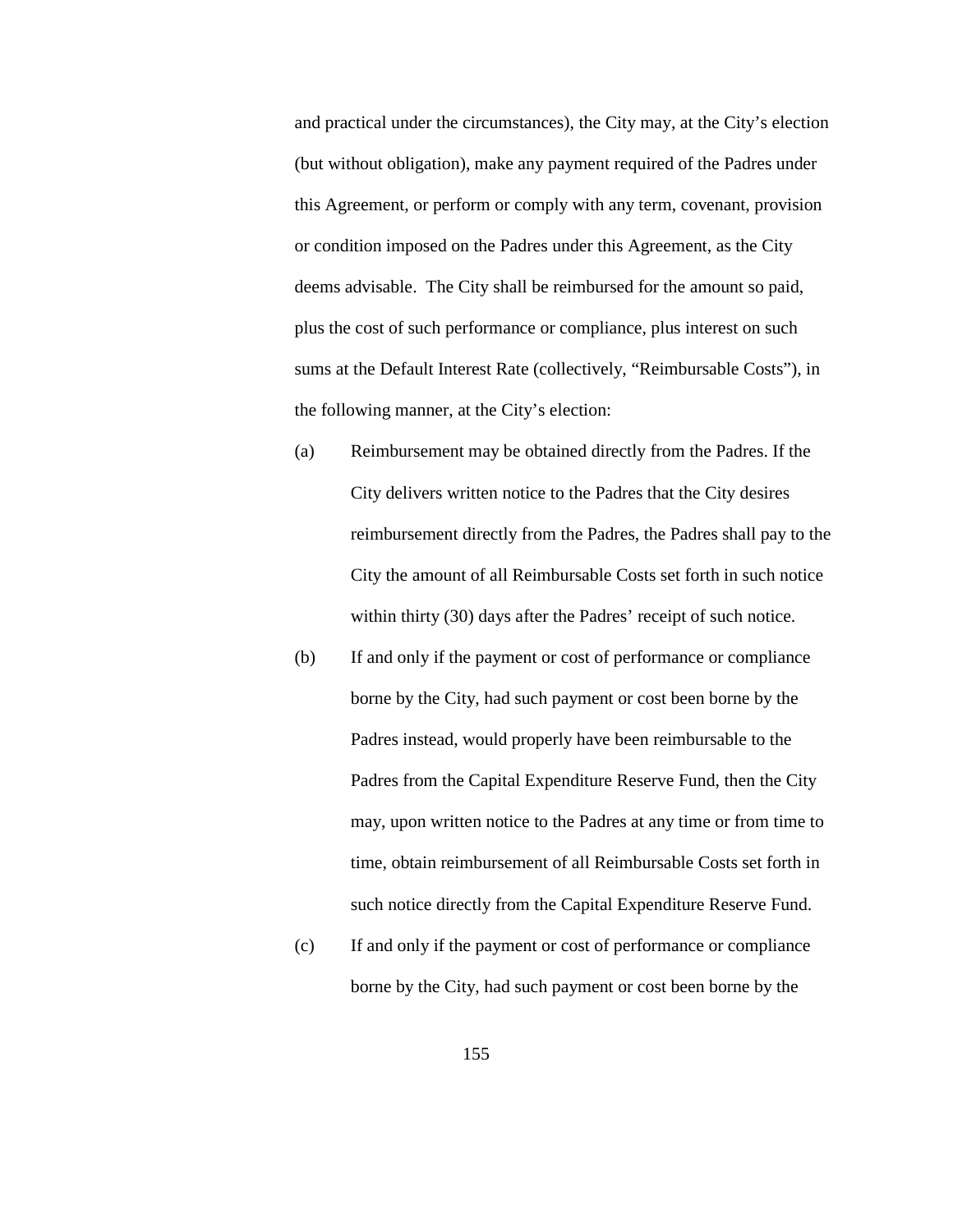and practical under the circumstances), the City may, at the City's election (but without obligation), make any payment required of the Padres under this Agreement, or perform or comply with any term, covenant, provision or condition imposed on the Padres under this Agreement, as the City deems advisable. The City shall be reimbursed for the amount so paid, plus the cost of such performance or compliance, plus interest on such sums at the Default Interest Rate (collectively, "Reimbursable Costs"), in the following manner, at the City's election:

(a) Reimbursement may be obtained directly from the Padres. If the City delivers written notice to the Padres that the City desires reimbursement directly from the Padres, the Padres shall pay to the City the amount of all Reimbursable Costs set forth in such notice within thirty (30) days after the Padres' receipt of such notice.

(b) If and only if the payment or cost of performance or compliance borne by the City, had such payment or cost been borne by the Padres instead, would properly have been reimbursable to the Padres from the Capital Expenditure Reserve Fund, then the City may, upon written notice to the Padres at any time or from time to time, obtain reimbursement of all Reimbursable Costs set forth in such notice directly from the Capital Expenditure Reserve Fund.

(c) If and only if the payment or cost of performance or compliance borne by the City, had such payment or cost been borne by the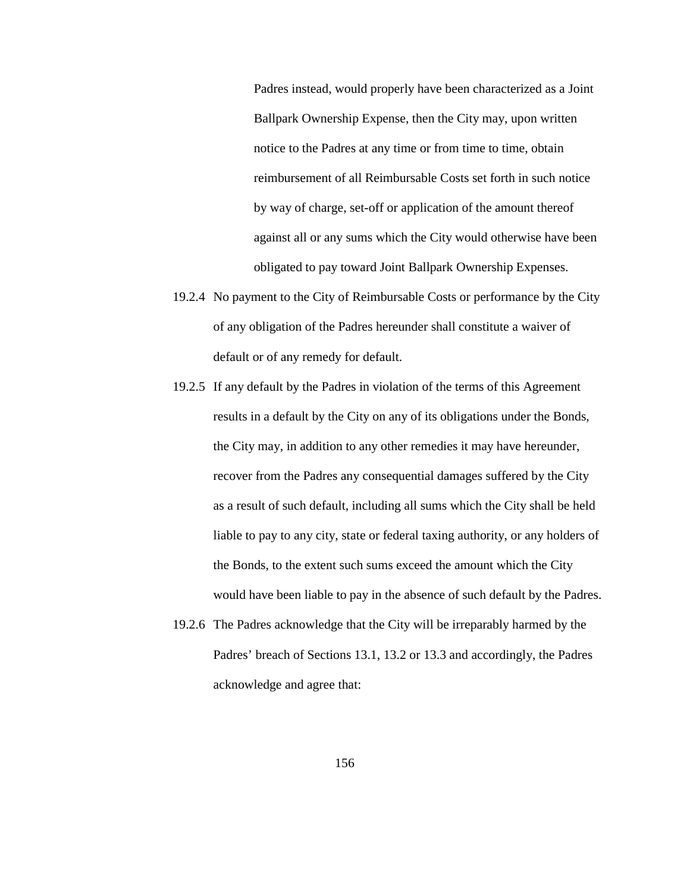Padres instead, would properly have been characterized as a Joint Ballpark Ownership Expense, then the City may, upon written notice to the Padres at any time or from time to time, obtain reimbursement of all Reimbursable Costs set forth in such notice by way of charge, set-off or application of the amount thereof against all or any sums which the City would otherwise have been obligated to pay toward Joint Ballpark Ownership Expenses.

19.2.4 No payment to the City of Reimbursable Costs or performance by the City of any obligation of the Padres hereunder shall constitute a waiver of default or of any remedy for default.

19.2.5 If any default by the Padres in violation of the terms of this Agreement results in a default by the City on any of its obligations under the Bonds, the City may, in addition to any other remedies it may have hereunder, recover from the Padres any consequential damages suffered by the City as a result of such default, including all sums which the City shall be held liable to pay to any city, state or federal taxing authority, or any holders of the Bonds, to the extent such sums exceed the amount which the City would have been liable to pay in the absence of such default by the Padres.

19.2.6 The Padres acknowledge that the City will be irreparably harmed by the Padres' breach of Sections 13.1, 13.2 or 13.3 and accordingly, the Padres acknowledge and agree that: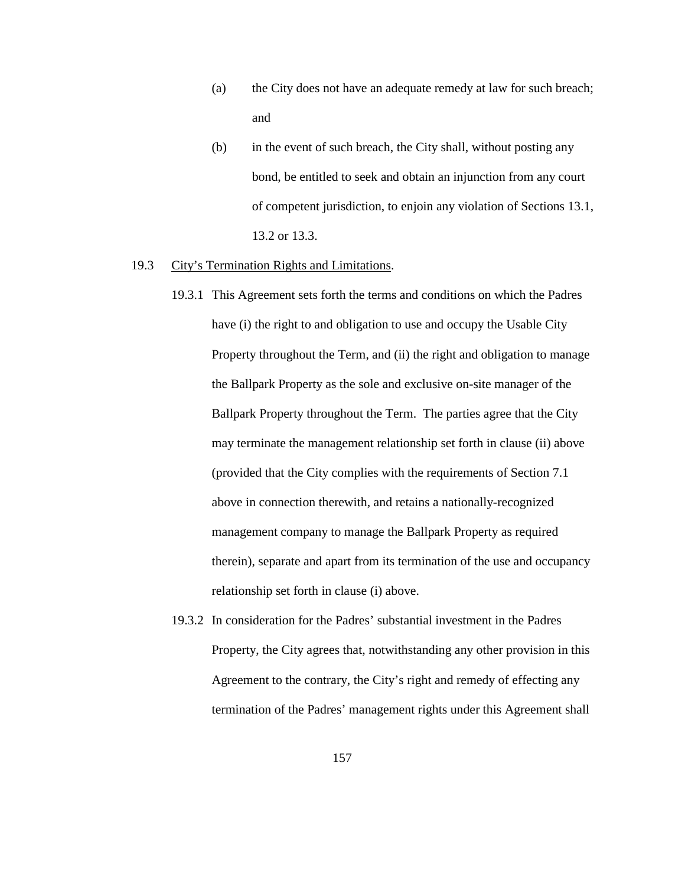(a) the City does not have an adequate remedy at law for such breach; and

(b) in the event of such breach, the City shall, without posting any bond, be entitled to seek and obtain an injunction from any court of competent jurisdiction, to enjoin any violation of Sections 13.1, 13.2 or 13.3.

19.3 <u>City's Termination Rights and Limitations</u>.

19.3.1 This Agreement sets forth the terms and conditions on which the Padres have (i) the right to and obligation to use and occupy the Usable City Property throughout the Term, and (ii) the right and obligation to manage the Ballpark Property as the sole and exclusive on-site manager of the Ballpark Property throughout the Term. The parties agree that the City may terminate the management relationship set forth in clause (ii) above (provided that the City complies with the requirements of Section 7.1 above in connection therewith, and retains a nationally-recognized management company to manage the Ballpark Property as required therein), separate and apart from its termination of the use and occupancy relationship set forth in clause (i) above.

19.3.2 In consideration for the Padres' substantial investment in the Padres Property, the City agrees that, notwithstanding any other provision in this Agreement to the contrary, the City's right and remedy of effecting any termination of the Padres' management rights under this Agreement shall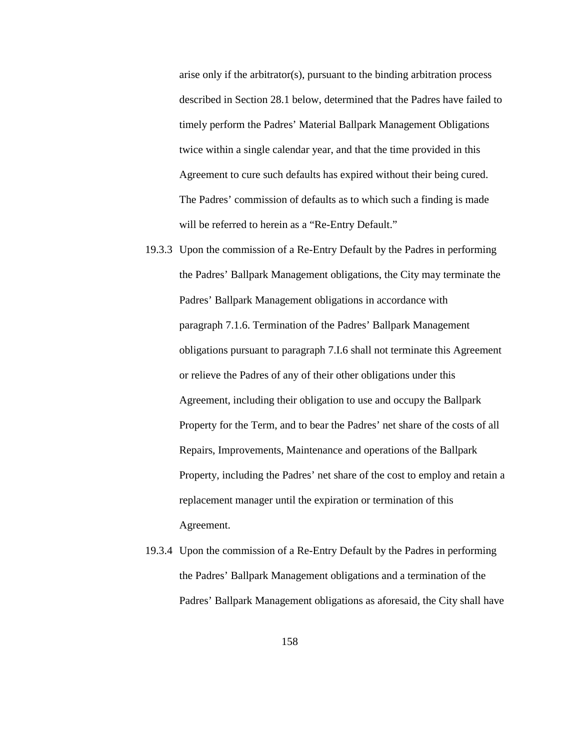arise only if the arbitrator(s), pursuant to the binding arbitration process described in Section 28.1 below, determined that the Padres have failed to timely perform the Padres' Material Ballpark Management Obligations twice within a single calendar year, and that the time provided in this Agreement to cure such defaults has expired without their being cured. The Padres' commission of defaults as to which such a finding is made will be referred to herein as a "Re-Entry Default."

19.3.3 Upon the commission of a Re-Entry Default by the Padres in performing the Padres' Ballpark Management obligations, the City may terminate the Padres' Ballpark Management obligations in accordance with paragraph 7.1.6. Termination of the Padres' Ballpark Management obligations pursuant to paragraph 7.I.6 shall not terminate this Agreement or relieve the Padres of any of their other obligations under this Agreement, including their obligation to use and occupy the Ballpark Property for the Term, and to bear the Padres' net share of the costs of all Repairs, Improvements, Maintenance and operations of the Ballpark Property, including the Padres' net share of the cost to employ and retain a replacement manager until the expiration or termination of this Agreement.

19.3.4 Upon the commission of a Re-Entry Default by the Padres in performing the Padres' Ballpark Management obligations and a termination of the Padres' Ballpark Management obligations as aforesaid, the City shall have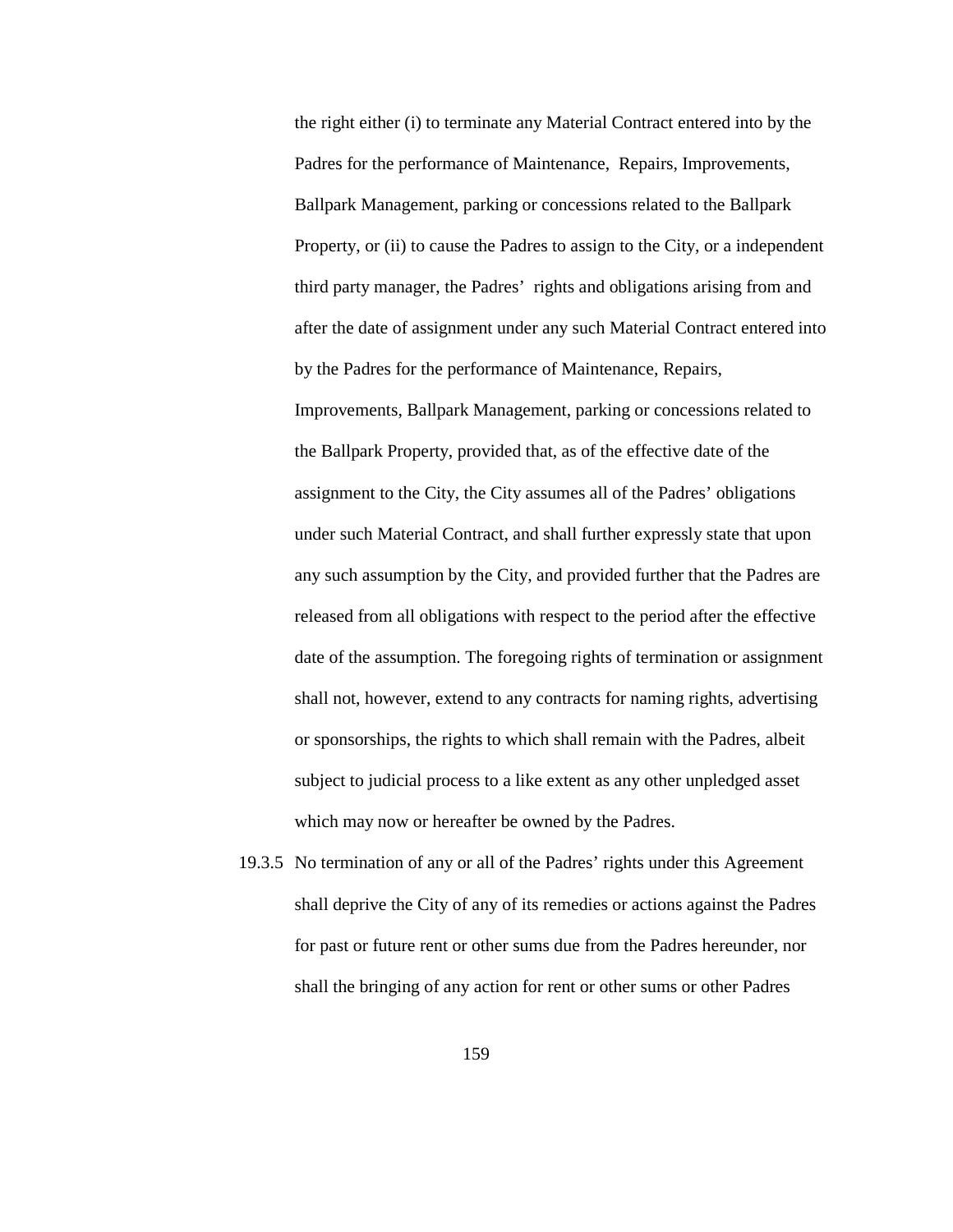the right either (i) to terminate any Material Contract entered into by the Padres for the performance of Maintenance, Repairs, Improvements, Ballpark Management, parking or concessions related to the Ballpark Property, or (ii) to cause the Padres to assign to the City, or a independent third party manager, the Padres' rights and obligations arising from and after the date of assignment under any such Material Contract entered into by the Padres for the performance of Maintenance, Repairs, Improvements, Ballpark Management, parking or concessions related to the Ballpark Property, provided that, as of the effective date of the assignment to the City, the City assumes all of the Padres' obligations under such Material Contract, and shall further expressly state that upon any such assumption by the City, and provided further that the Padres are released from all obligations with respect to the period after the effective date of the assumption. The foregoing rights of termination or assignment shall not, however, extend to any contracts for naming rights, advertising or sponsorships, the rights to which shall remain with the Padres, albeit subject to judicial process to a like extent as any other unpledged asset which may now or hereafter be owned by the Padres.

19.3.5 No termination of any or all of the Padres' rights under this Agreement shall deprive the City of any of its remedies or actions against the Padres for past or future rent or other sums due from the Padres hereunder, nor shall the bringing of any action for rent or other sums or other Padres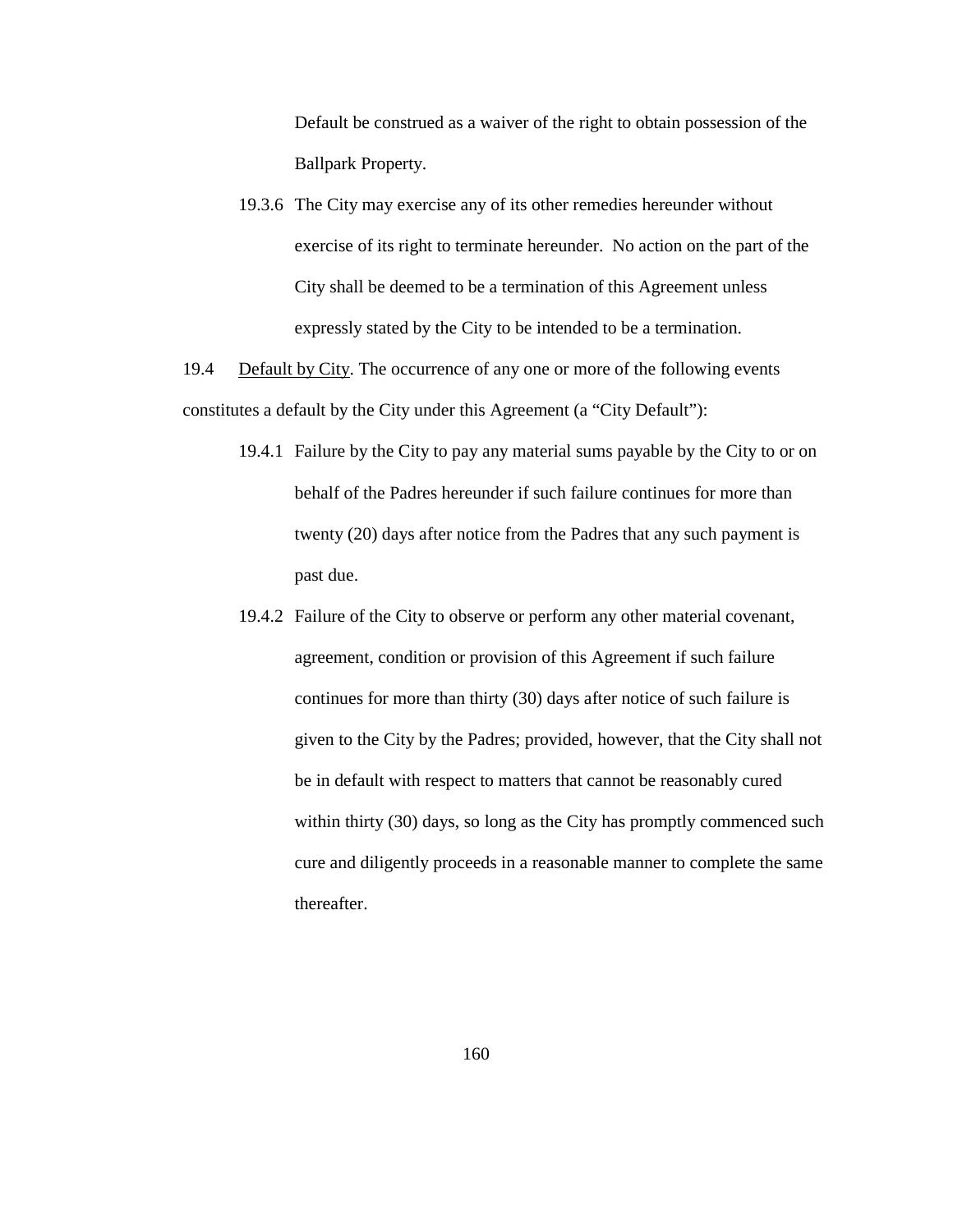Default be construed as a waiver of the right to obtain possession of the Ballpark Property.

19.3.6 The City may exercise any of its other remedies hereunder without exercise of its right to terminate hereunder. No action on the part of the City shall be deemed to be a termination of this Agreement unless expressly stated by the City to be intended to be a termination.

19.4 Default by City. The occurrence of any one or more of the following events constitutes a default by the City under this Agreement (a "City Default"):

19.4.1 Failure by the City to pay any material sums payable by the City to or on behalf of the Padres hereunder if such failure continues for more than twenty (20) days after notice from the Padres that any such payment is past due.

19.4.2 Failure of the City to observe or perform any other material covenant, agreement, condition or provision of this Agreement if such failure continues for more than thirty (30) days after notice of such failure is given to the City by the Padres; provided, however, that the City shall not be in default with respect to matters that cannot be reasonably cured within thirty (30) days, so long as the City has promptly commenced such cure and diligently proceeds in a reasonable manner to complete the same thereafter.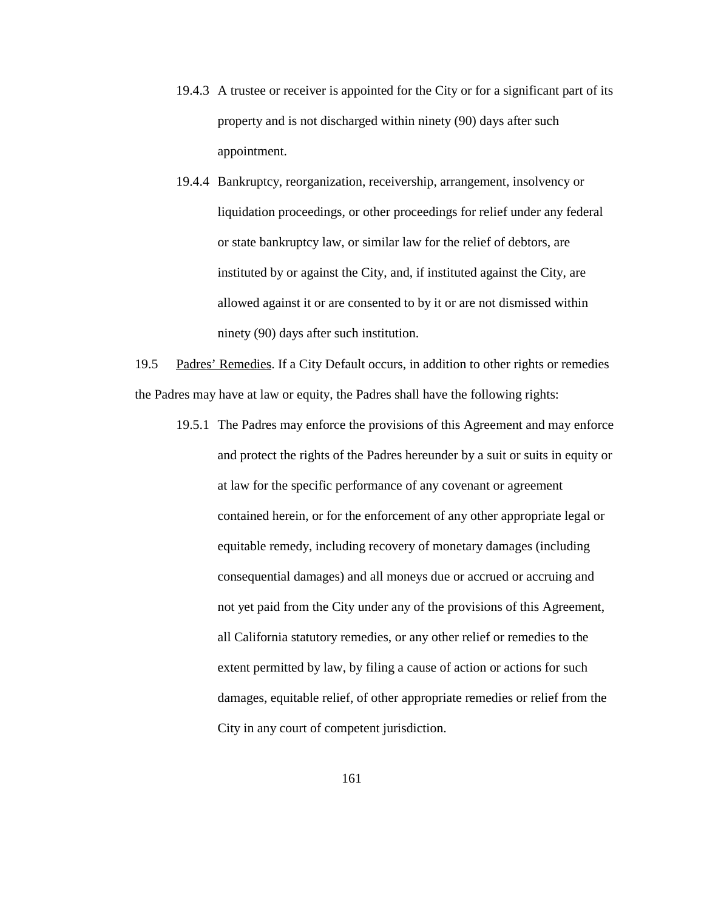19.4.3 A trustee or receiver is appointed for the City or for a significant part of its property and is not discharged within ninety (90) days after such appointment.

19.4.4 Bankruptcy, reorganization, receivership, arrangement, insolvency or liquidation proceedings, or other proceedings for relief under any federal or state bankruptcy law, or similar law for the relief of debtors, are instituted by or against the City, and, if instituted against the City, are allowed against it or are consented to by it or are not dismissed within ninety (90) days after such institution.

19.5 Padres' Remedies. If a City Default occurs, in addition to other rights or remedies the Padres may have at law or equity, the Padres shall have the following rights:

19.5.1 The Padres may enforce the provisions of this Agreement and may enforce and protect the rights of the Padres hereunder by a suit or suits in equity or at law for the specific performance of any covenant or agreement contained herein, or for the enforcement of any other appropriate legal or equitable remedy, including recovery of monetary damages (including consequential damages) and all moneys due or accrued or accruing and not yet paid from the City under any of the provisions of this Agreement, all California statutory remedies, or any other relief or remedies to the extent permitted by law, by filing a cause of action or actions for such damages, equitable relief, of other appropriate remedies or relief from the City in any court of competent jurisdiction.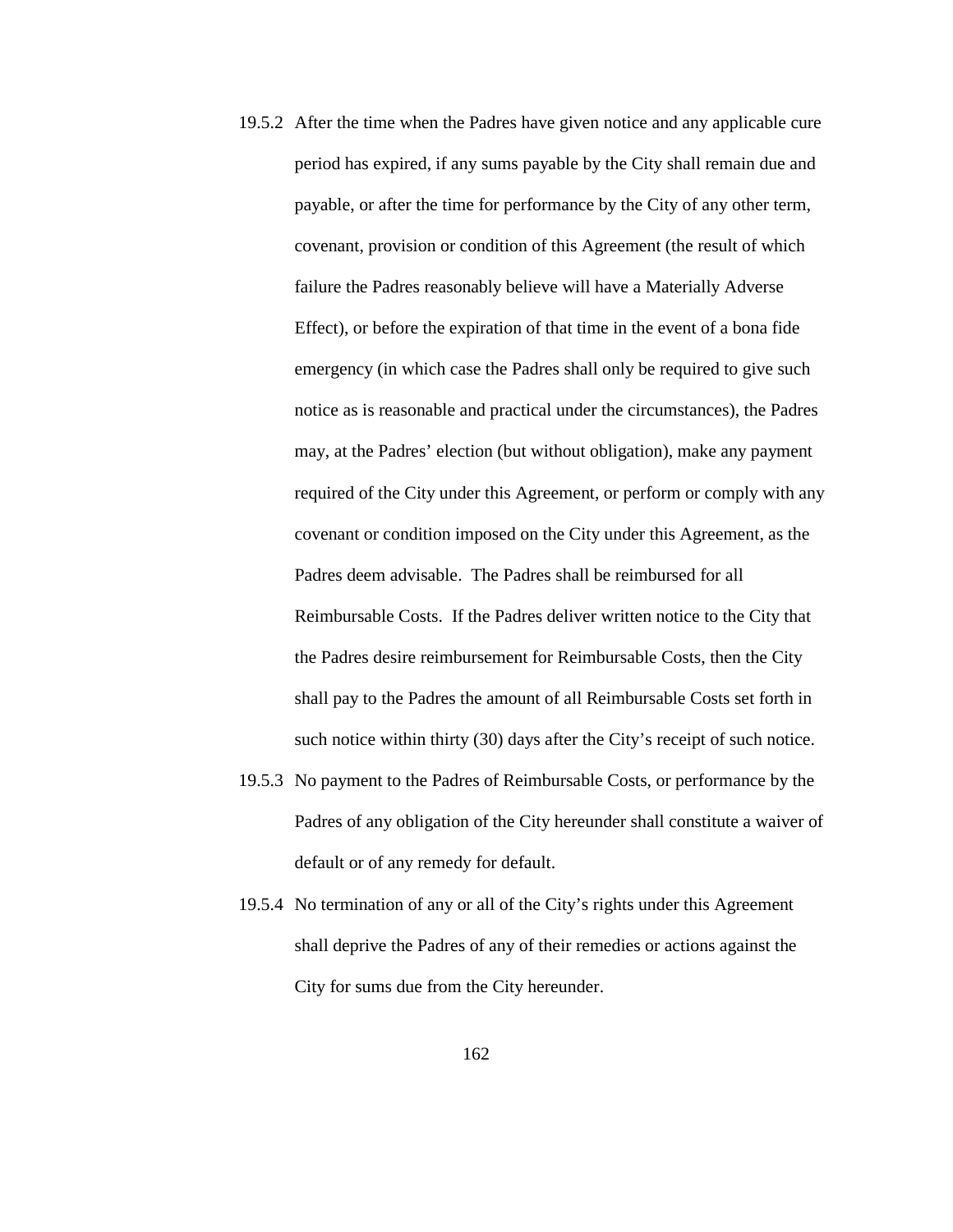19.5.2 After the time when the Padres have given notice and any applicable cure period has expired, if any sums payable by the City shall remain due and payable, or after the time for performance by the City of any other term, covenant, provision or condition of this Agreement (the result of which failure the Padres reasonably believe will have a Materially Adverse Effect), or before the expiration of that time in the event of a bona fide emergency (in which case the Padres shall only be required to give such notice as is reasonable and practical under the circumstances), the Padres may, at the Padres' election (but without obligation), make any payment required of the City under this Agreement, or perform or comply with any covenant or condition imposed on the City under this Agreement, as the Padres deem advisable. The Padres shall be reimbursed for all Reimbursable Costs. If the Padres deliver written notice to the City that the Padres desire reimbursement for Reimbursable Costs, then the City shall pay to the Padres the amount of all Reimbursable Costs set forth in such notice within thirty (30) days after the City's receipt of such notice.

19.5.3 No payment to the Padres of Reimbursable Costs, or performance by the Padres of any obligation of the City hereunder shall constitute a waiver of default or of any remedy for default.

19.5.4 No termination of any or all of the City's rights under this Agreement shall deprive the Padres of any of their remedies or actions against the City for sums due from the City hereunder.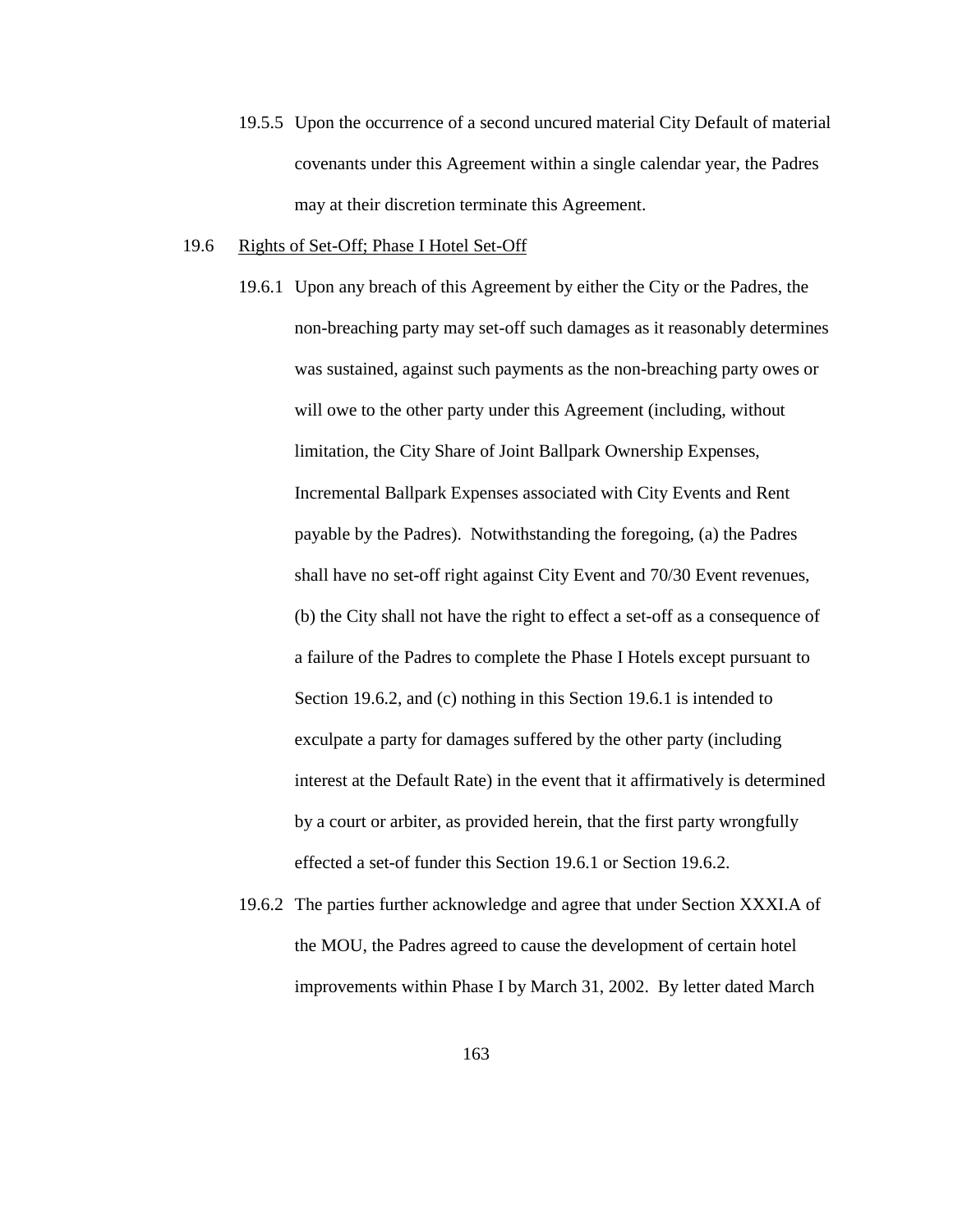19.5.5 Upon the occurrence of a second uncured material City Default of material covenants under this Agreement within a single calendar year, the Padres may at their discretion terminate this Agreement.

19.6 Rights of Set-Off; Phase I Hotel Set-Off

19.6.1 Upon any breach of this Agreement by either the City or the Padres, the non-breaching party may set-off such damages as it reasonably determines was sustained, against such payments as the non-breaching party owes or will owe to the other party under this Agreement (including, without limitation, the City Share of Joint Ballpark Ownership Expenses, Incremental Ballpark Expenses associated with City Events and Rent payable by the Padres). Notwithstanding the foregoing, (a) the Padres shall have no set-off right against City Event and 70/30 Event revenues, (b) the City shall not have the right to effect a set-off as a consequence of a failure of the Padres to complete the Phase I Hotels except pursuant to Section 19.6.2, and (c) nothing in this Section 19.6.1 is intended to exculpate a party for damages suffered by the other party (including interest at the Default Rate) in the event that it affirmatively is determined by a court or arbiter, as provided herein, that the first party wrongfully effected a set-of funder this Section 19.6.1 or Section 19.6.2.

19.6.2 The parties further acknowledge and agree that under Section XXXI.A of the MOU, the Padres agreed to cause the development of certain hotel improvements within Phase I by March 31, 2002. By letter dated March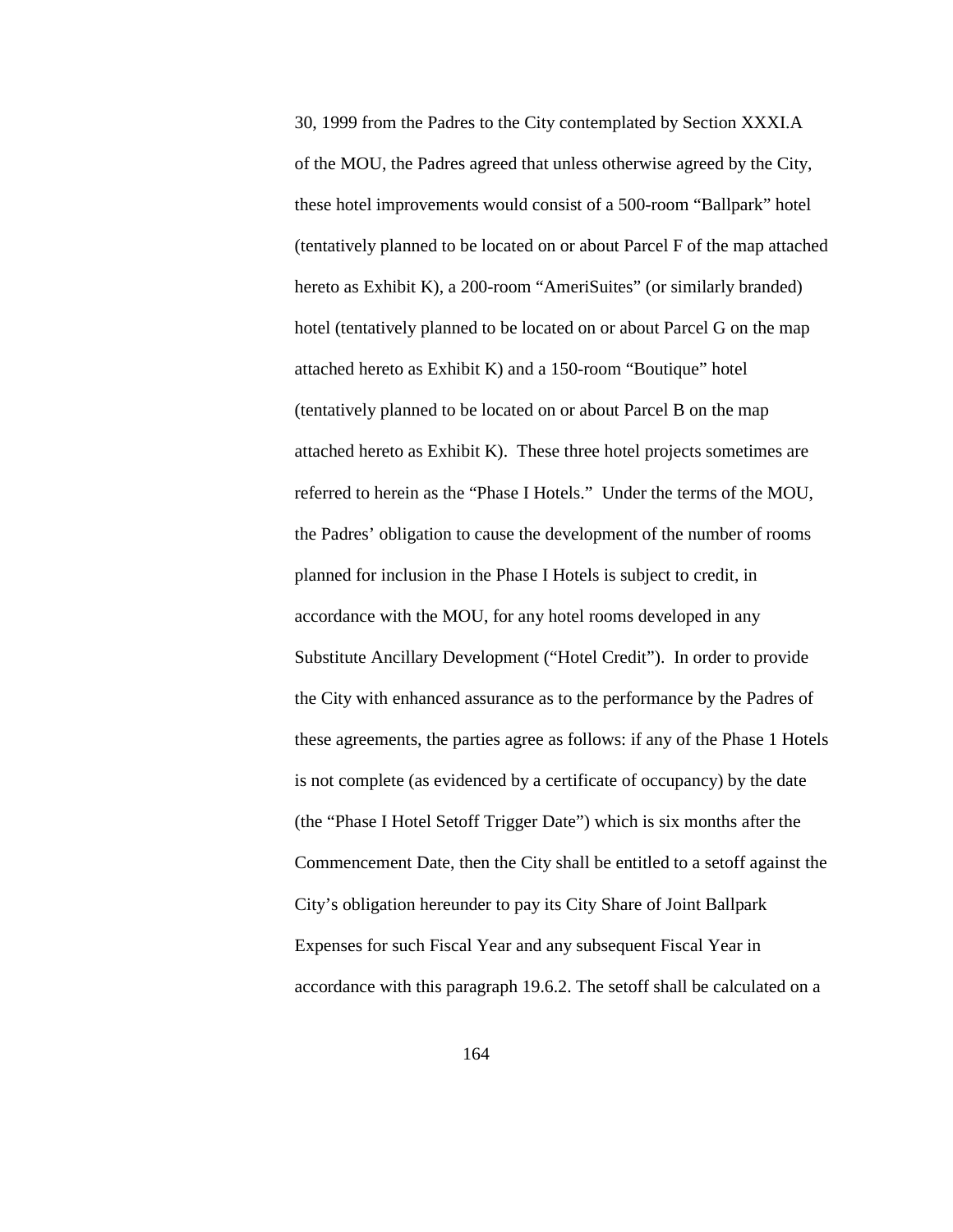30, 1999 from the Padres to the City contemplated by Section XXXI.A of the MOU, the Padres agreed that unless otherwise agreed by the City, these hotel improvements would consist of a 500-room "Ballpark" hotel (tentatively planned to be located on or about Parcel F of the map attached hereto as Exhibit K), a 200-room "AmeriSuites" (or similarly branded) hotel (tentatively planned to be located on or about Parcel G on the map attached hereto as Exhibit K) and a 150-room "Boutique" hotel (tentatively planned to be located on or about Parcel B on the map attached hereto as Exhibit K). These three hotel projects sometimes are referred to herein as the "Phase I Hotels." Under the terms of the MOU, the Padres' obligation to cause the development of the number of rooms planned for inclusion in the Phase I Hotels is subject to credit, in accordance with the MOU, for any hotel rooms developed in any Substitute Ancillary Development ("Hotel Credit"). In order to provide the City with enhanced assurance as to the performance by the Padres of these agreements, the parties agree as follows: if any of the Phase 1 Hotels is not complete (as evidenced by a certificate of occupancy) by the date (the "Phase I Hotel Setoff Trigger Date") which is six months after the Commencement Date, then the City shall be entitled to a setoff against the City's obligation hereunder to pay its City Share of Joint Ballpark Expenses for such Fiscal Year and any subsequent Fiscal Year in accordance with this paragraph 19.6.2. The setoff shall be calculated on a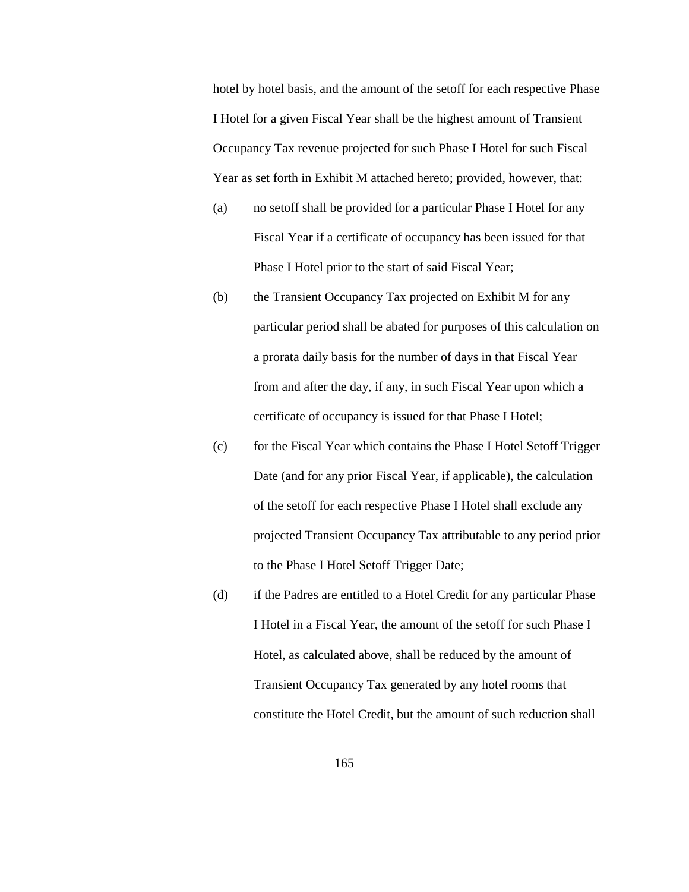hotel by hotel basis, and the amount of the setoff for each respective Phase I Hotel for a given Fiscal Year shall be the highest amount of Transient Occupancy Tax revenue projected for such Phase I Hotel for such Fiscal Year as set forth in Exhibit M attached hereto; provided, however, that:

(a) no setoff shall be provided for a particular Phase I Hotel for any Fiscal Year if a certificate of occupancy has been issued for that Phase I Hotel prior to the start of said Fiscal Year;

(b) the Transient Occupancy Tax projected on Exhibit M for any particular period shall be abated for purposes of this calculation on a prorata daily basis for the number of days in that Fiscal Year from and after the day, if any, in such Fiscal Year upon which a certificate of occupancy is issued for that Phase I Hotel;

(c) for the Fiscal Year which contains the Phase I Hotel Setoff Trigger Date (and for any prior Fiscal Year, if applicable), the calculation of the setoff for each respective Phase I Hotel shall exclude any projected Transient Occupancy Tax attributable to any period prior to the Phase I Hotel Setoff Trigger Date;

(d) if the Padres are entitled to a Hotel Credit for any particular Phase I Hotel in a Fiscal Year, the amount of the setoff for such Phase I Hotel, as calculated above, shall be reduced by the amount of Transient Occupancy Tax generated by any hotel rooms that constitute the Hotel Credit, but the amount of such reduction shall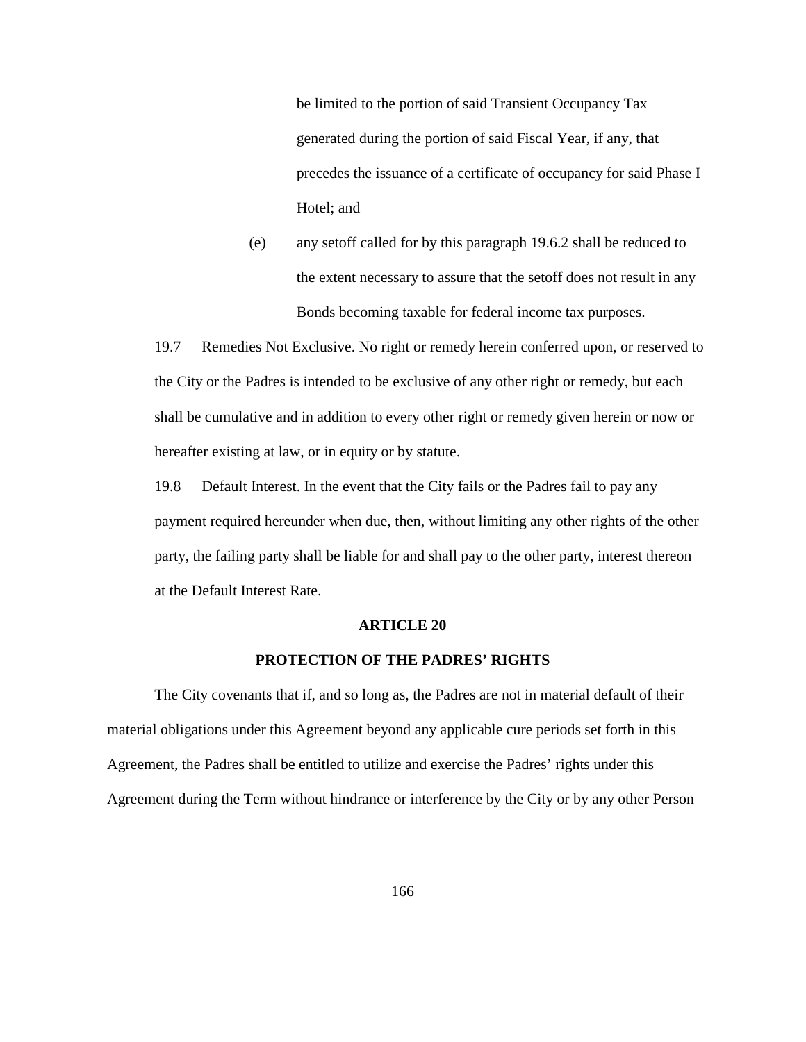be limited to the portion of said Transient Occupancy Tax generated during the portion of said Fiscal Year, if any, that precedes the issuance of a certificate of occupancy for said Phase I Hotel; and

(e) any setoff called for by this paragraph 19.6.2 shall be reduced to the extent necessary to assure that the setoff does not result in any Bonds becoming taxable for federal income tax purposes.

19.7 Remedies Not Exclusive. No right or remedy herein conferred upon, or reserved to the City or the Padres is intended to be exclusive of any other right or remedy, but each shall be cumulative and in addition to every other right or remedy given herein or now or hereafter existing at law, or in equity or by statute.

19.8 Default Interest. In the event that the City fails or the Padres fail to pay any payment required hereunder when due, then, without limiting any other rights of the other party, the failing party shall be liable for and shall pay to the other party, interest thereon at the Default Interest Rate.

## ARTICLE 20

## PROTECTION OF THE PADRES' RIGHTS

The City covenants that if, and so long as, the Padres are not in material default of their material obligations under this Agreement beyond any applicable cure periods set forth in this Agreement, the Padres shall be entitled to utilize and exercise the Padres' rights under this Agreement during the Term without hindrance or interference by the City or by any other Person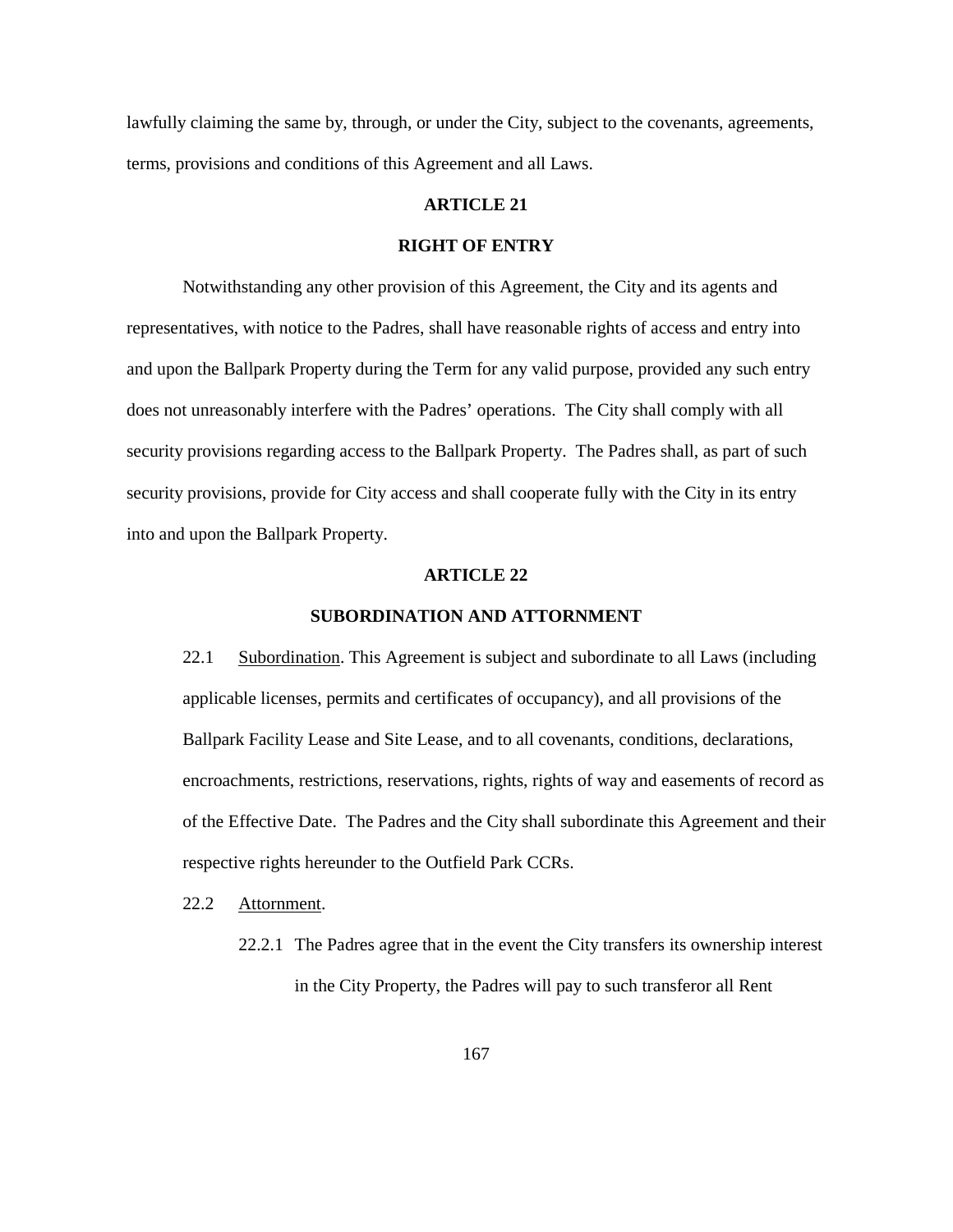lawfully claiming the same by, through, or under the City, subject to the covenants, agreements, terms, provisions and conditions of this Agreement and all Laws.

## ARTICLE 21

## RIGHT OF ENTRY

Notwithstanding any other provision of this Agreement, the City and its agents and representatives, with notice to the Padres, shall have reasonable rights of access and entry into and upon the Ballpark Property during the Term for any valid purpose, provided any such entry does not unreasonably interfere with the Padres' operations. The City shall comply with all security provisions regarding access to the Ballpark Property. The Padres shall, as part of such security provisions, provide for City access and shall cooperate fully with the City in its entry into and upon the Ballpark Property.

## ARTICLE 22

## SUBORDINATION AND ATTORNMENT

22.1 Subordination. This Agreement is subject and subordinate to all Laws (including applicable licenses, permits and certificates of occupancy), and all provisions of the Ballpark Facility Lease and Site Lease, and to all covenants, conditions, declarations, encroachments, restrictions, reservations, rights, rights of way and easements of record as of the Effective Date. The Padres and the City shall subordinate this Agreement and their respective rights hereunder to the Outfield Park CCRs.

22.2 Attornment.

22.2.1 The Padres agree that in the event the City transfers its ownership interest in the City Property, the Padres will pay to such transferor all Rent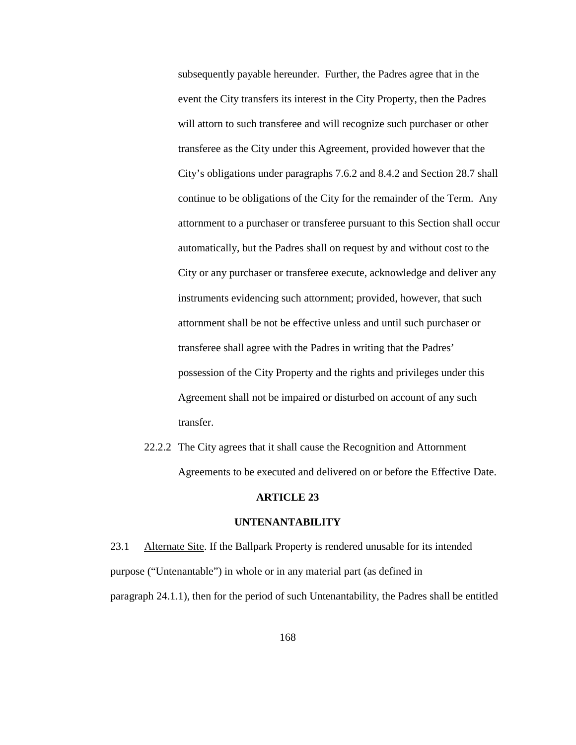subsequently payable hereunder. Further, the Padres agree that in the event the City transfers its interest in the City Property, then the Padres will attorn to such transferee and will recognize such purchaser or other transferee as the City under this Agreement, provided however that the City's obligations under paragraphs 7.6.2 and 8.4.2 and Section 28.7 shall continue to be obligations of the City for the remainder of the Term. Any attornment to a purchaser or transferee pursuant to this Section shall occur automatically, but the Padres shall on request by and without cost to the City or any purchaser or transferee execute, acknowledge and deliver any instruments evidencing such attornment; provided, however, that such attornment shall be not be effective unless and until such purchaser or transferee shall agree with the Padres in writing that the Padres' possession of the City Property and the rights and privileges under this Agreement shall not be impaired or disturbed on account of any such transfer.

22.2.2 The City agrees that it shall cause the Recognition and Attornment Agreements to be executed and delivered on or before the Effective Date.

## ARTICLE 23

## UNTENANTABILITY

23.1 Alternate Site. If the Ballpark Property is rendered unusable for its intended purpose ("Untenantable") in whole or in any material part (as defined in paragraph 24.1.1), then for the period of such Untenantability, the Padres shall be entitled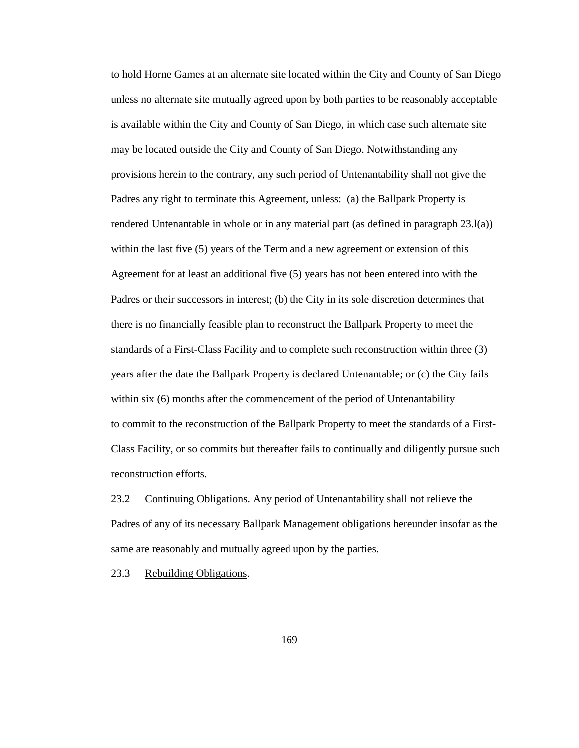to hold Horne Games at an alternate site located within the City and County of San Diego unless no alternate site mutually agreed upon by both parties to be reasonably acceptable is available within the City and County of San Diego, in which case such alternate site may be located outside the City and County of San Diego. Notwithstanding any provisions herein to the contrary, any such period of Untenantability shall not give the Padres any right to terminate this Agreement, unless: (a) the Ballpark Property is rendered Untenantable in whole or in any material part (as defined in paragraph 23.l(a)) within the last five (5) years of the Term and a new agreement or extension of this Agreement for at least an additional five (5) years has not been entered into with the Padres or their successors in interest; (b) the City in its sole discretion determines that there is no financially feasible plan to reconstruct the Ballpark Property to meet the standards of a First-Class Facility and to complete such reconstruction within three (3) years after the date the Ballpark Property is declared Untenantable; or (c) the City fails within six (6) months after the commencement of the period of Untenantability to commit to the reconstruction of the Ballpark Property to meet the standards of a First-Class Facility, or so commits but thereafter fails to continually and diligently pursue such reconstruction efforts.

23.2 Continuing Obligations. Any period of Untenantability shall not relieve the Padres of any of its necessary Ballpark Management obligations hereunder insofar as the same are reasonably and mutually agreed upon by the parties.

23.3 Rebuilding Obligations.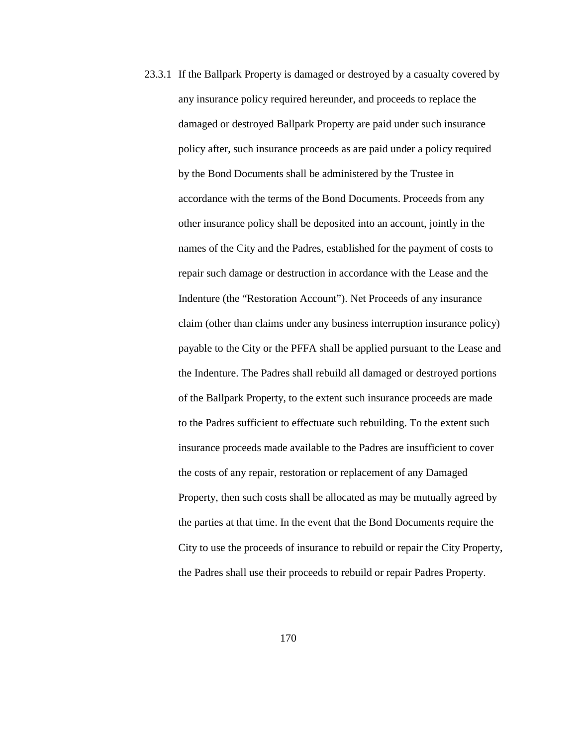23.3.1 If the Ballpark Property is damaged or destroyed by a casualty covered by any insurance policy required hereunder, and proceeds to replace the damaged or destroyed Ballpark Property are paid under such insurance policy after, such insurance proceeds as are paid under a policy required by the Bond Documents shall be administered by the Trustee in accordance with the terms of the Bond Documents. Proceeds from any other insurance policy shall be deposited into an account, jointly in the names of the City and the Padres, established for the payment of costs to repair such damage or destruction in accordance with the Lease and the Indenture (the "Restoration Account"). Net Proceeds of any insurance claim (other than claims under any business interruption insurance policy) payable to the City or the PFFA shall be applied pursuant to the Lease and the Indenture. The Padres shall rebuild all damaged or destroyed portions of the Ballpark Property, to the extent such insurance proceeds are made to the Padres sufficient to effectuate such rebuilding. To the extent such insurance proceeds made available to the Padres are insufficient to cover the costs of any repair, restoration or replacement of any Damaged Property, then such costs shall be allocated as may be mutually agreed by the parties at that time. In the event that the Bond Documents require the City to use the proceeds of insurance to rebuild or repair the City Property, the Padres shall use their proceeds to rebuild or repair Padres Property.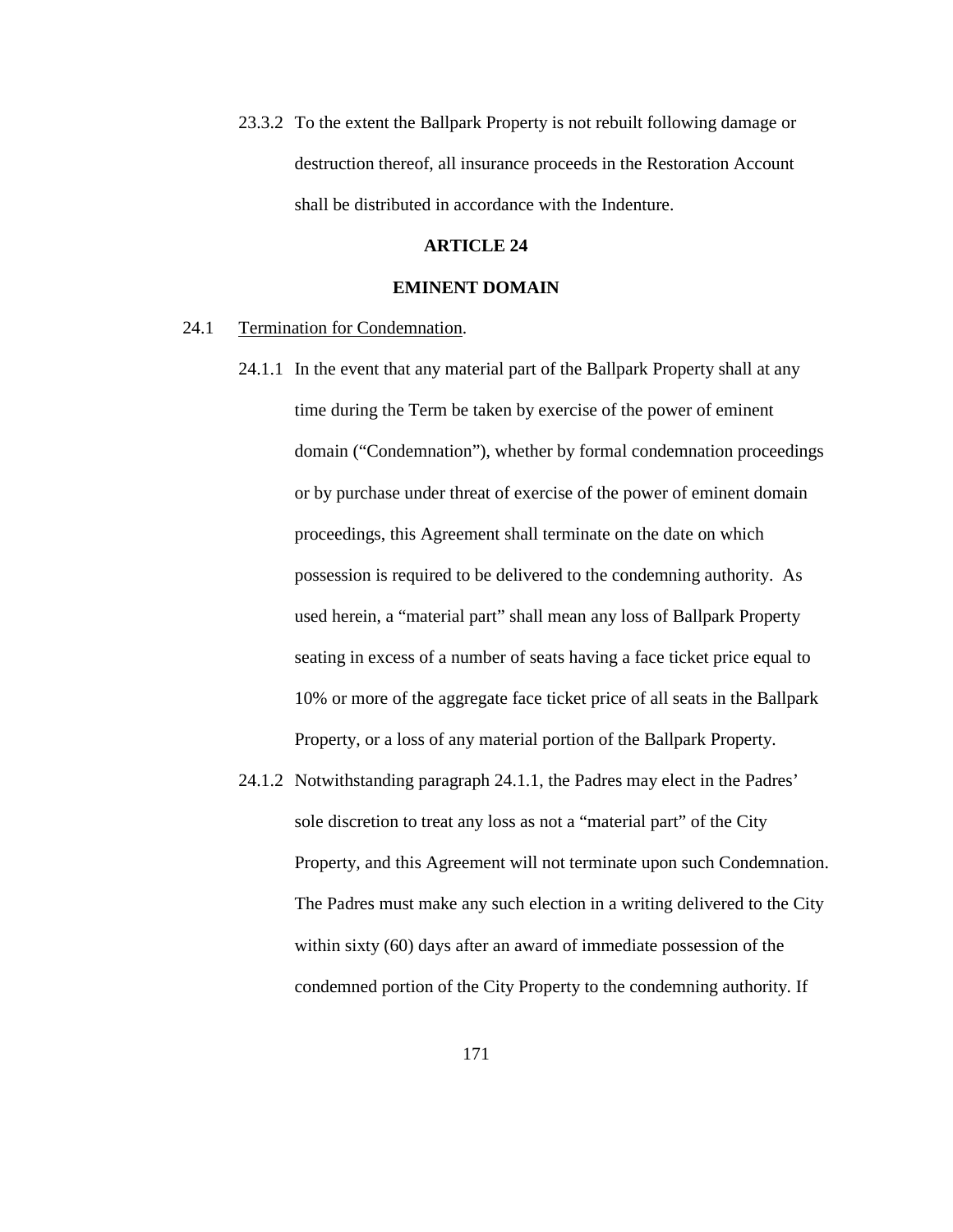23.3.2 To the extent the Ballpark Property is not rebuilt following damage or destruction thereof, all insurance proceeds in the Restoration Account shall be distributed in accordance with the Indenture.

## ARTICLE 24

## EMINENT DOMAIN

24.1 Termination for Condemnation.

24.1.1 In the event that any material part of the Ballpark Property shall at any time during the Term be taken by exercise of the power of eminent domain ("Condemnation"), whether by formal condemnation proceedings or by purchase under threat of exercise of the power of eminent domain proceedings, this Agreement shall terminate on the date on which possession is required to be delivered to the condemning authority. As used herein, a "material part" shall mean any loss of Ballpark Property seating in excess of a number of seats having a face ticket price equal to 10% or more of the aggregate face ticket price of all seats in the Ballpark Property, or a loss of any material portion of the Ballpark Property.

24.1.2 Notwithstanding paragraph 24.1.1, the Padres may elect in the Padres' sole discretion to treat any loss as not a "material part" of the City Property, and this Agreement will not terminate upon such Condemnation. The Padres must make any such election in a writing delivered to the City within sixty (60) days after an award of immediate possession of the condemned portion of the City Property to the condemning authority. If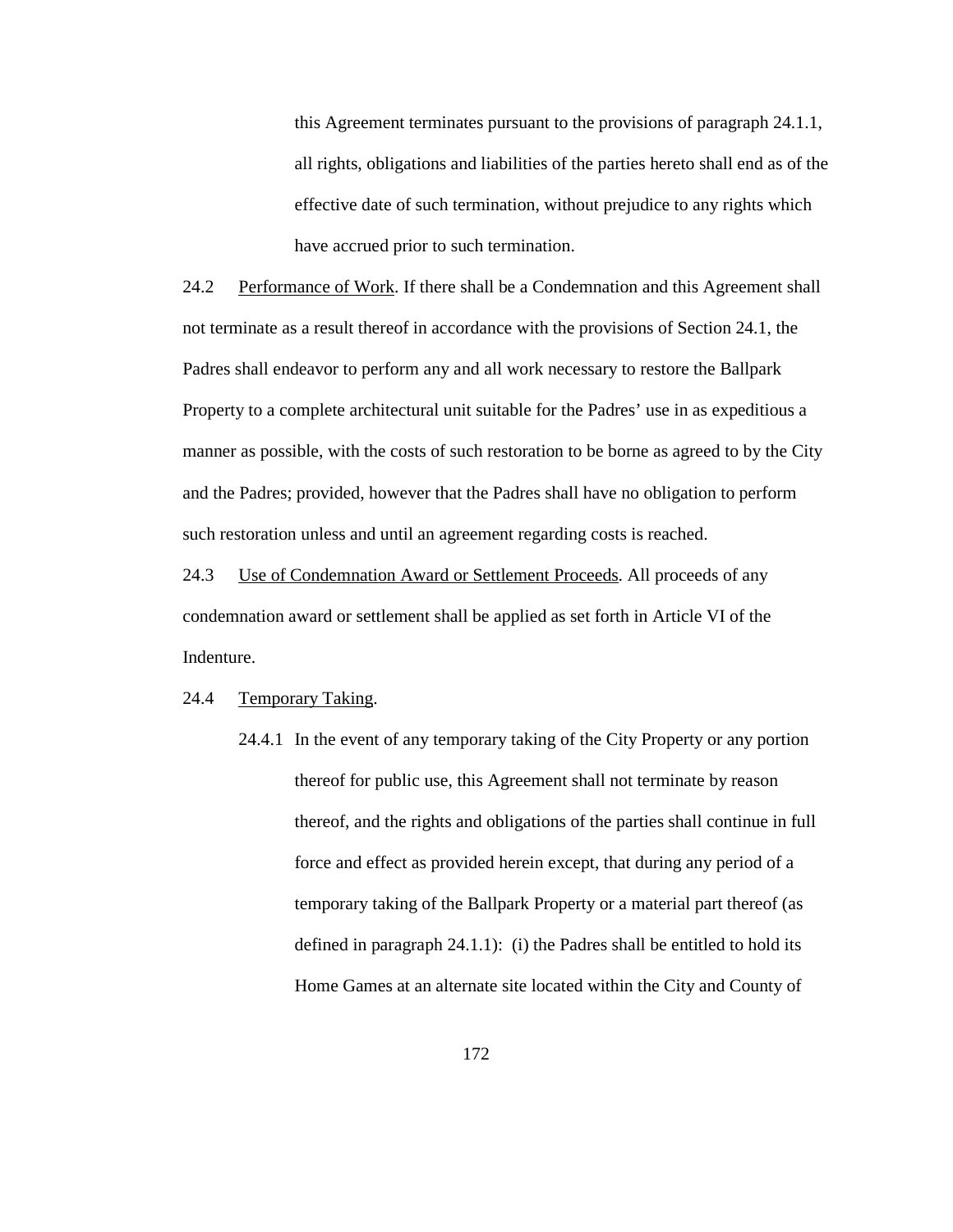this Agreement terminates pursuant to the provisions of paragraph 24.1.1, all rights, obligations and liabilities of the parties hereto shall end as of the effective date of such termination, without prejudice to any rights which have accrued prior to such termination.

24.2 Performance of Work. If there shall be a Condemnation and this Agreement shall not terminate as a result thereof in accordance with the provisions of Section 24.1, the Padres shall endeavor to perform any and all work necessary to restore the Ballpark Property to a complete architectural unit suitable for the Padres' use in as expeditious a manner as possible, with the costs of such restoration to be borne as agreed to by the City and the Padres; provided, however that the Padres shall have no obligation to perform such restoration unless and until an agreement regarding costs is reached.

24.3 Use of Condemnation Award or Settlement Proceeds. All proceeds of any condemnation award or settlement shall be applied as set forth in Article VI of the Indenture.

24.4 Temporary Taking.

24.4.1 In the event of any temporary taking of the City Property or any portion thereof for public use, this Agreement shall not terminate by reason thereof, and the rights and obligations of the parties shall continue in full force and effect as provided herein except, that during any period of a temporary taking of the Ballpark Property or a material part thereof (as defined in paragraph 24.1.1): (i) the Padres shall be entitled to hold its Home Games at an alternate site located within the City and County of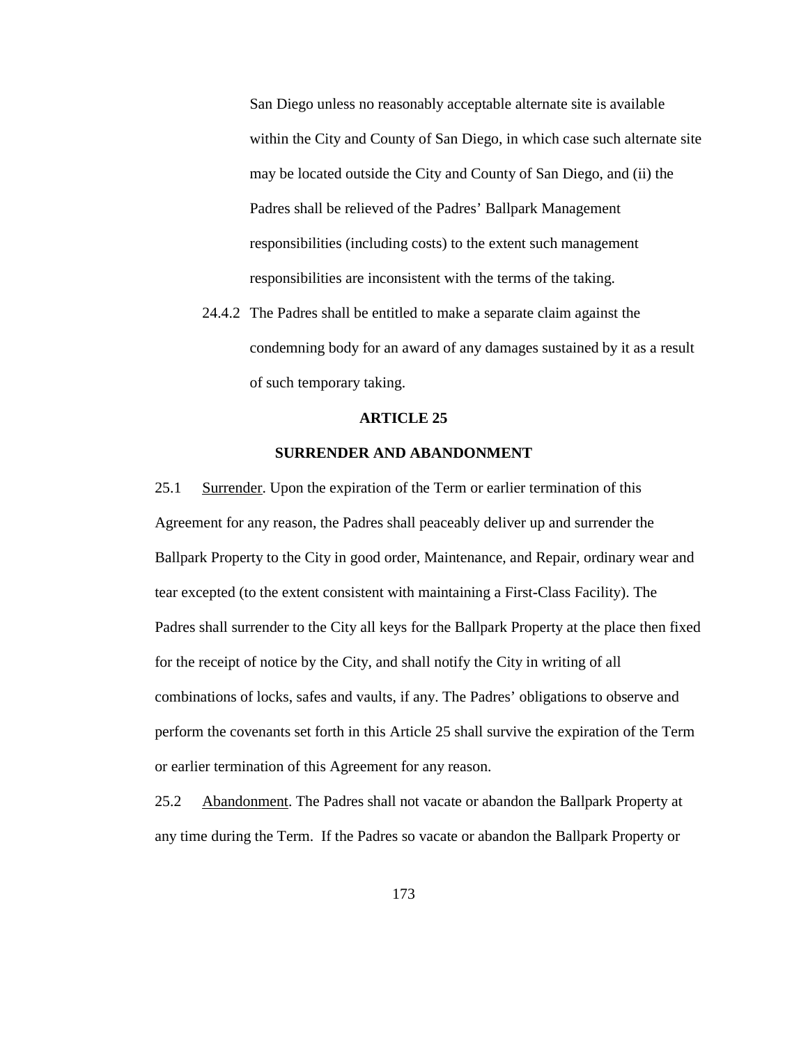San Diego unless no reasonably acceptable alternate site is available within the City and County of San Diego, in which case such alternate site may be located outside the City and County of San Diego, and (ii) the Padres shall be relieved of the Padres' Ballpark Management responsibilities (including costs) to the extent such management responsibilities are inconsistent with the terms of the taking.

24.4.2 The Padres shall be entitled to make a separate claim against the condemning body for an award of any damages sustained by it as a result of such temporary taking.

## ARTICLE 25

## SURRENDER AND ABANDONMENT

25.1 Surrender. Upon the expiration of the Term or earlier termination of this Agreement for any reason, the Padres shall peaceably deliver up and surrender the Ballpark Property to the City in good order, Maintenance, and Repair, ordinary wear and tear excepted (to the extent consistent with maintaining a First-Class Facility). The Padres shall surrender to the City all keys for the Ballpark Property at the place then fixed for the receipt of notice by the City, and shall notify the City in writing of all combinations of locks, safes and vaults, if any. The Padres' obligations to observe and perform the covenants set forth in this Article 25 shall survive the expiration of the Term or earlier termination of this Agreement for any reason.

25.2 Abandonment. The Padres shall not vacate or abandon the Ballpark Property at any time during the Term. If the Padres so vacate or abandon the Ballpark Property or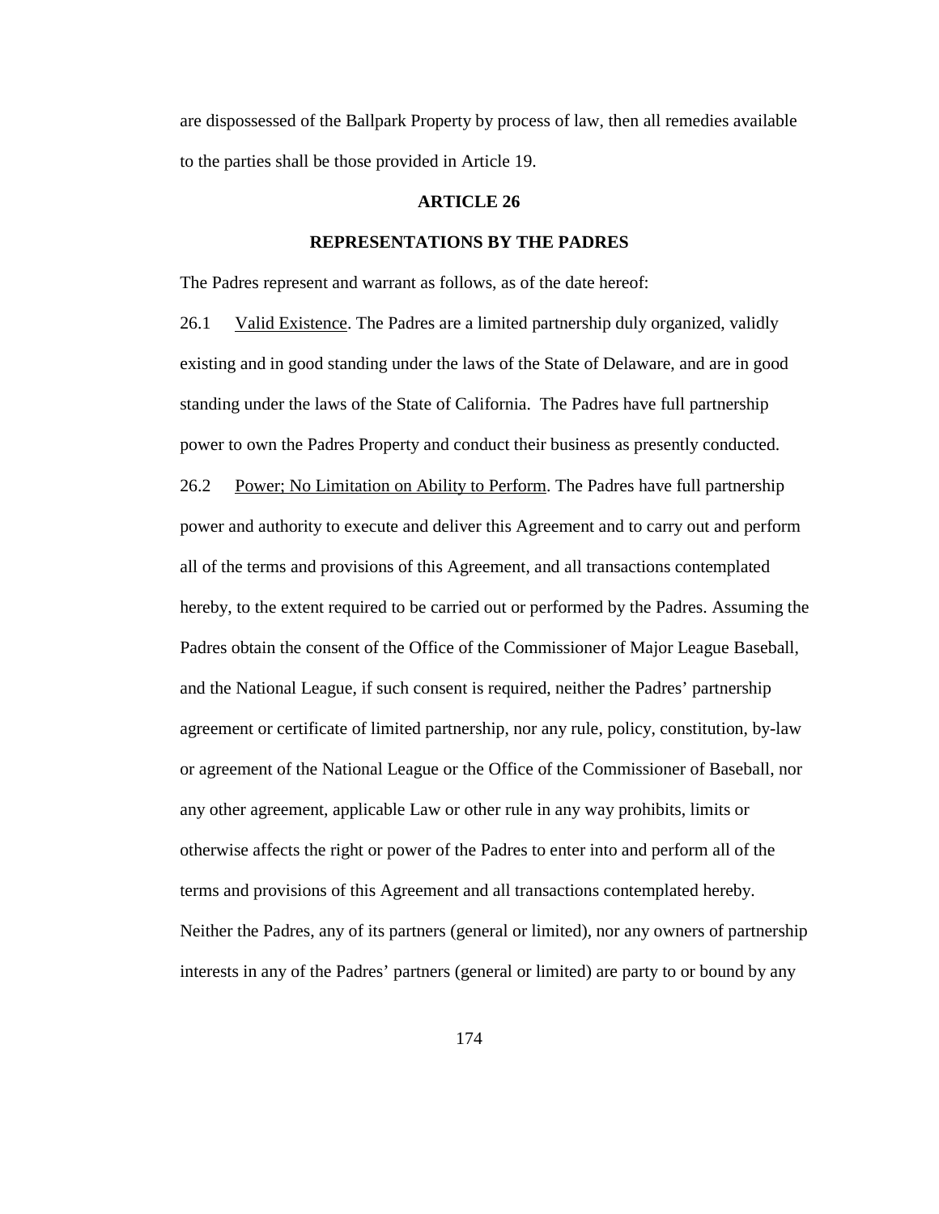are dispossessed of the Ballpark Property by process of law, then all remedies available to the parties shall be those provided in Article 19.

## ARTICLE 26

## REPRESENTATIONS BY THE PADRES

The Padres represent and warrant as follows, as of the date hereof:

26.1 Valid Existence. The Padres are a limited partnership duly organized, validly existing and in good standing under the laws of the State of Delaware, and are in good standing under the laws of the State of California. The Padres have full partnership power to own the Padres Property and conduct their business as presently conducted.

26.2 Power; No Limitation on Ability to Perform. The Padres have full partnership power and authority to execute and deliver this Agreement and to carry out and perform all of the terms and provisions of this Agreement, and all transactions contemplated hereby, to the extent required to be carried out or performed by the Padres. Assuming the Padres obtain the consent of the Office of the Commissioner of Major League Baseball, and the National League, if such consent is required, neither the Padres' partnership agreement or certificate of limited partnership, nor any rule, policy, constitution, by-law or agreement of the National League or the Office of the Commissioner of Baseball, nor any other agreement, applicable Law or other rule in any way prohibits, limits or otherwise affects the right or power of the Padres to enter into and perform all of the terms and provisions of this Agreement and all transactions contemplated hereby. Neither the Padres, any of its partners (general or limited), nor any owners of partnership interests in any of the Padres' partners (general or limited) are party to or bound by any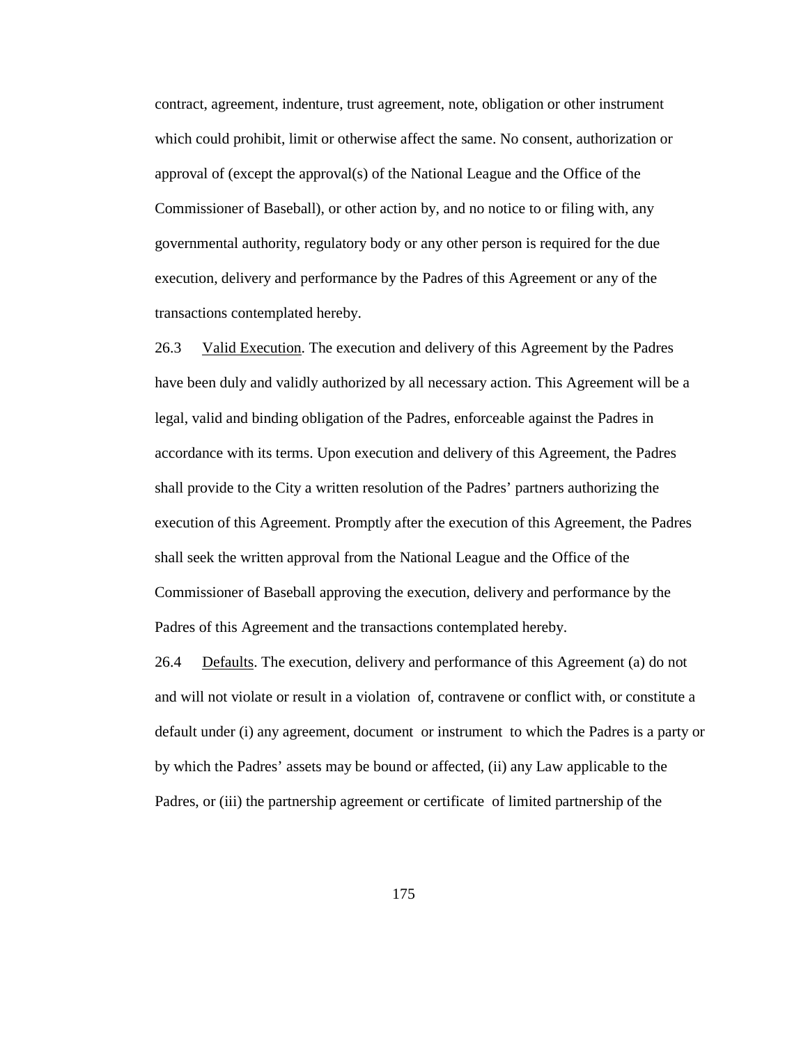contract, agreement, indenture, trust agreement, note, obligation or other instrument which could prohibit, limit or otherwise affect the same. No consent, authorization or approval of (except the approval(s) of the National League and the Office of the Commissioner of Baseball), or other action by, and no notice to or filing with, any governmental authority, regulatory body or any other person is required for the due execution, delivery and performance by the Padres of this Agreement or any of the transactions contemplated hereby.

26.3 Valid Execution. The execution and delivery of this Agreement by the Padres have been duly and validly authorized by all necessary action. This Agreement will be a legal, valid and binding obligation of the Padres, enforceable against the Padres in accordance with its terms. Upon execution and delivery of this Agreement, the Padres shall provide to the City a written resolution of the Padres' partners authorizing the execution of this Agreement. Promptly after the execution of this Agreement, the Padres shall seek the written approval from the National League and the Office of the Commissioner of Baseball approving the execution, delivery and performance by the Padres of this Agreement and the transactions contemplated hereby.

26.4 Defaults. The execution, delivery and performance of this Agreement (a) do not and will not violate or result in a violation of, contravene or conflict with, or constitute a default under (i) any agreement, document or instrument to which the Padres is a party or by which the Padres' assets may be bound or affected, (ii) any Law applicable to the Padres, or (iii) the partnership agreement or certificate of limited partnership of the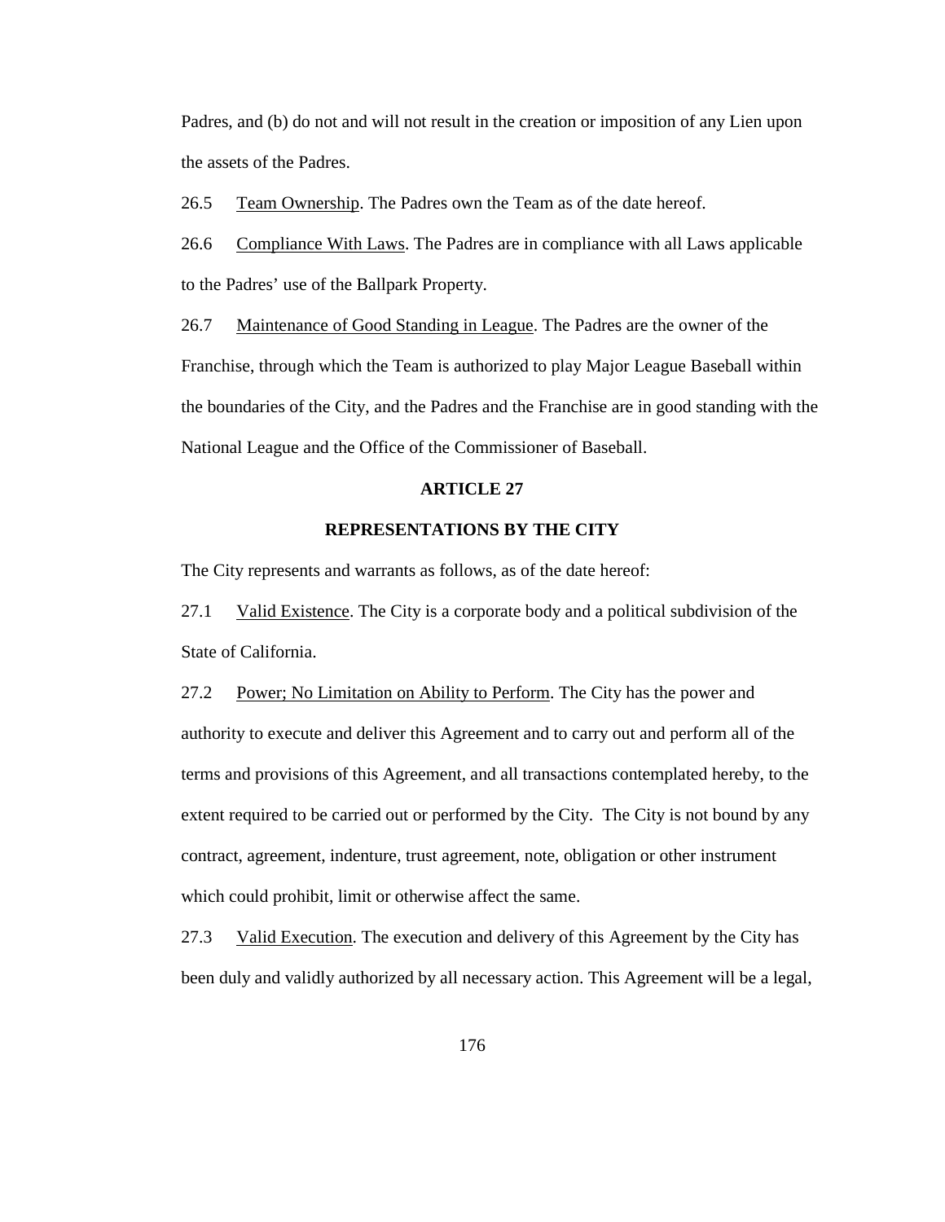Padres, and (b) do not and will not result in the creation or imposition of any Lien upon the assets of the Padres.

26.5 Team Ownership. The Padres own the Team as of the date hereof.

26.6 Compliance With Laws. The Padres are in compliance with all Laws applicable to the Padres' use of the Ballpark Property.

26.7 Maintenance of Good Standing in League. The Padres are the owner of the Franchise, through which the Team is authorized to play Major League Baseball within the boundaries of the City, and the Padres and the Franchise are in good standing with the National League and the Office of the Commissioner of Baseball.

## ARTICLE 27

## REPRESENTATIONS BY THE CITY

The City represents and warrants as follows, as of the date hereof:

27.1 Valid Existence. The City is a corporate body and a political subdivision of the State of California.

27.2 Power; No Limitation on Ability to Perform. The City has the power and authority to execute and deliver this Agreement and to carry out and perform all of the terms and provisions of this Agreement, and all transactions contemplated hereby, to the extent required to be carried out or performed by the City. The City is not bound by any contract, agreement, indenture, trust agreement, note, obligation or other instrument which could prohibit, limit or otherwise affect the same.

27.3 Valid Execution. The execution and delivery of this Agreement by the City has been duly and validly authorized by all necessary action. This Agreement will be a legal,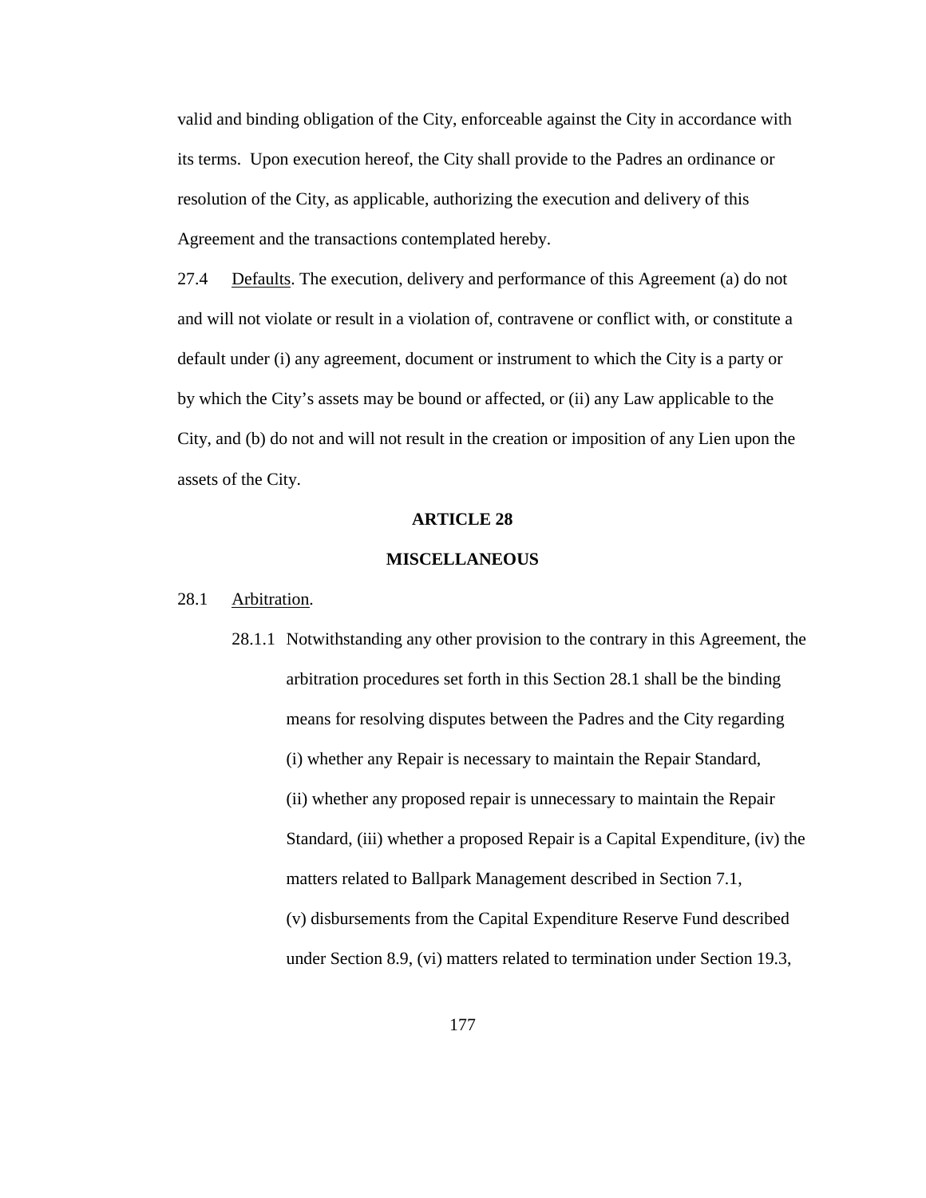valid and binding obligation of the City, enforceable against the City in accordance with its terms. Upon execution hereof, the City shall provide to the Padres an ordinance or resolution of the City, as applicable, authorizing the execution and delivery of this Agreement and the transactions contemplated hereby.

27.4 Defaults. The execution, delivery and performance of this Agreement (a) do not and will not violate or result in a violation of, contravene or conflict with, or constitute a default under (i) any agreement, document or instrument to which the City is a party or by which the City's assets may be bound or affected, or (ii) any Law applicable to the City, and (b) do not and will not result in the creation or imposition of any Lien upon the assets of the City.

## ARTICLE 28

## MISCELLANEOUS

28.1 Arbitration.

28.1.1 Notwithstanding any other provision to the contrary in this Agreement, the arbitration procedures set forth in this Section 28.1 shall be the binding means for resolving disputes between the Padres and the City regarding (i) whether any Repair is necessary to maintain the Repair Standard, (ii) whether any proposed repair is unnecessary to maintain the Repair Standard, (iii) whether a proposed Repair is a Capital Expenditure, (iv) the matters related to Ballpark Management described in Section 7.1, (v) disbursements from the Capital Expenditure Reserve Fund described under Section 8.9, (vi) matters related to termination under Section 19.3,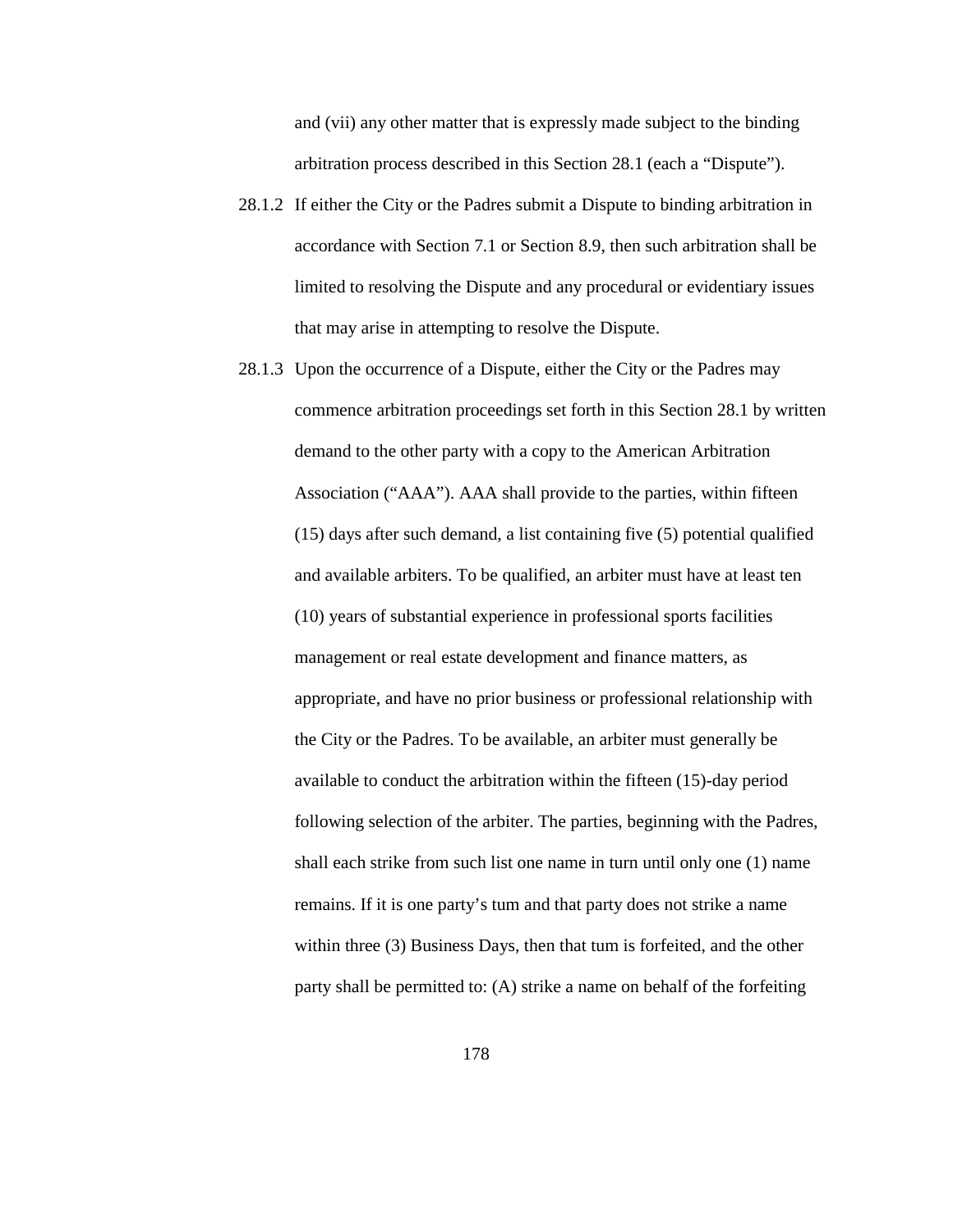and (vii) any other matter that is expressly made subject to the binding arbitration process described in this Section 28.1 (each a "Dispute").

28.1.2 If either the City or the Padres submit a Dispute to binding arbitration in accordance with Section 7.1 or Section 8.9, then such arbitration shall be limited to resolving the Dispute and any procedural or evidentiary issues that may arise in attempting to resolve the Dispute.

28.1.3 Upon the occurrence of a Dispute, either the City or the Padres may commence arbitration proceedings set forth in this Section 28.1 by written demand to the other party with a copy to the American Arbitration Association ("AAA"). AAA shall provide to the parties, within fifteen (15) days after such demand, a list containing five (5) potential qualified and available arbiters. To be qualified, an arbiter must have at least ten (10) years of substantial experience in professional sports facilities management or real estate development and finance matters, as appropriate, and have no prior business or professional relationship with the City or the Padres. To be available, an arbiter must generally be available to conduct the arbitration within the fifteen (15)-day period following selection of the arbiter. The parties, beginning with the Padres, shall each strike from such list one name in turn until only one (1) name remains. If it is one party's tum and that party does not strike a name within three (3) Business Days, then that tum is forfeited, and the other party shall be permitted to: (A) strike a name on behalf of the forfeiting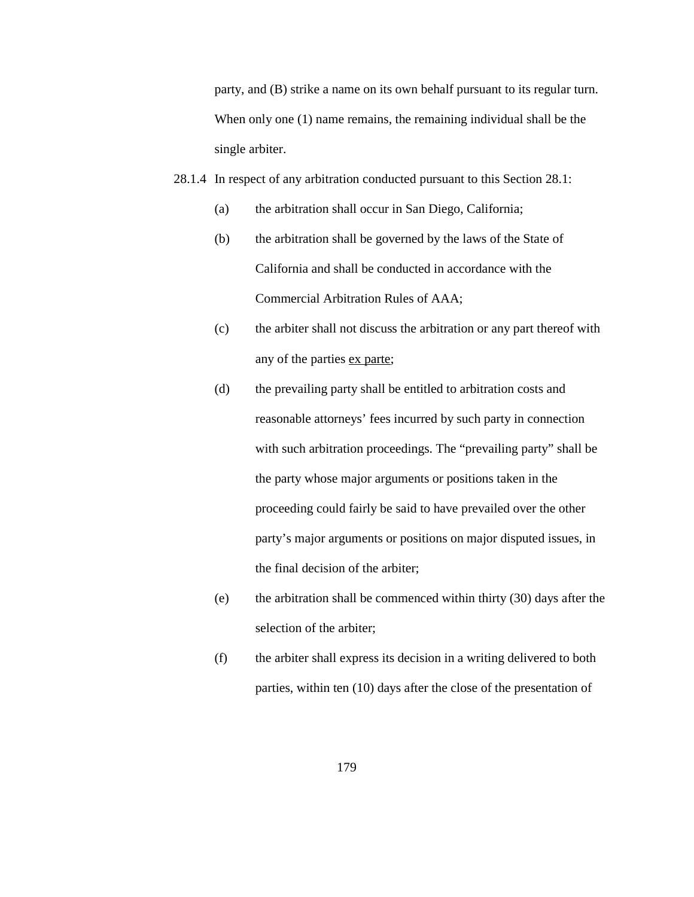party, and (B) strike a name on its own behalf pursuant to its regular turn. When only one (1) name remains, the remaining individual shall be the single arbiter.

28.1.4 In respect of any arbitration conducted pursuant to this Section 28.1:

(a) the arbitration shall occur in San Diego, California;

(b) the arbitration shall be governed by the laws of the State of California and shall be conducted in accordance with the Commercial Arbitration Rules of AAA;

(c) the arbiter shall not discuss the arbitration or any part thereof with any of the parties ex parte;

(d) the prevailing party shall be entitled to arbitration costs and reasonable attorneys' fees incurred by such party in connection with such arbitration proceedings. The "prevailing party" shall be the party whose major arguments or positions taken in the proceeding could fairly be said to have prevailed over the other party's major arguments or positions on major disputed issues, in the final decision of the arbiter;

(e) the arbitration shall be commenced within thirty (30) days after the selection of the arbiter;

(f) the arbiter shall express its decision in a writing delivered to both parties, within ten (10) days after the close of the presentation of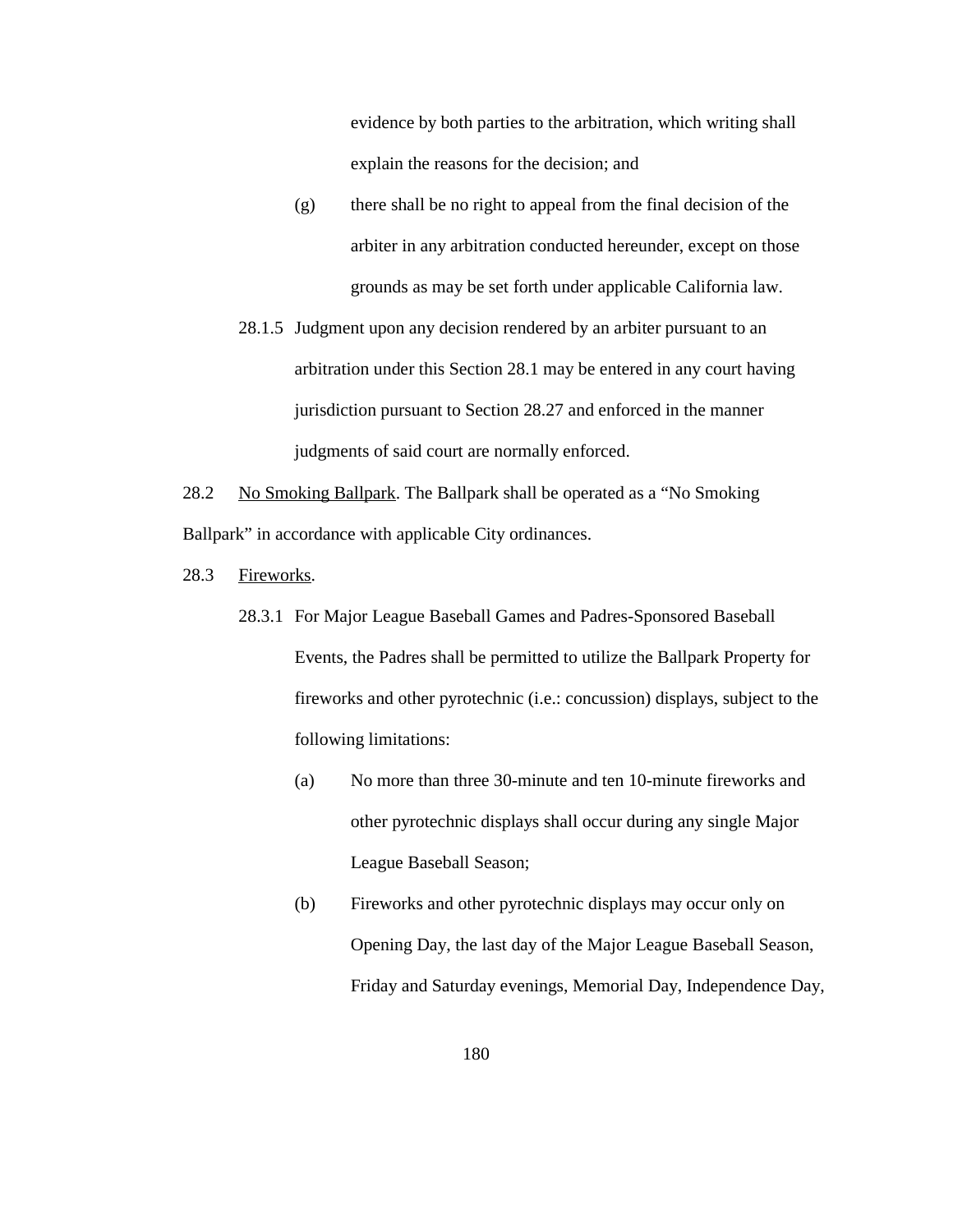evidence by both parties to the arbitration, which writing shall explain the reasons for the decision; and

(g) there shall be no right to appeal from the final decision of the arbiter in any arbitration conducted hereunder, except on those grounds as may be set forth under applicable California law.

28.1.5 Judgment upon any decision rendered by an arbiter pursuant to an arbitration under this Section 28.1 may be entered in any court having jurisdiction pursuant to Section 28.27 and enforced in the manner judgments of said court are normally enforced.

28.2 <u>No Smoking Ballpark</u>. The Ballpark shall be operated as a "No Smoking Ballpark" in accordance with applicable City ordinances.

28.3 <u>Fireworks</u>.

28.3.1 For Major League Baseball Games and Padres-Sponsored Baseball Events, the Padres shall be permitted to utilize the Ballpark Property for fireworks and other pyrotechnic (i.e.: concussion) displays, subject to the following limitations:

(a) No more than three 30-minute and ten 10-minute fireworks and other pyrotechnic displays shall occur during any single Major League Baseball Season;

(b) Fireworks and other pyrotechnic displays may occur only on Opening Day, the last day of the Major League Baseball Season, Friday and Saturday evenings, Memorial Day, Independence Day,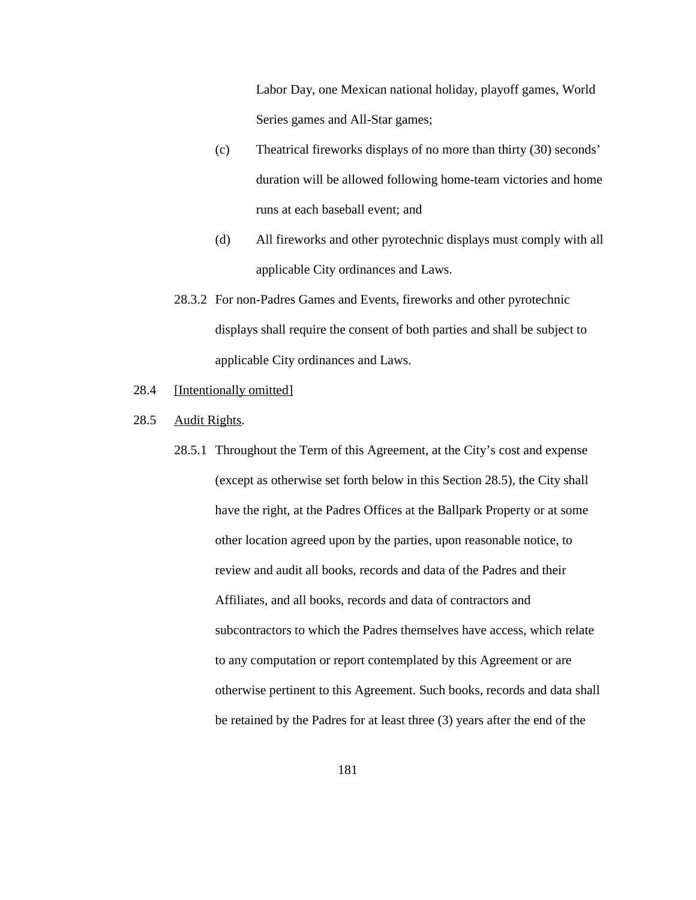Labor Day, one Mexican national holiday, playoff games, World Series games and All-Star games;

(c) Theatrical fireworks displays of no more than thirty (30) seconds' duration will be allowed following home-team victories and home runs at each baseball event; and

(d) All fireworks and other pyrotechnic displays must comply with all applicable City ordinances and Laws.

28.3.2 For non-Padres Games and Events, fireworks and other pyrotechnic displays shall require the consent of both parties and shall be subject to applicable City ordinances and Laws.

28.4 [Intentionally omitted]

28.5 Audit Rights.

28.5.1 Throughout the Term of this Agreement, at the City's cost and expense (except as otherwise set forth below in this Section 28.5), the City shall have the right, at the Padres Offices at the Ballpark Property or at some other location agreed upon by the parties, upon reasonable notice, to review and audit all books, records and data of the Padres and their Affiliates, and all books, records and data of contractors and subcontractors to which the Padres themselves have access, which relate to any computation or report contemplated by this Agreement or are otherwise pertinent to this Agreement. Such books, records and data shall be retained by the Padres for at least three (3) years after the end of the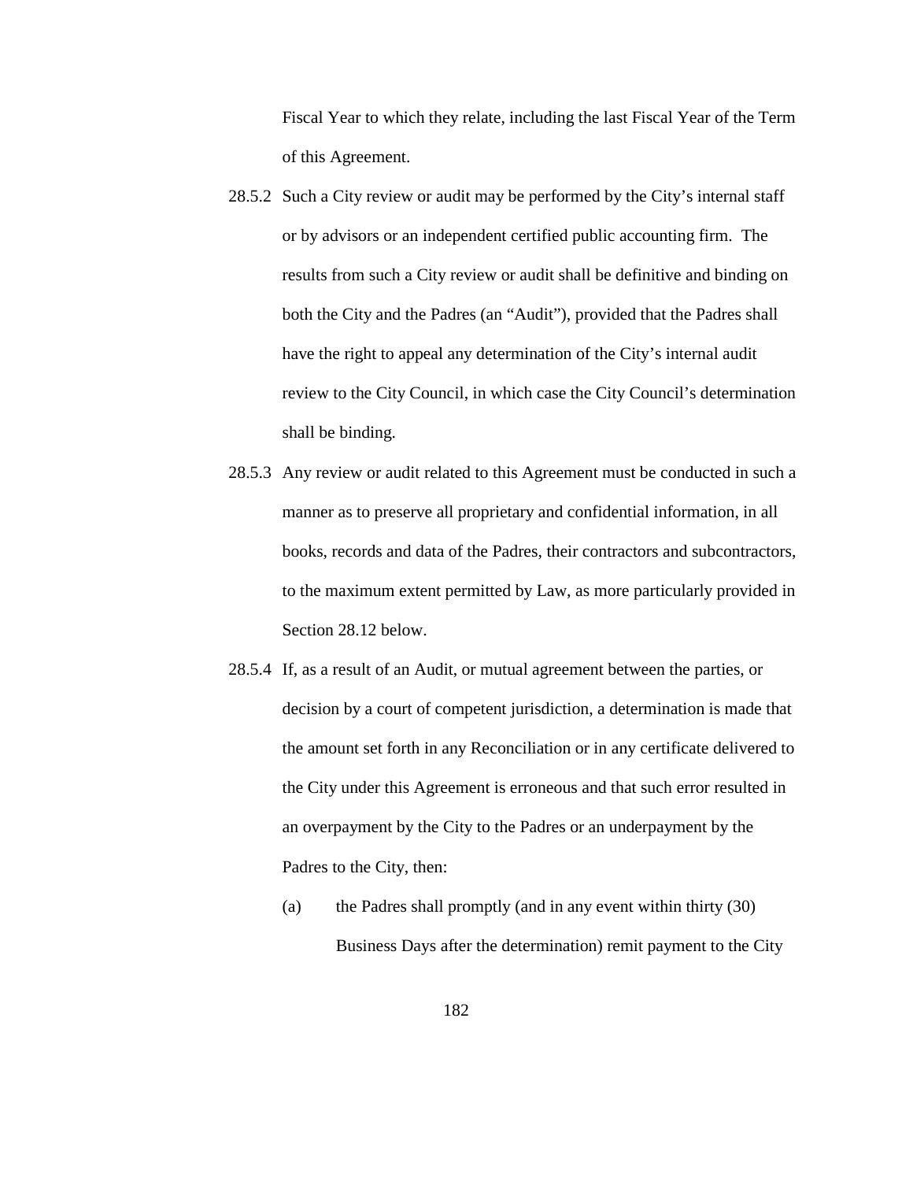Fiscal Year to which they relate, including the last Fiscal Year of the Term of this Agreement.

28.5.2 Such a City review or audit may be performed by the City's internal staff or by advisors or an independent certified public accounting firm. The results from such a City review or audit shall be definitive and binding on both the City and the Padres (an "Audit"), provided that the Padres shall have the right to appeal any determination of the City's internal audit review to the City Council, in which case the City Council's determination shall be binding.

28.5.3 Any review or audit related to this Agreement must be conducted in such a manner as to preserve all proprietary and confidential information, in all books, records and data of the Padres, their contractors and subcontractors, to the maximum extent permitted by Law, as more particularly provided in Section 28.12 below.

28.5.4 If, as a result of an Audit, or mutual agreement between the parties, or decision by a court of competent jurisdiction, a determination is made that the amount set forth in any Reconciliation or in any certificate delivered to the City under this Agreement is erroneous and that such error resulted in an overpayment by the City to the Padres or an underpayment by the Padres to the City, then:

(a) the Padres shall promptly (and in any event within thirty (30) Business Days after the determination) remit payment to the City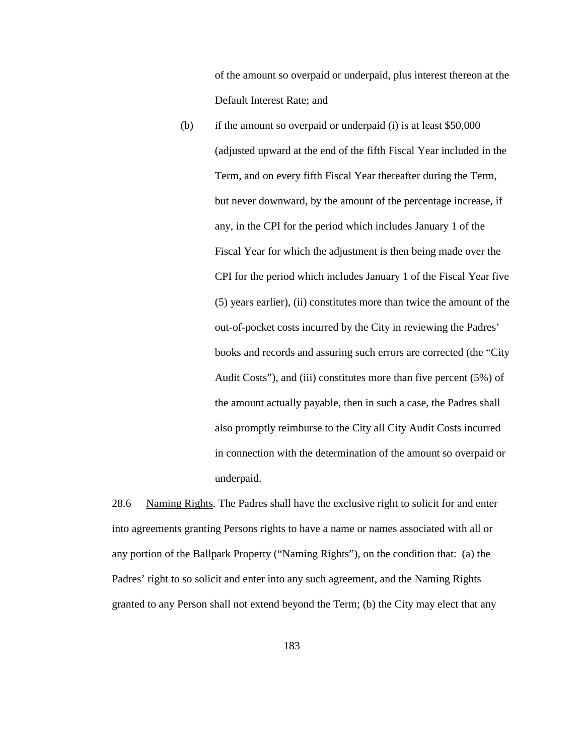of the amount so overpaid or underpaid, plus interest thereon at the Default Interest Rate; and

(b) if the amount so overpaid or underpaid (i) is at least $50,000 (adjusted upward at the end of the fifth Fiscal Year included in the Term, and on every fifth Fiscal Year thereafter during the Term, but never downward, by the amount of the percentage increase, if any, in the CPI for the period which includes January 1 of the Fiscal Year for which the adjustment is then being made over the CPI for the period which includes January 1 of the Fiscal Year five (5) years earlier), (ii) constitutes more than twice the amount of the out-of-pocket costs incurred by the City in reviewing the Padres' books and records and assuring such errors are corrected (the "City Audit Costs"), and (iii) constitutes more than five percent (5%) of the amount actually payable, then in such a case, the Padres shall also promptly reimburse to the City all City Audit Costs incurred in connection with the determination of the amount so overpaid or underpaid.

28.6 Naming Rights. The Padres shall have the exclusive right to solicit for and enter into agreements granting Persons rights to have a name or names associated with all or any portion of the Ballpark Property ("Naming Rights"), on the condition that: (a) the Padres' right to so solicit and enter into any such agreement, and the Naming Rights granted to any Person shall not extend beyond the Term; (b) the City may elect that any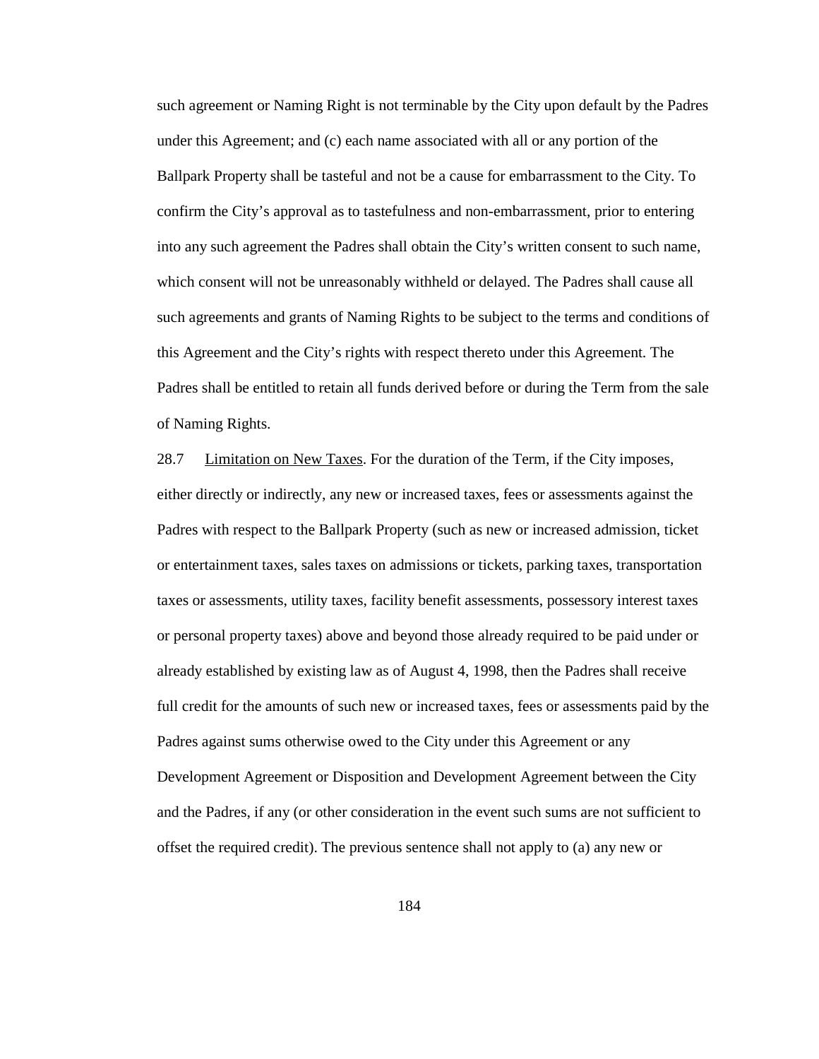such agreement or Naming Right is not terminable by the City upon default by the Padres under this Agreement; and (c) each name associated with all or any portion of the Ballpark Property shall be tasteful and not be a cause for embarrassment to the City. To confirm the City's approval as to tastefulness and non-embarrassment, prior to entering into any such agreement the Padres shall obtain the City's written consent to such name, which consent will not be unreasonably withheld or delayed. The Padres shall cause all such agreements and grants of Naming Rights to be subject to the terms and conditions of this Agreement and the City's rights with respect thereto under this Agreement. The Padres shall be entitled to retain all funds derived before or during the Term from the sale of Naming Rights.

28.7 Limitation on New Taxes. For the duration of the Term, if the City imposes, either directly or indirectly, any new or increased taxes, fees or assessments against the Padres with respect to the Ballpark Property (such as new or increased admission, ticket or entertainment taxes, sales taxes on admissions or tickets, parking taxes, transportation taxes or assessments, utility taxes, facility benefit assessments, possessory interest taxes or personal property taxes) above and beyond those already required to be paid under or already established by existing law as of August 4, 1998, then the Padres shall receive full credit for the amounts of such new or increased taxes, fees or assessments paid by the Padres against sums otherwise owed to the City under this Agreement or any Development Agreement or Disposition and Development Agreement between the City and the Padres, if any (or other consideration in the event such sums are not sufficient to offset the required credit). The previous sentence shall not apply to (a) any new or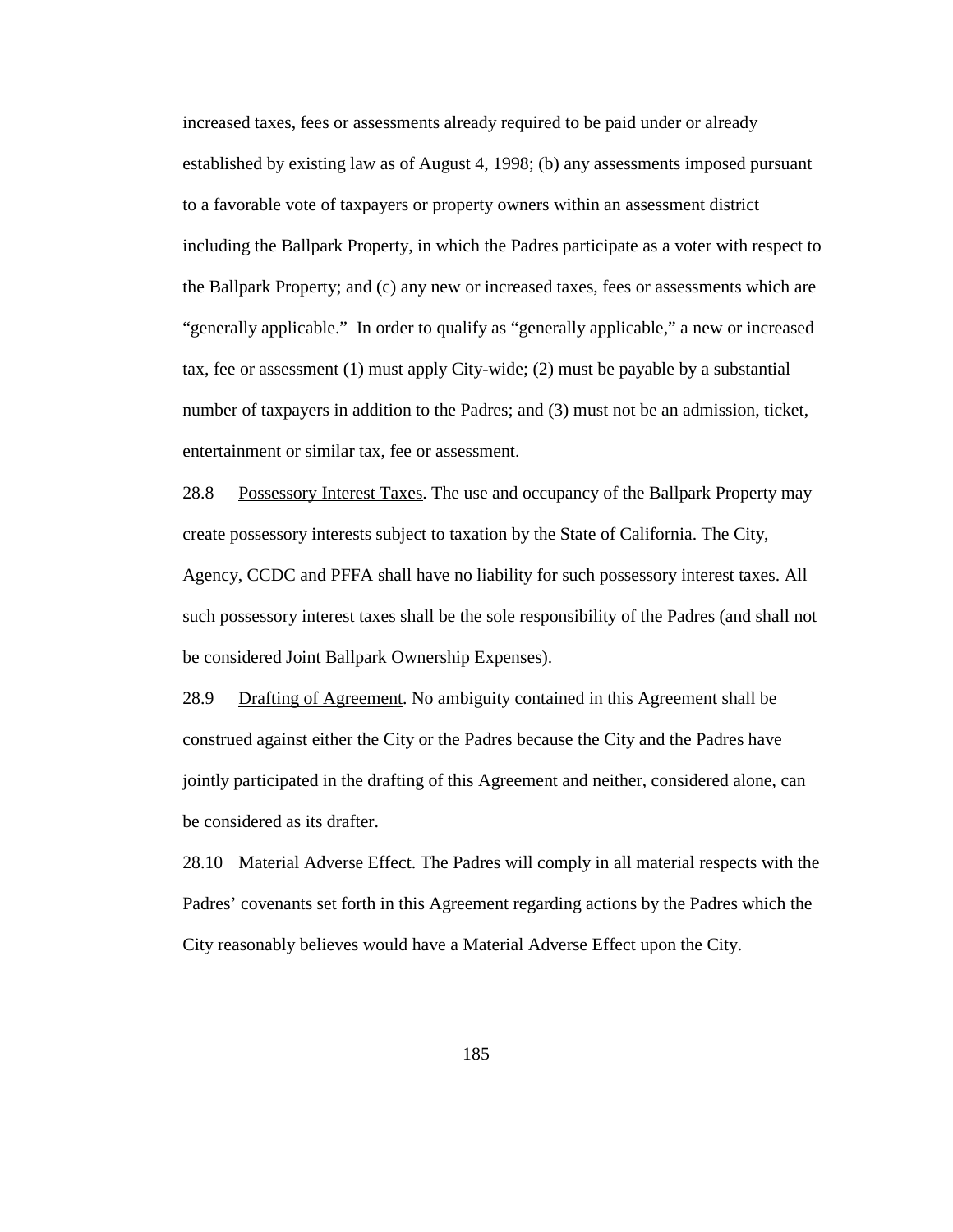increased taxes, fees or assessments already required to be paid under or already established by existing law as of August 4, 1998; (b) any assessments imposed pursuant to a favorable vote of taxpayers or property owners within an assessment district including the Ballpark Property, in which the Padres participate as a voter with respect to the Ballpark Property; and (c) any new or increased taxes, fees or assessments which are "generally applicable." In order to qualify as "generally applicable," a new or increased tax, fee or assessment (1) must apply City-wide; (2) must be payable by a substantial number of taxpayers in addition to the Padres; and (3) must not be an admission, ticket, entertainment or similar tax, fee or assessment.

28.8 Possessory Interest Taxes. The use and occupancy of the Ballpark Property may create possessory interests subject to taxation by the State of California. The City, Agency, CCDC and PFFA shall have no liability for such possessory interest taxes. All such possessory interest taxes shall be the sole responsibility of the Padres (and shall not be considered Joint Ballpark Ownership Expenses).

28.9 Drafting of Agreement. No ambiguity contained in this Agreement shall be construed against either the City or the Padres because the City and the Padres have jointly participated in the drafting of this Agreement and neither, considered alone, can be considered as its drafter.

28.10 Material Adverse Effect. The Padres will comply in all material respects with the Padres' covenants set forth in this Agreement regarding actions by the Padres which the City reasonably believes would have a Material Adverse Effect upon the City.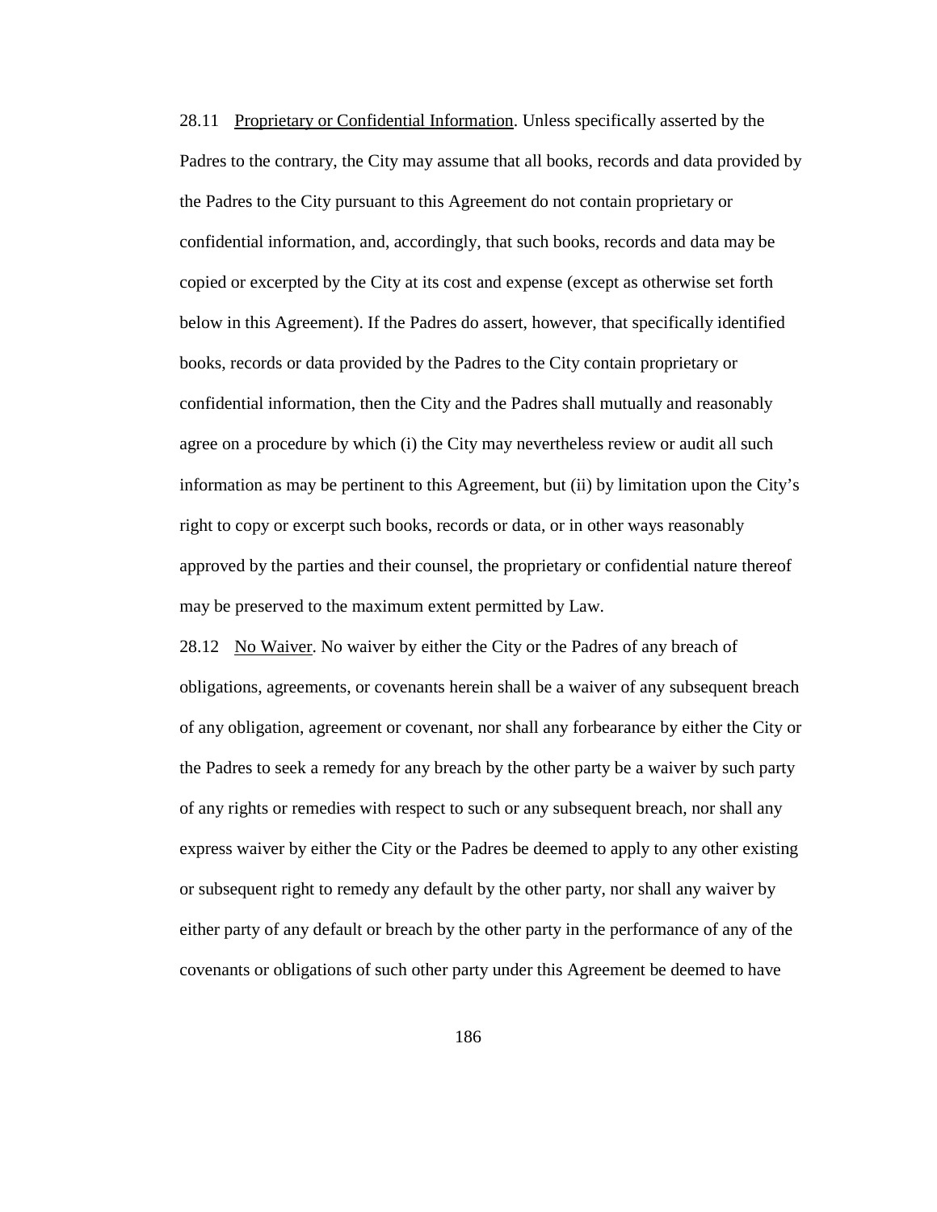28.11 <u>Proprietary or Confidential Information</u>. Unless specifically asserted by the Padres to the contrary, the City may assume that all books, records and data provided by the Padres to the City pursuant to this Agreement do not contain proprietary or confidential information, and, accordingly, that such books, records and data may be copied or excerpted by the City at its cost and expense (except as otherwise set forth below in this Agreement). If the Padres do assert, however, that specifically identified books, records or data provided by the Padres to the City contain proprietary or confidential information, then the City and the Padres shall mutually and reasonably agree on a procedure by which (i) the City may nevertheless review or audit all such information as may be pertinent to this Agreement, but (ii) by limitation upon the City's right to copy or excerpt such books, records or data, or in other ways reasonably approved by the parties and their counsel, the proprietary or confidential nature thereof may be preserved to the maximum extent permitted by Law.

28.12 <u>No Waiver</u>. No waiver by either the City or the Padres of any breach of obligations, agreements, or covenants herein shall be a waiver of any subsequent breach of any obligation, agreement or covenant, nor shall any forbearance by either the City or the Padres to seek a remedy for any breach by the other party be a waiver by such party of any rights or remedies with respect to such or any subsequent breach, nor shall any express waiver by either the City or the Padres be deemed to apply to any other existing or subsequent right to remedy any default by the other party, nor shall any waiver by either party of any default or breach by the other party in the performance of any of the covenants or obligations of such other party under this Agreement be deemed to have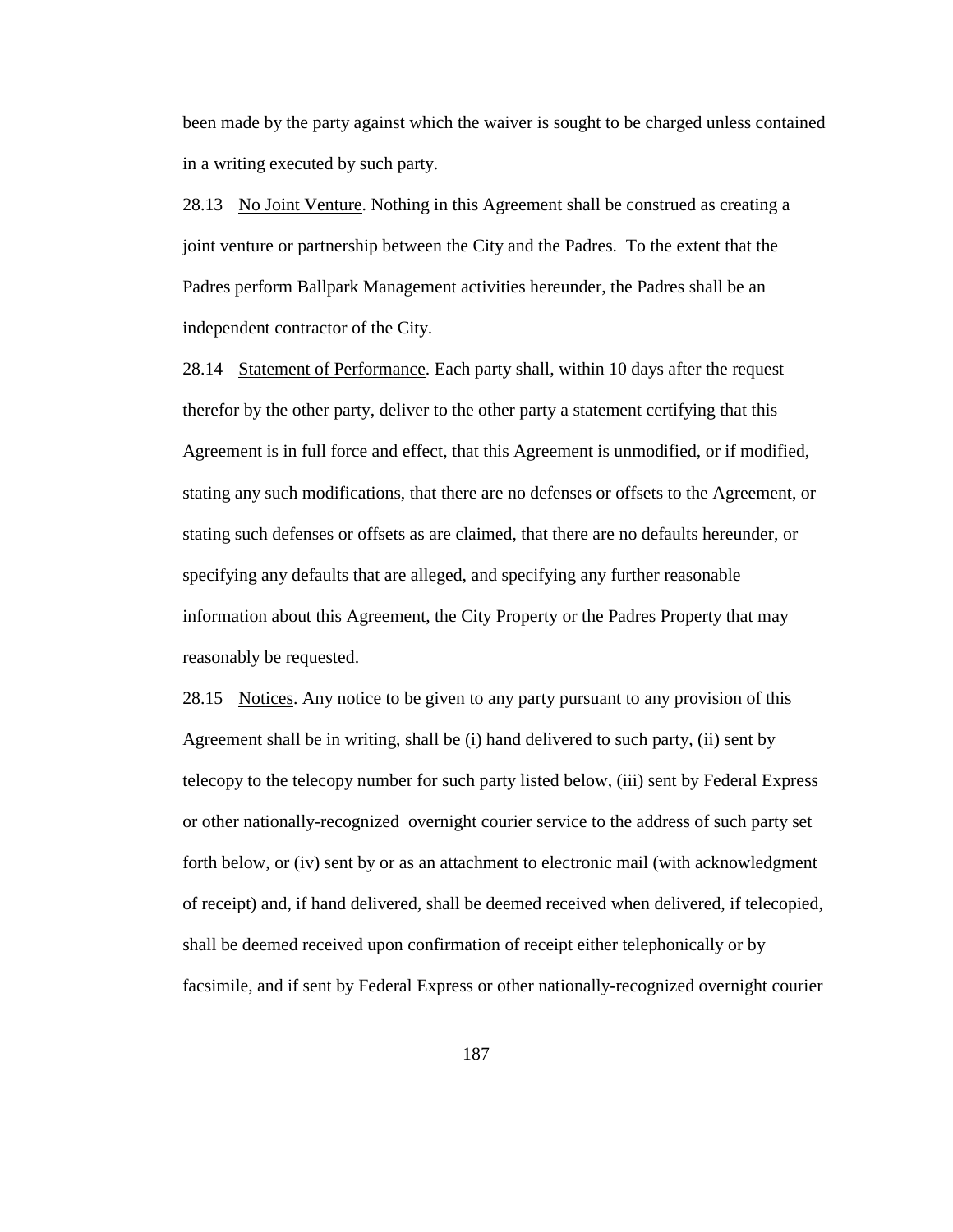been made by the party against which the waiver is sought to be charged unless contained in a writing executed by such party.

28.13 <u>No Joint Venture</u>. Nothing in this Agreement shall be construed as creating a joint venture or partnership between the City and the Padres. To the extent that the Padres perform Ballpark Management activities hereunder, the Padres shall be an independent contractor of the City.

28.14 <u>Statement of Performance</u>. Each party shall, within 10 days after the request therefor by the other party, deliver to the other party a statement certifying that this Agreement is in full force and effect, that this Agreement is unmodified, or if modified, stating any such modifications, that there are no defenses or offsets to the Agreement, or stating such defenses or offsets as are claimed, that there are no defaults hereunder, or specifying any defaults that are alleged, and specifying any further reasonable information about this Agreement, the City Property or the Padres Property that may reasonably be requested.

28.15 <u>Notices</u>. Any notice to be given to any party pursuant to any provision of this Agreement shall be in writing, shall be (i) hand delivered to such party, (ii) sent by telecopy to the telecopy number for such party listed below, (iii) sent by Federal Express or other nationally-recognized overnight courier service to the address of such party set forth below, or (iv) sent by or as an attachment to electronic mail (with acknowledgment of receipt) and, if hand delivered, shall be deemed received when delivered, if telecopied, shall be deemed received upon confirmation of receipt either telephonically or by facsimile, and if sent by Federal Express or other nationally-recognized overnight courier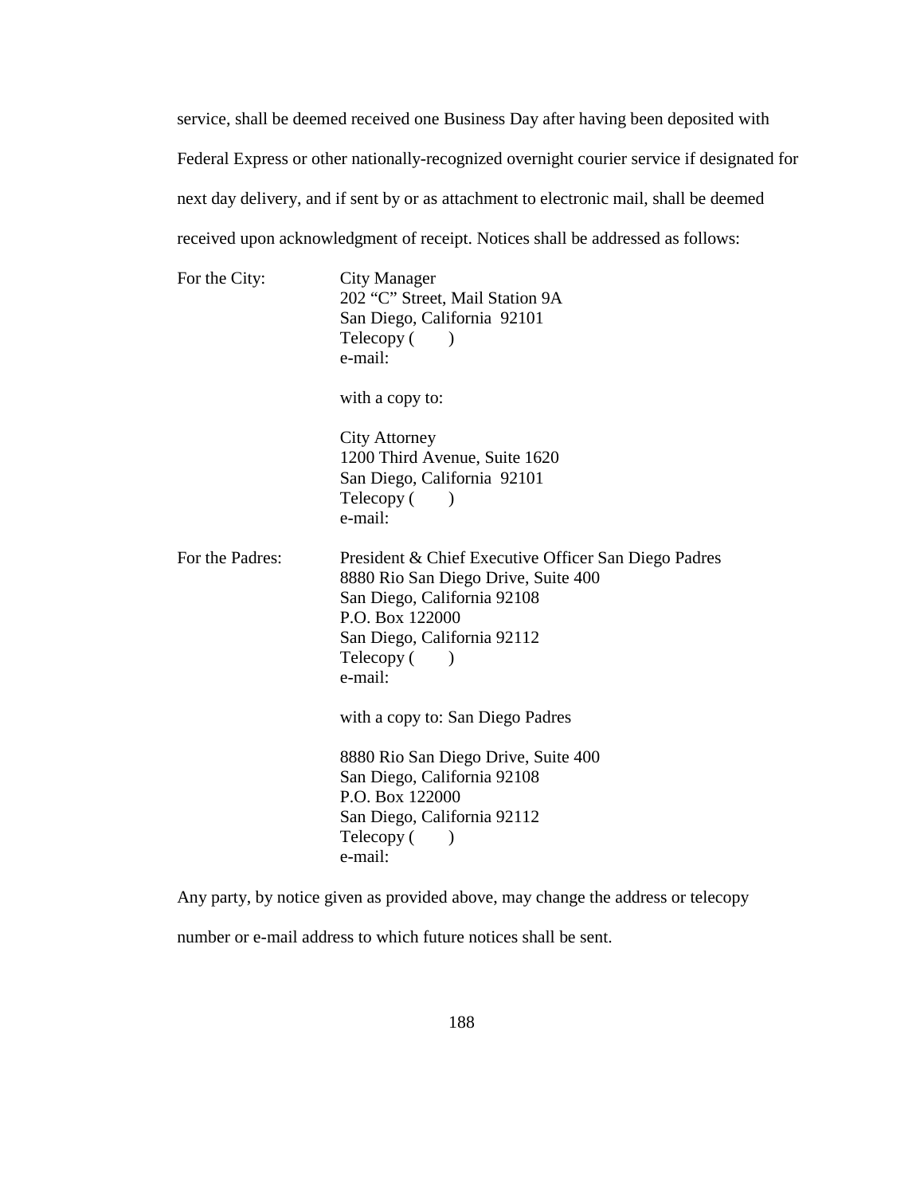service, shall be deemed received one Business Day after having been deposited with Federal Express or other nationally-recognized overnight courier service if designated for next day delivery, and if sent by or as attachment to electronic mail, shall be deemed received upon acknowledgment of receipt. Notices shall be addressed as follows:

For the City:

City Manager
202 "C" Street, Mail Station 9A
San Diego, California 92101
Telecopy ( )
e-mail:

with a copy to:

City Attorney
1200 Third Avenue, Suite 1620
San Diego, California 92101
Telecopy ( )
e-mail:

For the Padres:

President & Chief Executive Officer San Diego Padres
8880 Rio San Diego Drive, Suite 400
San Diego, California 92108
P.O. Box 122000
San Diego, California 92112
Telecopy ( )
e-mail:

with a copy to: San Diego Padres

8880 Rio San Diego Drive, Suite 400
San Diego, California 92108
P.O. Box 122000
San Diego, California 92112
Telecopy ( )
e-mail:

Any party, by notice given as provided above, may change the address or telecopy number or e-mail address to which future notices shall be sent.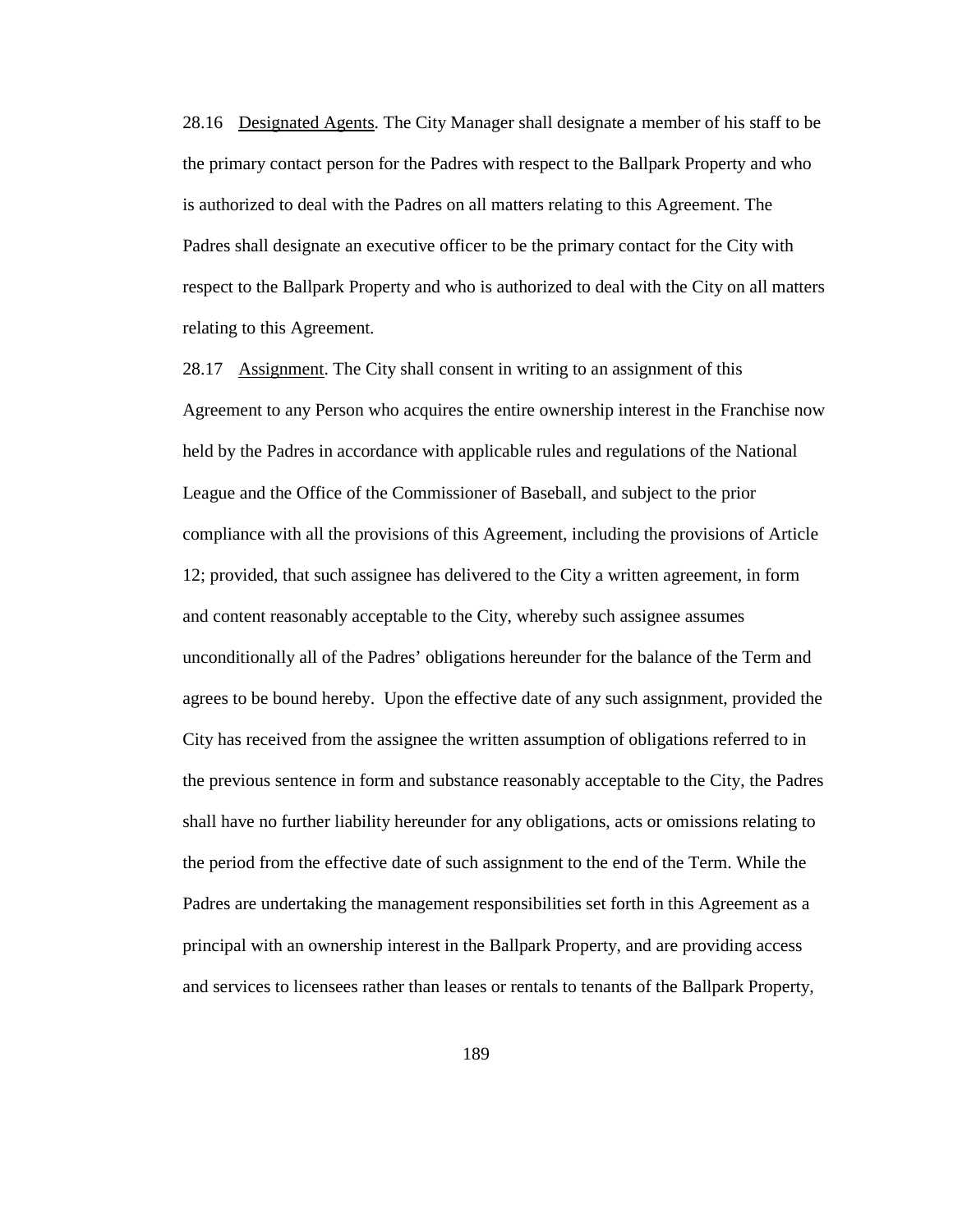28.16 Designated Agents. The City Manager shall designate a member of his staff to be the primary contact person for the Padres with respect to the Ballpark Property and who is authorized to deal with the Padres on all matters relating to this Agreement. The Padres shall designate an executive officer to be the primary contact for the City with respect to the Ballpark Property and who is authorized to deal with the City on all matters relating to this Agreement.

28.17 Assignment. The City shall consent in writing to an assignment of this Agreement to any Person who acquires the entire ownership interest in the Franchise now held by the Padres in accordance with applicable rules and regulations of the National League and the Office of the Commissioner of Baseball, and subject to the prior compliance with all the provisions of this Agreement, including the provisions of Article 12; provided, that such assignee has delivered to the City a written agreement, in form and content reasonably acceptable to the City, whereby such assignee assumes unconditionally all of the Padres' obligations hereunder for the balance of the Term and agrees to be bound hereby. Upon the effective date of any such assignment, provided the City has received from the assignee the written assumption of obligations referred to in the previous sentence in form and substance reasonably acceptable to the City, the Padres shall have no further liability hereunder for any obligations, acts or omissions relating to the period from the effective date of such assignment to the end of the Term. While the Padres are undertaking the management responsibilities set forth in this Agreement as a principal with an ownership interest in the Ballpark Property, and are providing access and services to licensees rather than leases or rentals to tenants of the Ballpark Property,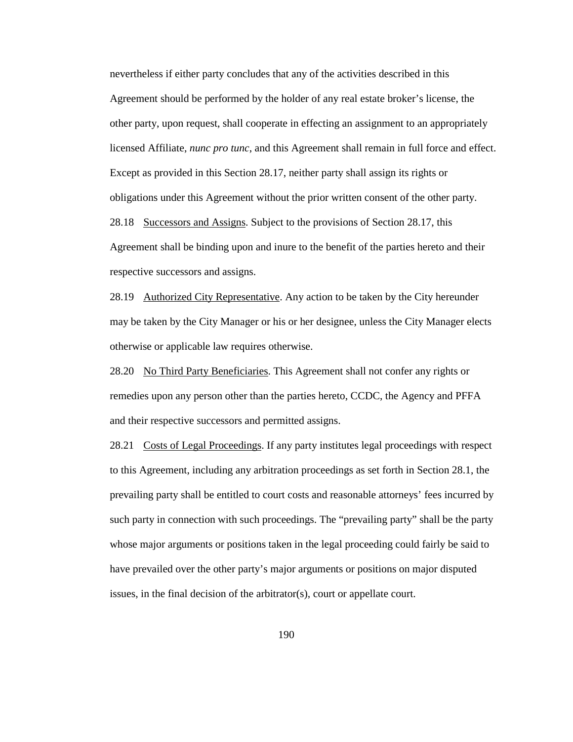nevertheless if either party concludes that any of the activities described in this Agreement should be performed by the holder of any real estate broker's license, the other party, upon request, shall cooperate in effecting an assignment to an appropriately licensed Affiliate, *nunc pro tunc*, and this Agreement shall remain in full force and effect. Except as provided in this Section 28.17, neither party shall assign its rights or obligations under this Agreement without the prior written consent of the other party.

28.18 Successors and Assigns. Subject to the provisions of Section 28.17, this Agreement shall be binding upon and inure to the benefit of the parties hereto and their respective successors and assigns.

28.19 Authorized City Representative. Any action to be taken by the City hereunder may be taken by the City Manager or his or her designee, unless the City Manager elects otherwise or applicable law requires otherwise.

28.20 No Third Party Beneficiaries. This Agreement shall not confer any rights or remedies upon any person other than the parties hereto, CCDC, the Agency and PFFA and their respective successors and permitted assigns.

28.21 Costs of Legal Proceedings. If any party institutes legal proceedings with respect to this Agreement, including any arbitration proceedings as set forth in Section 28.1, the prevailing party shall be entitled to court costs and reasonable attorneys' fees incurred by such party in connection with such proceedings. The "prevailing party" shall be the party whose major arguments or positions taken in the legal proceeding could fairly be said to have prevailed over the other party's major arguments or positions on major disputed issues, in the final decision of the arbitrator(s), court or appellate court.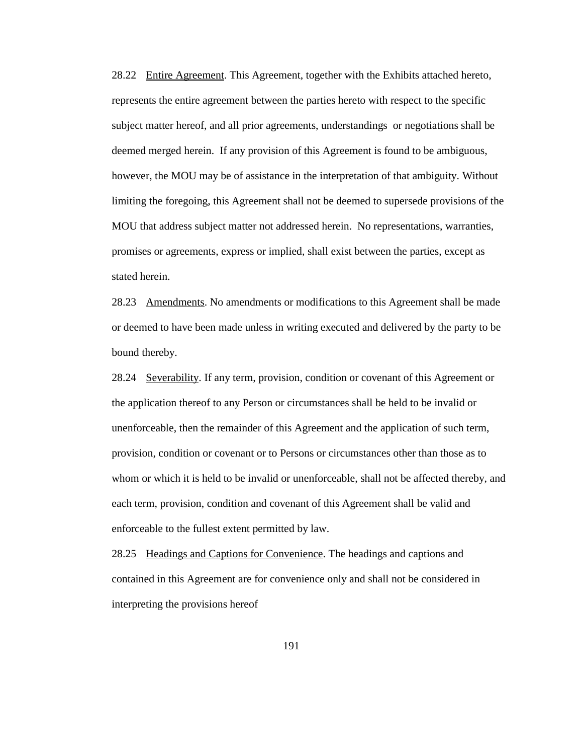28.22 Entire Agreement. This Agreement, together with the Exhibits attached hereto, represents the entire agreement between the parties hereto with respect to the specific subject matter hereof, and all prior agreements, understandings or negotiations shall be deemed merged herein. If any provision of this Agreement is found to be ambiguous, however, the MOU may be of assistance in the interpretation of that ambiguity. Without limiting the foregoing, this Agreement shall not be deemed to supersede provisions of the MOU that address subject matter not addressed herein. No representations, warranties, promises or agreements, express or implied, shall exist between the parties, except as stated herein.

28.23 Amendments. No amendments or modifications to this Agreement shall be made or deemed to have been made unless in writing executed and delivered by the party to be bound thereby.

28.24 Severability. If any term, provision, condition or covenant of this Agreement or the application thereof to any Person or circumstances shall be held to be invalid or unenforceable, then the remainder of this Agreement and the application of such term, provision, condition or covenant or to Persons or circumstances other than those as to whom or which it is held to be invalid or unenforceable, shall not be affected thereby, and each term, provision, condition and covenant of this Agreement shall be valid and enforceable to the fullest extent permitted by law.

28.25 Headings and Captions for Convenience. The headings and captions and contained in this Agreement are for convenience only and shall not be considered in interpreting the provisions hereof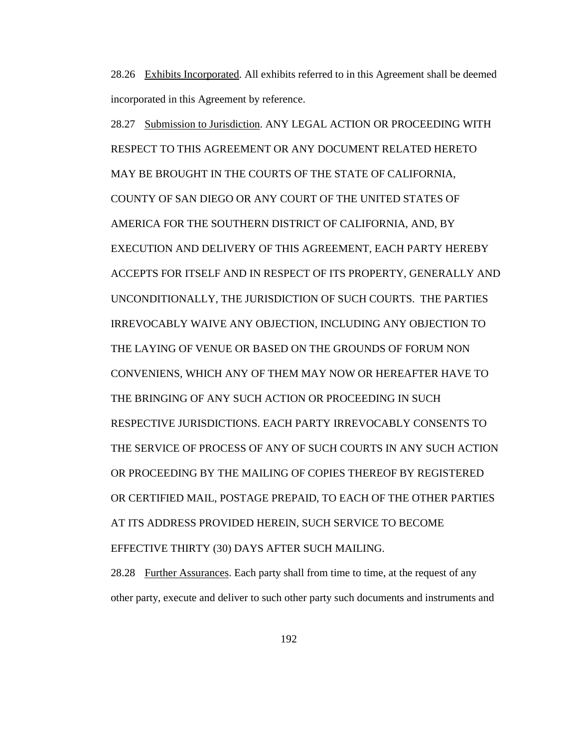28.26 Exhibits Incorporated. All exhibits referred to in this Agreement shall be deemed incorporated in this Agreement by reference.

28.27 Submission to Jurisdiction. ANY LEGAL ACTION OR PROCEEDING WITH RESPECT TO THIS AGREEMENT OR ANY DOCUMENT RELATED HERETO MAY BE BROUGHT IN THE COURTS OF THE STATE OF CALIFORNIA, COUNTY OF SAN DIEGO OR ANY COURT OF THE UNITED STATES OF AMERICA FOR THE SOUTHERN DISTRICT OF CALIFORNIA, AND, BY EXECUTION AND DELIVERY OF THIS AGREEMENT, EACH PARTY HEREBY ACCEPTS FOR ITSELF AND IN RESPECT OF ITS PROPERTY, GENERALLY AND UNCONDITIONALLY, THE JURISDICTION OF SUCH COURTS. THE PARTIES IRREVOCABLY WAIVE ANY OBJECTION, INCLUDING ANY OBJECTION TO THE LAYING OF VENUE OR BASED ON THE GROUNDS OF FORUM NON CONVENIENS, WHICH ANY OF THEM MAY NOW OR HEREAFTER HAVE TO THE BRINGING OF ANY SUCH ACTION OR PROCEEDING IN SUCH RESPECTIVE JURISDICTIONS. EACH PARTY IRREVOCABLY CONSENTS TO THE SERVICE OF PROCESS OF ANY OF SUCH COURTS IN ANY SUCH ACTION OR PROCEEDING BY THE MAILING OF COPIES THEREOF BY REGISTERED OR CERTIFIED MAIL, POSTAGE PREPAID, TO EACH OF THE OTHER PARTIES AT ITS ADDRESS PROVIDED HEREIN, SUCH SERVICE TO BECOME EFFECTIVE THIRTY (30) DAYS AFTER SUCH MAILING.

28.28 Further Assurances. Each party shall from time to time, at the request of any other party, execute and deliver to such other party such documents and instruments and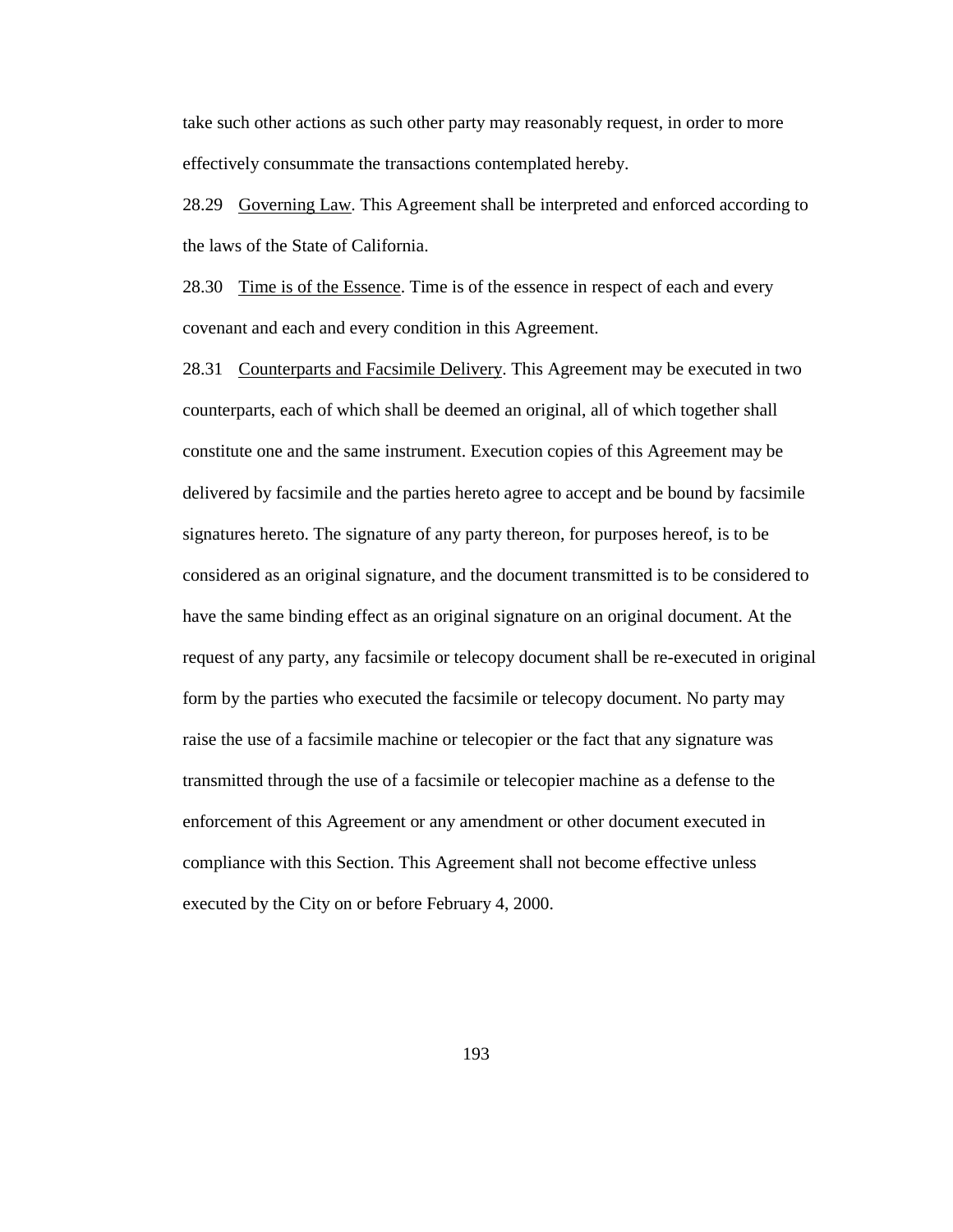take such other actions as such other party may reasonably request, in order to more effectively consummate the transactions contemplated hereby.

28.29 Governing Law. This Agreement shall be interpreted and enforced according to the laws of the State of California.

28.30 Time is of the Essence. Time is of the essence in respect of each and every covenant and each and every condition in this Agreement.

28.31 Counterparts and Facsimile Delivery. This Agreement may be executed in two counterparts, each of which shall be deemed an original, all of which together shall constitute one and the same instrument. Execution copies of this Agreement may be delivered by facsimile and the parties hereto agree to accept and be bound by facsimile signatures hereto. The signature of any party thereon, for purposes hereof, is to be considered as an original signature, and the document transmitted is to be considered to have the same binding effect as an original signature on an original document. At the request of any party, any facsimile or telecopy document shall be re-executed in original form by the parties who executed the facsimile or telecopy document. No party may raise the use of a facsimile machine or telecopier or the fact that any signature was transmitted through the use of a facsimile or telecopier machine as a defense to the enforcement of this Agreement or any amendment or other document executed in compliance with this Section. This Agreement shall not become effective unless executed by the City on or before February 4, 2000.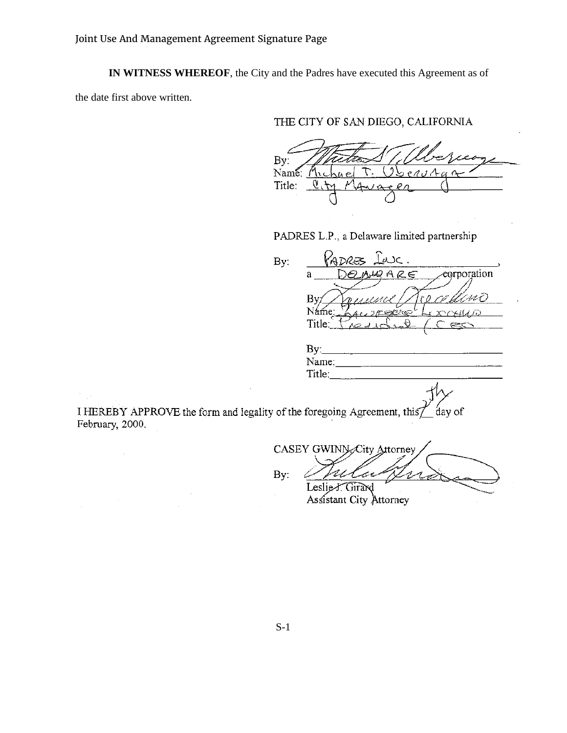Joint Use And Management Agreement Signature Page

**IN WITNESS WHEREOF**, the City and the Padres have executed this Agreement as of the date first above written.

THE CITY OF SAN DIEGO, CALIFORNIA

By: _[signature]_
Name: Michael T. Uberuaga
Title: City Manager

PADRES L.P., a Delaware limited partnership

By: Padres Inc.,
a Delaware corporation

By: _[signature]_
Name: Lawrence Lucchino
Title: President / CEO

By:
Name:
Title:

I HEREBY APPROVE the form and legality of the foregoing Agreement, this 7th day of February, 2000.

CASEY GWINN, City Attorney

By: _[signature]_
Leslie J. Girard
Assistant City Attorney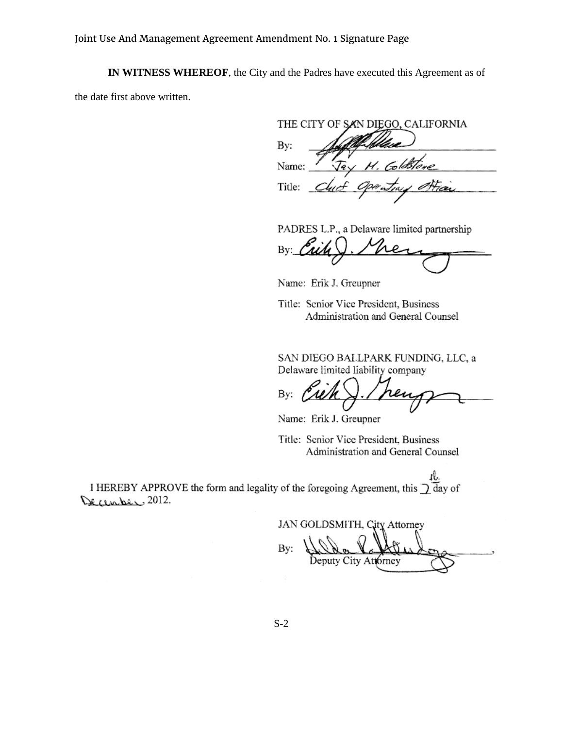Joint Use And Management Agreement Amendment No. 1 Signature Page

**IN WITNESS WHEREOF**, the City and the Padres have executed this Agreement as of the date first above written.

THE CITY OF SAN DIEGO, CALIFORNIA

By: ______________________________

Name: Jay M. Goldstone

Title: Chief Operating Officer

PADRES L.P., a Delaware limited partnership

By: ______________________________

Name: Erik J. Greupner

Title: Senior Vice President, Business Administration and General Counsel

SAN DIEGO BALLPARK FUNDING, LLC, a Delaware limited liability company

By: ______________________________

Name: Erik J. Greupner

Title: Senior Vice President, Business Administration and General Counsel

I HEREBY APPROVE the form and legality of the foregoing Agreement, this 7th day of December, 2012.

JAN GOLDSMITH, City Attorney

By: ______________________________,
Deputy City Attorney